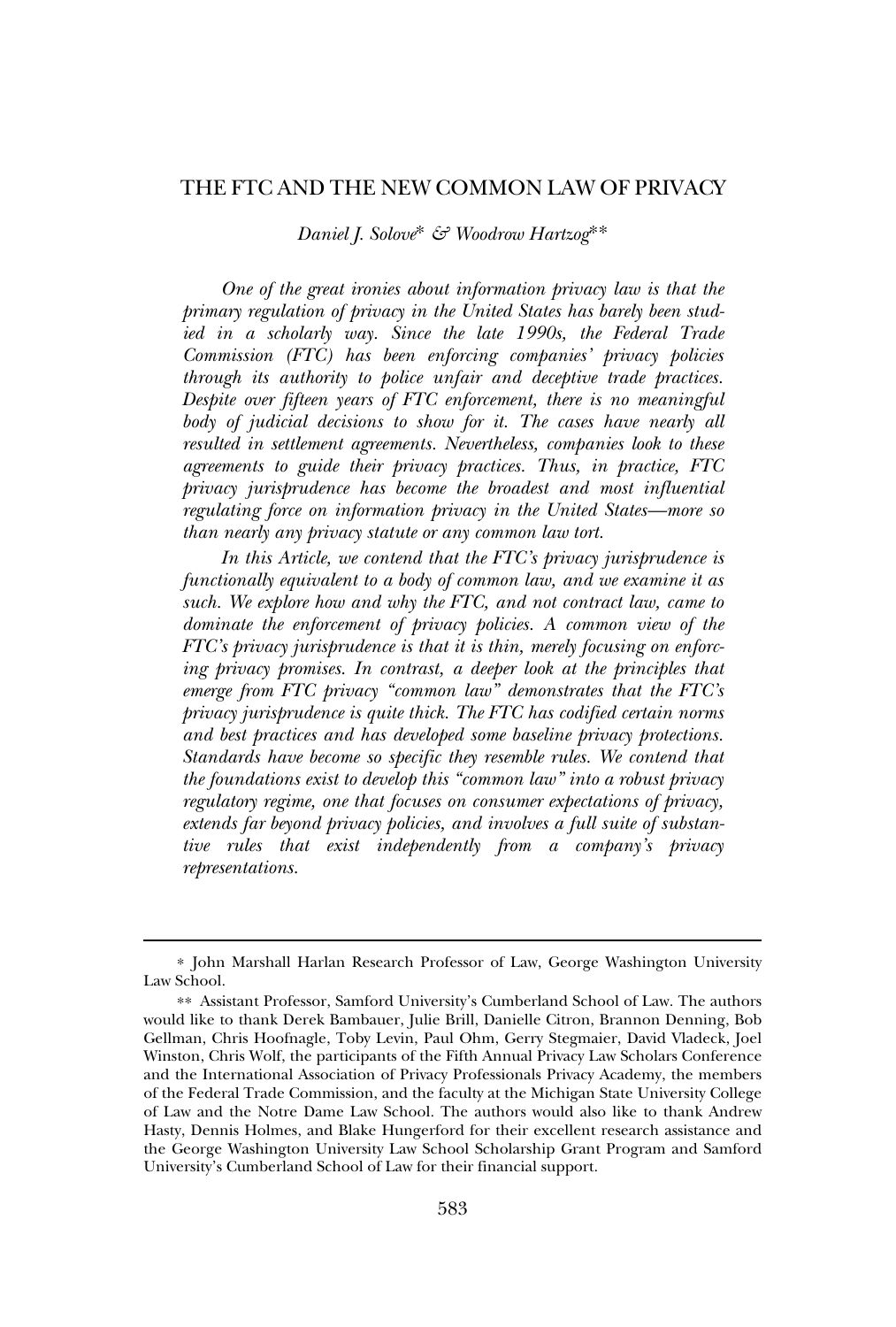# THE FTC AND THE NEW COMMON LAW OF PRIVACY

*Daniel J. Solove\* & Woodrow Hartzog\*\**

*One of the great ironies about information privacy law is that the primary regulation of privacy in the United States has barely been studied in a scholarly way. Since the late 1990s, the Federal Trade Commission (FTC) has been enforcing companies' privacy policies through its authority to police unfair and deceptive trade practices. Despite over fifteen years of FTC enforcement, there is no meaningful body of judicial decisions to show for it. The cases have nearly all resulted in settlement agreements. Nevertheless, companies look to these agreements to guide their privacy practices. Thus, in practice, FTC privacy jurisprudence has become the broadest and most influential regulating force on information privacy in the United States—more so than nearly any privacy statute or any common law tort.*

*In this Article, we contend that the FTC's privacy jurisprudence is functionally equivalent to a body of common law, and we examine it as such. We explore how and why the FTC, and not contract law, came to dominate the enforcement of privacy policies. A common view of the FTC's privacy jurisprudence is that it is thin, merely focusing on enforcing privacy promises. In contrast, a deeper look at the principles that emerge from FTC privacy "common law" demonstrates that the FTC's privacy jurisprudence is quite thick. The FTC has codified certain norms and best practices and has developed some baseline privacy protections. Standards have become so specific they resemble rules. We contend that the foundations exist to develop this "common law" into a robust privacy regulatory regime, one that focuses on consumer expectations of privacy, extends far beyond privacy policies, and involves a full suite of substantive rules that exist independently from a company's privacy representations.*

---

\* John Marshall Harlan Research Professor of Law, George Washington University Law School.

\*\* Assistant Professor, Samford University's Cumberland School of Law. The authors would like to thank Derek Bambauer, Julie Brill, Danielle Citron, Brannon Denning, Bob Gellman, Chris Hoofnagle, Toby Levin, Paul Ohm, Gerry Stegmaier, David Vladeck, Joel Winston, Chris Wolf, the participants of the Fifth Annual Privacy Law Scholars Conference and the International Association of Privacy Professionals Privacy Academy, the members of the Federal Trade Commission, and the faculty at the Michigan State University College of Law and the Notre Dame Law School. The authors would also like to thank Andrew Hasty, Dennis Holmes, and Blake Hungerford for their excellent research assistance and the George Washington University Law School Scholarship Grant Program and Samford University's Cumberland School of Law for their financial support.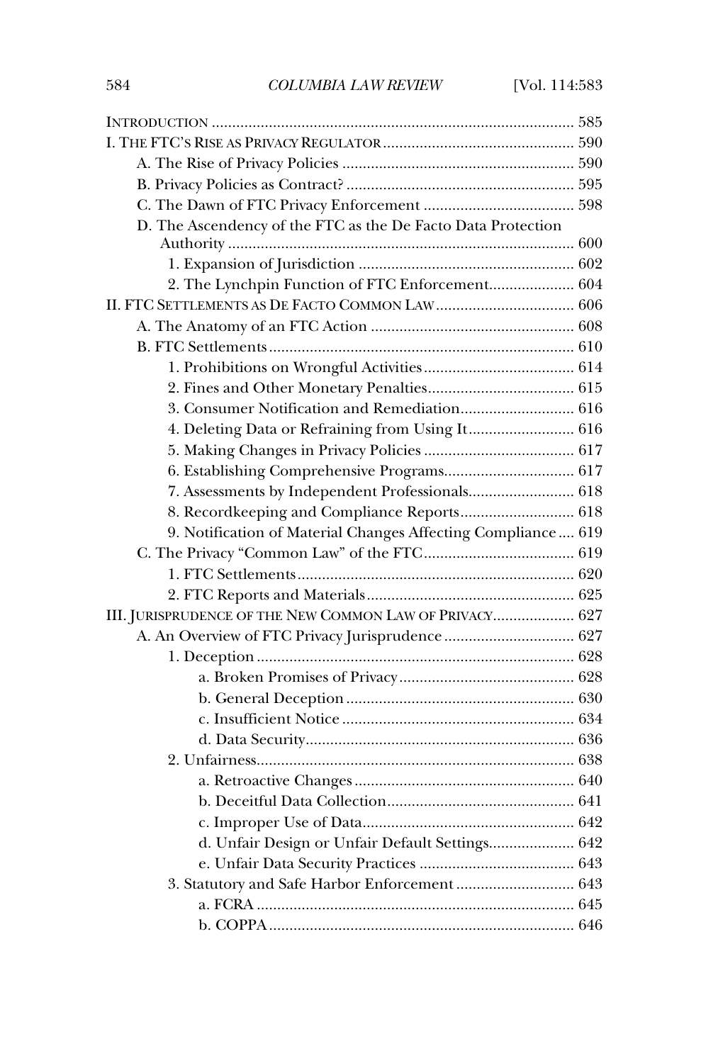INTRODUCTION ........................................................................................ 585

I. THE FTC'S RISE AS PRIVACY REGULATOR ............................................ 590

- A. The Rise of Privacy Policies ......................................................... 590
- B. Privacy Policies as Contract? ........................................................ 595
- C. The Dawn of FTC Privacy Enforcement ..................................... 598
- D. The Ascendency of the FTC as the De Facto Data Protection Authority ..................................................................................... 600
  - 1. Expansion of Jurisdiction ..................................................... 602
  - 2. The Lynchpin Function of FTC Enforcement..................... 604

II. FTC SETTLEMENTS AS DE FACTO COMMON LAW .................................. 606

- A. The Anatomy of an FTC Action .................................................. 608
- B. FTC Settlements ........................................................................... 610
  - 1. Prohibitions on Wrongful Activities ..................................... 614
  - 2. Fines and Other Monetary Penalties.................................... 615
  - 3. Consumer Notification and Remediation............................ 616
  - 4. Deleting Data or Refraining from Using It.......................... 616
  - 5. Making Changes in Privacy Policies ..................................... 617
  - 6. Establishing Comprehensive Programs................................ 617
  - 7. Assessments by Independent Professionals.......................... 618
  - 8. Recordkeeping and Compliance Reports............................ 618
  - 9. Notification of Material Changes Affecting Compliance .... 619
- C. The Privacy "Common Law" of the FTC..................................... 619
  - 1. FTC Settlements .................................................................... 620
  - 2. FTC Reports and Materials ................................................... 625

III. JURISPRUDENCE OF THE NEW COMMON LAW OF PRIVACY.................... 627

- A. An Overview of FTC Privacy Jurisprudence ................................ 627
  - 1. Deception .............................................................................. 628
    - a. Broken Promises of Privacy ........................................... 628
    - b. General Deception ........................................................ 630
    - c. Insufficient Notice ......................................................... 634
    - d. Data Security.................................................................. 636
  - 2. Unfairness.............................................................................. 638
    - a. Retroactive Changes ...................................................... 640
    - b. Deceitful Data Collection.............................................. 641
    - c. Improper Use of Data.................................................... 642
    - d. Unfair Design or Unfair Default Settings..................... 642
    - e. Unfair Data Security Practices ...................................... 643
  - 3. Statutory and Safe Harbor Enforcement ............................. 643
    - a. FCRA .............................................................................. 645
    - b. COPPA ........................................................................... 646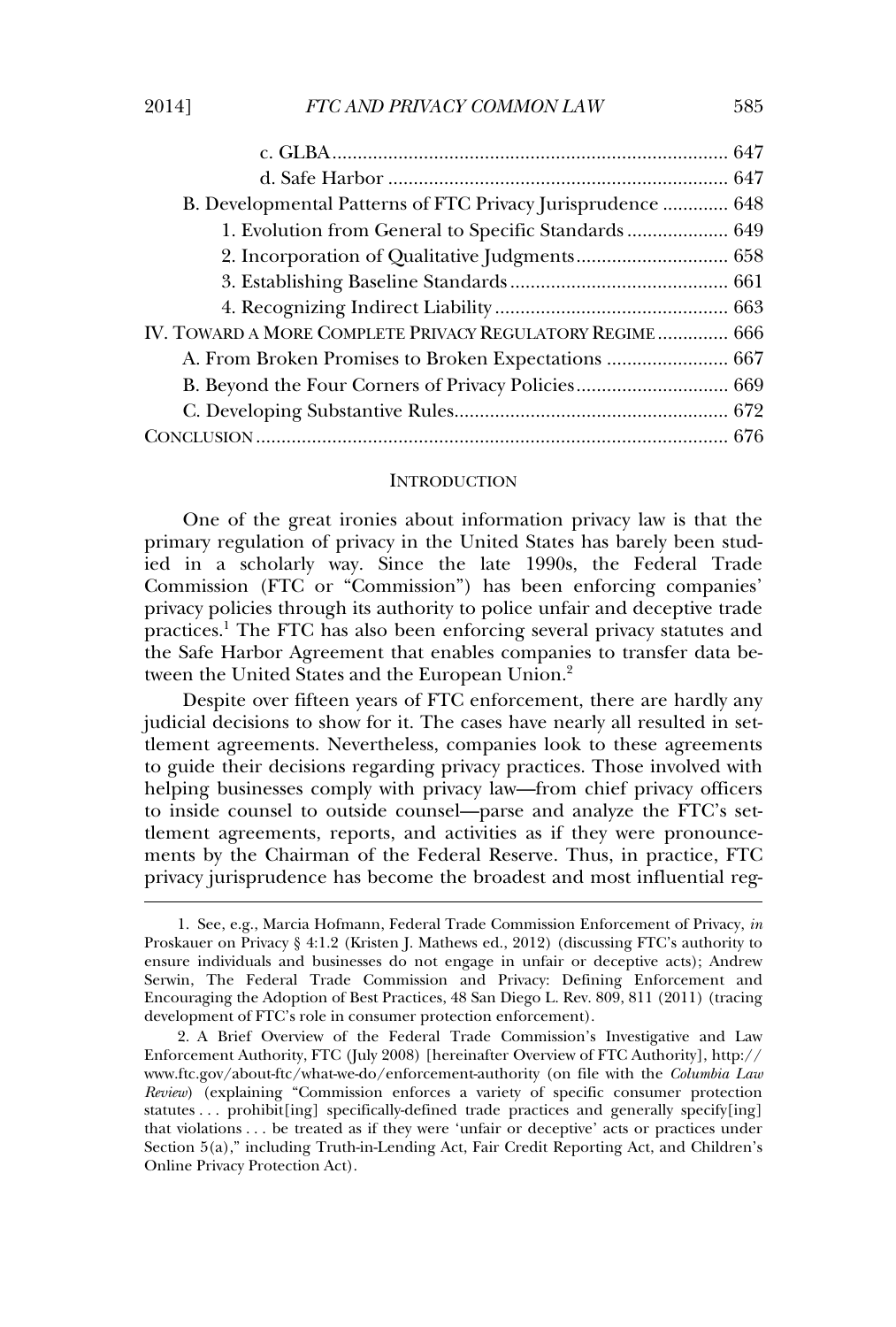c. GLBA .............................................................................. 647

d. Safe Harbor .................................................................... 647

B. Developmental Patterns of FTC Privacy Jurisprudence ............. 648

1. Evolution from General to Specific Standards .................... 649

2. Incorporation of Qualitative Judgments .............................. 658

3. Establishing Baseline Standards ........................................... 661

4. Recognizing Indirect Liability .............................................. 663

IV. TOWARD A MORE COMPLETE PRIVACY REGULATORY REGIME .............. 666

A. From Broken Promises to Broken Expectations ........................ 667

B. Beyond the Four Corners of Privacy Policies .............................. 669

C. Developing Substantive Rules...................................................... 672

CONCLUSION ............................................................................................ 676

## INTRODUCTION

One of the great ironies about information privacy law is that the primary regulation of privacy in the United States has barely been studied in a scholarly way. Since the late 1990s, the Federal Trade Commission (FTC or "Commission") has been enforcing companies' privacy policies through its authority to police unfair and deceptive trade practices.[1] The FTC has also been enforcing several privacy statutes and the Safe Harbor Agreement that enables companies to transfer data between the United States and the European Union.[2]

Despite over fifteen years of FTC enforcement, there are hardly any judicial decisions to show for it. The cases have nearly all resulted in settlement agreements. Nevertheless, companies look to these agreements to guide their decisions regarding privacy practices. Those involved with helping businesses comply with privacy law—from chief privacy officers to inside counsel to outside counsel—parse and analyze the FTC's settlement agreements, reports, and activities as if they were pronouncements by the Chairman of the Federal Reserve. Thus, in practice, FTC privacy jurisprudence has become the broadest and most influential reg-

---

1. See, e.g., Marcia Hofmann, Federal Trade Commission Enforcement of Privacy, *in* Proskauer on Privacy § 4:1.2 (Kristen J. Mathews ed., 2012) (discussing FTC's authority to ensure individuals and businesses do not engage in unfair or deceptive acts); Andrew Serwin, The Federal Trade Commission and Privacy: Defining Enforcement and Encouraging the Adoption of Best Practices, 48 San Diego L. Rev. 809, 811 (2011) (tracing development of FTC's role in consumer protection enforcement).

2. A Brief Overview of the Federal Trade Commission's Investigative and Law Enforcement Authority, FTC (July 2008) [hereinafter Overview of FTC Authority], http://www.ftc.gov/about-ftc/what-we-do/enforcement-authority (on file with the *Columbia Law Review*) (explaining "Commission enforces a variety of specific consumer protection statutes . . . prohibit[ing] specifically-defined trade practices and generally specify[ing] that violations . . . be treated as if they were 'unfair or deceptive' acts or practices under Section 5(a)," including Truth-in-Lending Act, Fair Credit Reporting Act, and Children's Online Privacy Protection Act).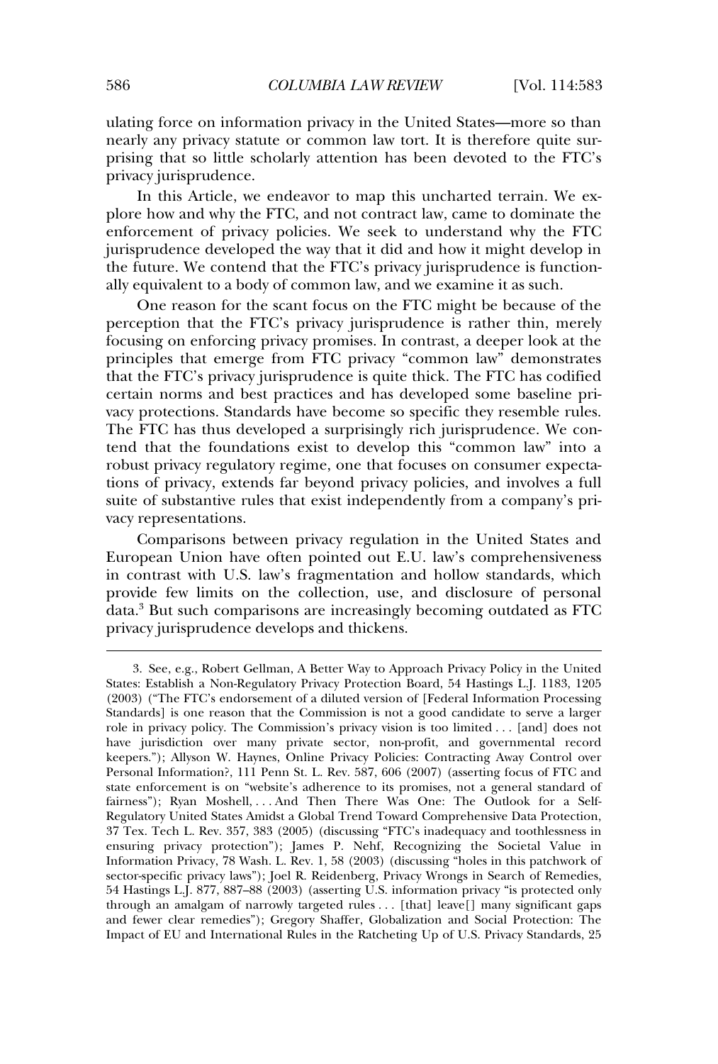ulating force on information privacy in the United States—more so than nearly any privacy statute or common law tort. It is therefore quite surprising that so little scholarly attention has been devoted to the FTC's privacy jurisprudence.

In this Article, we endeavor to map this uncharted terrain. We explore how and why the FTC, and not contract law, came to dominate the enforcement of privacy policies. We seek to understand why the FTC jurisprudence developed the way that it did and how it might develop in the future. We contend that the FTC's privacy jurisprudence is functionally equivalent to a body of common law, and we examine it as such.

One reason for the scant focus on the FTC might be because of the perception that the FTC's privacy jurisprudence is rather thin, merely focusing on enforcing privacy promises. In contrast, a deeper look at the principles that emerge from FTC privacy "common law" demonstrates that the FTC's privacy jurisprudence is quite thick. The FTC has codified certain norms and best practices and has developed some baseline privacy protections. Standards have become so specific they resemble rules. The FTC has thus developed a surprisingly rich jurisprudence. We contend that the foundations exist to develop this "common law" into a robust privacy regulatory regime, one that focuses on consumer expectations of privacy, extends far beyond privacy policies, and involves a full suite of substantive rules that exist independently from a company's privacy representations.

Comparisons between privacy regulation in the United States and European Union have often pointed out E.U. law's comprehensiveness in contrast with U.S. law's fragmentation and hollow standards, which provide few limits on the collection, use, and disclosure of personal data.[3] But such comparisons are increasingly becoming outdated as FTC privacy jurisprudence develops and thickens.

---

3. See, e.g., Robert Gellman, A Better Way to Approach Privacy Policy in the United States: Establish a Non-Regulatory Privacy Protection Board, 54 Hastings L.J. 1183, 1205 (2003) ("The FTC's endorsement of a diluted version of [Federal Information Processing Standards] is one reason that the Commission is not a good candidate to serve a larger role in privacy policy. The Commission's privacy vision is too limited . . . [and] does not have jurisdiction over many private sector, non-profit, and governmental record keepers."); Allyson W. Haynes, Online Privacy Policies: Contracting Away Control over Personal Information?, 111 Penn St. L. Rev. 587, 606 (2007) (asserting focus of FTC and state enforcement is on "website's adherence to its promises, not a general standard of fairness"); Ryan Moshell, . . . And Then There Was One: The Outlook for a Self-Regulatory United States Amidst a Global Trend Toward Comprehensive Data Protection, 37 Tex. Tech L. Rev. 357, 383 (2005) (discussing "FTC's inadequacy and toothlessness in ensuring privacy protection"); James P. Nehf, Recognizing the Societal Value in Information Privacy, 78 Wash. L. Rev. 1, 58 (2003) (discussing "holes in this patchwork of sector-specific privacy laws"); Joel R. Reidenberg, Privacy Wrongs in Search of Remedies, 54 Hastings L.J. 877, 887–88 (2003) (asserting U.S. information privacy "is protected only through an amalgam of narrowly targeted rules . . . [that] leave[] many significant gaps and fewer clear remedies"); Gregory Shaffer, Globalization and Social Protection: The Impact of EU and International Rules in the Ratcheting Up of U.S. Privacy Standards, 25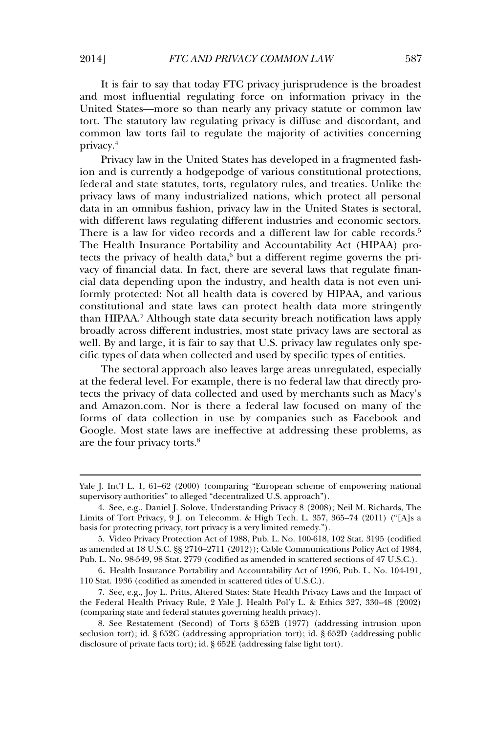It is fair to say that today FTC privacy jurisprudence is the broadest and most influential regulating force on information privacy in the United States—more so than nearly any privacy statute or common law tort. The statutory law regulating privacy is diffuse and discordant, and common law torts fail to regulate the majority of activities concerning privacy.[4]

Privacy law in the United States has developed in a fragmented fashion and is currently a hodgepodge of various constitutional protections, federal and state statutes, torts, regulatory rules, and treaties. Unlike the privacy laws of many industrialized nations, which protect all personal data in an omnibus fashion, privacy law in the United States is sectoral, with different laws regulating different industries and economic sectors. There is a law for video records and a different law for cable records.[5] The Health Insurance Portability and Accountability Act (HIPAA) protects the privacy of health data,[6] but a different regime governs the privacy of financial data. In fact, there are several laws that regulate financial data depending upon the industry, and health data is not even uniformly protected: Not all health data is covered by HIPAA, and various constitutional and state laws can protect health data more stringently than HIPAA.[7] Although state data security breach notification laws apply broadly across different industries, most state privacy laws are sectoral as well. By and large, it is fair to say that U.S. privacy law regulates only specific types of data when collected and used by specific types of entities.

The sectoral approach also leaves large areas unregulated, especially at the federal level. For example, there is no federal law that directly protects the privacy of data collected and used by merchants such as Macy's and Amazon.com. Nor is there a federal law focused on many of the forms of data collection in use by companies such as Facebook and Google. Most state laws are ineffective at addressing these problems, as are the four privacy torts.[8]

---

Yale J. Int'l L. 1, 61–62 (2000) (comparing "European scheme of empowering national supervisory authorities" to alleged "decentralized U.S. approach").

4. See, e.g., Daniel J. Solove, Understanding Privacy 8 (2008); Neil M. Richards, The Limits of Tort Privacy, 9 J. on Telecomm. & High Tech. L. 357, 365–74 (2011) ("[A]s a basis for protecting privacy, tort privacy is a very limited remedy.").

5. Video Privacy Protection Act of 1988, Pub. L. No. 100-618, 102 Stat. 3195 (codified as amended at 18 U.S.C. §§ 2710–2711 (2012)); Cable Communications Policy Act of 1984, Pub. L. No. 98-549, 98 Stat. 2779 (codified as amended in scattered sections of 47 U.S.C.).

6. Health Insurance Portability and Accountability Act of 1996, Pub. L. No. 104-191, 110 Stat. 1936 (codified as amended in scattered titles of U.S.C.).

7. See, e.g., Joy L. Pritts, Altered States: State Health Privacy Laws and the Impact of the Federal Health Privacy Rule, 2 Yale J. Health Pol'y L. & Ethics 327, 330–48 (2002) (comparing state and federal statutes governing health privacy).

8. See Restatement (Second) of Torts § 652B (1977) (addressing intrusion upon seclusion tort); id. § 652C (addressing appropriation tort); id. § 652D (addressing public disclosure of private facts tort); id. § 652E (addressing false light tort).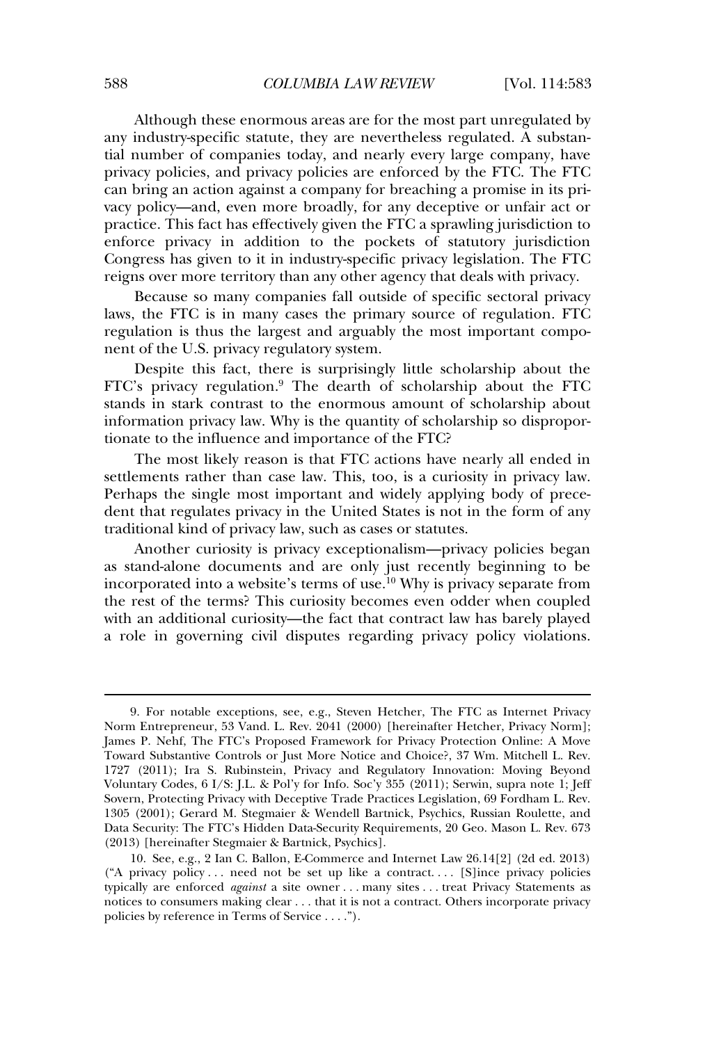Although these enormous areas are for the most part unregulated by any industry-specific statute, they are nevertheless regulated. A substantial number of companies today, and nearly every large company, have privacy policies, and privacy policies are enforced by the FTC. The FTC can bring an action against a company for breaching a promise in its privacy policy—and, even more broadly, for any deceptive or unfair act or practice. This fact has effectively given the FTC a sprawling jurisdiction to enforce privacy in addition to the pockets of statutory jurisdiction Congress has given to it in industry-specific privacy legislation. The FTC reigns over more territory than any other agency that deals with privacy.

Because so many companies fall outside of specific sectoral privacy laws, the FTC is in many cases the primary source of regulation. FTC regulation is thus the largest and arguably the most important component of the U.S. privacy regulatory system.

Despite this fact, there is surprisingly little scholarship about the FTC's privacy regulation.[9] The dearth of scholarship about the FTC stands in stark contrast to the enormous amount of scholarship about information privacy law. Why is the quantity of scholarship so disproportionate to the influence and importance of the FTC?

The most likely reason is that FTC actions have nearly all ended in settlements rather than case law. This, too, is a curiosity in privacy law. Perhaps the single most important and widely applying body of precedent that regulates privacy in the United States is not in the form of any traditional kind of privacy law, such as cases or statutes.

Another curiosity is privacy exceptionalism—privacy policies began as stand-alone documents and are only just recently beginning to be incorporated into a website's terms of use.[10] Why is privacy separate from the rest of the terms? This curiosity becomes even odder when coupled with an additional curiosity—the fact that contract law has barely played a role in governing civil disputes regarding privacy policy violations.

---

9. For notable exceptions, see, e.g., Steven Hetcher, The FTC as Internet Privacy Norm Entrepreneur, 53 Vand. L. Rev. 2041 (2000) [hereinafter Hetcher, Privacy Norm]; James P. Nehf, The FTC's Proposed Framework for Privacy Protection Online: A Move Toward Substantive Controls or Just More Notice and Choice?, 37 Wm. Mitchell L. Rev. 1727 (2011); Ira S. Rubinstein, Privacy and Regulatory Innovation: Moving Beyond Voluntary Codes, 6 I/S: J.L. & Pol'y for Info. Soc'y 355 (2011); Serwin, supra note 1; Jeff Sovern, Protecting Privacy with Deceptive Trade Practices Legislation, 69 Fordham L. Rev. 1305 (2001); Gerard M. Stegmaier & Wendell Bartnick, Psychics, Russian Roulette, and Data Security: The FTC's Hidden Data-Security Requirements, 20 Geo. Mason L. Rev. 673 (2013) [hereinafter Stegmaier & Bartnick, Psychics].

10. See, e.g., 2 Ian C. Ballon, E-Commerce and Internet Law 26.14[2] (2d ed. 2013) ("A privacy policy . . . need not be set up like a contract. . . . [S]ince privacy policies typically are enforced *against* a site owner . . . many sites . . . treat Privacy Statements as notices to consumers making clear . . . that it is not a contract. Others incorporate privacy policies by reference in Terms of Service . . . .").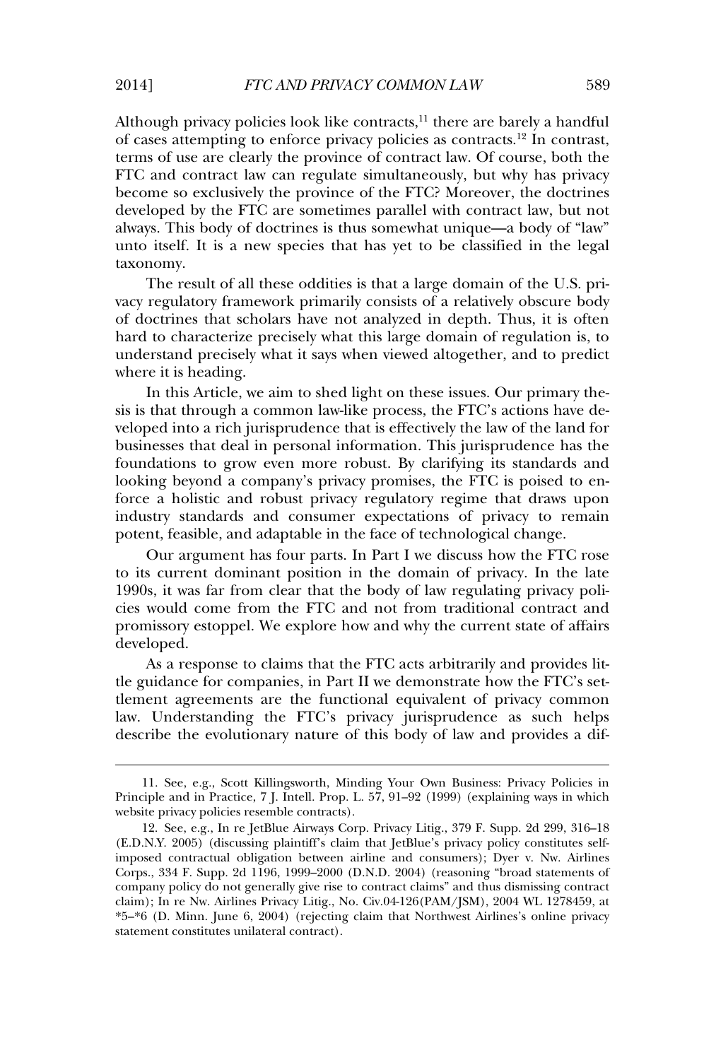Although privacy policies look like contracts,[11] there are barely a handful of cases attempting to enforce privacy policies as contracts.[12] In contrast, terms of use are clearly the province of contract law. Of course, both the FTC and contract law can regulate simultaneously, but why has privacy become so exclusively the province of the FTC? Moreover, the doctrines developed by the FTC are sometimes parallel with contract law, but not always. This body of doctrines is thus somewhat unique—a body of "law" unto itself. It is a new species that has yet to be classified in the legal taxonomy.

The result of all these oddities is that a large domain of the U.S. privacy regulatory framework primarily consists of a relatively obscure body of doctrines that scholars have not analyzed in depth. Thus, it is often hard to characterize precisely what this large domain of regulation is, to understand precisely what it says when viewed altogether, and to predict where it is heading.

In this Article, we aim to shed light on these issues. Our primary thesis is that through a common law-like process, the FTC's actions have developed into a rich jurisprudence that is effectively the law of the land for businesses that deal in personal information. This jurisprudence has the foundations to grow even more robust. By clarifying its standards and looking beyond a company's privacy promises, the FTC is poised to enforce a holistic and robust privacy regulatory regime that draws upon industry standards and consumer expectations of privacy to remain potent, feasible, and adaptable in the face of technological change.

Our argument has four parts. In Part I we discuss how the FTC rose to its current dominant position in the domain of privacy. In the late 1990s, it was far from clear that the body of law regulating privacy policies would come from the FTC and not from traditional contract and promissory estoppel. We explore how and why the current state of affairs developed.

As a response to claims that the FTC acts arbitrarily and provides little guidance for companies, in Part II we demonstrate how the FTC's settlement agreements are the functional equivalent of privacy common law. Understanding the FTC's privacy jurisprudence as such helps describe the evolutionary nature of this body of law and provides a dif-

---

11. See, e.g., Scott Killingsworth, Minding Your Own Business: Privacy Policies in Principle and in Practice, 7 J. Intell. Prop. L. 57, 91–92 (1999) (explaining ways in which website privacy policies resemble contracts).

12. See, e.g., In re JetBlue Airways Corp. Privacy Litig., 379 F. Supp. 2d 299, 316–18 (E.D.N.Y. 2005) (discussing plaintiff's claim that JetBlue's privacy policy constitutes self-imposed contractual obligation between airline and consumers); Dyer v. Nw. Airlines Corps., 334 F. Supp. 2d 1196, 1999–2000 (D.N.D. 2004) (reasoning "broad statements of company policy do not generally give rise to contract claims" and thus dismissing contract claim); In re Nw. Airlines Privacy Litig., No. Civ.04-126(PAM/JSM), 2004 WL 1278459, at *5–*6 (D. Minn. June 6, 2004) (rejecting claim that Northwest Airlines's online privacy statement constitutes unilateral contract).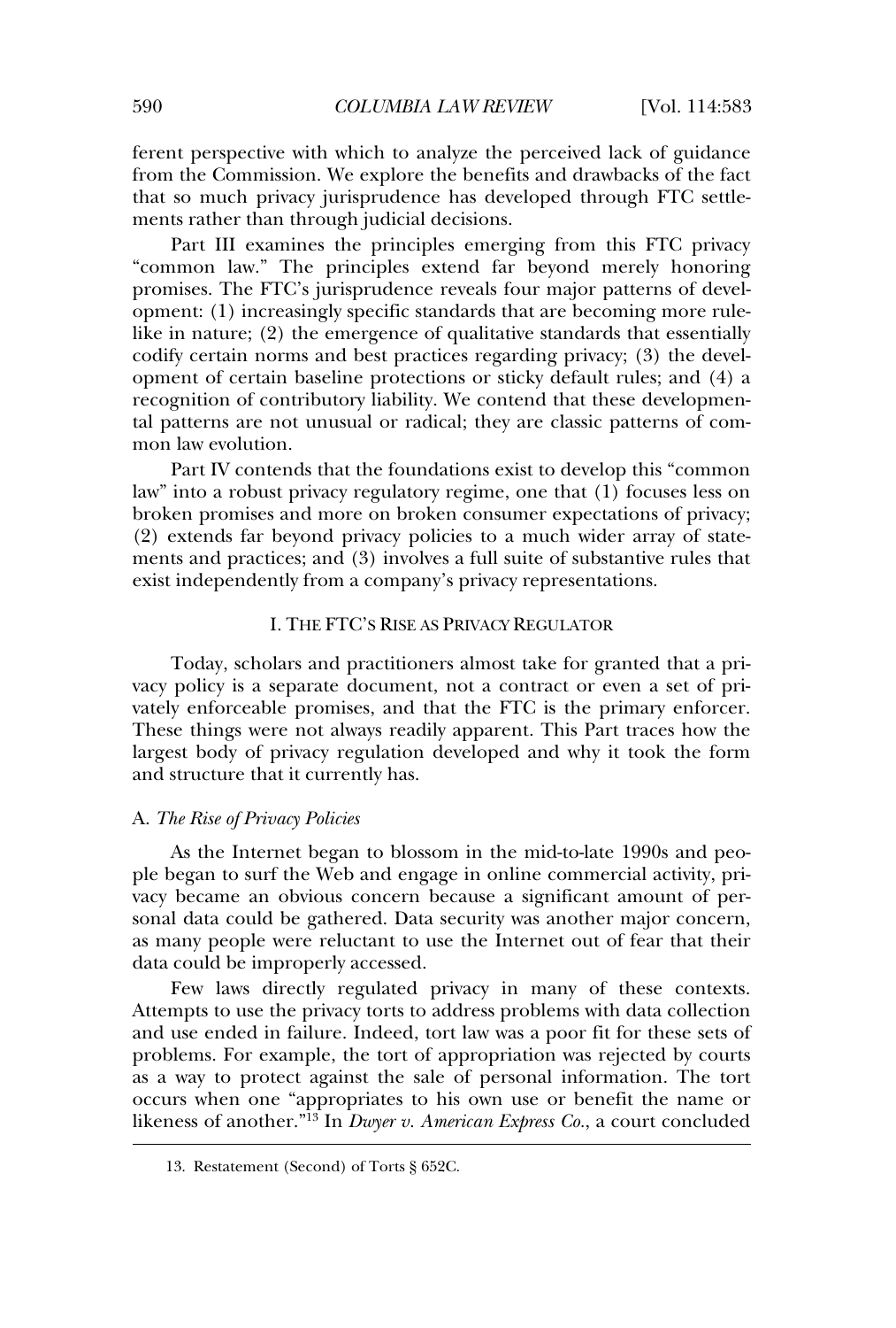ferent perspective with which to analyze the perceived lack of guidance from the Commission. We explore the benefits and drawbacks of the fact that so much privacy jurisprudence has developed through FTC settlements rather than through judicial decisions.

Part III examines the principles emerging from this FTC privacy "common law." The principles extend far beyond merely honoring promises. The FTC's jurisprudence reveals four major patterns of development: (1) increasingly specific standards that are becoming more rule-like in nature; (2) the emergence of qualitative standards that essentially codify certain norms and best practices regarding privacy; (3) the development of certain baseline protections or sticky default rules; and (4) a recognition of contributory liability. We contend that these developmental patterns are not unusual or radical; they are classic patterns of common law evolution.

Part IV contends that the foundations exist to develop this "common law" into a robust privacy regulatory regime, one that (1) focuses less on broken promises and more on broken consumer expectations of privacy; (2) extends far beyond privacy policies to a much wider array of statements and practices; and (3) involves a full suite of substantive rules that exist independently from a company's privacy representations.

## I. THE FTC'S RISE AS PRIVACY REGULATOR

Today, scholars and practitioners almost take for granted that a privacy policy is a separate document, not a contract or even a set of privately enforceable promises, and that the FTC is the primary enforcer. These things were not always readily apparent. This Part traces how the largest body of privacy regulation developed and why it took the form and structure that it currently has.

### A. *The Rise of Privacy Policies*

As the Internet began to blossom in the mid-to-late 1990s and people began to surf the Web and engage in online commercial activity, privacy became an obvious concern because a significant amount of personal data could be gathered. Data security was another major concern, as many people were reluctant to use the Internet out of fear that their data could be improperly accessed.

Few laws directly regulated privacy in many of these contexts. Attempts to use the privacy torts to address problems with data collection and use ended in failure. Indeed, tort law was a poor fit for these sets of problems. For example, the tort of appropriation was rejected by courts as a way to protect against the sale of personal information. The tort occurs when one "appropriates to his own use or benefit the name or likeness of another."[13] In *Dwyer v. American Express Co.*, a court concluded

13. Restatement (Second) of Torts § 652C.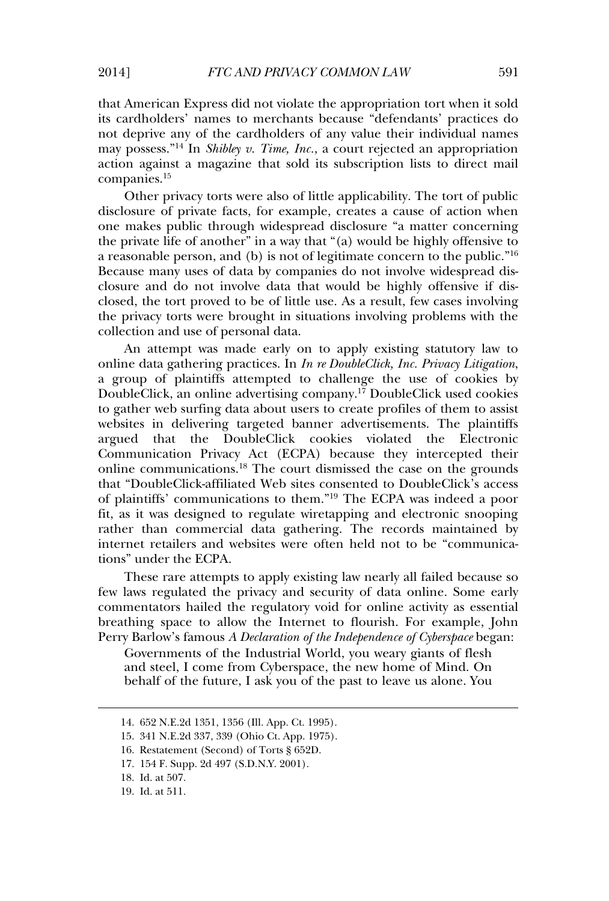that American Express did not violate the appropriation tort when it sold its cardholders' names to merchants because "defendants' practices do not deprive any of the cardholders of any value their individual names may possess."[14] In *Shibley v. Time, Inc.*, a court rejected an appropriation action against a magazine that sold its subscription lists to direct mail companies.[15]

Other privacy torts were also of little applicability. The tort of public disclosure of private facts, for example, creates a cause of action when one makes public through widespread disclosure "a matter concerning the private life of another" in a way that "(a) would be highly offensive to a reasonable person, and (b) is not of legitimate concern to the public."[16] Because many uses of data by companies do not involve widespread disclosure and do not involve data that would be highly offensive if disclosed, the tort proved to be of little use. As a result, few cases involving the privacy torts were brought in situations involving problems with the collection and use of personal data.

An attempt was made early on to apply existing statutory law to online data gathering practices. In *In re DoubleClick, Inc. Privacy Litigation*, a group of plaintiffs attempted to challenge the use of cookies by DoubleClick, an online advertising company.[17] DoubleClick used cookies to gather web surfing data about users to create profiles of them to assist websites in delivering targeted banner advertisements. The plaintiffs argued that the DoubleClick cookies violated the Electronic Communication Privacy Act (ECPA) because they intercepted their online communications.[18] The court dismissed the case on the grounds that "DoubleClick-affiliated Web sites consented to DoubleClick's access of plaintiffs' communications to them."[19] The ECPA was indeed a poor fit, as it was designed to regulate wiretapping and electronic snooping rather than commercial data gathering. The records maintained by internet retailers and websites were often held not to be "communications" under the ECPA.

These rare attempts to apply existing law nearly all failed because so few laws regulated the privacy and security of data online. Some early commentators hailed the regulatory void for online activity as essential breathing space to allow the Internet to flourish. For example, John Perry Barlow's famous *A Declaration of the Independence of Cyberspace* began:

> Governments of the Industrial World, you weary giants of flesh and steel, I come from Cyberspace, the new home of Mind. On behalf of the future, I ask you of the past to leave us alone. You

14. 652 N.E.2d 1351, 1356 (Ill. App. Ct. 1995).
15. 341 N.E.2d 337, 339 (Ohio Ct. App. 1975).
16. Restatement (Second) of Torts § 652D.
17. 154 F. Supp. 2d 497 (S.D.N.Y. 2001).
18. Id. at 507.
19. Id. at 511.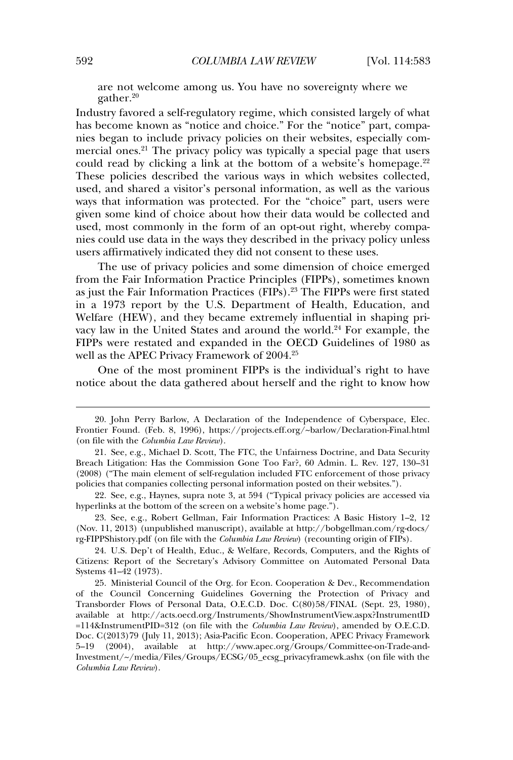are not welcome among us. You have no sovereignty where we gather.[20]

Industry favored a self-regulatory regime, which consisted largely of what has become known as "notice and choice." For the "notice" part, companies began to include privacy policies on their websites, especially commercial ones.[21] The privacy policy was typically a special page that users could read by clicking a link at the bottom of a website's homepage.[22] These policies described the various ways in which websites collected, used, and shared a visitor's personal information, as well as the various ways that information was protected. For the "choice" part, users were given some kind of choice about how their data would be collected and used, most commonly in the form of an opt-out right, whereby companies could use data in the ways they described in the privacy policy unless users affirmatively indicated they did not consent to these uses.

The use of privacy policies and some dimension of choice emerged from the Fair Information Practice Principles (FIPPs), sometimes known as just the Fair Information Practices (FIPs).[23] The FIPPs were first stated in a 1973 report by the U.S. Department of Health, Education, and Welfare (HEW), and they became extremely influential in shaping privacy law in the United States and around the world.[24] For example, the FIPPs were restated and expanded in the OECD Guidelines of 1980 as well as the APEC Privacy Framework of 2004.[25]

One of the most prominent FIPPs is the individual's right to have notice about the data gathered about herself and the right to know how

---

20. John Perry Barlow, A Declaration of the Independence of Cyberspace, Elec. Frontier Found. (Feb. 8, 1996), https://projects.eff.org/~barlow/Declaration-Final.html (on file with the *Columbia Law Review*).

21. See, e.g., Michael D. Scott, The FTC, the Unfairness Doctrine, and Data Security Breach Litigation: Has the Commission Gone Too Far?, 60 Admin. L. Rev. 127, 130–31 (2008) ("The main element of self-regulation included FTC enforcement of those privacy policies that companies collecting personal information posted on their websites.").

22. See, e.g., Haynes, supra note 3, at 594 ("Typical privacy policies are accessed via hyperlinks at the bottom of the screen on a website's home page.").

23. See, e.g., Robert Gellman, Fair Information Practices: A Basic History 1–2, 12 (Nov. 11, 2013) (unpublished manuscript), available at http://bobgellman.com/rg-docs/rg-FIPPShistory.pdf (on file with the *Columbia Law Review*) (recounting origin of FIPs).

24. U.S. Dep't of Health, Educ., & Welfare, Records, Computers, and the Rights of Citizens: Report of the Secretary's Advisory Committee on Automated Personal Data Systems 41–42 (1973).

25. Ministerial Council of the Org. for Econ. Cooperation & Dev., Recommendation of the Council Concerning Guidelines Governing the Protection of Privacy and Transborder Flows of Personal Data, O.E.C.D. Doc. C(80)58/FINAL (Sept. 23, 1980), available at http://acts.oecd.org/Instruments/ShowInstrumentView.aspx?InstrumentID=114&InstrumentPID=312 (on file with the *Columbia Law Review*), amended by O.E.C.D. Doc. C(2013)79 (July 11, 2013); Asia-Pacific Econ. Cooperation, APEC Privacy Framework 5–19 (2004), available at http://www.apec.org/Groups/Committee-on-Trade-and-Investment/~/media/Files/Groups/ECSG/05_ecsg_privacyframewk.ashx (on file with the *Columbia Law Review*).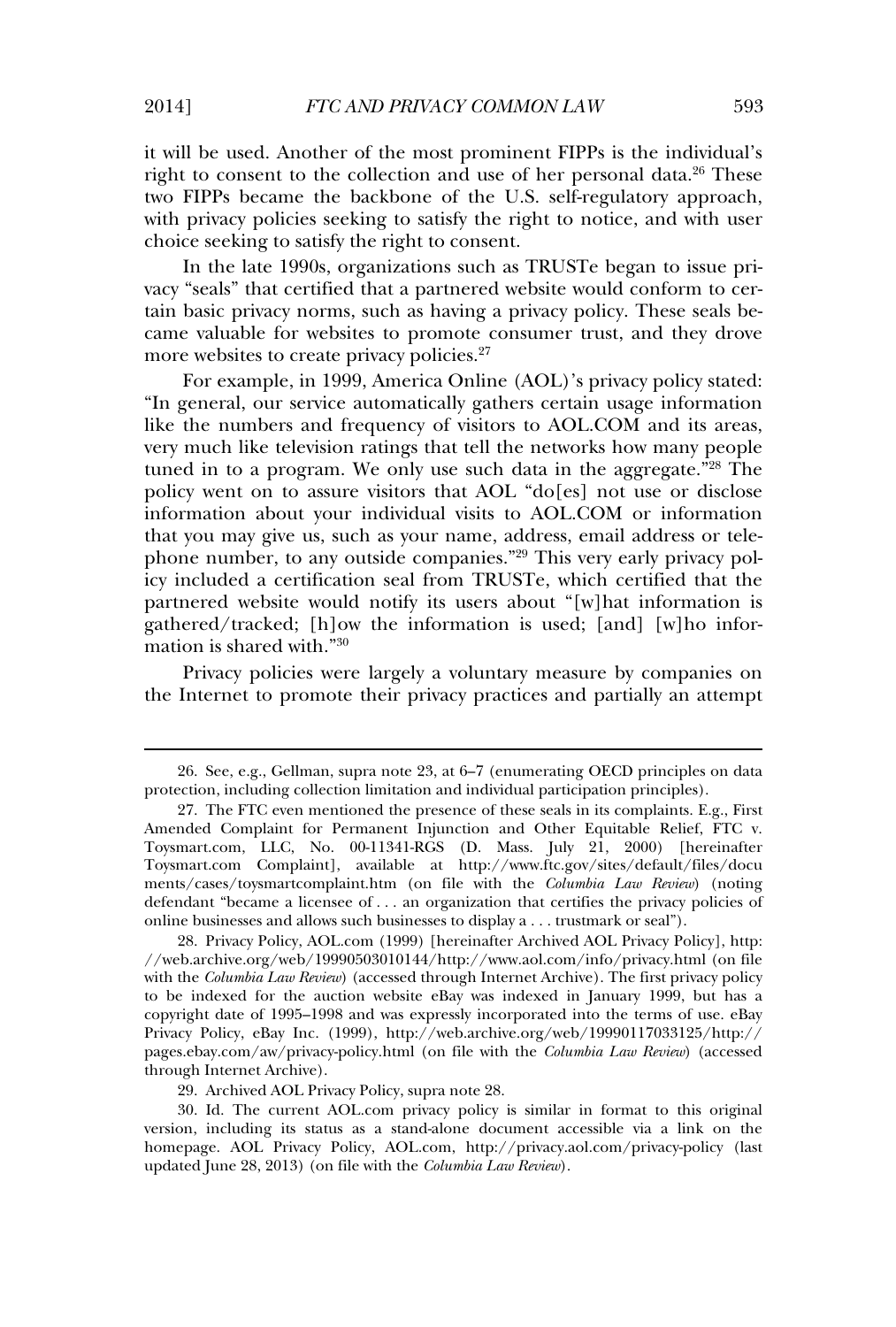it will be used. Another of the most prominent FIPPs is the individual's right to consent to the collection and use of her personal data.[26] These two FIPPs became the backbone of the U.S. self-regulatory approach, with privacy policies seeking to satisfy the right to notice, and with user choice seeking to satisfy the right to consent.

In the late 1990s, organizations such as TRUSTe began to issue privacy "seals" that certified that a partnered website would conform to certain basic privacy norms, such as having a privacy policy. These seals became valuable for websites to promote consumer trust, and they drove more websites to create privacy policies.[27]

For example, in 1999, America Online (AOL)'s privacy policy stated: "In general, our service automatically gathers certain usage information like the numbers and frequency of visitors to AOL.COM and its areas, very much like television ratings that tell the networks how many people tuned in to a program. We only use such data in the aggregate."[28] The policy went on to assure visitors that AOL "do[es] not use or disclose information about your individual visits to AOL.COM or information that you may give us, such as your name, address, email address or telephone number, to any outside companies."[29] This very early privacy policy included a certification seal from TRUSTe, which certified that the partnered website would notify its users about "[w]hat information is gathered/tracked; [h]ow the information is used; [and] [w]ho information is shared with."[30]

Privacy policies were largely a voluntary measure by companies on the Internet to promote their privacy practices and partially an attempt

---

26. See, e.g., Gellman, supra note 23, at 6–7 (enumerating OECD principles on data protection, including collection limitation and individual participation principles).

27. The FTC even mentioned the presence of these seals in its complaints. E.g., First Amended Complaint for Permanent Injunction and Other Equitable Relief, FTC v. Toysmart.com, LLC, No. 00-11341-RGS (D. Mass. July 21, 2000) [hereinafter Toysmart.com Complaint], available at http://www.ftc.gov/sites/default/files/documents/cases/toysmartcomplaint.htm (on file with the *Columbia Law Review*) (noting defendant "became a licensee of . . . an organization that certifies the privacy policies of online businesses and allows such businesses to display a . . . trustmark or seal").

28. Privacy Policy, AOL.com (1999) [hereinafter Archived AOL Privacy Policy], http://web.archive.org/web/19990503010144/http://www.aol.com/info/privacy.html (on file with the *Columbia Law Review*) (accessed through Internet Archive). The first privacy policy to be indexed for the auction website eBay was indexed in January 1999, but has a copyright date of 1995–1998 and was expressly incorporated into the terms of use. eBay Privacy Policy, eBay Inc. (1999), http://web.archive.org/web/19990117033125/http://pages.ebay.com/aw/privacy-policy.html (on file with the *Columbia Law Review*) (accessed through Internet Archive).

29. Archived AOL Privacy Policy, supra note 28.

30. Id. The current AOL.com privacy policy is similar in format to this original version, including its status as a stand-alone document accessible via a link on the homepage. AOL Privacy Policy, AOL.com, http://privacy.aol.com/privacy-policy (last updated June 28, 2013) (on file with the *Columbia Law Review*).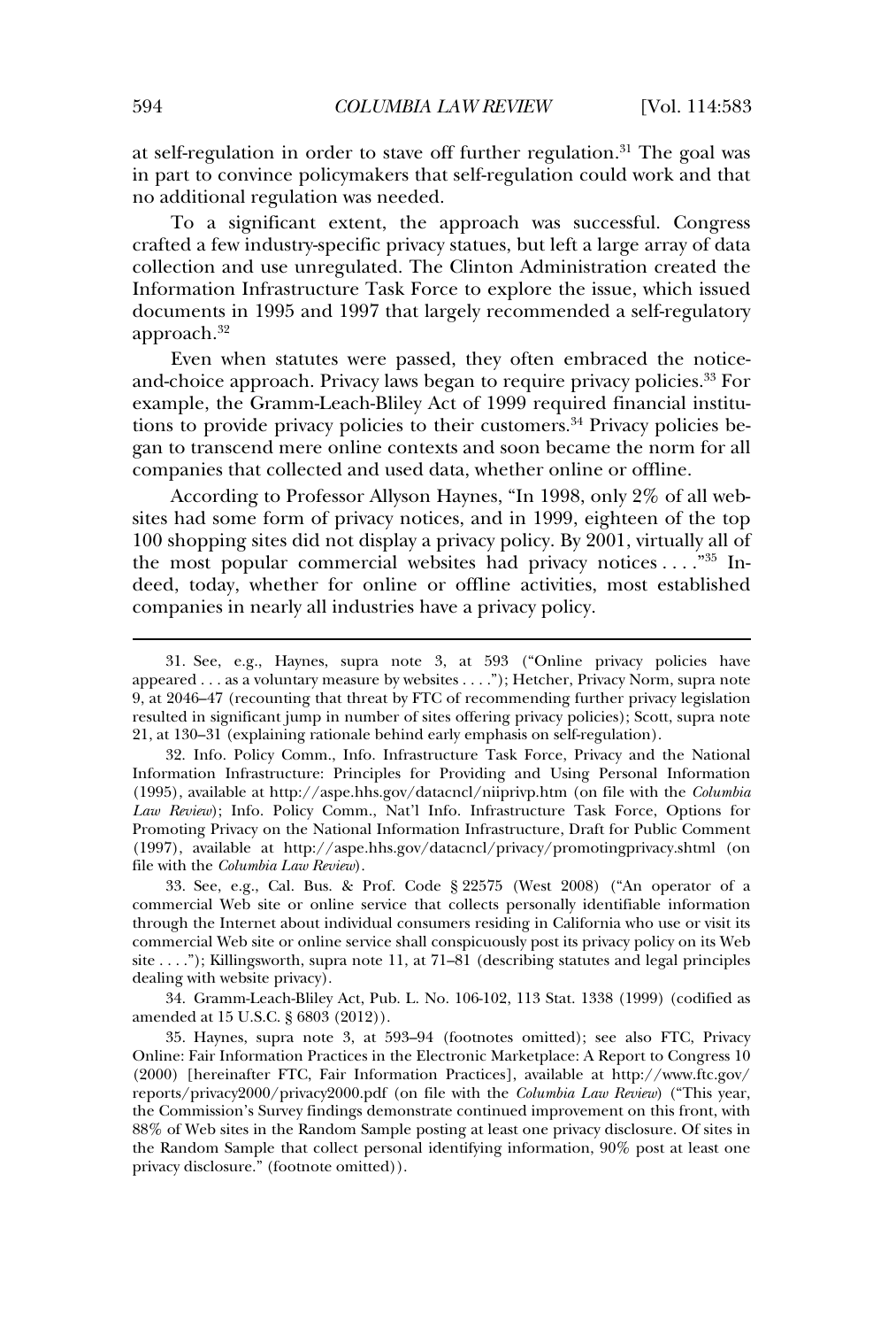at self-regulation in order to stave off further regulation.[31] The goal was in part to convince policymakers that self-regulation could work and that no additional regulation was needed.

To a significant extent, the approach was successful. Congress crafted a few industry-specific privacy statues, but left a large array of data collection and use unregulated. The Clinton Administration created the Information Infrastructure Task Force to explore the issue, which issued documents in 1995 and 1997 that largely recommended a self-regulatory approach.[32]

Even when statutes were passed, they often embraced the notice-and-choice approach. Privacy laws began to require privacy policies.[33] For example, the Gramm-Leach-Bliley Act of 1999 required financial institutions to provide privacy policies to their customers.[34] Privacy policies began to transcend mere online contexts and soon became the norm for all companies that collected and used data, whether online or offline.

According to Professor Allyson Haynes, "In 1998, only 2% of all websites had some form of privacy notices, and in 1999, eighteen of the top 100 shopping sites did not display a privacy policy. By 2001, virtually all of the most popular commercial websites had privacy notices . . . ."[35] Indeed, today, whether for online or offline activities, most established companies in nearly all industries have a privacy policy.

---

31. See, e.g., Haynes, supra note 3, at 593 ("Online privacy policies have appeared . . . as a voluntary measure by websites . . . ."); Hetcher, Privacy Norm, supra note 9, at 2046–47 (recounting that threat by FTC of recommending further privacy legislation resulted in significant jump in number of sites offering privacy policies); Scott, supra note 21, at 130–31 (explaining rationale behind early emphasis on self-regulation).

32. Info. Policy Comm., Info. Infrastructure Task Force, Privacy and the National Information Infrastructure: Principles for Providing and Using Personal Information (1995), available at http://aspe.hhs.gov/datacncl/niiprivp.htm (on file with the *Columbia Law Review*); Info. Policy Comm., Nat'l Info. Infrastructure Task Force, Options for Promoting Privacy on the National Information Infrastructure, Draft for Public Comment (1997), available at http://aspe.hhs.gov/datacncl/privacy/promotingprivacy.shtml (on file with the *Columbia Law Review*).

33. See, e.g., Cal. Bus. & Prof. Code § 22575 (West 2008) ("An operator of a commercial Web site or online service that collects personally identifiable information through the Internet about individual consumers residing in California who use or visit its commercial Web site or online service shall conspicuously post its privacy policy on its Web site . . . ."); Killingsworth, supra note 11, at 71–81 (describing statutes and legal principles dealing with website privacy).

34. Gramm-Leach-Bliley Act, Pub. L. No. 106-102, 113 Stat. 1338 (1999) (codified as amended at 15 U.S.C. § 6803 (2012)).

35. Haynes, supra note 3, at 593–94 (footnotes omitted); see also FTC, Privacy Online: Fair Information Practices in the Electronic Marketplace: A Report to Congress 10 (2000) [hereinafter FTC, Fair Information Practices], available at http://www.ftc.gov/reports/privacy2000/privacy2000.pdf (on file with the *Columbia Law Review*) ("This year, the Commission's Survey findings demonstrate continued improvement on this front, with 88% of Web sites in the Random Sample posting at least one privacy disclosure. Of sites in the Random Sample that collect personal identifying information, 90% post at least one privacy disclosure." (footnote omitted)).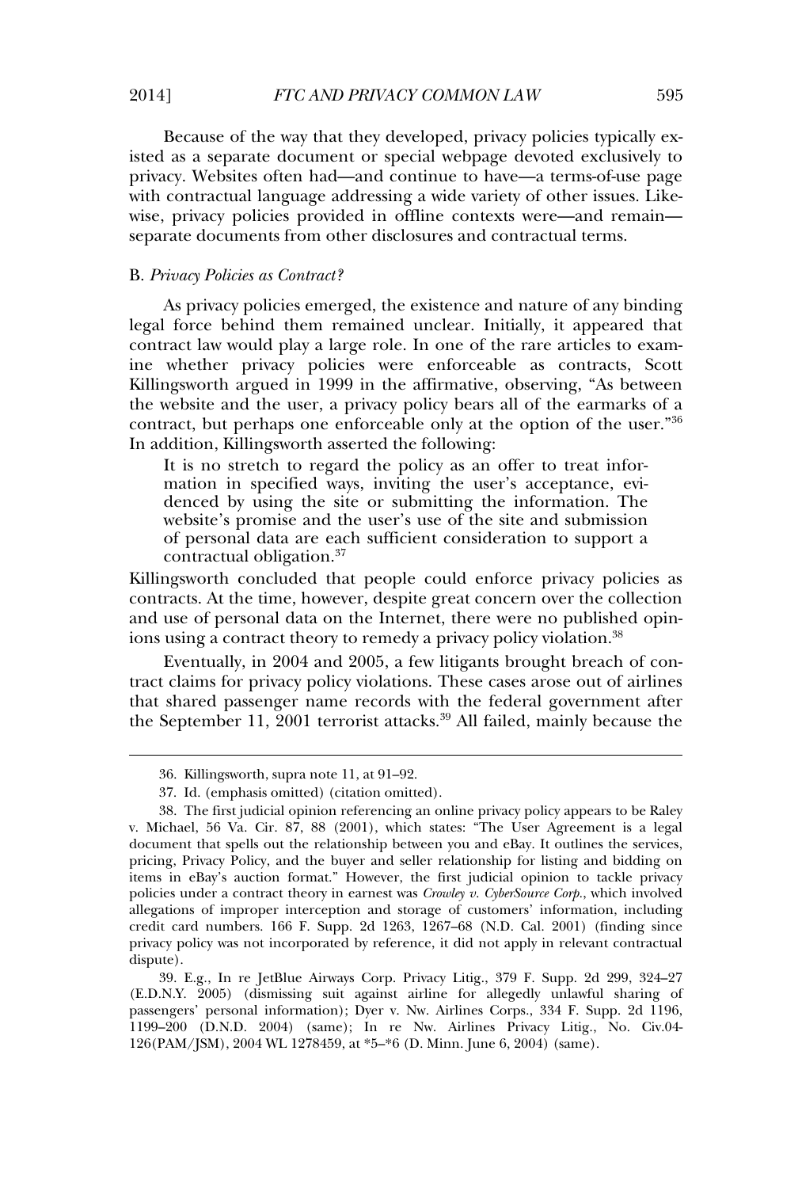Because of the way that they developed, privacy policies typically existed as a separate document or special webpage devoted exclusively to privacy. Websites often had—and continue to have—a terms-of-use page with contractual language addressing a wide variety of other issues. Likewise, privacy policies provided in offline contexts were—and remain—separate documents from other disclosures and contractual terms.

### B. *Privacy Policies as Contract?*

As privacy policies emerged, the existence and nature of any binding legal force behind them remained unclear. Initially, it appeared that contract law would play a large role. In one of the rare articles to examine whether privacy policies were enforceable as contracts, Scott Killingsworth argued in 1999 in the affirmative, observing, "As between the website and the user, a privacy policy bears all of the earmarks of a contract, but perhaps one enforceable only at the option of the user."[36] In addition, Killingsworth asserted the following:

> It is no stretch to regard the policy as an offer to treat information in specified ways, inviting the user's acceptance, evidenced by using the site or submitting the information. The website's promise and the user's use of the site and submission of personal data are each sufficient consideration to support a contractual obligation.[37]

Killingsworth concluded that people could enforce privacy policies as contracts. At the time, however, despite great concern over the collection and use of personal data on the Internet, there were no published opinions using a contract theory to remedy a privacy policy violation.[38]

Eventually, in 2004 and 2005, a few litigants brought breach of contract claims for privacy policy violations. These cases arose out of airlines that shared passenger name records with the federal government after the September 11, 2001 terrorist attacks.[39] All failed, mainly because the

---

36. Killingsworth, supra note 11, at 91–92.

37. Id. (emphasis omitted) (citation omitted).

38. The first judicial opinion referencing an online privacy policy appears to be Raley v. Michael, 56 Va. Cir. 87, 88 (2001), which states: "The User Agreement is a legal document that spells out the relationship between you and eBay. It outlines the services, pricing, Privacy Policy, and the buyer and seller relationship for listing and bidding on items in eBay's auction format." However, the first judicial opinion to tackle privacy policies under a contract theory in earnest was *Crowley v. CyberSource Corp.*, which involved allegations of improper interception and storage of customers' information, including credit card numbers. 166 F. Supp. 2d 1263, 1267–68 (N.D. Cal. 2001) (finding since privacy policy was not incorporated by reference, it did not apply in relevant contractual dispute).

39. E.g., In re JetBlue Airways Corp. Privacy Litig., 379 F. Supp. 2d 299, 324–27 (E.D.N.Y. 2005) (dismissing suit against airline for allegedly unlawful sharing of passengers' personal information); Dyer v. Nw. Airlines Corps., 334 F. Supp. 2d 1196, 1199–200 (D.N.D. 2004) (same); In re Nw. Airlines Privacy Litig., No. Civ.04-126(PAM/JSM), 2004 WL 1278459, at *5–*6 (D. Minn. June 6, 2004) (same).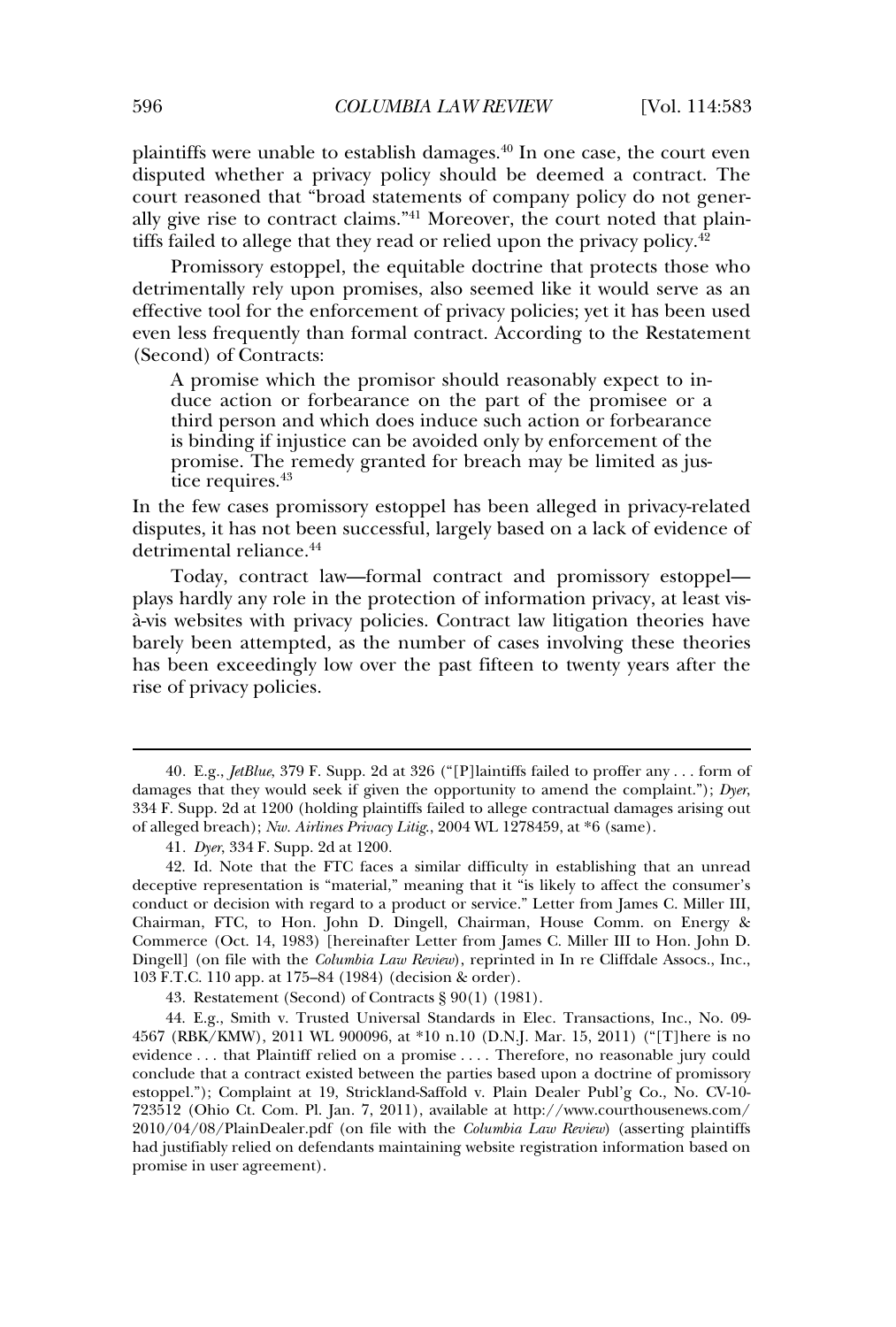plaintiffs were unable to establish damages.[40] In one case, the court even disputed whether a privacy policy should be deemed a contract. The court reasoned that "broad statements of company policy do not generally give rise to contract claims."[41] Moreover, the court noted that plaintiffs failed to allege that they read or relied upon the privacy policy.[42]

Promissory estoppel, the equitable doctrine that protects those who detrimentally rely upon promises, also seemed like it would serve as an effective tool for the enforcement of privacy policies; yet it has been used even less frequently than formal contract. According to the Restatement (Second) of Contracts:

> A promise which the promisor should reasonably expect to induce action or forbearance on the part of the promisee or a third person and which does induce such action or forbearance is binding if injustice can be avoided only by enforcement of the promise. The remedy granted for breach may be limited as justice requires.[43]

In the few cases promissory estoppel has been alleged in privacy-related disputes, it has not been successful, largely based on a lack of evidence of detrimental reliance.[44]

Today, contract law—formal contract and promissory estoppel—plays hardly any role in the protection of information privacy, at least vis-à-vis websites with privacy policies. Contract law litigation theories have barely been attempted, as the number of cases involving these theories has been exceedingly low over the past fifteen to twenty years after the rise of privacy policies.

---

40. E.g., *JetBlue*, 379 F. Supp. 2d at 326 ("[P]laintiffs failed to proffer any . . . form of damages that they would seek if given the opportunity to amend the complaint."); *Dyer*, 334 F. Supp. 2d at 1200 (holding plaintiffs failed to allege contractual damages arising out of alleged breach); *Nw. Airlines Privacy Litig.*, 2004 WL 1278459, at *6 (same).

41. *Dyer*, 334 F. Supp. 2d at 1200.

42. Id. Note that the FTC faces a similar difficulty in establishing that an unread deceptive representation is "material," meaning that it "is likely to affect the consumer's conduct or decision with regard to a product or service." Letter from James C. Miller III, Chairman, FTC, to Hon. John D. Dingell, Chairman, House Comm. on Energy & Commerce (Oct. 14, 1983) [hereinafter Letter from James C. Miller III to Hon. John D. Dingell] (on file with the *Columbia Law Review*), reprinted in In re Cliffdale Assocs., Inc., 103 F.T.C. 110 app. at 175–84 (1984) (decision & order).

43. Restatement (Second) of Contracts § 90(1) (1981).

44. E.g., Smith v. Trusted Universal Standards in Elec. Transactions, Inc., No. 09-4567 (RBK/KMW), 2011 WL 900096, at *10 n.10 (D.N.J. Mar. 15, 2011) ("[T]here is no evidence . . . that Plaintiff relied on a promise . . . . Therefore, no reasonable jury could conclude that a contract existed between the parties based upon a doctrine of promissory estoppel."); Complaint at 19, Strickland-Saffold v. Plain Dealer Publ'g Co., No. CV-10-723512 (Ohio Ct. Com. Pl. Jan. 7, 2011), available at http://www.courthousenews.com/2010/04/08/PlainDealer.pdf (on file with the *Columbia Law Review*) (asserting plaintiffs had justifiably relied on defendants maintaining website registration information based on promise in user agreement).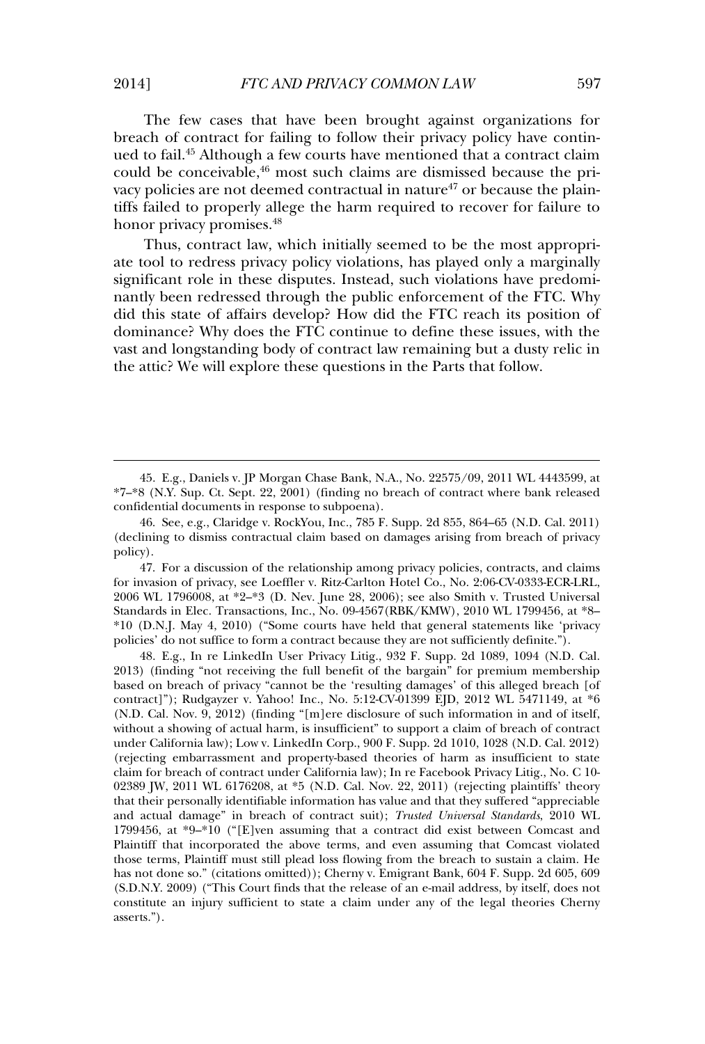The few cases that have been brought against organizations for breach of contract for failing to follow their privacy policy have continued to fail.[45] Although a few courts have mentioned that a contract claim could be conceivable,[46] most such claims are dismissed because the privacy policies are not deemed contractual in nature[47] or because the plaintiffs failed to properly allege the harm required to recover for failure to honor privacy promises.[48]

Thus, contract law, which initially seemed to be the most appropriate tool to redress privacy policy violations, has played only a marginally significant role in these disputes. Instead, such violations have predominantly been redressed through the public enforcement of the FTC. Why did this state of affairs develop? How did the FTC reach its position of dominance? Why does the FTC continue to define these issues, with the vast and longstanding body of contract law remaining but a dusty relic in the attic? We will explore these questions in the Parts that follow.

---

45. E.g., Daniels v. JP Morgan Chase Bank, N.A., No. 22575/09, 2011 WL 4443599, at *7–*8 (N.Y. Sup. Ct. Sept. 22, 2001) (finding no breach of contract where bank released confidential documents in response to subpoena).

46. See, e.g., Claridge v. RockYou, Inc., 785 F. Supp. 2d 855, 864–65 (N.D. Cal. 2011) (declining to dismiss contractual claim based on damages arising from breach of privacy policy).

47. For a discussion of the relationship among privacy policies, contracts, and claims for invasion of privacy, see Loeffler v. Ritz-Carlton Hotel Co., No. 2:06-CV-0333-ECR-LRL, 2006 WL 1796008, at *2–*3 (D. Nev. June 28, 2006); see also Smith v. Trusted Universal Standards in Elec. Transactions, Inc., No. 09-4567(RBK/KMW), 2010 WL 1799456, at *8–*10 (D.N.J. May 4, 2010) ("Some courts have held that general statements like 'privacy policies' do not suffice to form a contract because they are not sufficiently definite.").

48. E.g., In re LinkedIn User Privacy Litig., 932 F. Supp. 2d 1089, 1094 (N.D. Cal. 2013) (finding "not receiving the full benefit of the bargain" for premium membership based on breach of privacy "cannot be the 'resulting damages' of this alleged breach [of contract]"); Rudgayzer v. Yahoo! Inc., No. 5:12-CV-01399 EJD, 2012 WL 5471149, at *6 (N.D. Cal. Nov. 9, 2012) (finding "[m]ere disclosure of such information in and of itself, without a showing of actual harm, is insufficient" to support a claim of breach of contract under California law); Low v. LinkedIn Corp., 900 F. Supp. 2d 1010, 1028 (N.D. Cal. 2012) (rejecting embarrassment and property-based theories of harm as insufficient to state claim for breach of contract under California law); In re Facebook Privacy Litig., No. C 10-02389 JW, 2011 WL 6176208, at *5 (N.D. Cal. Nov. 22, 2011) (rejecting plaintiffs' theory that their personally identifiable information has value and that they suffered "appreciable and actual damage" in breach of contract suit); *Trusted Universal Standards*, 2010 WL 1799456, at *9–*10 ("[E]ven assuming that a contract did exist between Comcast and Plaintiff that incorporated the above terms, and even assuming that Comcast violated those terms, Plaintiff must still plead loss flowing from the breach to sustain a claim. He has not done so." (citations omitted)); Cherny v. Emigrant Bank, 604 F. Supp. 2d 605, 609 (S.D.N.Y. 2009) ("This Court finds that the release of an e-mail address, by itself, does not constitute an injury sufficient to state a claim under any of the legal theories Cherny asserts.").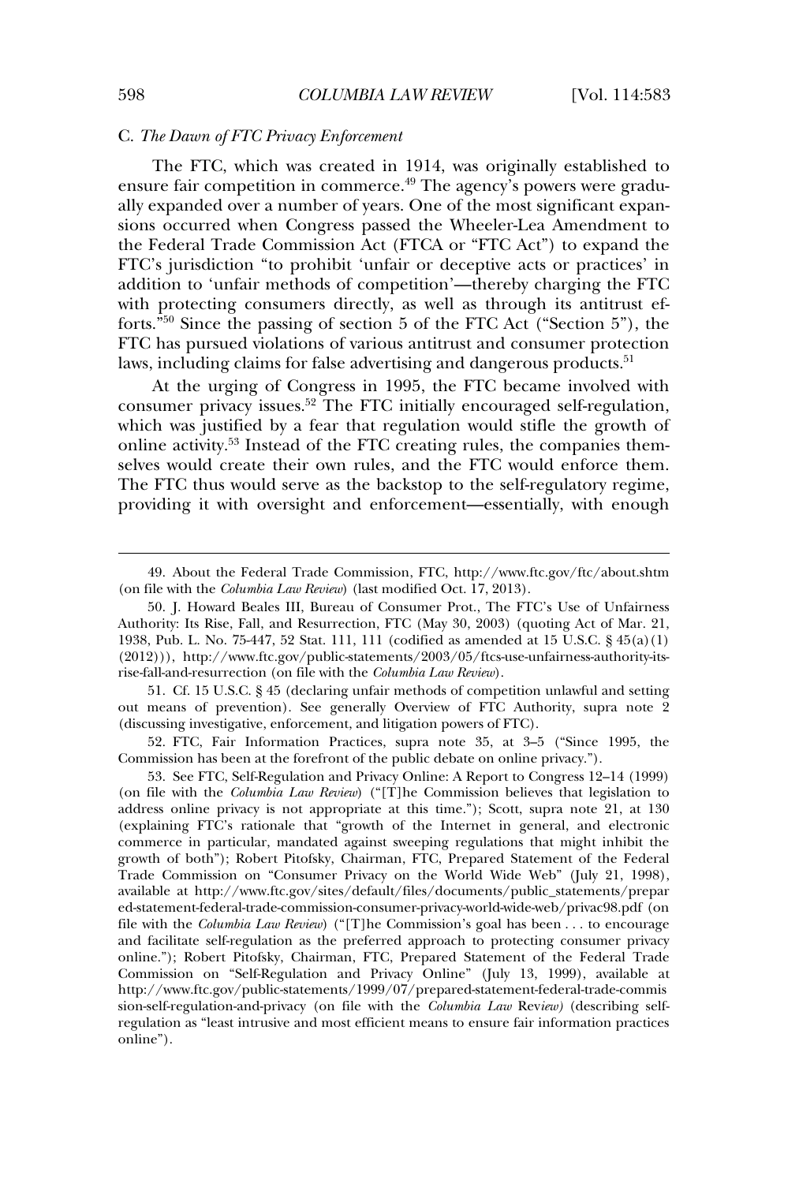### C. *The Dawn of FTC Privacy Enforcement*

The FTC, which was created in 1914, was originally established to ensure fair competition in commerce.[49] The agency's powers were gradually expanded over a number of years. One of the most significant expansions occurred when Congress passed the Wheeler-Lea Amendment to the Federal Trade Commission Act (FTCA or "FTC Act") to expand the FTC's jurisdiction "to prohibit 'unfair or deceptive acts or practices' in addition to 'unfair methods of competition'—thereby charging the FTC with protecting consumers directly, as well as through its antitrust efforts."[50] Since the passing of section 5 of the FTC Act ("Section 5"), the FTC has pursued violations of various antitrust and consumer protection laws, including claims for false advertising and dangerous products.[51]

At the urging of Congress in 1995, the FTC became involved with consumer privacy issues.[52] The FTC initially encouraged self-regulation, which was justified by a fear that regulation would stifle the growth of online activity.[53] Instead of the FTC creating rules, the companies themselves would create their own rules, and the FTC would enforce them. The FTC thus would serve as the backstop to the self-regulatory regime, providing it with oversight and enforcement—essentially, with enough

---

49. About the Federal Trade Commission, FTC, http://www.ftc.gov/ftc/about.shtm (on file with the *Columbia Law Review*) (last modified Oct. 17, 2013).

50. J. Howard Beales III, Bureau of Consumer Prot., The FTC's Use of Unfairness Authority: Its Rise, Fall, and Resurrection, FTC (May 30, 2003) (quoting Act of Mar. 21, 1938, Pub. L. No. 75-447, 52 Stat. 111, 111 (codified as amended at 15 U.S.C. § 45(a)(1) (2012))), http://www.ftc.gov/public-statements/2003/05/ftcs-use-unfairness-authority-its-rise-fall-and-resurrection (on file with the *Columbia Law Review*).

51. Cf. 15 U.S.C. § 45 (declaring unfair methods of competition unlawful and setting out means of prevention). See generally Overview of FTC Authority, supra note 2 (discussing investigative, enforcement, and litigation powers of FTC).

52. FTC, Fair Information Practices, supra note 35, at 3–5 ("Since 1995, the Commission has been at the forefront of the public debate on online privacy.").

53. See FTC, Self-Regulation and Privacy Online: A Report to Congress 12–14 (1999) (on file with the *Columbia Law Review*) ("[T]he Commission believes that legislation to address online privacy is not appropriate at this time."); Scott, supra note 21, at 130 (explaining FTC's rationale that "growth of the Internet in general, and electronic commerce in particular, mandated against sweeping regulations that might inhibit the growth of both"); Robert Pitofsky, Chairman, FTC, Prepared Statement of the Federal Trade Commission on "Consumer Privacy on the World Wide Web" (July 21, 1998), available at http://www.ftc.gov/sites/default/files/documents/public_statements/prepared-statement-federal-trade-commission-consumer-privacy-world-wide-web/privac98.pdf (on file with the *Columbia Law Review*) ("[T]he Commission's goal has been . . . to encourage and facilitate self-regulation as the preferred approach to protecting consumer privacy online."); Robert Pitofsky, Chairman, FTC, Prepared Statement of the Federal Trade Commission on "Self-Regulation and Privacy Online" (July 13, 1999), available at http://www.ftc.gov/public-statements/1999/07/prepared-statement-federal-trade-commission-self-regulation-and-privacy (on file with the *Columbia Law Review*) (describing self-regulation as "least intrusive and most efficient means to ensure fair information practices online").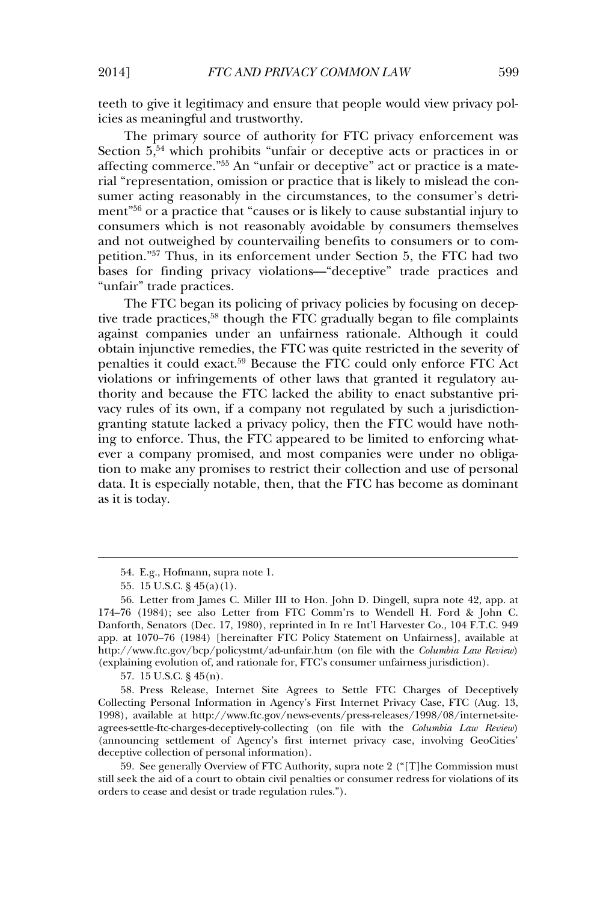teeth to give it legitimacy and ensure that people would view privacy policies as meaningful and trustworthy.

The primary source of authority for FTC privacy enforcement was Section 5,[54] which prohibits "unfair or deceptive acts or practices in or affecting commerce."[55] An "unfair or deceptive" act or practice is a material "representation, omission or practice that is likely to mislead the consumer acting reasonably in the circumstances, to the consumer's detriment"[56] or a practice that "causes or is likely to cause substantial injury to consumers which is not reasonably avoidable by consumers themselves and not outweighed by countervailing benefits to consumers or to competition."[57] Thus, in its enforcement under Section 5, the FTC had two bases for finding privacy violations—"deceptive" trade practices and "unfair" trade practices.

The FTC began its policing of privacy policies by focusing on deceptive trade practices,[58] though the FTC gradually began to file complaints against companies under an unfairness rationale. Although it could obtain injunctive remedies, the FTC was quite restricted in the severity of penalties it could exact.[59] Because the FTC could only enforce FTC Act violations or infringements of other laws that granted it regulatory authority and because the FTC lacked the ability to enact substantive privacy rules of its own, if a company not regulated by such a jurisdiction-granting statute lacked a privacy policy, then the FTC would have nothing to enforce. Thus, the FTC appeared to be limited to enforcing whatever a company promised, and most companies were under no obligation to make any promises to restrict their collection and use of personal data. It is especially notable, then, that the FTC has become as dominant as it is today.

---

54. E.g., Hofmann, supra note 1.

55. 15 U.S.C. § 45(a)(1).

56. Letter from James C. Miller III to Hon. John D. Dingell, supra note 42, app. at 174–76 (1984); see also Letter from FTC Comm'rs to Wendell H. Ford & John C. Danforth, Senators (Dec. 17, 1980), reprinted in In re Int'l Harvester Co., 104 F.T.C. 949 app. at 1070–76 (1984) [hereinafter FTC Policy Statement on Unfairness], available at http://www.ftc.gov/bcp/policystmt/ad-unfair.htm (on file with the *Columbia Law Review*) (explaining evolution of, and rationale for, FTC's consumer unfairness jurisdiction).

57. 15 U.S.C. § 45(n).

58. Press Release, Internet Site Agrees to Settle FTC Charges of Deceptively Collecting Personal Information in Agency's First Internet Privacy Case, FTC (Aug. 13, 1998), available at http://www.ftc.gov/news-events/press-releases/1998/08/internet-site-agrees-settle-ftc-charges-deceptively-collecting (on file with the *Columbia Law Review*) (announcing settlement of Agency's first internet privacy case, involving GeoCities' deceptive collection of personal information).

59. See generally Overview of FTC Authority, supra note 2 ("[T]he Commission must still seek the aid of a court to obtain civil penalties or consumer redress for violations of its orders to cease and desist or trade regulation rules.").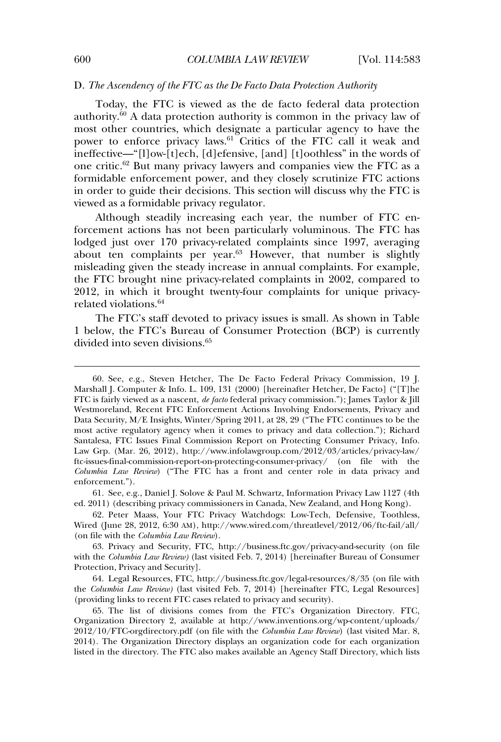## D. *The Ascendency of the FTC as the De Facto Data Protection Authority*

Today, the FTC is viewed as the de facto federal data protection authority.[60] A data protection authority is common in the privacy law of most other countries, which designate a particular agency to have the power to enforce privacy laws.[61] Critics of the FTC call it weak and ineffective—"[l]ow-[t]ech, [d]efensive, [and] [t]oothless" in the words of one critic.[62] But many privacy lawyers and companies view the FTC as a formidable enforcement power, and they closely scrutinize FTC actions in order to guide their decisions. This section will discuss why the FTC is viewed as a formidable privacy regulator.

Although steadily increasing each year, the number of FTC enforcement actions has not been particularly voluminous. The FTC has lodged just over 170 privacy-related complaints since 1997, averaging about ten complaints per year.[63] However, that number is slightly misleading given the steady increase in annual complaints. For example, the FTC brought nine privacy-related complaints in 2002, compared to 2012, in which it brought twenty-four complaints for unique privacy-related violations.[64]

The FTC's staff devoted to privacy issues is small. As shown in Table 1 below, the FTC's Bureau of Consumer Protection (BCP) is currently divided into seven divisions.[65]

---

60. See, e.g., Steven Hetcher, The De Facto Federal Privacy Commission, 19 J. Marshall J. Computer & Info. L. 109, 131 (2000) [hereinafter Hetcher, De Facto] ("[T]he FTC is fairly viewed as a nascent, *de facto* federal privacy commission."); James Taylor & Jill Westmoreland, Recent FTC Enforcement Actions Involving Endorsements, Privacy and Data Security, M/E Insights, Winter/Spring 2011, at 28, 29 ("The FTC continues to be the most active regulatory agency when it comes to privacy and data collection."); Richard Santalesa, FTC Issues Final Commission Report on Protecting Consumer Privacy, Info. Law Grp. (Mar. 26, 2012), http://www.infolawgroup.com/2012/03/articles/privacy-law/ftc-issues-final-commission-report-on-protecting-consumer-privacy/ (on file with the *Columbia Law Review*) ("The FTC has a front and center role in data privacy and enforcement.").

61. See, e.g., Daniel J. Solove & Paul M. Schwartz, Information Privacy Law 1127 (4th ed. 2011) (describing privacy commissioners in Canada, New Zealand, and Hong Kong).

62. Peter Maass, Your FTC Privacy Watchdogs: Low-Tech, Defensive, Toothless, Wired (June 28, 2012, 6:30 AM), http://www.wired.com/threatlevel/2012/06/ftc-fail/all/ (on file with the *Columbia Law Review*).

63. Privacy and Security, FTC, http://business.ftc.gov/privacy-and-security (on file with the *Columbia Law Review)* (last visited Feb. 7, 2014) [hereinafter Bureau of Consumer Protection, Privacy and Security].

64. Legal Resources, FTC, http://business.ftc.gov/legal-resources/8/35 (on file with the *Columbia Law Review)* (last visited Feb. 7, 2014) [hereinafter FTC, Legal Resources] (providing links to recent FTC cases related to privacy and security).

65. The list of divisions comes from the FTC's Organization Directory. FTC, Organization Directory 2, available at http://www.inventions.org/wp-content/uploads/2012/10/FTC-orgdirectory.pdf (on file with the *Columbia Law Review*) (last visited Mar. 8, 2014). The Organization Directory displays an organization code for each organization listed in the directory. The FTC also makes available an Agency Staff Directory, which lists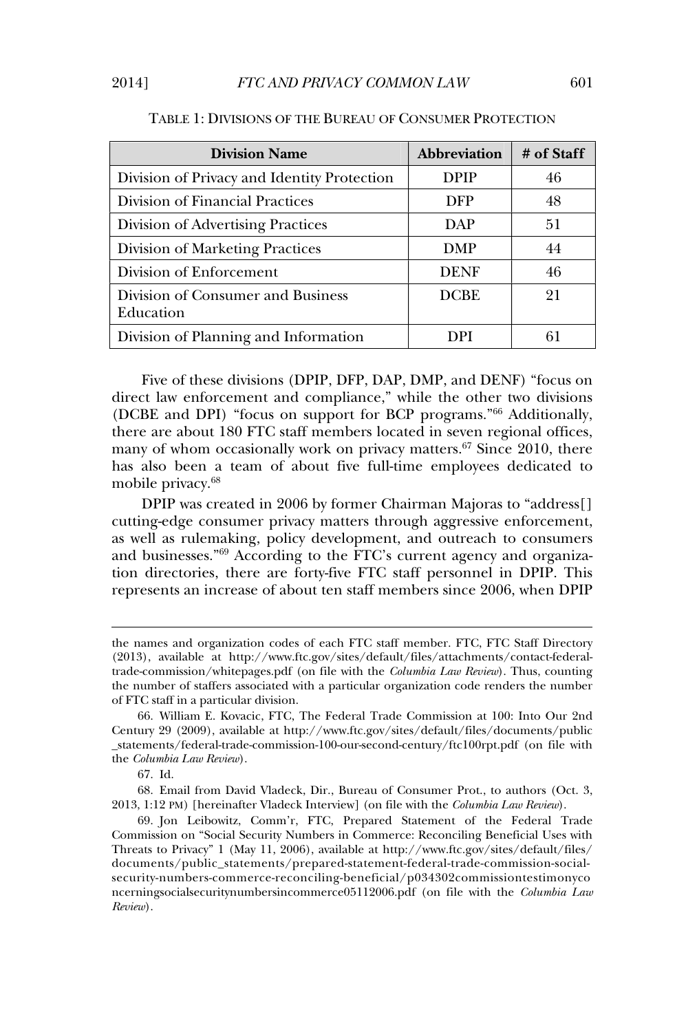TABLE 1: DIVISIONS OF THE BUREAU OF CONSUMER PROTECTION

| Division Name | Abbreviation | # of Staff |
|---|---|---|
| Division of Privacy and Identity Protection | DPIP | 46 |
| Division of Financial Practices | DFP | 48 |
| Division of Advertising Practices | DAP | 51 |
| Division of Marketing Practices | DMP | 44 |
| Division of Enforcement | DENF | 46 |
| Division of Consumer and Business Education | DCBE | 21 |
| Division of Planning and Information | DPI | 61 |

Five of these divisions (DPIP, DFP, DAP, DMP, and DENF) "focus on direct law enforcement and compliance," while the other two divisions (DCBE and DPI) "focus on support for BCP programs."[66] Additionally, there are about 180 FTC staff members located in seven regional offices, many of whom occasionally work on privacy matters.[67] Since 2010, there has also been a team of about five full-time employees dedicated to mobile privacy.[68]

DPIP was created in 2006 by former Chairman Majoras to "address[] cutting-edge consumer privacy matters through aggressive enforcement, as well as rulemaking, policy development, and outreach to consumers and businesses."[69] According to the FTC's current agency and organization directories, there are forty-five FTC staff personnel in DPIP. This represents an increase of about ten staff members since 2006, when DPIP

---

the names and organization codes of each FTC staff member. FTC, FTC Staff Directory (2013), available at http://www.ftc.gov/sites/default/files/attachments/contact-federal-trade-commission/whitepages.pdf (on file with the *Columbia Law Review*). Thus, counting the number of staffers associated with a particular organization code renders the number of FTC staff in a particular division.

66. William E. Kovacic, FTC, The Federal Trade Commission at 100: Into Our 2nd Century 29 (2009), available at http://www.ftc.gov/sites/default/files/documents/public_statements/federal-trade-commission-100-our-second-century/ftc100rpt.pdf (on file with the *Columbia Law Review*).

67. Id.

68. Email from David Vladeck, Dir., Bureau of Consumer Prot., to authors (Oct. 3, 2013, 1:12 PM) [hereinafter Vladeck Interview] (on file with the *Columbia Law Review*).

69. Jon Leibowitz, Comm'r, FTC, Prepared Statement of the Federal Trade Commission on "Social Security Numbers in Commerce: Reconciling Beneficial Uses with Threats to Privacy" 1 (May 11, 2006), available at http://www.ftc.gov/sites/default/files/documents/public_statements/prepared-statement-federal-trade-commission-social-security-numbers-commerce-reconciling-beneficial/p034302commissiontestimonyconcerningsocialsecuritynumbersincommerce05112006.pdf (on file with the *Columbia Law Review*).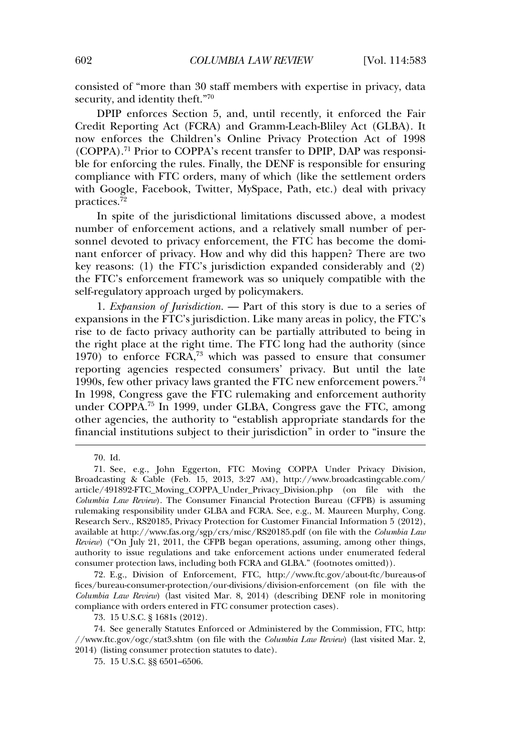consisted of "more than 30 staff members with expertise in privacy, data security, and identity theft."[70]

DPIP enforces Section 5, and, until recently, it enforced the Fair Credit Reporting Act (FCRA) and Gramm-Leach-Bliley Act (GLBA). It now enforces the Children's Online Privacy Protection Act of 1998 (COPPA).[71] Prior to COPPA's recent transfer to DPIP, DAP was responsible for enforcing the rules. Finally, the DENF is responsible for ensuring compliance with FTC orders, many of which (like the settlement orders with Google, Facebook, Twitter, MySpace, Path, etc.) deal with privacy practices.[72]

In spite of the jurisdictional limitations discussed above, a modest number of enforcement actions, and a relatively small number of personnel devoted to privacy enforcement, the FTC has become the dominant enforcer of privacy. How and why did this happen? There are two key reasons: (1) the FTC's jurisdiction expanded considerably and (2) the FTC's enforcement framework was so uniquely compatible with the self-regulatory approach urged by policymakers.

1. *Expansion of Jurisdiction.* — Part of this story is due to a series of expansions in the FTC's jurisdiction. Like many areas in policy, the FTC's rise to de facto privacy authority can be partially attributed to being in the right place at the right time. The FTC long had the authority (since 1970) to enforce FCRA,[73] which was passed to ensure that consumer reporting agencies respected consumers' privacy. But until the late 1990s, few other privacy laws granted the FTC new enforcement powers.[74] In 1998, Congress gave the FTC rulemaking and enforcement authority under COPPA.[75] In 1999, under GLBA, Congress gave the FTC, among other agencies, the authority to "establish appropriate standards for the financial institutions subject to their jurisdiction" in order to "insure the

---

70. Id.

71. See, e.g., John Eggerton, FTC Moving COPPA Under Privacy Division, Broadcasting & Cable (Feb. 15, 2013, 3:27 AM), http://www.broadcastingcable.com/article/491892-FTC_Moving_COPPA_Under_Privacy_Division.php (on file with the *Columbia Law Review*). The Consumer Financial Protection Bureau (CFPB) is assuming rulemaking responsibility under GLBA and FCRA. See, e.g., M. Maureen Murphy, Cong. Research Serv., RS20185, Privacy Protection for Customer Financial Information 5 (2012), available at http://www.fas.org/sgp/crs/misc/RS20185.pdf (on file with the *Columbia Law Review*) ("On July 21, 2011, the CFPB began operations, assuming, among other things, authority to issue regulations and take enforcement actions under enumerated federal consumer protection laws, including both FCRA and GLBA." (footnotes omitted)).

72. E.g., Division of Enforcement, FTC, http://www.ftc.gov/about-ftc/bureaus-offices/bureau-consumer-protection/our-divisions/division-enforcement (on file with the *Columbia Law Review*) (last visited Mar. 8, 2014) (describing DENF role in monitoring compliance with orders entered in FTC consumer protection cases).

73. 15 U.S.C. § 1681s (2012).

74. See generally Statutes Enforced or Administered by the Commission, FTC, http://www.ftc.gov/ogc/stat3.shtm (on file with the *Columbia Law Review*) (last visited Mar. 2, 2014) (listing consumer protection statutes to date).

75. 15 U.S.C. §§ 6501–6506.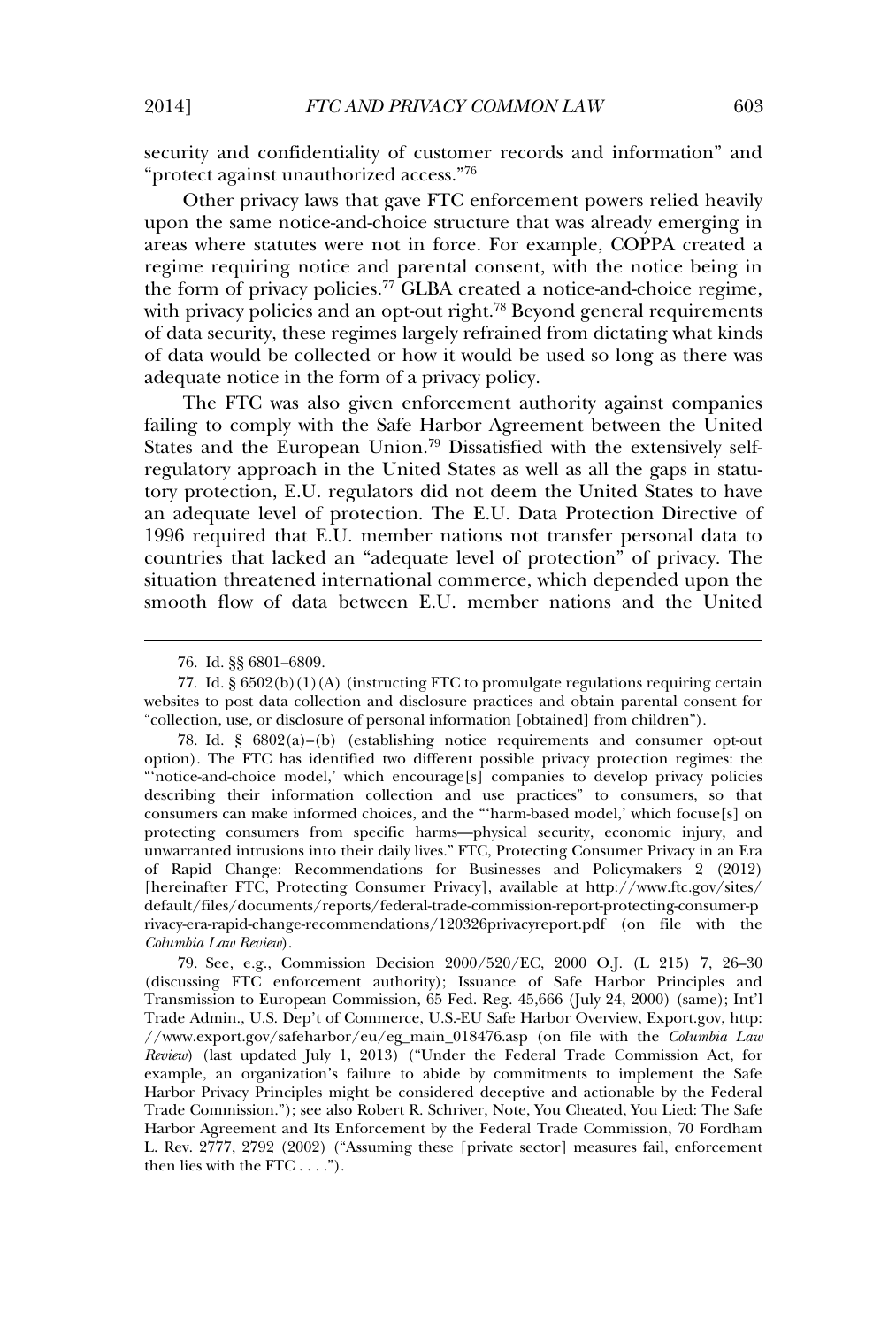security and confidentiality of customer records and information" and "protect against unauthorized access."[76]

Other privacy laws that gave FTC enforcement powers relied heavily upon the same notice-and-choice structure that was already emerging in areas where statutes were not in force. For example, COPPA created a regime requiring notice and parental consent, with the notice being in the form of privacy policies.[77] GLBA created a notice-and-choice regime, with privacy policies and an opt-out right.[78] Beyond general requirements of data security, these regimes largely refrained from dictating what kinds of data would be collected or how it would be used so long as there was adequate notice in the form of a privacy policy.

The FTC was also given enforcement authority against companies failing to comply with the Safe Harbor Agreement between the United States and the European Union.[79] Dissatisfied with the extensively self-regulatory approach in the United States as well as all the gaps in statutory protection, E.U. regulators did not deem the United States to have an adequate level of protection. The E.U. Data Protection Directive of 1996 required that E.U. member nations not transfer personal data to countries that lacked an "adequate level of protection" of privacy. The situation threatened international commerce, which depended upon the smooth flow of data between E.U. member nations and the United

---

76. Id. §§ 6801–6809.

77. Id. § 6502(b)(1)(A) (instructing FTC to promulgate regulations requiring certain websites to post data collection and disclosure practices and obtain parental consent for "collection, use, or disclosure of personal information [obtained] from children").

78. Id. § 6802(a)–(b) (establishing notice requirements and consumer opt-out option). The FTC has identified two different possible privacy protection regimes: the "'notice-and-choice model,' which encourage[s] companies to develop privacy policies describing their information collection and use practices" to consumers, so that consumers can make informed choices, and the "'harm-based model,' which focuse[s] on protecting consumers from specific harms—physical security, economic injury, and unwarranted intrusions into their daily lives." FTC, Protecting Consumer Privacy in an Era of Rapid Change: Recommendations for Businesses and Policymakers 2 (2012) [hereinafter FTC, Protecting Consumer Privacy], available at http://www.ftc.gov/sites/default/files/documents/reports/federal-trade-commission-report-protecting-consumer-privacy-era-rapid-change-recommendations/120326privacyreport.pdf (on file with the *Columbia Law Review*).

79. See, e.g., Commission Decision 2000/520/EC, 2000 O.J. (L 215) 7, 26–30 (discussing FTC enforcement authority); Issuance of Safe Harbor Principles and Transmission to European Commission, 65 Fed. Reg. 45,666 (July 24, 2000) (same); Int'l Trade Admin., U.S. Dep't of Commerce, U.S.-EU Safe Harbor Overview, Export.gov, http://www.export.gov/safeharbor/eu/eg_main_018476.asp (on file with the *Columbia Law Review*) (last updated July 1, 2013) ("Under the Federal Trade Commission Act, for example, an organization's failure to abide by commitments to implement the Safe Harbor Privacy Principles might be considered deceptive and actionable by the Federal Trade Commission."); see also Robert R. Schriver, Note, You Cheated, You Lied: The Safe Harbor Agreement and Its Enforcement by the Federal Trade Commission, 70 Fordham L. Rev. 2777, 2792 (2002) ("Assuming these [private sector] measures fail, enforcement then lies with the FTC . . . .").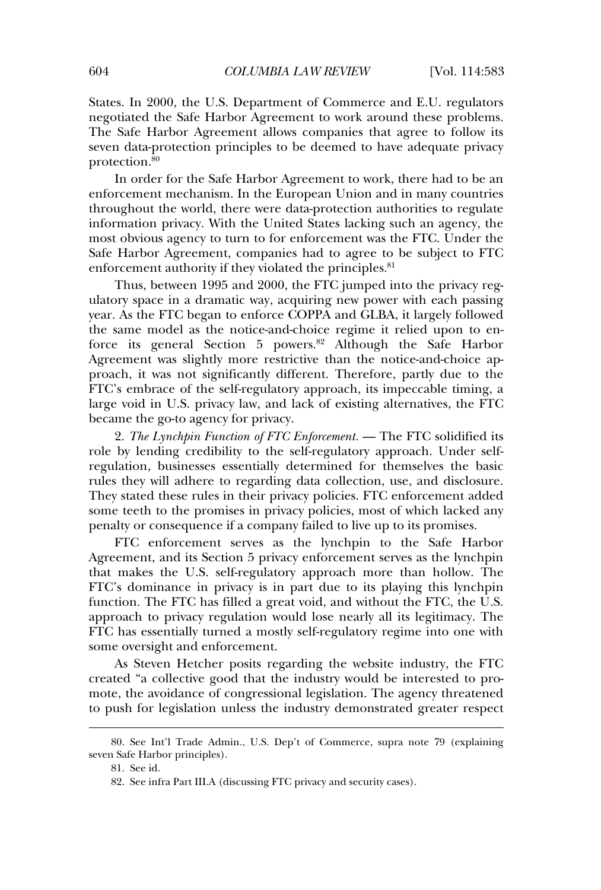States. In 2000, the U.S. Department of Commerce and E.U. regulators negotiated the Safe Harbor Agreement to work around these problems. The Safe Harbor Agreement allows companies that agree to follow its seven data-protection principles to be deemed to have adequate privacy protection.[80]

In order for the Safe Harbor Agreement to work, there had to be an enforcement mechanism. In the European Union and in many countries throughout the world, there were data-protection authorities to regulate information privacy. With the United States lacking such an agency, the most obvious agency to turn to for enforcement was the FTC. Under the Safe Harbor Agreement, companies had to agree to be subject to FTC enforcement authority if they violated the principles.[81]

Thus, between 1995 and 2000, the FTC jumped into the privacy regulatory space in a dramatic way, acquiring new power with each passing year. As the FTC began to enforce COPPA and GLBA, it largely followed the same model as the notice-and-choice regime it relied upon to enforce its general Section 5 powers.[82] Although the Safe Harbor Agreement was slightly more restrictive than the notice-and-choice approach, it was not significantly different. Therefore, partly due to the FTC's embrace of the self-regulatory approach, its impeccable timing, a large void in U.S. privacy law, and lack of existing alternatives, the FTC became the go-to agency for privacy.

2. *The Lynchpin Function of FTC Enforcement.* — The FTC solidified its role by lending credibility to the self-regulatory approach. Under self-regulation, businesses essentially determined for themselves the basic rules they will adhere to regarding data collection, use, and disclosure. They stated these rules in their privacy policies. FTC enforcement added some teeth to the promises in privacy policies, most of which lacked any penalty or consequence if a company failed to live up to its promises.

FTC enforcement serves as the lynchpin to the Safe Harbor Agreement, and its Section 5 privacy enforcement serves as the lynchpin that makes the U.S. self-regulatory approach more than hollow. The FTC's dominance in privacy is in part due to its playing this lynchpin function. The FTC has filled a great void, and without the FTC, the U.S. approach to privacy regulation would lose nearly all its legitimacy. The FTC has essentially turned a mostly self-regulatory regime into one with some oversight and enforcement.

As Steven Hetcher posits regarding the website industry, the FTC created "a collective good that the industry would be interested to promote, the avoidance of congressional legislation. The agency threatened to push for legislation unless the industry demonstrated greater respect

80. See Int'l Trade Admin., U.S. Dep't of Commerce, supra note 79 (explaining seven Safe Harbor principles).

81. See id.

82. See infra Part III.A (discussing FTC privacy and security cases).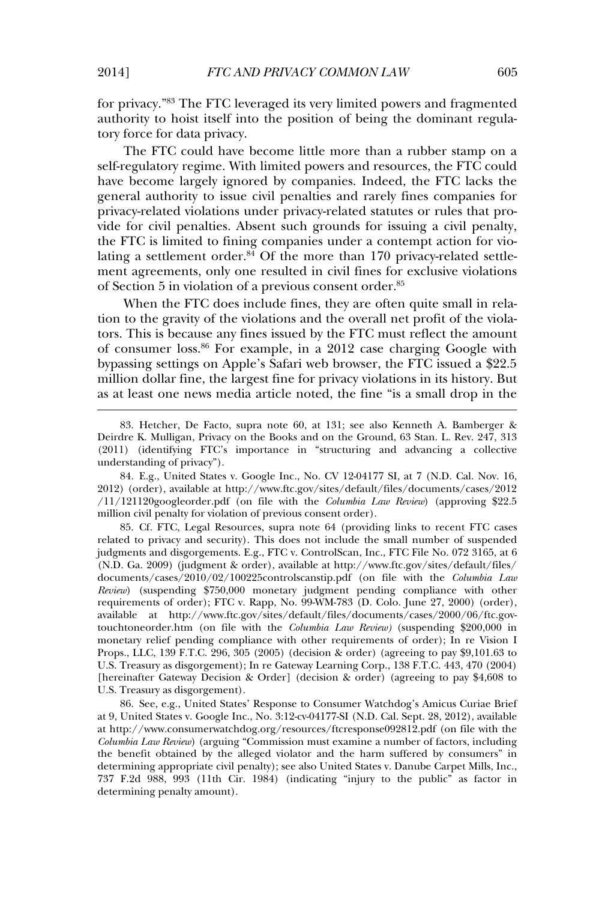for privacy."[83] The FTC leveraged its very limited powers and fragmented authority to hoist itself into the position of being the dominant regulatory force for data privacy.

The FTC could have become little more than a rubber stamp on a self-regulatory regime. With limited powers and resources, the FTC could have become largely ignored by companies. Indeed, the FTC lacks the general authority to issue civil penalties and rarely fines companies for privacy-related violations under privacy-related statutes or rules that provide for civil penalties. Absent such grounds for issuing a civil penalty, the FTC is limited to fining companies under a contempt action for violating a settlement order.[84] Of the more than 170 privacy-related settlement agreements, only one resulted in civil fines for exclusive violations of Section 5 in violation of a previous consent order.[85]

When the FTC does include fines, they are often quite small in relation to the gravity of the violations and the overall net profit of the violators. This is because any fines issued by the FTC must reflect the amount of consumer loss.[86] For example, in a 2012 case charging Google with bypassing settings on Apple's Safari web browser, the FTC issued a $22.5 million dollar fine, the largest fine for privacy violations in its history. But as at least one news media article noted, the fine "is a small drop in the

---

83. Hetcher, De Facto, supra note 60, at 131; see also Kenneth A. Bamberger & Deirdre K. Mulligan, Privacy on the Books and on the Ground, 63 Stan. L. Rev. 247, 313 (2011) (identifying FTC's importance in "structuring and advancing a collective understanding of privacy").

84. E.g., United States v. Google Inc., No. CV 12-04177 SI, at 7 (N.D. Cal. Nov. 16, 2012) (order), available at http://www.ftc.gov/sites/default/files/documents/cases/2012/11/121120googleorder.pdf (on file with the *Columbia Law Review*) (approving $22.5 million civil penalty for violation of previous consent order).

85. Cf. FTC, Legal Resources, supra note 64 (providing links to recent FTC cases related to privacy and security). This does not include the small number of suspended judgments and disgorgements. E.g., FTC v. ControlScan, Inc., FTC File No. 072 3165, at 6 (N.D. Ga. 2009) (judgment & order), available at http://www.ftc.gov/sites/default/files/documents/cases/2010/02/100225controlscanstip.pdf (on file with the *Columbia Law Review*) (suspending $750,000 monetary judgment pending compliance with other requirements of order); FTC v. Rapp, No. 99-WM-783 (D. Colo. June 27, 2000) (order), available at http://www.ftc.gov/sites/default/files/documents/cases/2000/06/ftc.gov-touchtoneorder.htm (on file with the *Columbia Law Review)* (suspending $200,000 in monetary relief pending compliance with other requirements of order); In re Vision I Props., LLC, 139 F.T.C. 296, 305 (2005) (decision & order) (agreeing to pay $9,101.63 to U.S. Treasury as disgorgement); In re Gateway Learning Corp., 138 F.T.C. 443, 470 (2004) [hereinafter Gateway Decision & Order] (decision & order) (agreeing to pay $4,608 to U.S. Treasury as disgorgement).

86. See, e.g., United States' Response to Consumer Watchdog's Amicus Curiae Brief at 9, United States v. Google Inc., No. 3:12-cv-04177-SI (N.D. Cal. Sept. 28, 2012), available at http://www.consumerwatchdog.org/resources/ftcresponse092812.pdf (on file with the *Columbia Law Review*) (arguing "Commission must examine a number of factors, including the benefit obtained by the alleged violator and the harm suffered by consumers" in determining appropriate civil penalty); see also United States v. Danube Carpet Mills, Inc., 737 F.2d 988, 993 (11th Cir. 1984) (indicating "injury to the public" as factor in determining penalty amount).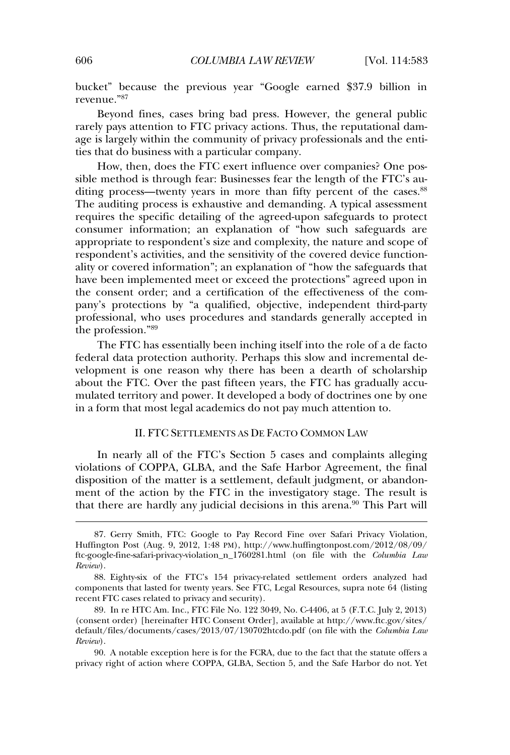bucket" because the previous year "Google earned $37.9 billion in revenue."[87]

Beyond fines, cases bring bad press. However, the general public rarely pays attention to FTC privacy actions. Thus, the reputational damage is largely within the community of privacy professionals and the entities that do business with a particular company.

How, then, does the FTC exert influence over companies? One possible method is through fear: Businesses fear the length of the FTC's auditing process—twenty years in more than fifty percent of the cases.[88] The auditing process is exhaustive and demanding. A typical assessment requires the specific detailing of the agreed-upon safeguards to protect consumer information; an explanation of "how such safeguards are appropriate to respondent's size and complexity, the nature and scope of respondent's activities, and the sensitivity of the covered device functionality or covered information"; an explanation of "how the safeguards that have been implemented meet or exceed the protections" agreed upon in the consent order; and a certification of the effectiveness of the company's protections by "a qualified, objective, independent third-party professional, who uses procedures and standards generally accepted in the profession."[89]

The FTC has essentially been inching itself into the role of a de facto federal data protection authority. Perhaps this slow and incremental development is one reason why there has been a dearth of scholarship about the FTC. Over the past fifteen years, the FTC has gradually accumulated territory and power. It developed a body of doctrines one by one in a form that most legal academics do not pay much attention to.

## II. FTC SETTLEMENTS AS DE FACTO COMMON LAW

In nearly all of the FTC's Section 5 cases and complaints alleging violations of COPPA, GLBA, and the Safe Harbor Agreement, the final disposition of the matter is a settlement, default judgment, or abandonment of the action by the FTC in the investigatory stage. The result is that there are hardly any judicial decisions in this arena.[90] This Part will

---

87. Gerry Smith, FTC: Google to Pay Record Fine over Safari Privacy Violation, Huffington Post (Aug. 9, 2012, 1:48 PM), http://www.huffingtonpost.com/2012/08/09/ftc-google-fine-safari-privacy-violation_n_1760281.html (on file with the *Columbia Law Review*).

88. Eighty-six of the FTC's 154 privacy-related settlement orders analyzed had components that lasted for twenty years. See FTC, Legal Resources, supra note 64 (listing recent FTC cases related to privacy and security).

89. In re HTC Am. Inc., FTC File No. 122 3049, No. C-4406, at 5 (F.T.C. July 2, 2013) (consent order) [hereinafter HTC Consent Order], available at http://www.ftc.gov/sites/default/files/documents/cases/2013/07/130702htcdo.pdf (on file with the *Columbia Law Review*).

90. A notable exception here is for the FCRA, due to the fact that the statute offers a privacy right of action where COPPA, GLBA, Section 5, and the Safe Harbor do not. Yet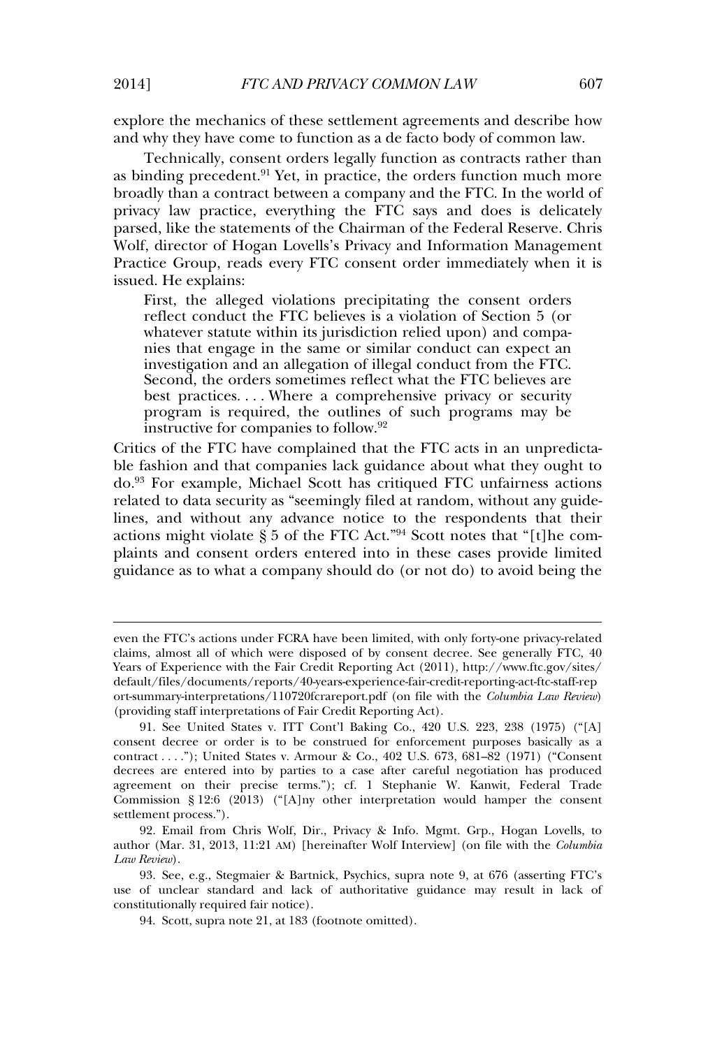explore the mechanics of these settlement agreements and describe how and why they have come to function as a de facto body of common law.

Technically, consent orders legally function as contracts rather than as binding precedent.[91] Yet, in practice, the orders function much more broadly than a contract between a company and the FTC. In the world of privacy law practice, everything the FTC says and does is delicately parsed, like the statements of the Chairman of the Federal Reserve. Chris Wolf, director of Hogan Lovells's Privacy and Information Management Practice Group, reads every FTC consent order immediately when it is issued. He explains:

> First, the alleged violations precipitating the consent orders reflect conduct the FTC believes is a violation of Section 5 (or whatever statute within its jurisdiction relied upon) and companies that engage in the same or similar conduct can expect an investigation and an allegation of illegal conduct from the FTC. Second, the orders sometimes reflect what the FTC believes are best practices. . . . Where a comprehensive privacy or security program is required, the outlines of such programs may be instructive for companies to follow.[92]

Critics of the FTC have complained that the FTC acts in an unpredictable fashion and that companies lack guidance about what they ought to do.[93] For example, Michael Scott has critiqued FTC unfairness actions related to data security as "seemingly filed at random, without any guidelines, and without any advance notice to the respondents that their actions might violate § 5 of the FTC Act."[94] Scott notes that "[t]he complaints and consent orders entered into in these cases provide limited guidance as to what a company should do (or not do) to avoid being the

---

even the FTC's actions under FCRA have been limited, with only forty-one privacy-related claims, almost all of which were disposed of by consent decree. See generally FTC, 40 Years of Experience with the Fair Credit Reporting Act (2011), http://www.ftc.gov/sites/default/files/documents/reports/40-years-experience-fair-credit-reporting-act-ftc-staff-report-summary-interpretations/110720fcrareport.pdf (on file with the *Columbia Law Review*) (providing staff interpretations of Fair Credit Reporting Act).

91. See United States v. ITT Cont'l Baking Co., 420 U.S. 223, 238 (1975) ("[A] consent decree or order is to be construed for enforcement purposes basically as a contract . . . ."); United States v. Armour & Co., 402 U.S. 673, 681–82 (1971) ("Consent decrees are entered into by parties to a case after careful negotiation has produced agreement on their precise terms."); cf. 1 Stephanie W. Kanwit, Federal Trade Commission § 12:6 (2013) ("[A]ny other interpretation would hamper the consent settlement process.").

92. Email from Chris Wolf, Dir., Privacy & Info. Mgmt. Grp., Hogan Lovells, to author (Mar. 31, 2013, 11:21 AM) [hereinafter Wolf Interview] (on file with the *Columbia Law Review*).

93. See, e.g., Stegmaier & Bartnick, Psychics, supra note 9, at 676 (asserting FTC's use of unclear standard and lack of authoritative guidance may result in lack of constitutionally required fair notice).

94. Scott, supra note 21, at 183 (footnote omitted).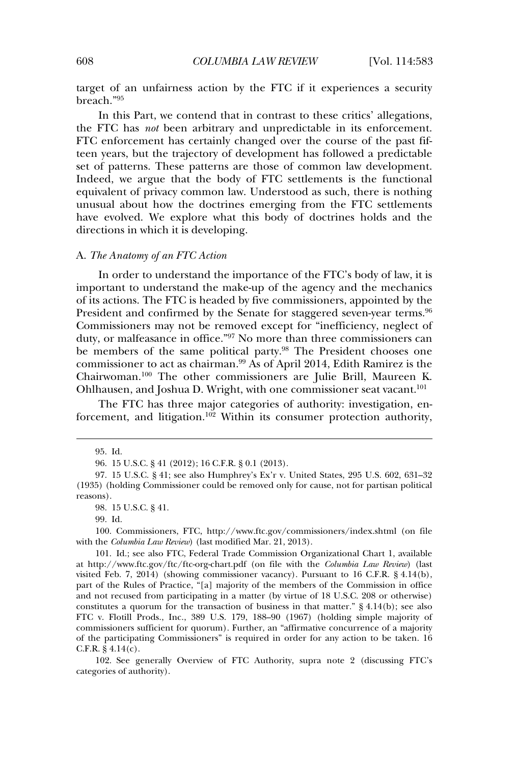target of an unfairness action by the FTC if it experiences a security breach."[95]

In this Part, we contend that in contrast to these critics' allegations, the FTC has *not* been arbitrary and unpredictable in its enforcement. FTC enforcement has certainly changed over the course of the past fifteen years, but the trajectory of development has followed a predictable set of patterns. These patterns are those of common law development. Indeed, we argue that the body of FTC settlements is the functional equivalent of privacy common law. Understood as such, there is nothing unusual about how the doctrines emerging from the FTC settlements have evolved. We explore what this body of doctrines holds and the directions in which it is developing.

### A. *The Anatomy of an FTC Action*

In order to understand the importance of the FTC's body of law, it is important to understand the make-up of the agency and the mechanics of its actions. The FTC is headed by five commissioners, appointed by the President and confirmed by the Senate for staggered seven-year terms.[96] Commissioners may not be removed except for "inefficiency, neglect of duty, or malfeasance in office."[97] No more than three commissioners can be members of the same political party.[98] The President chooses one commissioner to act as chairman.[99] As of April 2014, Edith Ramirez is the Chairwoman.[100] The other commissioners are Julie Brill, Maureen K. Ohlhausen, and Joshua D. Wright, with one commissioner seat vacant.[101]

The FTC has three major categories of authority: investigation, enforcement, and litigation.[102] Within its consumer protection authority,

---

95. Id.

96. 15 U.S.C. § 41 (2012); 16 C.F.R. § 0.1 (2013).

97. 15 U.S.C. § 41; see also Humphrey's Ex'r v. United States, 295 U.S. 602, 631–32 (1935) (holding Commissioner could be removed only for cause, not for partisan political reasons).

98. 15 U.S.C. § 41.

99. Id.

100. Commissioners, FTC, http://www.ftc.gov/commissioners/index.shtml (on file with the *Columbia Law Review*) (last modified Mar. 21, 2013).

101. Id.; see also FTC, Federal Trade Commission Organizational Chart 1, available at http://www.ftc.gov/ftc/ftc-org-chart.pdf (on file with the *Columbia Law Review*) (last visited Feb. 7, 2014) (showing commissioner vacancy). Pursuant to 16 C.F.R. § 4.14(b), part of the Rules of Practice, "[a] majority of the members of the Commission in office and not recused from participating in a matter (by virtue of 18 U.S.C. 208 or otherwise) constitutes a quorum for the transaction of business in that matter." § 4.14(b); see also FTC v. Flotill Prods., Inc., 389 U.S. 179, 188–90 (1967) (holding simple majority of commissioners sufficient for quorum). Further, an "affirmative concurrence of a majority of the participating Commissioners" is required in order for any action to be taken. 16 C.F.R. § 4.14(c).

102. See generally Overview of FTC Authority, supra note 2 (discussing FTC's categories of authority).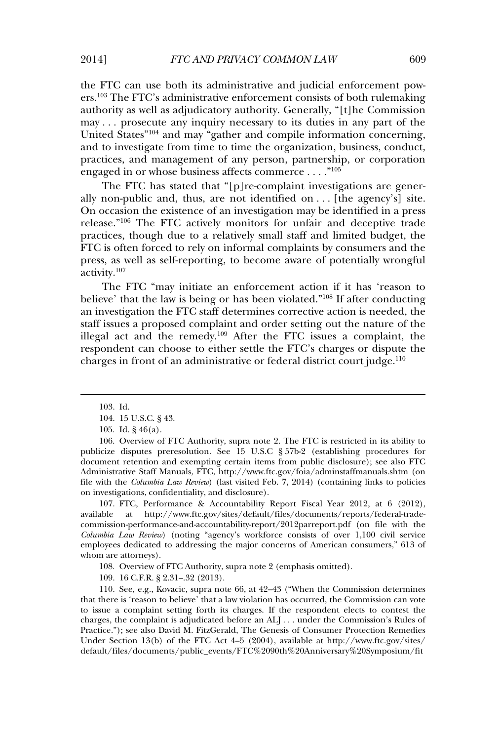the FTC can use both its administrative and judicial enforcement powers.[103] The FTC's administrative enforcement consists of both rulemaking authority as well as adjudicatory authority. Generally, "[t]he Commission may . . . prosecute any inquiry necessary to its duties in any part of the United States"[104] and may "gather and compile information concerning, and to investigate from time to time the organization, business, conduct, practices, and management of any person, partnership, or corporation engaged in or whose business affects commerce . . . ."[105]

The FTC has stated that "[p]re-complaint investigations are generally non-public and, thus, are not identified on . . . [the agency's] site. On occasion the existence of an investigation may be identified in a press release."[106] The FTC actively monitors for unfair and deceptive trade practices, though due to a relatively small staff and limited budget, the FTC is often forced to rely on informal complaints by consumers and the press, as well as self-reporting, to become aware of potentially wrongful activity.[107]

The FTC "may initiate an enforcement action if it has 'reason to believe' that the law is being or has been violated."[108] If after conducting an investigation the FTC staff determines corrective action is needed, the staff issues a proposed complaint and order setting out the nature of the illegal act and the remedy.[109] After the FTC issues a complaint, the respondent can choose to either settle the FTC's charges or dispute the charges in front of an administrative or federal district court judge.[110]

---

103. Id.

104. 15 U.S.C. § 43.

105. Id. § 46(a).

106. Overview of FTC Authority, supra note 2. The FTC is restricted in its ability to publicize disputes preresolution. See 15 U.S.C § 57b-2 (establishing procedures for document retention and exempting certain items from public disclosure); see also FTC Administrative Staff Manuals, FTC, http://www.ftc.gov/foia/adminstaffmanuals.shtm (on file with the *Columbia Law Review*) (last visited Feb. 7, 2014) (containing links to policies on investigations, confidentiality, and disclosure).

107. FTC, Performance & Accountability Report Fiscal Year 2012, at 6 (2012), available at http://www.ftc.gov/sites/default/files/documents/reports/federal-trade-commission-performance-and-accountability-report/2012parreport.pdf (on file with the *Columbia Law Review*) (noting "agency's workforce consists of over 1,100 civil service employees dedicated to addressing the major concerns of American consumers," 613 of whom are attorneys).

108. Overview of FTC Authority, supra note 2 (emphasis omitted).

109. 16 C.F.R. § 2.31–.32 (2013).

110. See, e.g., Kovacic, supra note 66, at 42–43 ("When the Commission determines that there is 'reason to believe' that a law violation has occurred, the Commission can vote to issue a complaint setting forth its charges. If the respondent elects to contest the charges, the complaint is adjudicated before an ALJ . . . under the Commission's Rules of Practice."); see also David M. FitzGerald, The Genesis of Consumer Protection Remedies Under Section 13(b) of the FTC Act 4–5 (2004), available at http://www.ftc.gov/sites/default/files/documents/public_events/FTC%2090th%20Anniversary%20Symposium/fit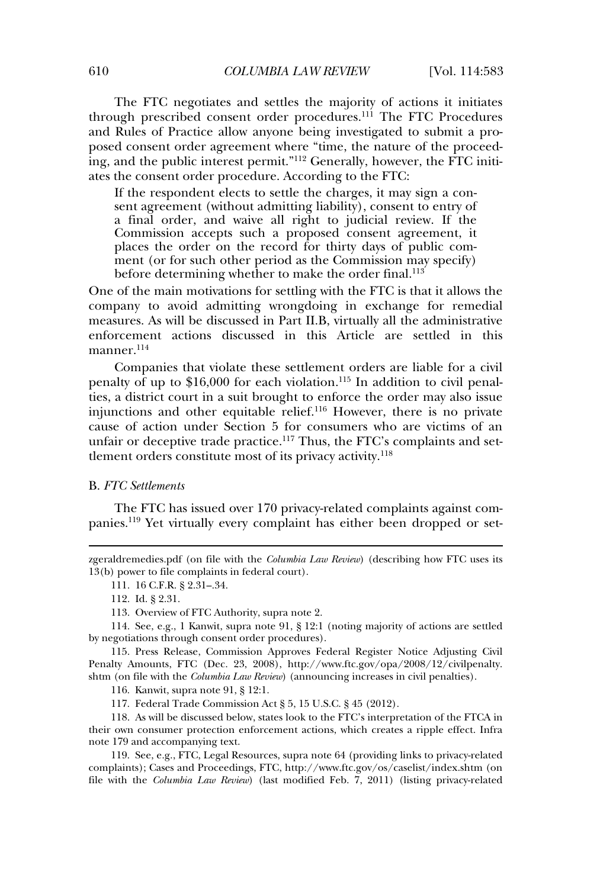The FTC negotiates and settles the majority of actions it initiates through prescribed consent order procedures.[111] The FTC Procedures and Rules of Practice allow anyone being investigated to submit a proposed consent order agreement where "time, the nature of the proceeding, and the public interest permit."[112] Generally, however, the FTC initiates the consent order procedure. According to the FTC:

> If the respondent elects to settle the charges, it may sign a consent agreement (without admitting liability), consent to entry of a final order, and waive all right to judicial review. If the Commission accepts such a proposed consent agreement, it places the order on the record for thirty days of public comment (or for such other period as the Commission may specify) before determining whether to make the order final.[113]

One of the main motivations for settling with the FTC is that it allows the company to avoid admitting wrongdoing in exchange for remedial measures. As will be discussed in Part II.B, virtually all the administrative enforcement actions discussed in this Article are settled in this manner.[114]

Companies that violate these settlement orders are liable for a civil penalty of up to $16,000 for each violation.[115] In addition to civil penalties, a district court in a suit brought to enforce the order may also issue injunctions and other equitable relief.[116] However, there is no private cause of action under Section 5 for consumers who are victims of an unfair or deceptive trade practice.[117] Thus, the FTC's complaints and settlement orders constitute most of its privacy activity.[118]

### B. *FTC Settlements*

The FTC has issued over 170 privacy-related complaints against companies.[119] Yet virtually every complaint has either been dropped or set-

---

zgeraldremedies.pdf (on file with the *Columbia Law Review*) (describing how FTC uses its 13(b) power to file complaints in federal court).

111. 16 C.F.R. § 2.31–.34.

112. Id. § 2.31.

113. Overview of FTC Authority, supra note 2.

114. See, e.g., 1 Kanwit, supra note 91, § 12:1 (noting majority of actions are settled by negotiations through consent order procedures).

115. Press Release, Commission Approves Federal Register Notice Adjusting Civil Penalty Amounts, FTC (Dec. 23, 2008), http://www.ftc.gov/opa/2008/12/civilpenalty.shtm (on file with the *Columbia Law Review*) (announcing increases in civil penalties).

116. Kanwit, supra note 91, § 12:1.

117. Federal Trade Commission Act § 5, 15 U.S.C. § 45 (2012).

118. As will be discussed below, states look to the FTC's interpretation of the FTCA in their own consumer protection enforcement actions, which creates a ripple effect. Infra note 179 and accompanying text.

119. See, e.g., FTC, Legal Resources, supra note 64 (providing links to privacy-related complaints); Cases and Proceedings, FTC, http://www.ftc.gov/os/caselist/index.shtm (on file with the *Columbia Law Review*) (last modified Feb. 7, 2011) (listing privacy-related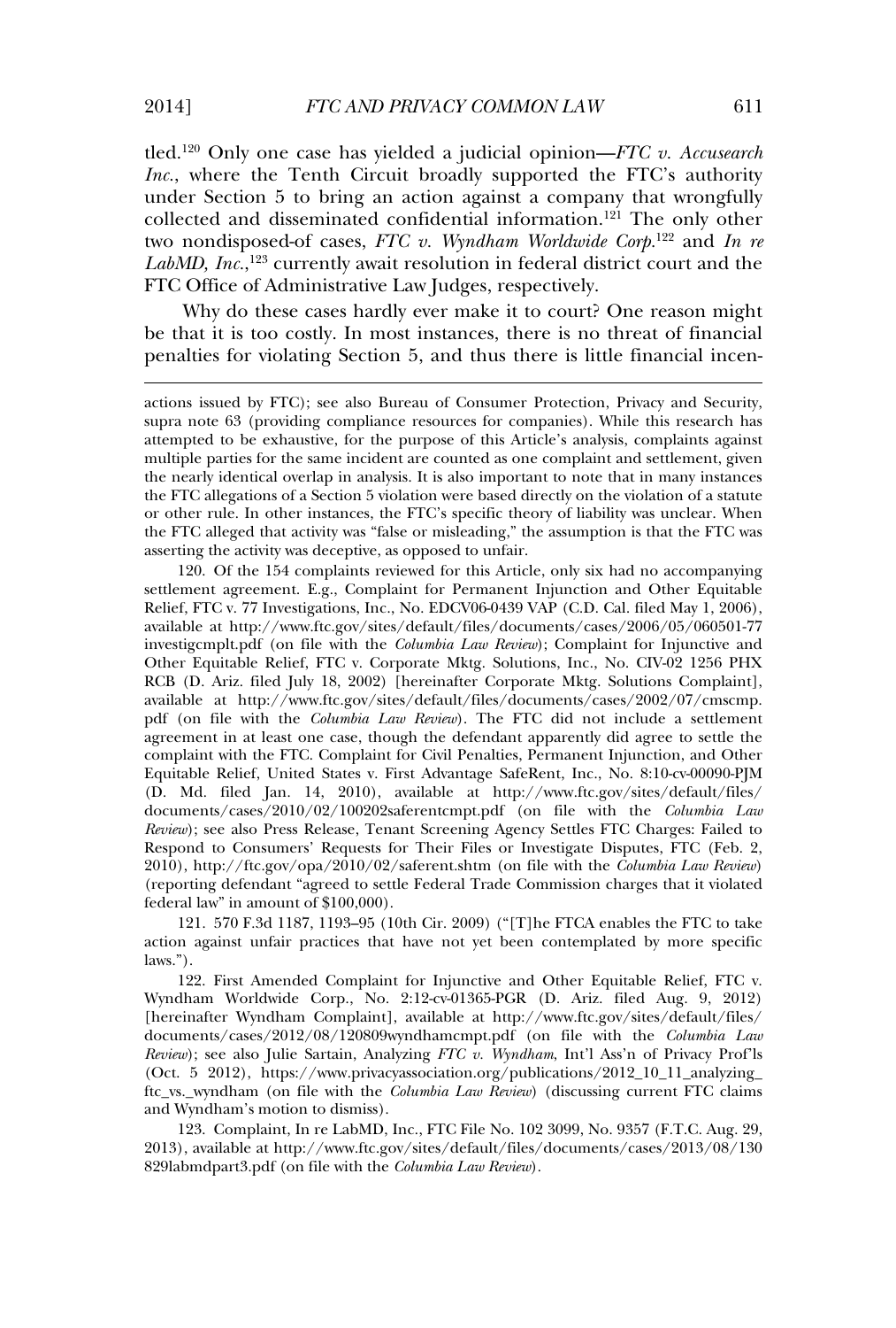tled.[120] Only one case has yielded a judicial opinion—*FTC v. Accusearch Inc.*, where the Tenth Circuit broadly supported the FTC's authority under Section 5 to bring an action against a company that wrongfully collected and disseminated confidential information.[121] The only other two nondisposed-of cases, *FTC v. Wyndham Worldwide Corp.*[122] and *In re LabMD, Inc.*,[123] currently await resolution in federal district court and the FTC Office of Administrative Law Judges, respectively.

Why do these cases hardly ever make it to court? One reason might be that it is too costly. In most instances, there is no threat of financial penalties for violating Section 5, and thus there is little financial incen-

---

actions issued by FTC); see also Bureau of Consumer Protection, Privacy and Security, supra note 63 (providing compliance resources for companies). While this research has attempted to be exhaustive, for the purpose of this Article's analysis, complaints against multiple parties for the same incident are counted as one complaint and settlement, given the nearly identical overlap in analysis. It is also important to note that in many instances the FTC allegations of a Section 5 violation were based directly on the violation of a statute or other rule. In other instances, the FTC's specific theory of liability was unclear. When the FTC alleged that activity was "false or misleading," the assumption is that the FTC was asserting the activity was deceptive, as opposed to unfair.

120. Of the 154 complaints reviewed for this Article, only six had no accompanying settlement agreement. E.g., Complaint for Permanent Injunction and Other Equitable Relief, FTC v. 77 Investigations, Inc., No. EDCV06-0439 VAP (C.D. Cal. filed May 1, 2006), available at http://www.ftc.gov/sites/default/files/documents/cases/2006/05/060501-77investigcmplt.pdf (on file with the *Columbia Law Review*); Complaint for Injunctive and Other Equitable Relief, FTC v. Corporate Mktg. Solutions, Inc., No. CIV-02 1256 PHX RCB (D. Ariz. filed July 18, 2002) [hereinafter Corporate Mktg. Solutions Complaint], available at http://www.ftc.gov/sites/default/files/documents/cases/2002/07/cmscmp.pdf (on file with the *Columbia Law Review*). The FTC did not include a settlement agreement in at least one case, though the defendant apparently did agree to settle the complaint with the FTC. Complaint for Civil Penalties, Permanent Injunction, and Other Equitable Relief, United States v. First Advantage SafeRent, Inc., No. 8:10-cv-00090-PJM (D. Md. filed Jan. 14, 2010), available at http://www.ftc.gov/sites/default/files/documents/cases/2010/02/100202saferentcmpt.pdf (on file with the *Columbia Law Review*); see also Press Release, Tenant Screening Agency Settles FTC Charges: Failed to Respond to Consumers' Requests for Their Files or Investigate Disputes, FTC (Feb. 2, 2010), http://ftc.gov/opa/2010/02/saferent.shtm (on file with the *Columbia Law Review*) (reporting defendant "agreed to settle Federal Trade Commission charges that it violated federal law" in amount of $100,000).

121. 570 F.3d 1187, 1193–95 (10th Cir. 2009) ("[T]he FTCA enables the FTC to take action against unfair practices that have not yet been contemplated by more specific laws.").

122. First Amended Complaint for Injunctive and Other Equitable Relief, FTC v. Wyndham Worldwide Corp., No. 2:12-cv-01365-PGR (D. Ariz. filed Aug. 9, 2012) [hereinafter Wyndham Complaint], available at http://www.ftc.gov/sites/default/files/documents/cases/2012/08/120809wyndhamcmpt.pdf (on file with the *Columbia Law Review*); see also Julie Sartain, Analyzing *FTC v. Wyndham*, Int'l Ass'n of Privacy Prof'ls (Oct. 5 2012), https://www.privacyassociation.org/publications/2012_10_11_analyzing_ftc_vs._wyndham (on file with the *Columbia Law Review*) (discussing current FTC claims and Wyndham's motion to dismiss).

123. Complaint, In re LabMD, Inc., FTC File No. 102 3099, No. 9357 (F.T.C. Aug. 29, 2013), available at http://www.ftc.gov/sites/default/files/documents/cases/2013/08/130829labmdpart3.pdf (on file with the *Columbia Law Review*).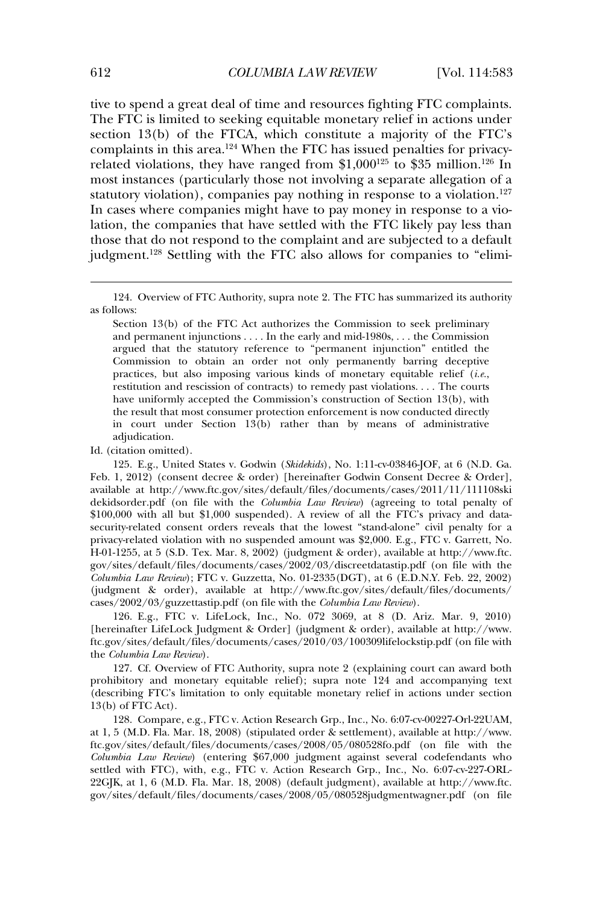tive to spend a great deal of time and resources fighting FTC complaints. The FTC is limited to seeking equitable monetary relief in actions under section 13(b) of the FTCA, which constitute a majority of the FTC's complaints in this area.[124] When the FTC has issued penalties for privacy-related violations, they have ranged from $1,000[125] to $35 million.[126] In most instances (particularly those not involving a separate allegation of a statutory violation), companies pay nothing in response to a violation.[127] In cases where companies might have to pay money in response to a violation, the companies that have settled with the FTC likely pay less than those that do not respond to the complaint and are subjected to a default judgment.[128] Settling with the FTC also allows for companies to "elimi-

---

124. Overview of FTC Authority, supra note 2. The FTC has summarized its authority as follows:

> Section 13(b) of the FTC Act authorizes the Commission to seek preliminary and permanent injunctions . . . . In the early and mid-1980s, . . . the Commission argued that the statutory reference to "permanent injunction" entitled the Commission to obtain an order not only permanently barring deceptive practices, but also imposing various kinds of monetary equitable relief (*i.e.*, restitution and rescission of contracts) to remedy past violations. . . . The courts have uniformly accepted the Commission's construction of Section 13(b), with the result that most consumer protection enforcement is now conducted directly in court under Section 13(b) rather than by means of administrative adjudication.

Id. (citation omitted).

125. E.g., United States v. Godwin (*Skidekids*), No. 1:11-cv-03846-JOF, at 6 (N.D. Ga. Feb. 1, 2012) (consent decree & order) [hereinafter Godwin Consent Decree & Order], available at http://www.ftc.gov/sites/default/files/documents/cases/2011/11/111108skidekidsorder.pdf (on file with the *Columbia Law Review*) (agreeing to total penalty of $100,000 with all but $1,000 suspended). A review of all the FTC's privacy and data-security-related consent orders reveals that the lowest "stand-alone" civil penalty for a privacy-related violation with no suspended amount was $2,000. E.g., FTC v. Garrett, No. H-01-1255, at 5 (S.D. Tex. Mar. 8, 2002) (judgment & order), available at http://www.ftc.gov/sites/default/files/documents/cases/2002/03/discreetdatastip.pdf (on file with the *Columbia Law Review*); FTC v. Guzzetta, No. 01-2335(DGT), at 6 (E.D.N.Y. Feb. 22, 2002) (judgment & order), available at http://www.ftc.gov/sites/default/files/documents/cases/2002/03/guzzettastip.pdf (on file with the *Columbia Law Review*).

126. E.g., FTC v. LifeLock, Inc., No. 072 3069, at 8 (D. Ariz. Mar. 9, 2010) [hereinafter LifeLock Judgment & Order] (judgment & order), available at http://www.ftc.gov/sites/default/files/documents/cases/2010/03/100309lifelockstip.pdf (on file with the *Columbia Law Review*).

127. Cf. Overview of FTC Authority, supra note 2 (explaining court can award both prohibitory and monetary equitable relief); supra note 124 and accompanying text (describing FTC's limitation to only equitable monetary relief in actions under section 13(b) of FTC Act).

128. Compare, e.g., FTC v. Action Research Grp., Inc., No. 6:07-cv-00227-Orl-22UAM, at 1, 5 (M.D. Fla. Mar. 18, 2008) (stipulated order & settlement), available at http://www.ftc.gov/sites/default/files/documents/cases/2008/05/080528fo.pdf (on file with the *Columbia Law Review*) (entering $67,000 judgment against several codefendants who settled with FTC), with, e.g., FTC v. Action Research Grp., Inc., No. 6:07-cv-227-ORL-22GJK, at 1, 6 (M.D. Fla. Mar. 18, 2008) (default judgment), available at http://www.ftc.gov/sites/default/files/documents/cases/2008/05/080528judgmentwagner.pdf (on file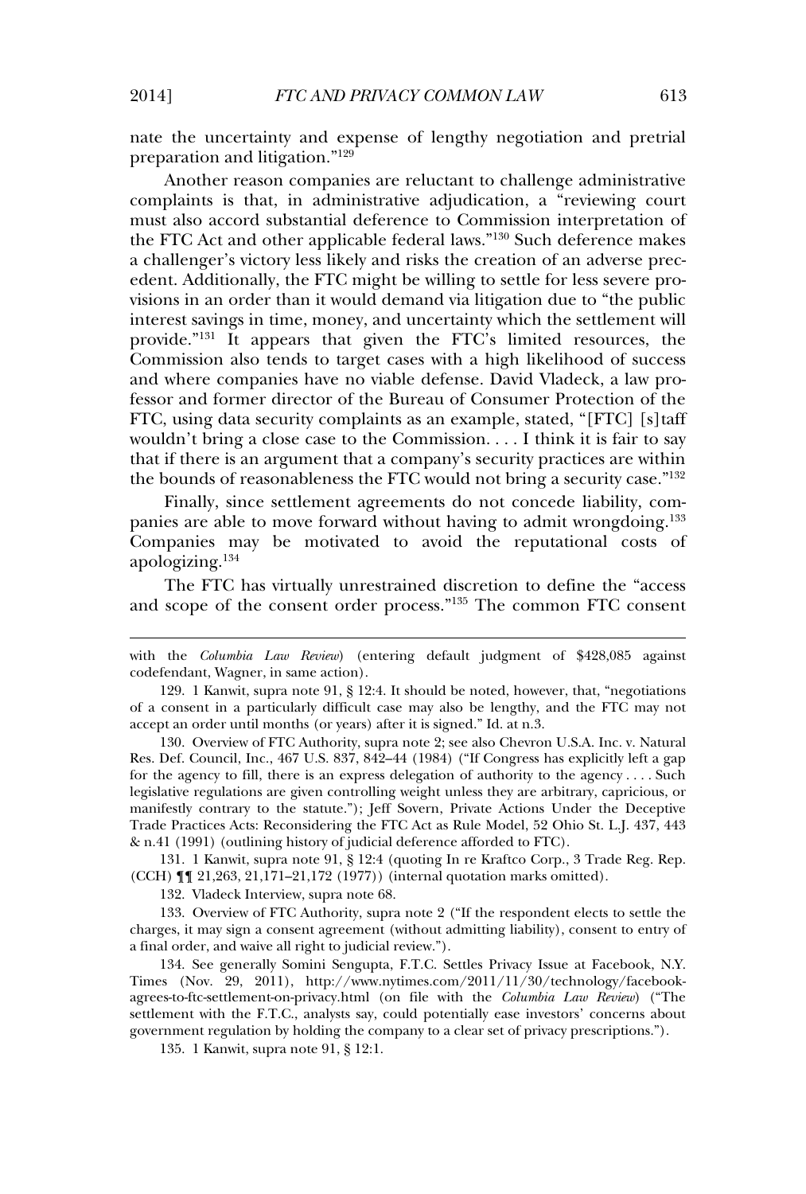nate the uncertainty and expense of lengthy negotiation and pretrial preparation and litigation."[129]

Another reason companies are reluctant to challenge administrative complaints is that, in administrative adjudication, a "reviewing court must also accord substantial deference to Commission interpretation of the FTC Act and other applicable federal laws."[130] Such deference makes a challenger's victory less likely and risks the creation of an adverse precedent. Additionally, the FTC might be willing to settle for less severe provisions in an order than it would demand via litigation due to "the public interest savings in time, money, and uncertainty which the settlement will provide."[131] It appears that given the FTC's limited resources, the Commission also tends to target cases with a high likelihood of success and where companies have no viable defense. David Vladeck, a law professor and former director of the Bureau of Consumer Protection of the FTC, using data security complaints as an example, stated, "[FTC] [s]taff wouldn't bring a close case to the Commission. . . . I think it is fair to say that if there is an argument that a company's security practices are within the bounds of reasonableness the FTC would not bring a security case."[132]

Finally, since settlement agreements do not concede liability, companies are able to move forward without having to admit wrongdoing.[133] Companies may be motivated to avoid the reputational costs of apologizing.[134]

The FTC has virtually unrestrained discretion to define the "access and scope of the consent order process."[135] The common FTC consent

---

with the *Columbia Law Review*) (entering default judgment of $428,085 against codefendant, Wagner, in same action).

129. 1 Kanwit, supra note 91, § 12:4. It should be noted, however, that, "negotiations of a consent in a particularly difficult case may also be lengthy, and the FTC may not accept an order until months (or years) after it is signed." Id. at n.3.

130. Overview of FTC Authority, supra note 2; see also Chevron U.S.A. Inc. v. Natural Res. Def. Council, Inc., 467 U.S. 837, 842–44 (1984) ("If Congress has explicitly left a gap for the agency to fill, there is an express delegation of authority to the agency . . . . Such legislative regulations are given controlling weight unless they are arbitrary, capricious, or manifestly contrary to the statute."); Jeff Sovern, Private Actions Under the Deceptive Trade Practices Acts: Reconsidering the FTC Act as Rule Model, 52 Ohio St. L.J. 437, 443 & n.41 (1991) (outlining history of judicial deference afforded to FTC).

131. 1 Kanwit, supra note 91, § 12:4 (quoting In re Kraftco Corp., 3 Trade Reg. Rep. (CCH) ¶¶ 21,263, 21,171–21,172 (1977)) (internal quotation marks omitted).

132. Vladeck Interview, supra note 68.

133. Overview of FTC Authority, supra note 2 ("If the respondent elects to settle the charges, it may sign a consent agreement (without admitting liability), consent to entry of a final order, and waive all right to judicial review.").

134. See generally Somini Sengupta, F.T.C. Settles Privacy Issue at Facebook, N.Y. Times (Nov. 29, 2011), http://www.nytimes.com/2011/11/30/technology/facebook-agrees-to-ftc-settlement-on-privacy.html (on file with the *Columbia Law Review*) ("The settlement with the F.T.C., analysts say, could potentially ease investors' concerns about government regulation by holding the company to a clear set of privacy prescriptions.").

135. 1 Kanwit, supra note 91, § 12:1.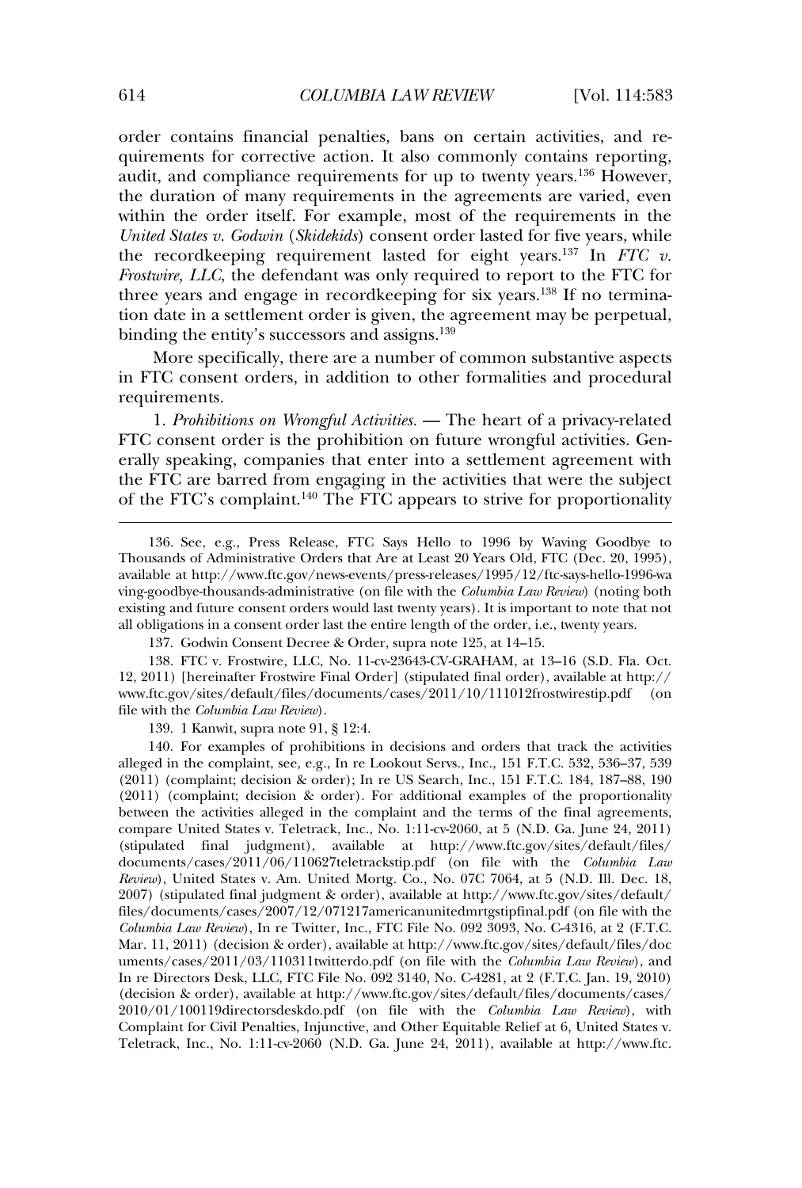order contains financial penalties, bans on certain activities, and requirements for corrective action. It also commonly contains reporting, audit, and compliance requirements for up to twenty years.[136] However, the duration of many requirements in the agreements are varied, even within the order itself. For example, most of the requirements in the *United States v. Godwin* (*Skidekids*) consent order lasted for five years, while the recordkeeping requirement lasted for eight years.[137] In *FTC v. Frostwire, LLC*, the defendant was only required to report to the FTC for three years and engage in recordkeeping for six years.[138] If no termination date in a settlement order is given, the agreement may be perpetual, binding the entity's successors and assigns.[139]

More specifically, there are a number of common substantive aspects in FTC consent orders, in addition to other formalities and procedural requirements.

1. *Prohibitions on Wrongful Activities.* — The heart of a privacy-related FTC consent order is the prohibition on future wrongful activities. Generally speaking, companies that enter into a settlement agreement with the FTC are barred from engaging in the activities that were the subject of the FTC's complaint.[140] The FTC appears to strive for proportionality

---

136. See, e.g., Press Release, FTC Says Hello to 1996 by Waving Goodbye to Thousands of Administrative Orders that Are at Least 20 Years Old, FTC (Dec. 20, 1995), available at http://www.ftc.gov/news-events/press-releases/1995/12/ftc-says-hello-1996-waving-goodbye-thousands-administrative (on file with the *Columbia Law Review*) (noting both existing and future consent orders would last twenty years). It is important to note that not all obligations in a consent order last the entire length of the order, i.e., twenty years.

137. Godwin Consent Decree & Order, supra note 125, at 14–15.

138. FTC v. Frostwire, LLC, No. 11-cv-23643-CV-GRAHAM, at 13–16 (S.D. Fla. Oct. 12, 2011) [hereinafter Frostwire Final Order] (stipulated final order), available at http://www.ftc.gov/sites/default/files/documents/cases/2011/10/111012frostwirestip.pdf (on file with the *Columbia Law Review*).

139. 1 Kanwit, supra note 91, § 12:4.

140. For examples of prohibitions in decisions and orders that track the activities alleged in the complaint, see, e.g., In re Lookout Servs., Inc., 151 F.T.C. 532, 536–37, 539 (2011) (complaint; decision & order); In re US Search, Inc., 151 F.T.C. 184, 187–88, 190 (2011) (complaint; decision & order). For additional examples of the proportionality between the activities alleged in the complaint and the terms of the final agreements, compare United States v. Teletrack, Inc., No. 1:11-cv-2060, at 5 (N.D. Ga. June 24, 2011) (stipulated final judgment), available at http://www.ftc.gov/sites/default/files/documents/cases/2011/06/110627teletrackstip.pdf (on file with the *Columbia Law Review*), United States v. Am. United Mortg. Co., No. 07C 7064, at 5 (N.D. Ill. Dec. 18, 2007) (stipulated final judgment & order), available at http://www.ftc.gov/sites/default/files/documents/cases/2007/12/071217americanunitedmrtgstipfinal.pdf (on file with the *Columbia Law Review*), In re Twitter, Inc., FTC File No. 092 3093, No. C-4316, at 2 (F.T.C. Mar. 11, 2011) (decision & order), available at http://www.ftc.gov/sites/default/files/documents/cases/2011/03/110311twitterdo.pdf (on file with the *Columbia Law Review*), and In re Directors Desk, LLC, FTC File No. 092 3140, No. C-4281, at 2 (F.T.C. Jan. 19, 2010) (decision & order), available at http://www.ftc.gov/sites/default/files/documents/cases/2010/01/100119directorsdeskdo.pdf (on file with the *Columbia Law Review*), with Complaint for Civil Penalties, Injunctive, and Other Equitable Relief at 6, United States v. Teletrack, Inc., No. 1:11-cv-2060 (N.D. Ga. June 24, 2011), available at http://www.ftc.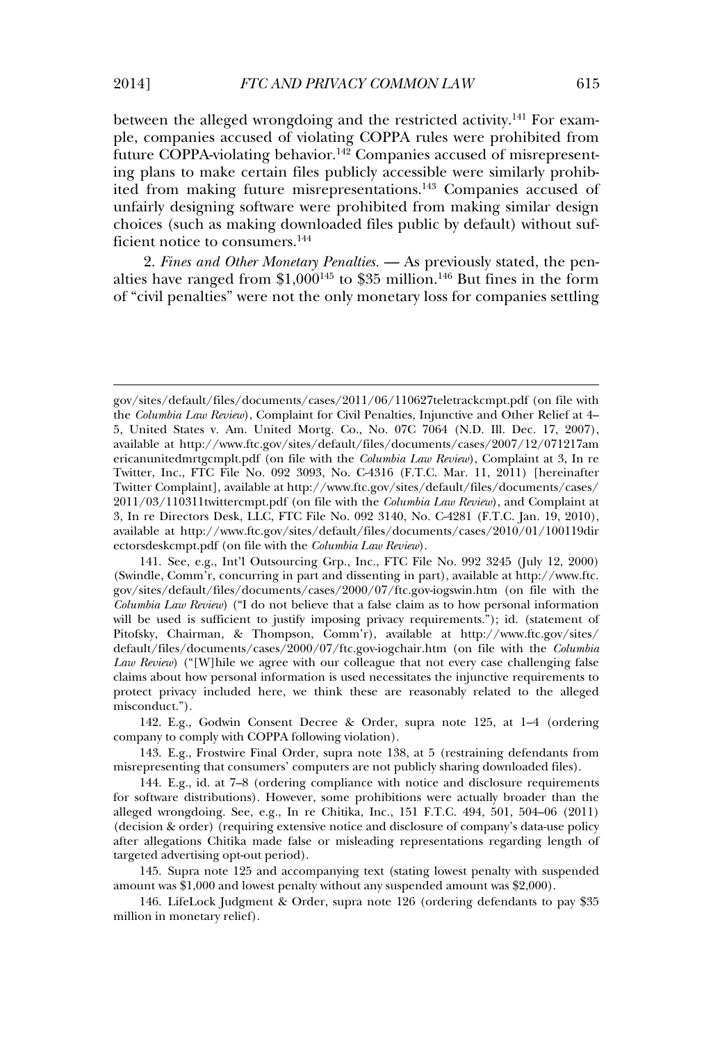between the alleged wrongdoing and the restricted activity.[141] For example, companies accused of violating COPPA rules were prohibited from future COPPA-violating behavior.[142] Companies accused of misrepresenting plans to make certain files publicly accessible were similarly prohibited from making future misrepresentations.[143] Companies accused of unfairly designing software were prohibited from making similar design choices (such as making downloaded files public by default) without sufficient notice to consumers.[144]

2. *Fines and Other Monetary Penalties.* — As previously stated, the penalties have ranged from $1,000[145] to $35 million.[146] But fines in the form of "civil penalties" were not the only monetary loss for companies settling

---

gov/sites/default/files/documents/cases/2011/06/110627teletrackcmpt.pdf (on file with the *Columbia Law Review*), Complaint for Civil Penalties, Injunctive and Other Relief at 4–5, United States v. Am. United Mortg. Co., No. 07C 7064 (N.D. Ill. Dec. 17, 2007), available at http://www.ftc.gov/sites/default/files/documents/cases/2007/12/071217americanunitedmrtgcmplt.pdf (on file with the *Columbia Law Review*), Complaint at 3, In re Twitter, Inc., FTC File No. 092 3093, No. C-4316 (F.T.C. Mar. 11, 2011) [hereinafter Twitter Complaint], available at http://www.ftc.gov/sites/default/files/documents/cases/2011/03/110311twittercmpt.pdf (on file with the *Columbia Law Review*), and Complaint at 3, In re Directors Desk, LLC, FTC File No. 092 3140, No. C-4281 (F.T.C. Jan. 19, 2010), available at http://www.ftc.gov/sites/default/files/documents/cases/2010/01/100119directorsdeskcmpt.pdf (on file with the *Columbia Law Review*).

141. See, e.g., Int'l Outsourcing Grp., Inc., FTC File No. 992 3245 (July 12, 2000) (Swindle, Comm'r, concurring in part and dissenting in part), available at http://www.ftc.gov/sites/default/files/documents/cases/2000/07/ftc.gov-iogswin.htm (on file with the *Columbia Law Review*) ("I do not believe that a false claim as to how personal information will be used is sufficient to justify imposing privacy requirements."); id. (statement of Pitofsky, Chairman, & Thompson, Comm'r), available at http://www.ftc.gov/sites/default/files/documents/cases/2000/07/ftc.gov-iogchair.htm (on file with the *Columbia Law Review*) ("[W]hile we agree with our colleague that not every case challenging false claims about how personal information is used necessitates the injunctive requirements to protect privacy included here, we think these are reasonably related to the alleged misconduct.").

142. E.g., Godwin Consent Decree & Order, supra note 125, at 1–4 (ordering company to comply with COPPA following violation).

143. E.g., Frostwire Final Order, supra note 138, at 5 (restraining defendants from misrepresenting that consumers' computers are not publicly sharing downloaded files).

144. E.g., id. at 7–8 (ordering compliance with notice and disclosure requirements for software distributions). However, some prohibitions were actually broader than the alleged wrongdoing. See, e.g., In re Chitika, Inc., 151 F.T.C. 494, 501, 504–06 (2011) (decision & order) (requiring extensive notice and disclosure of company's data-use policy after allegations Chitika made false or misleading representations regarding length of targeted advertising opt-out period).

145. Supra note 125 and accompanying text (stating lowest penalty with suspended amount was $1,000 and lowest penalty without any suspended amount was $2,000).

146. LifeLock Judgment & Order, supra note 126 (ordering defendants to pay $35 million in monetary relief).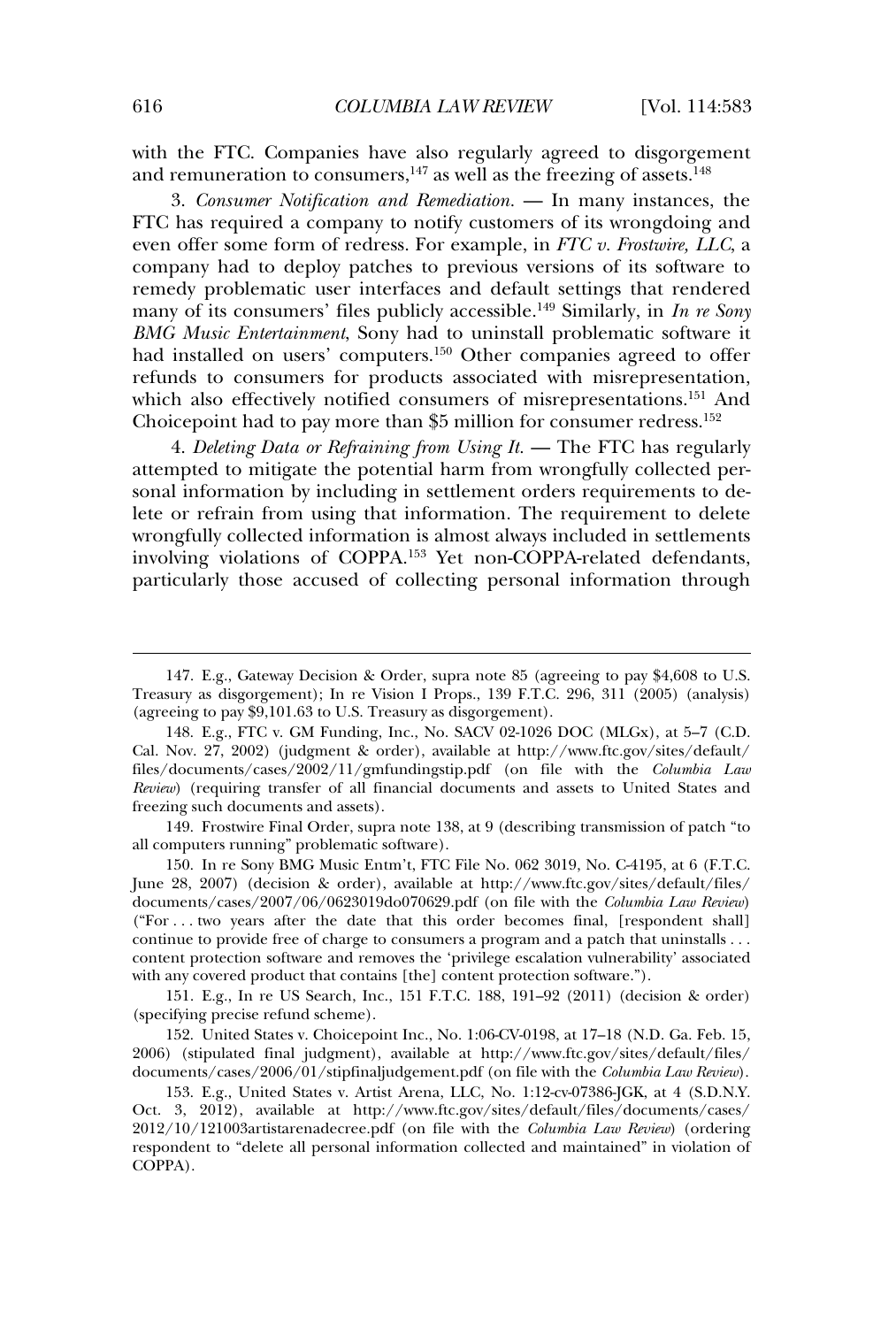with the FTC. Companies have also regularly agreed to disgorgement and remuneration to consumers,[147] as well as the freezing of assets.[148]

3. *Consumer Notification and Remediation.* — In many instances, the FTC has required a company to notify customers of its wrongdoing and even offer some form of redress. For example, in *FTC v. Frostwire, LLC*, a company had to deploy patches to previous versions of its software to remedy problematic user interfaces and default settings that rendered many of its consumers' files publicly accessible.[149] Similarly, in *In re Sony BMG Music Entertainment*, Sony had to uninstall problematic software it had installed on users' computers.[150] Other companies agreed to offer refunds to consumers for products associated with misrepresentation, which also effectively notified consumers of misrepresentations.[151] And Choicepoint had to pay more than $5 million for consumer redress.[152]

4. *Deleting Data or Refraining from Using It.* — The FTC has regularly attempted to mitigate the potential harm from wrongfully collected personal information by including in settlement orders requirements to delete or refrain from using that information. The requirement to delete wrongfully collected information is almost always included in settlements involving violations of COPPA.[153] Yet non-COPPA-related defendants, particularly those accused of collecting personal information through

---

147. E.g., Gateway Decision & Order, supra note 85 (agreeing to pay $4,608 to U.S. Treasury as disgorgement); In re Vision I Props., 139 F.T.C. 296, 311 (2005) (analysis) (agreeing to pay $9,101.63 to U.S. Treasury as disgorgement).

148. E.g., FTC v. GM Funding, Inc., No. SACV 02-1026 DOC (MLGx), at 5–7 (C.D. Cal. Nov. 27, 2002) (judgment & order), available at http://www.ftc.gov/sites/default/files/documents/cases/2002/11/gmfundingstip.pdf (on file with the *Columbia Law Review*) (requiring transfer of all financial documents and assets to United States and freezing such documents and assets).

149. Frostwire Final Order, supra note 138, at 9 (describing transmission of patch "to all computers running" problematic software).

150. In re Sony BMG Music Entm't, FTC File No. 062 3019, No. C-4195, at 6 (F.T.C. June 28, 2007) (decision & order), available at http://www.ftc.gov/sites/default/files/documents/cases/2007/06/0623019do070629.pdf (on file with the *Columbia Law Review*) ("For . . . two years after the date that this order becomes final, [respondent shall] continue to provide free of charge to consumers a program and a patch that uninstalls . . . content protection software and removes the 'privilege escalation vulnerability' associated with any covered product that contains [the] content protection software.").

151. E.g., In re US Search, Inc., 151 F.T.C. 188, 191–92 (2011) (decision & order) (specifying precise refund scheme).

152. United States v. Choicepoint Inc., No. 1:06-CV-0198, at 17–18 (N.D. Ga. Feb. 15, 2006) (stipulated final judgment), available at http://www.ftc.gov/sites/default/files/documents/cases/2006/01/stipfinaljudgement.pdf (on file with the *Columbia Law Review*).

153. E.g., United States v. Artist Arena, LLC, No. 1:12-cv-07386-JGK, at 4 (S.D.N.Y. Oct. 3, 2012), available at http://www.ftc.gov/sites/default/files/documents/cases/2012/10/121003artistarenadecree.pdf (on file with the *Columbia Law Review*) (ordering respondent to "delete all personal information collected and maintained" in violation of COPPA).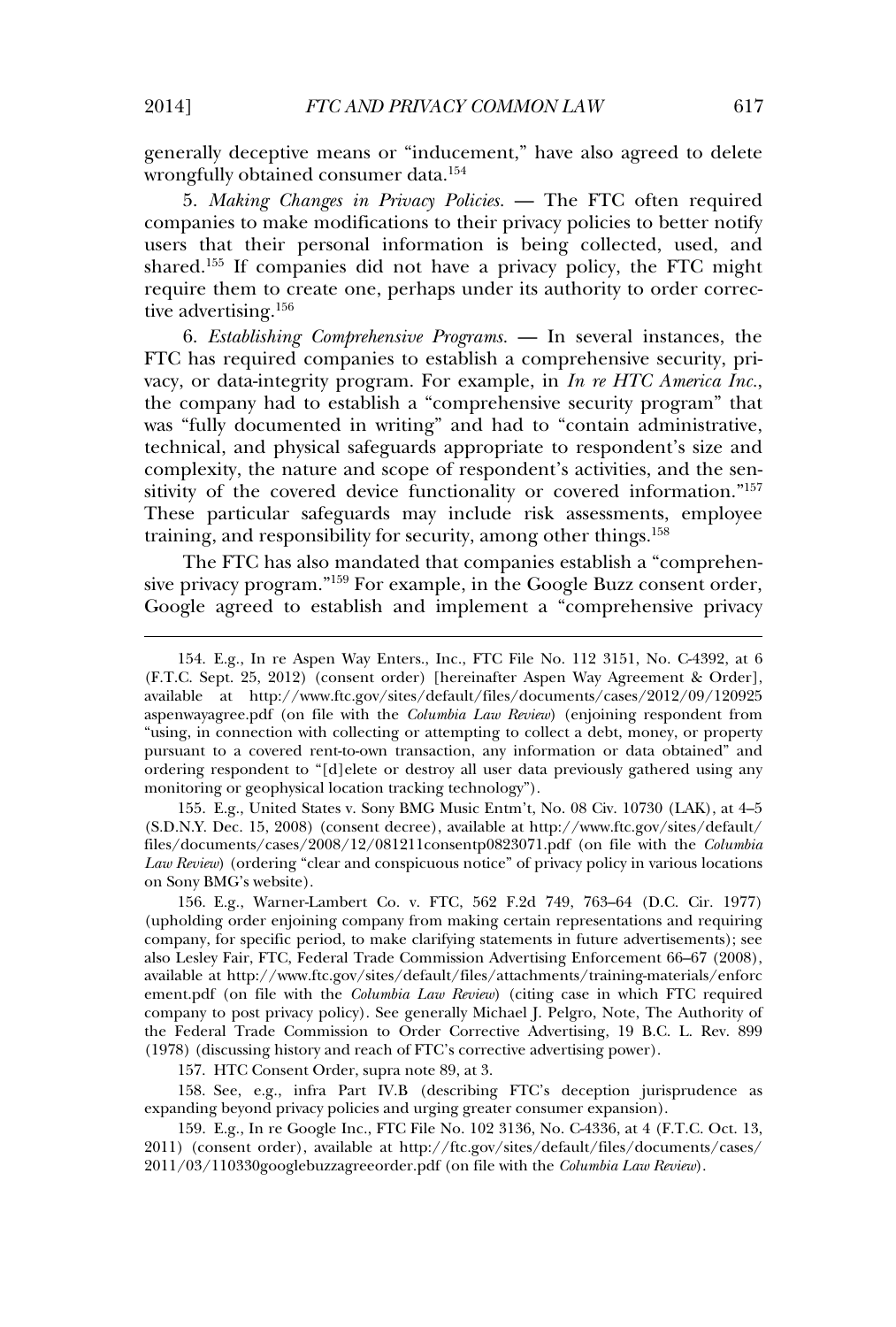generally deceptive means or "inducement," have also agreed to delete wrongfully obtained consumer data.[154]

5. *Making Changes in Privacy Policies.* — The FTC often required companies to make modifications to their privacy policies to better notify users that their personal information is being collected, used, and shared.[155] If companies did not have a privacy policy, the FTC might require them to create one, perhaps under its authority to order corrective advertising.[156]

6. *Establishing Comprehensive Programs.* — In several instances, the FTC has required companies to establish a comprehensive security, privacy, or data-integrity program. For example, in *In re HTC America Inc.*, the company had to establish a "comprehensive security program" that was "fully documented in writing" and had to "contain administrative, technical, and physical safeguards appropriate to respondent's size and complexity, the nature and scope of respondent's activities, and the sensitivity of the covered device functionality or covered information."[157] These particular safeguards may include risk assessments, employee training, and responsibility for security, among other things.[158]

The FTC has also mandated that companies establish a "comprehensive privacy program."[159] For example, in the Google Buzz consent order, Google agreed to establish and implement a "comprehensive privacy

---

154. E.g., In re Aspen Way Enters., Inc., FTC File No. 112 3151, No. C-4392, at 6 (F.T.C. Sept. 25, 2012) (consent order) [hereinafter Aspen Way Agreement & Order], available at http://www.ftc.gov/sites/default/files/documents/cases/2012/09/120925aspenwayagree.pdf (on file with the *Columbia Law Review*) (enjoining respondent from "using, in connection with collecting or attempting to collect a debt, money, or property pursuant to a covered rent-to-own transaction, any information or data obtained" and ordering respondent to "[d]elete or destroy all user data previously gathered using any monitoring or geophysical location tracking technology").

155. E.g., United States v. Sony BMG Music Entm't, No. 08 Civ. 10730 (LAK), at 4–5 (S.D.N.Y. Dec. 15, 2008) (consent decree), available at http://www.ftc.gov/sites/default/files/documents/cases/2008/12/081211consentp0823071.pdf (on file with the *Columbia Law Review*) (ordering "clear and conspicuous notice" of privacy policy in various locations on Sony BMG's website).

156. E.g., Warner-Lambert Co. v. FTC, 562 F.2d 749, 763–64 (D.C. Cir. 1977) (upholding order enjoining company from making certain representations and requiring company, for specific period, to make clarifying statements in future advertisements); see also Lesley Fair, FTC, Federal Trade Commission Advertising Enforcement 66–67 (2008), available at http://www.ftc.gov/sites/default/files/attachments/training-materials/enforcement.pdf (on file with the *Columbia Law Review*) (citing case in which FTC required company to post privacy policy). See generally Michael J. Pelgro, Note, The Authority of the Federal Trade Commission to Order Corrective Advertising, 19 B.C. L. Rev. 899 (1978) (discussing history and reach of FTC's corrective advertising power).

157. HTC Consent Order, supra note 89, at 3.

158. See, e.g., infra Part IV.B (describing FTC's deception jurisprudence as expanding beyond privacy policies and urging greater consumer expansion).

159. E.g., In re Google Inc., FTC File No. 102 3136, No. C-4336, at 4 (F.T.C. Oct. 13, 2011) (consent order), available at http://ftc.gov/sites/default/files/documents/cases/2011/03/110330googlebuzzagreeorder.pdf (on file with the *Columbia Law Review*).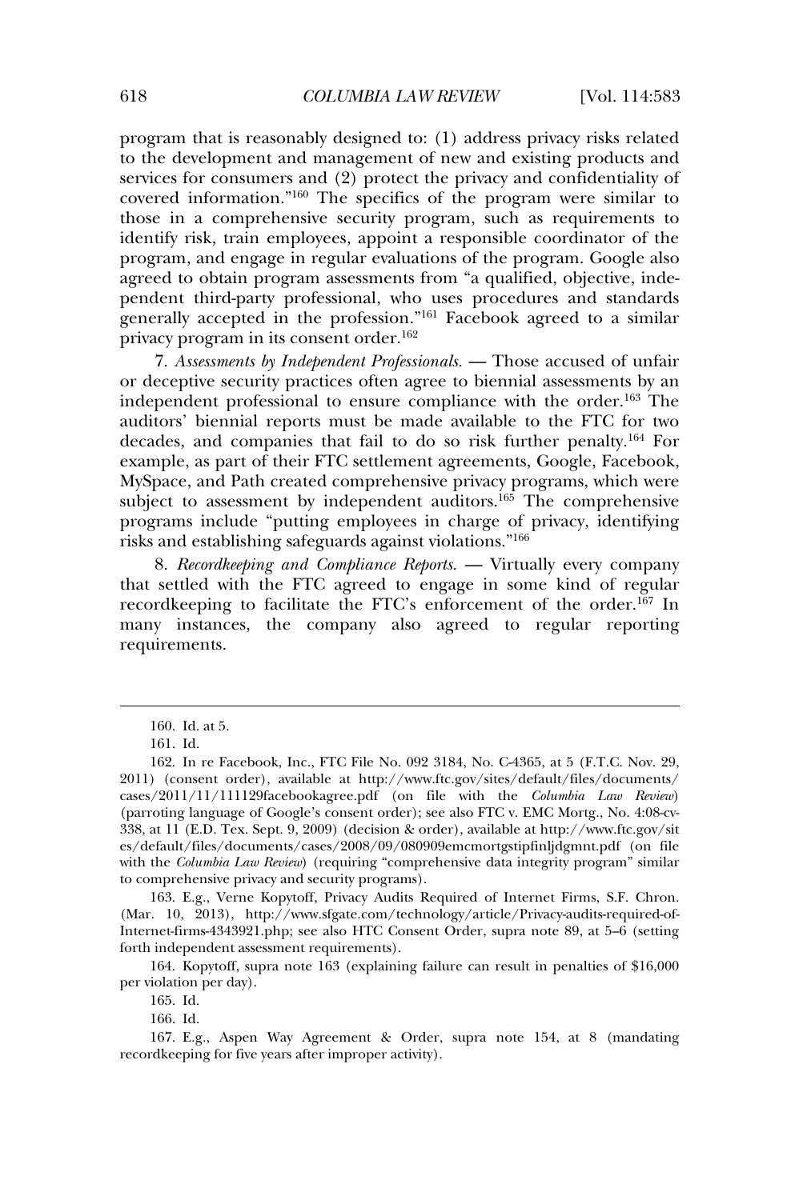program that is reasonably designed to: (1) address privacy risks related to the development and management of new and existing products and services for consumers and (2) protect the privacy and confidentiality of covered information."[160] The specifics of the program were similar to those in a comprehensive security program, such as requirements to identify risk, train employees, appoint a responsible coordinator of the program, and engage in regular evaluations of the program. Google also agreed to obtain program assessments from "a qualified, objective, independent third-party professional, who uses procedures and standards generally accepted in the profession."[161] Facebook agreed to a similar privacy program in its consent order.[162]

7. *Assessments by Independent Professionals.* — Those accused of unfair or deceptive security practices often agree to biennial assessments by an independent professional to ensure compliance with the order.[163] The auditors' biennial reports must be made available to the FTC for two decades, and companies that fail to do so risk further penalty.[164] For example, as part of their FTC settlement agreements, Google, Facebook, MySpace, and Path created comprehensive privacy programs, which were subject to assessment by independent auditors.[165] The comprehensive programs include "putting employees in charge of privacy, identifying risks and establishing safeguards against violations."[166]

8. *Recordkeeping and Compliance Reports.* — Virtually every company that settled with the FTC agreed to engage in some kind of regular recordkeeping to facilitate the FTC's enforcement of the order.[167] In many instances, the company also agreed to regular reporting requirements.

---

160. Id. at 5.

161. Id.

162. In re Facebook, Inc., FTC File No. 092 3184, No. C-4365, at 5 (F.T.C. Nov. 29, 2011) (consent order), available at http://www.ftc.gov/sites/default/files/documents/cases/2011/11/111129facebookagree.pdf (on file with the *Columbia Law Review*) (parroting language of Google's consent order); see also FTC v. EMC Mortg., No. 4:08-cv-338, at 11 (E.D. Tex. Sept. 9, 2009) (decision & order), available at http://www.ftc.gov/sites/default/files/documents/cases/2008/09/080909emcmortgstipfinljdgmnt.pdf (on file with the *Columbia Law Review*) (requiring "comprehensive data integrity program" similar to comprehensive privacy and security programs).

163. E.g., Verne Kopytoff, Privacy Audits Required of Internet Firms, S.F. Chron. (Mar. 10, 2013), http://www.sfgate.com/technology/article/Privacy-audits-required-of-Internet-firms-4343921.php; see also HTC Consent Order, supra note 89, at 5–6 (setting forth independent assessment requirements).

164. Kopytoff, supra note 163 (explaining failure can result in penalties of $16,000 per violation per day).

165. Id.

166. Id.

167. E.g., Aspen Way Agreement & Order, supra note 154, at 8 (mandating recordkeeping for five years after improper activity).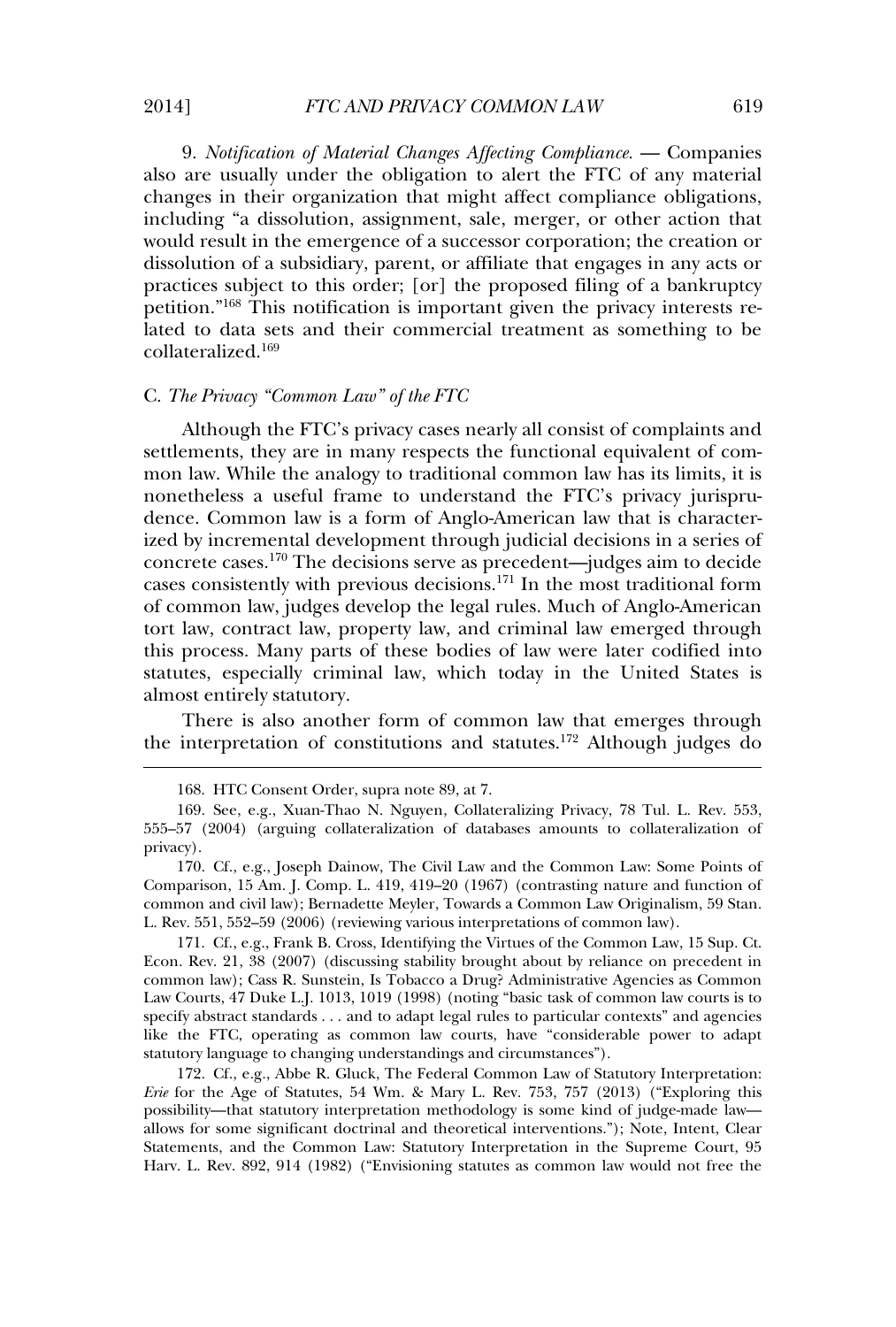9. *Notification of Material Changes Affecting Compliance.* — Companies also are usually under the obligation to alert the FTC of any material changes in their organization that might affect compliance obligations, including "a dissolution, assignment, sale, merger, or other action that would result in the emergence of a successor corporation; the creation or dissolution of a subsidiary, parent, or affiliate that engages in any acts or practices subject to this order; [or] the proposed filing of a bankruptcy petition."[168] This notification is important given the privacy interests related to data sets and their commercial treatment as something to be collateralized.[169]

### C. *The Privacy "Common Law" of the FTC*

Although the FTC's privacy cases nearly all consist of complaints and settlements, they are in many respects the functional equivalent of common law. While the analogy to traditional common law has its limits, it is nonetheless a useful frame to understand the FTC's privacy jurisprudence. Common law is a form of Anglo-American law that is characterized by incremental development through judicial decisions in a series of concrete cases.[170] The decisions serve as precedent—judges aim to decide cases consistently with previous decisions.[171] In the most traditional form of common law, judges develop the legal rules. Much of Anglo-American tort law, contract law, property law, and criminal law emerged through this process. Many parts of these bodies of law were later codified into statutes, especially criminal law, which today in the United States is almost entirely statutory.

There is also another form of common law that emerges through the interpretation of constitutions and statutes.[172] Although judges do

---

168. HTC Consent Order, supra note 89, at 7.

169. See, e.g., Xuan-Thao N. Nguyen, Collateralizing Privacy, 78 Tul. L. Rev. 553, 555–57 (2004) (arguing collateralization of databases amounts to collateralization of privacy).

170. Cf., e.g., Joseph Dainow, The Civil Law and the Common Law: Some Points of Comparison, 15 Am. J. Comp. L. 419, 419–20 (1967) (contrasting nature and function of common and civil law); Bernadette Meyler, Towards a Common Law Originalism, 59 Stan. L. Rev. 551, 552–59 (2006) (reviewing various interpretations of common law).

171. Cf., e.g., Frank B. Cross, Identifying the Virtues of the Common Law, 15 Sup. Ct. Econ. Rev. 21, 38 (2007) (discussing stability brought about by reliance on precedent in common law); Cass R. Sunstein, Is Tobacco a Drug? Administrative Agencies as Common Law Courts, 47 Duke L.J. 1013, 1019 (1998) (noting "basic task of common law courts is to specify abstract standards . . . and to adapt legal rules to particular contexts" and agencies like the FTC, operating as common law courts, have "considerable power to adapt statutory language to changing understandings and circumstances").

172. Cf., e.g., Abbe R. Gluck, The Federal Common Law of Statutory Interpretation: *Erie* for the Age of Statutes, 54 Wm. & Mary L. Rev. 753, 757 (2013) ("Exploring this possibility—that statutory interpretation methodology is some kind of judge-made law—allows for some significant doctrinal and theoretical interventions."); Note, Intent, Clear Statements, and the Common Law: Statutory Interpretation in the Supreme Court, 95 Harv. L. Rev. 892, 914 (1982) ("Envisioning statutes as common law would not free the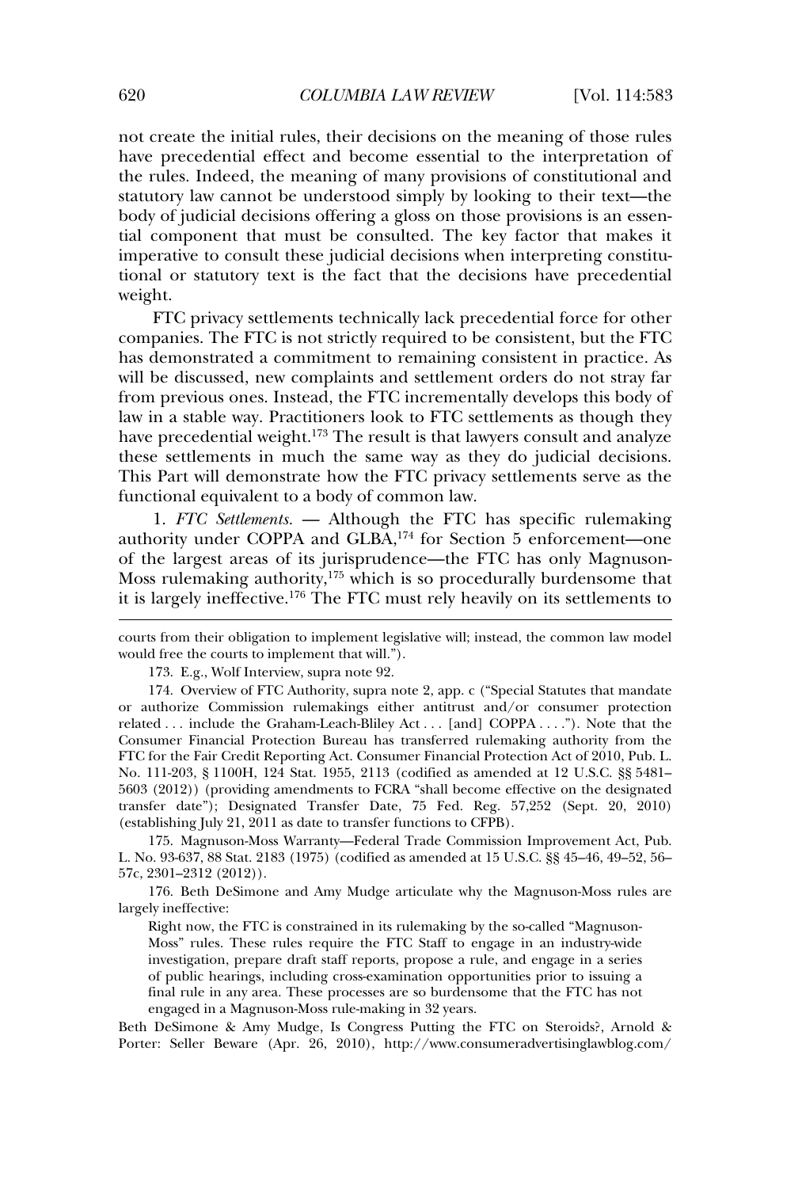not create the initial rules, their decisions on the meaning of those rules have precedential effect and become essential to the interpretation of the rules. Indeed, the meaning of many provisions of constitutional and statutory law cannot be understood simply by looking to their text—the body of judicial decisions offering a gloss on those provisions is an essential component that must be consulted. The key factor that makes it imperative to consult these judicial decisions when interpreting constitutional or statutory text is the fact that the decisions have precedential weight.

FTC privacy settlements technically lack precedential force for other companies. The FTC is not strictly required to be consistent, but the FTC has demonstrated a commitment to remaining consistent in practice. As will be discussed, new complaints and settlement orders do not stray far from previous ones. Instead, the FTC incrementally develops this body of law in a stable way. Practitioners look to FTC settlements as though they have precedential weight.[173] The result is that lawyers consult and analyze these settlements in much the same way as they do judicial decisions. This Part will demonstrate how the FTC privacy settlements serve as the functional equivalent to a body of common law.

1. *FTC Settlements.* — Although the FTC has specific rulemaking authority under COPPA and GLBA,[174] for Section 5 enforcement—one of the largest areas of its jurisprudence—the FTC has only Magnuson-Moss rulemaking authority,[175] which is so procedurally burdensome that it is largely ineffective.[176] The FTC must rely heavily on its settlements to

---

courts from their obligation to implement legislative will; instead, the common law model would free the courts to implement that will.").

173. E.g., Wolf Interview, supra note 92.

174. Overview of FTC Authority, supra note 2, app. c ("Special Statutes that mandate or authorize Commission rulemakings either antitrust and/or consumer protection related . . . include the Graham-Leach-Bliley Act . . . [and] COPPA . . . ."). Note that the Consumer Financial Protection Bureau has transferred rulemaking authority from the FTC for the Fair Credit Reporting Act. Consumer Financial Protection Act of 2010, Pub. L. No. 111-203, § 1100H, 124 Stat. 1955, 2113 (codified as amended at 12 U.S.C. §§ 5481–5603 (2012)) (providing amendments to FCRA "shall become effective on the designated transfer date"); Designated Transfer Date, 75 Fed. Reg. 57,252 (Sept. 20, 2010) (establishing July 21, 2011 as date to transfer functions to CFPB).

175. Magnuson-Moss Warranty—Federal Trade Commission Improvement Act, Pub. L. No. 93-637, 88 Stat. 2183 (1975) (codified as amended at 15 U.S.C. §§ 45–46, 49–52, 56–57c, 2301–2312 (2012)).

176. Beth DeSimone and Amy Mudge articulate why the Magnuson-Moss rules are largely ineffective:

> Right now, the FTC is constrained in its rulemaking by the so-called "Magnuson-Moss" rules. These rules require the FTC Staff to engage in an industry-wide investigation, prepare draft staff reports, propose a rule, and engage in a series of public hearings, including cross-examination opportunities prior to issuing a final rule in any area. These processes are so burdensome that the FTC has not engaged in a Magnuson-Moss rule-making in 32 years.

Beth DeSimone & Amy Mudge, Is Congress Putting the FTC on Steroids?, Arnold & Porter: Seller Beware (Apr. 26, 2010), http://www.consumeradvertisinglawblog.com/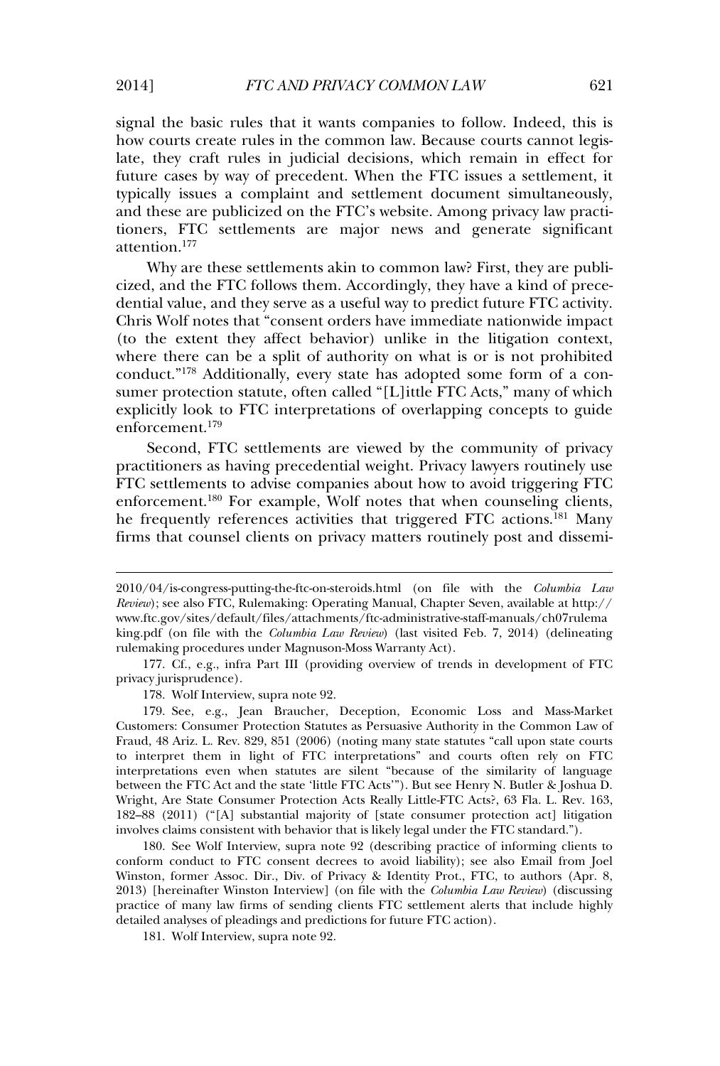signal the basic rules that it wants companies to follow. Indeed, this is how courts create rules in the common law. Because courts cannot legislate, they craft rules in judicial decisions, which remain in effect for future cases by way of precedent. When the FTC issues a settlement, it typically issues a complaint and settlement document simultaneously, and these are publicized on the FTC's website. Among privacy law practitioners, FTC settlements are major news and generate significant attention.[177]

Why are these settlements akin to common law? First, they are publicized, and the FTC follows them. Accordingly, they have a kind of precedential value, and they serve as a useful way to predict future FTC activity. Chris Wolf notes that "consent orders have immediate nationwide impact (to the extent they affect behavior) unlike in the litigation context, where there can be a split of authority on what is or is not prohibited conduct."[178] Additionally, every state has adopted some form of a consumer protection statute, often called "[L]ittle FTC Acts," many of which explicitly look to FTC interpretations of overlapping concepts to guide enforcement.[179]

Second, FTC settlements are viewed by the community of privacy practitioners as having precedential weight. Privacy lawyers routinely use FTC settlements to advise companies about how to avoid triggering FTC enforcement.[180] For example, Wolf notes that when counseling clients, he frequently references activities that triggered FTC actions.[181] Many firms that counsel clients on privacy matters routinely post and dissemi-

---

2010/04/is-congress-putting-the-ftc-on-steroids.html (on file with the *Columbia Law Review*); see also FTC, Rulemaking: Operating Manual, Chapter Seven, available at http://www.ftc.gov/sites/default/files/attachments/ftc-administrative-staff-manuals/ch07rulemaking.pdf (on file with the *Columbia Law Review*) (last visited Feb. 7, 2014) (delineating rulemaking procedures under Magnuson-Moss Warranty Act).

177. Cf., e.g., infra Part III (providing overview of trends in development of FTC privacy jurisprudence).

178. Wolf Interview, supra note 92.

179. See, e.g., Jean Braucher, Deception, Economic Loss and Mass-Market Customers: Consumer Protection Statutes as Persuasive Authority in the Common Law of Fraud, 48 Ariz. L. Rev. 829, 851 (2006) (noting many state statutes "call upon state courts to interpret them in light of FTC interpretations" and courts often rely on FTC interpretations even when statutes are silent "because of the similarity of language between the FTC Act and the state 'little FTC Acts'"). But see Henry N. Butler & Joshua D. Wright, Are State Consumer Protection Acts Really Little-FTC Acts?, 63 Fla. L. Rev. 163, 182–88 (2011) ("[A] substantial majority of [state consumer protection act] litigation involves claims consistent with behavior that is likely legal under the FTC standard.").

180. See Wolf Interview, supra note 92 (describing practice of informing clients to conform conduct to FTC consent decrees to avoid liability); see also Email from Joel Winston, former Assoc. Dir., Div. of Privacy & Identity Prot., FTC, to authors (Apr. 8, 2013) [hereinafter Winston Interview] (on file with the *Columbia Law Review*) (discussing practice of many law firms of sending clients FTC settlement alerts that include highly detailed analyses of pleadings and predictions for future FTC action).

181. Wolf Interview, supra note 92.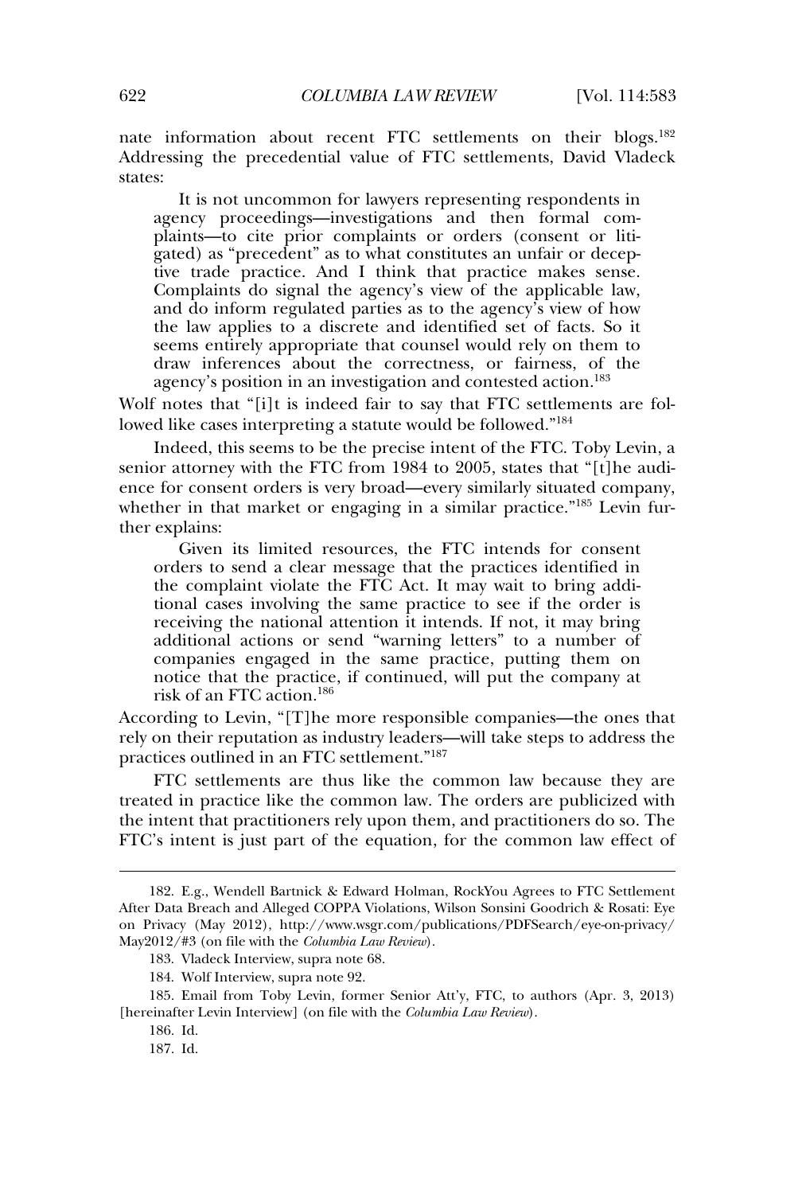nate information about recent FTC settlements on their blogs.[182] Addressing the precedential value of FTC settlements, David Vladeck states:

> It is not uncommon for lawyers representing respondents in agency proceedings—investigations and then formal complaints—to cite prior complaints or orders (consent or litigated) as "precedent" as to what constitutes an unfair or deceptive trade practice. And I think that practice makes sense. Complaints do signal the agency's view of the applicable law, and do inform regulated parties as to the agency's view of how the law applies to a discrete and identified set of facts. So it seems entirely appropriate that counsel would rely on them to draw inferences about the correctness, or fairness, of the agency's position in an investigation and contested action.[183]

Wolf notes that "[i]t is indeed fair to say that FTC settlements are followed like cases interpreting a statute would be followed."[184]

Indeed, this seems to be the precise intent of the FTC. Toby Levin, a senior attorney with the FTC from 1984 to 2005, states that "[t]he audience for consent orders is very broad—every similarly situated company, whether in that market or engaging in a similar practice."[185] Levin further explains:

> Given its limited resources, the FTC intends for consent orders to send a clear message that the practices identified in the complaint violate the FTC Act. It may wait to bring additional cases involving the same practice to see if the order is receiving the national attention it intends. If not, it may bring additional actions or send "warning letters" to a number of companies engaged in the same practice, putting them on notice that the practice, if continued, will put the company at risk of an FTC action.[186]

According to Levin, "[T]he more responsible companies—the ones that rely on their reputation as industry leaders—will take steps to address the practices outlined in an FTC settlement."[187]

FTC settlements are thus like the common law because they are treated in practice like the common law. The orders are publicized with the intent that practitioners rely upon them, and practitioners do so. The FTC's intent is just part of the equation, for the common law effect of

---

182. E.g., Wendell Bartnick & Edward Holman, RockYou Agrees to FTC Settlement After Data Breach and Alleged COPPA Violations, Wilson Sonsini Goodrich & Rosati: Eye on Privacy (May 2012), http://www.wsgr.com/publications/PDFSearch/eye-on-privacy/May2012/#3 (on file with the *Columbia Law Review*).

183. Vladeck Interview, supra note 68.

184. Wolf Interview, supra note 92.

185. Email from Toby Levin, former Senior Att'y, FTC, to authors (Apr. 3, 2013) [hereinafter Levin Interview] (on file with the *Columbia Law Review*).

186. Id.

187. Id.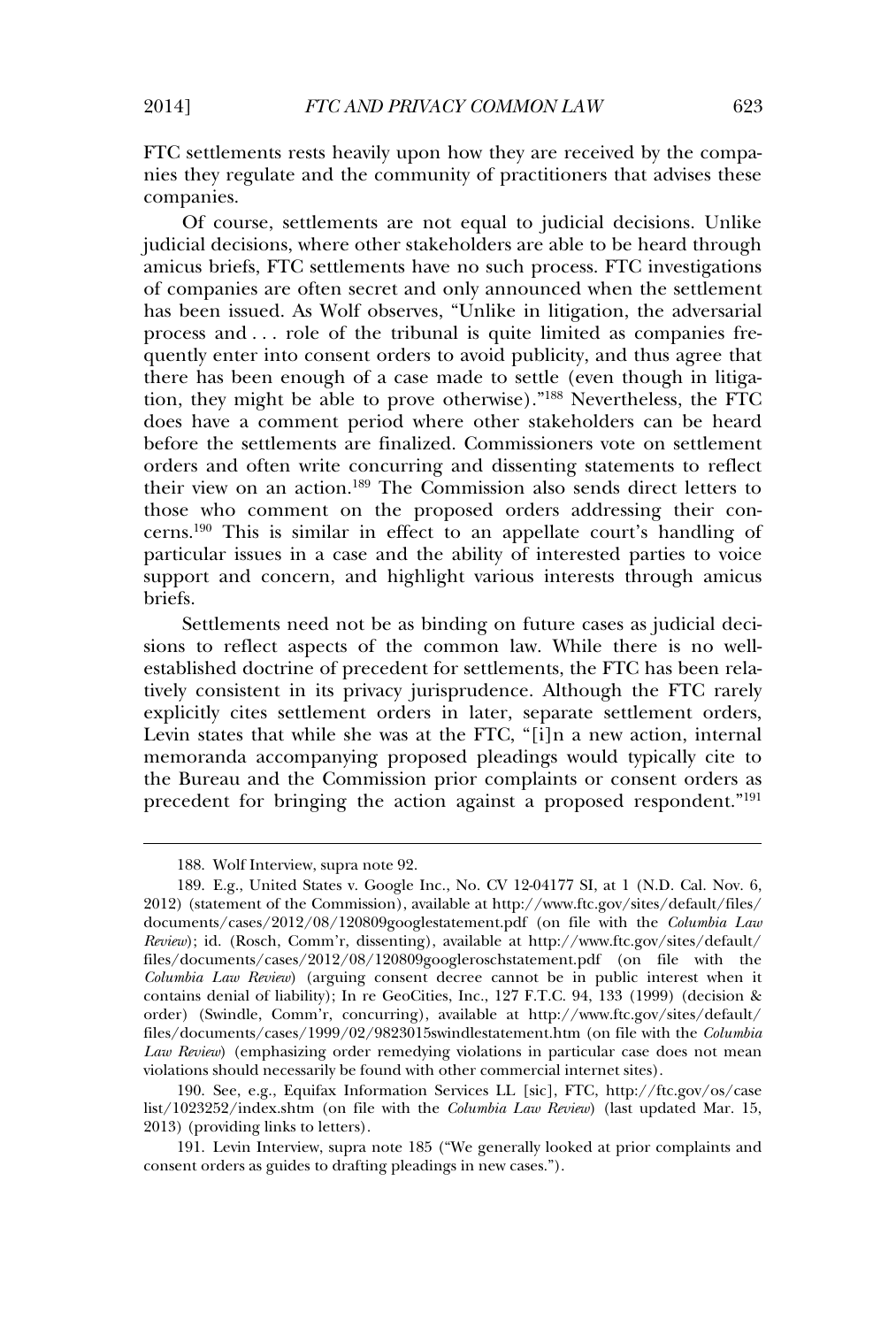FTC settlements rests heavily upon how they are received by the companies they regulate and the community of practitioners that advises these companies.

Of course, settlements are not equal to judicial decisions. Unlike judicial decisions, where other stakeholders are able to be heard through amicus briefs, FTC settlements have no such process. FTC investigations of companies are often secret and only announced when the settlement has been issued. As Wolf observes, "Unlike in litigation, the adversarial process and . . . role of the tribunal is quite limited as companies frequently enter into consent orders to avoid publicity, and thus agree that there has been enough of a case made to settle (even though in litigation, they might be able to prove otherwise)."[188] Nevertheless, the FTC does have a comment period where other stakeholders can be heard before the settlements are finalized. Commissioners vote on settlement orders and often write concurring and dissenting statements to reflect their view on an action.[189] The Commission also sends direct letters to those who comment on the proposed orders addressing their concerns.[190] This is similar in effect to an appellate court's handling of particular issues in a case and the ability of interested parties to voice support and concern, and highlight various interests through amicus briefs.

Settlements need not be as binding on future cases as judicial decisions to reflect aspects of the common law. While there is no well-established doctrine of precedent for settlements, the FTC has been relatively consistent in its privacy jurisprudence. Although the FTC rarely explicitly cites settlement orders in later, separate settlement orders, Levin states that while she was at the FTC, "[i]n a new action, internal memoranda accompanying proposed pleadings would typically cite to the Bureau and the Commission prior complaints or consent orders as precedent for bringing the action against a proposed respondent."[191]

---

188. Wolf Interview, supra note 92.

189. E.g., United States v. Google Inc., No. CV 12-04177 SI, at 1 (N.D. Cal. Nov. 6, 2012) (statement of the Commission), available at http://www.ftc.gov/sites/default/files/documents/cases/2012/08/120809googlestatement.pdf (on file with the *Columbia Law Review*); id. (Rosch, Comm'r, dissenting), available at http://www.ftc.gov/sites/default/files/documents/cases/2012/08/120809googleroschstatement.pdf (on file with the *Columbia Law Review*) (arguing consent decree cannot be in public interest when it contains denial of liability); In re GeoCities, Inc., 127 F.T.C. 94, 133 (1999) (decision & order) (Swindle, Comm'r, concurring), available at http://www.ftc.gov/sites/default/files/documents/cases/1999/02/9823015swindlestatement.htm (on file with the *Columbia Law Review*) (emphasizing order remedying violations in particular case does not mean violations should necessarily be found with other commercial internet sites).

190. See, e.g., Equifax Information Services LL [sic], FTC, http://ftc.gov/os/caselist/1023252/index.shtm (on file with the *Columbia Law Review*) (last updated Mar. 15, 2013) (providing links to letters).

191. Levin Interview, supra note 185 ("We generally looked at prior complaints and consent orders as guides to drafting pleadings in new cases.").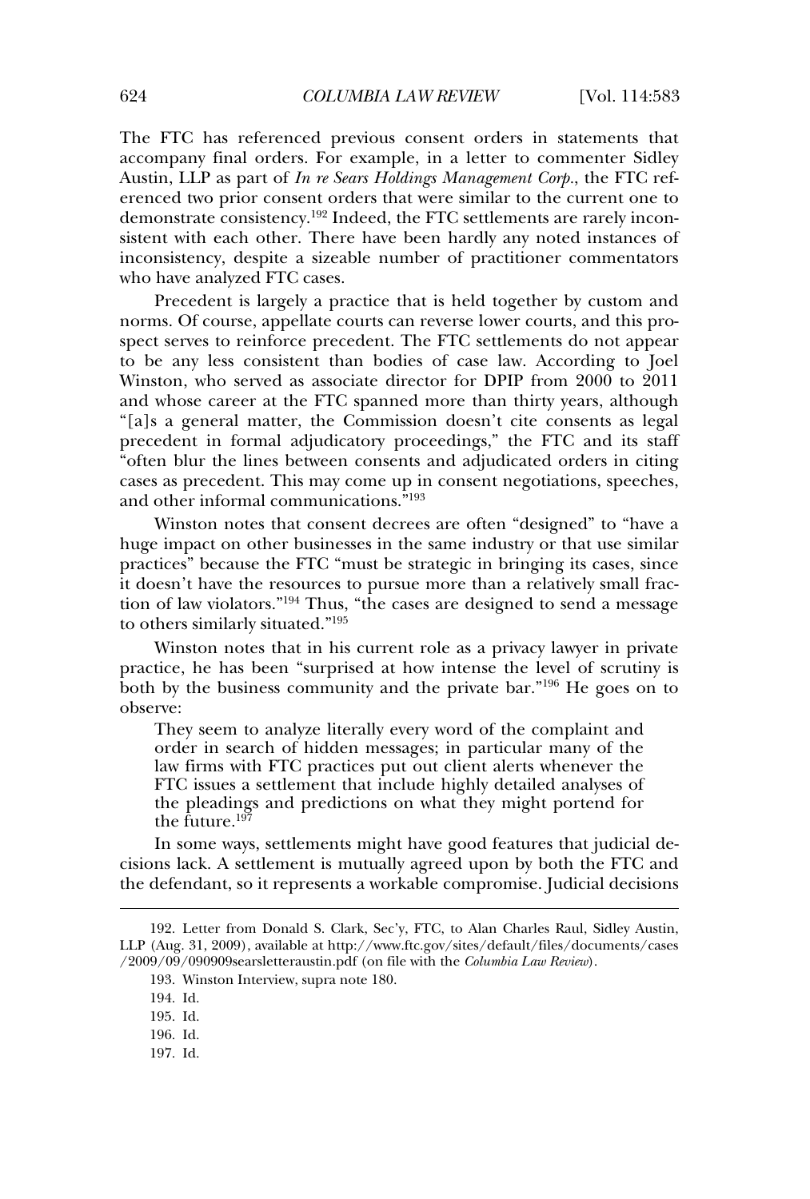The FTC has referenced previous consent orders in statements that accompany final orders. For example, in a letter to commenter Sidley Austin, LLP as part of *In re Sears Holdings Management Corp.*, the FTC referenced two prior consent orders that were similar to the current one to demonstrate consistency.[192] Indeed, the FTC settlements are rarely inconsistent with each other. There have been hardly any noted instances of inconsistency, despite a sizeable number of practitioner commentators who have analyzed FTC cases.

Precedent is largely a practice that is held together by custom and norms. Of course, appellate courts can reverse lower courts, and this prospect serves to reinforce precedent. The FTC settlements do not appear to be any less consistent than bodies of case law. According to Joel Winston, who served as associate director for DPIP from 2000 to 2011 and whose career at the FTC spanned more than thirty years, although "[a]s a general matter, the Commission doesn't cite consents as legal precedent in formal adjudicatory proceedings," the FTC and its staff "often blur the lines between consents and adjudicated orders in citing cases as precedent. This may come up in consent negotiations, speeches, and other informal communications."[193]

Winston notes that consent decrees are often "designed" to "have a huge impact on other businesses in the same industry or that use similar practices" because the FTC "must be strategic in bringing its cases, since it doesn't have the resources to pursue more than a relatively small fraction of law violators."[194] Thus, "the cases are designed to send a message to others similarly situated."[195]

Winston notes that in his current role as a privacy lawyer in private practice, he has been "surprised at how intense the level of scrutiny is both by the business community and the private bar."[196] He goes on to observe:

> They seem to analyze literally every word of the complaint and order in search of hidden messages; in particular many of the law firms with FTC practices put out client alerts whenever the FTC issues a settlement that include highly detailed analyses of the pleadings and predictions on what they might portend for the future.[197]

In some ways, settlements might have good features that judicial decisions lack. A settlement is mutually agreed upon by both the FTC and the defendant, so it represents a workable compromise. Judicial decisions

---

192. Letter from Donald S. Clark, Sec'y, FTC, to Alan Charles Raul, Sidley Austin, LLP (Aug. 31, 2009), available at http://www.ftc.gov/sites/default/files/documents/cases/2009/09/090909searsletteraustin.pdf (on file with the *Columbia Law Review*).

193. Winston Interview, supra note 180.

194. Id.

195. Id.

196. Id.

197. Id.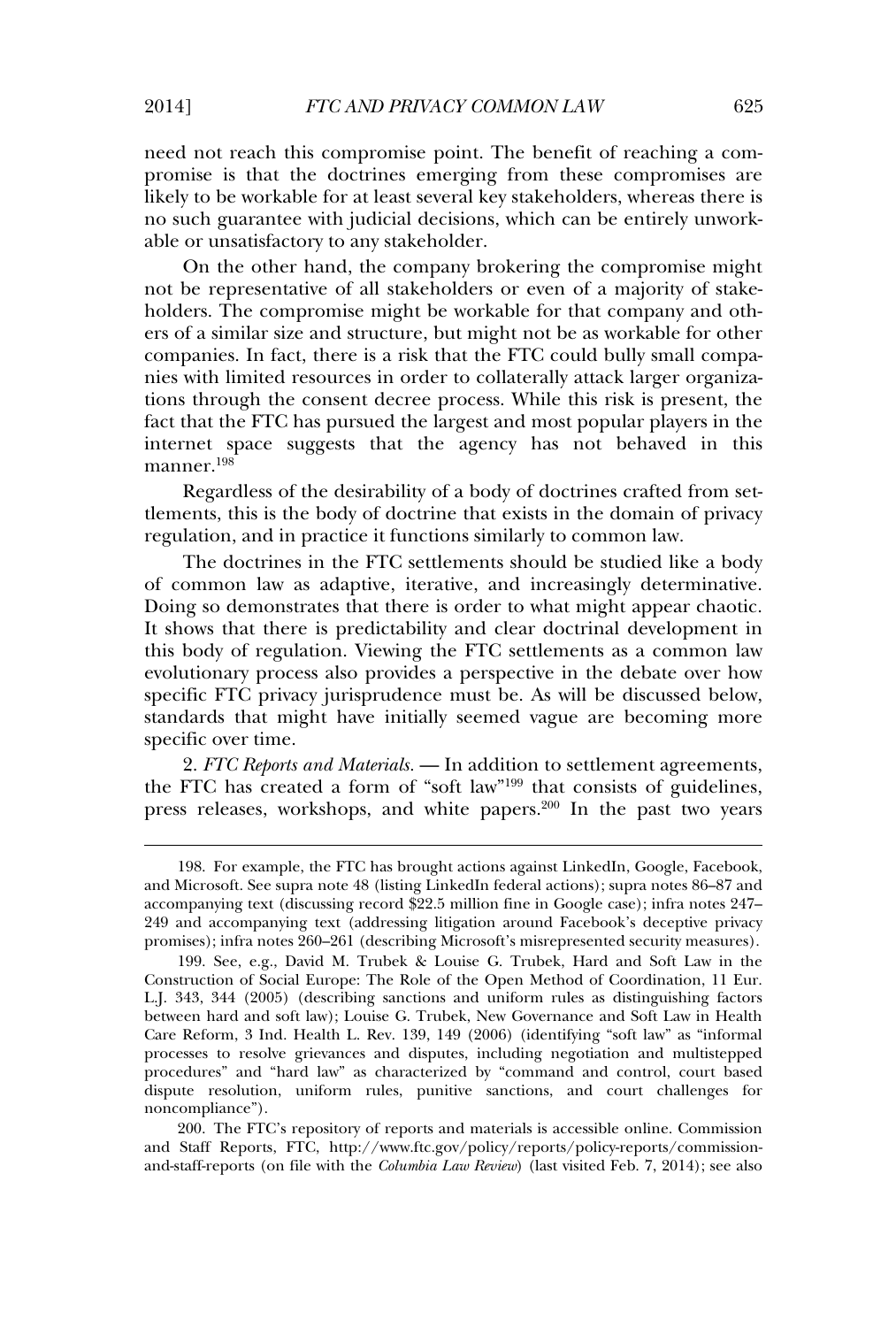need not reach this compromise point. The benefit of reaching a compromise is that the doctrines emerging from these compromises are likely to be workable for at least several key stakeholders, whereas there is no such guarantee with judicial decisions, which can be entirely unworkable or unsatisfactory to any stakeholder.

On the other hand, the company brokering the compromise might not be representative of all stakeholders or even of a majority of stakeholders. The compromise might be workable for that company and others of a similar size and structure, but might not be as workable for other companies. In fact, there is a risk that the FTC could bully small companies with limited resources in order to collaterally attack larger organizations through the consent decree process. While this risk is present, the fact that the FTC has pursued the largest and most popular players in the internet space suggests that the agency has not behaved in this manner.[198]

Regardless of the desirability of a body of doctrines crafted from settlements, this is the body of doctrine that exists in the domain of privacy regulation, and in practice it functions similarly to common law.

The doctrines in the FTC settlements should be studied like a body of common law as adaptive, iterative, and increasingly determinative. Doing so demonstrates that there is order to what might appear chaotic. It shows that there is predictability and clear doctrinal development in this body of regulation. Viewing the FTC settlements as a common law evolutionary process also provides a perspective in the debate over how specific FTC privacy jurisprudence must be. As will be discussed below, standards that might have initially seemed vague are becoming more specific over time.

2. *FTC Reports and Materials.* — In addition to settlement agreements, the FTC has created a form of "soft law"[199] that consists of guidelines, press releases, workshops, and white papers.[200] In the past two years

---

198. For example, the FTC has brought actions against LinkedIn, Google, Facebook, and Microsoft. See supra note 48 (listing LinkedIn federal actions); supra notes 86–87 and accompanying text (discussing record $22.5 million fine in Google case); infra notes 247–249 and accompanying text (addressing litigation around Facebook's deceptive privacy promises); infra notes 260–261 (describing Microsoft's misrepresented security measures).

199. See, e.g., David M. Trubek & Louise G. Trubek, Hard and Soft Law in the Construction of Social Europe: The Role of the Open Method of Coordination, 11 Eur. L.J. 343, 344 (2005) (describing sanctions and uniform rules as distinguishing factors between hard and soft law); Louise G. Trubek, New Governance and Soft Law in Health Care Reform, 3 Ind. Health L. Rev. 139, 149 (2006) (identifying "soft law" as "informal processes to resolve grievances and disputes, including negotiation and multistepped procedures" and "hard law" as characterized by "command and control, court based dispute resolution, uniform rules, punitive sanctions, and court challenges for noncompliance").

200. The FTC's repository of reports and materials is accessible online. Commission and Staff Reports, FTC, http://www.ftc.gov/policy/reports/policy-reports/commission-and-staff-reports (on file with the *Columbia Law Review*) (last visited Feb. 7, 2014); see also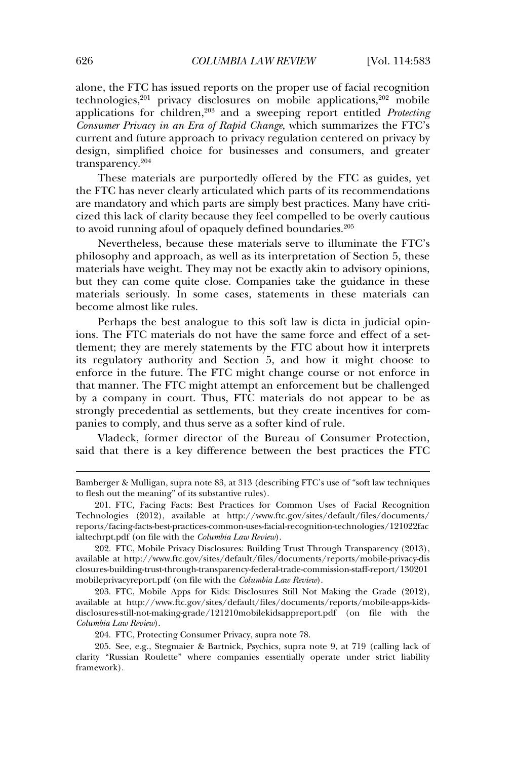alone, the FTC has issued reports on the proper use of facial recognition technologies,[201] privacy disclosures on mobile applications,[202] mobile applications for children,[203] and a sweeping report entitled *Protecting Consumer Privacy in an Era of Rapid Change*, which summarizes the FTC's current and future approach to privacy regulation centered on privacy by design, simplified choice for businesses and consumers, and greater transparency.[204]

These materials are purportedly offered by the FTC as guides, yet the FTC has never clearly articulated which parts of its recommendations are mandatory and which parts are simply best practices. Many have criticized this lack of clarity because they feel compelled to be overly cautious to avoid running afoul of opaquely defined boundaries.[205]

Nevertheless, because these materials serve to illuminate the FTC's philosophy and approach, as well as its interpretation of Section 5, these materials have weight. They may not be exactly akin to advisory opinions, but they can come quite close. Companies take the guidance in these materials seriously. In some cases, statements in these materials can become almost like rules.

Perhaps the best analogue to this soft law is dicta in judicial opinions. The FTC materials do not have the same force and effect of a settlement; they are merely statements by the FTC about how it interprets its regulatory authority and Section 5, and how it might choose to enforce in the future. The FTC might change course or not enforce in that manner. The FTC might attempt an enforcement but be challenged by a company in court. Thus, FTC materials do not appear to be as strongly precedential as settlements, but they create incentives for companies to comply, and thus serve as a softer kind of rule.

Vladeck, former director of the Bureau of Consumer Protection, said that there is a key difference between the best practices the FTC

---

Bamberger & Mulligan, supra note 83, at 313 (describing FTC's use of "soft law techniques to flesh out the meaning" of its substantive rules).

201. FTC, Facing Facts: Best Practices for Common Uses of Facial Recognition Technologies (2012), available at http://www.ftc.gov/sites/default/files/documents/reports/facing-facts-best-practices-common-uses-facial-recognition-technologies/121022facialtechrpt.pdf (on file with the *Columbia Law Review*).

202. FTC, Mobile Privacy Disclosures: Building Trust Through Transparency (2013), available at http://www.ftc.gov/sites/default/files/documents/reports/mobile-privacy-disclosures-building-trust-through-transparency-federal-trade-commission-staff-report/130201mobileprivacyreport.pdf (on file with the *Columbia Law Review*).

203. FTC, Mobile Apps for Kids: Disclosures Still Not Making the Grade (2012), available at http://www.ftc.gov/sites/default/files/documents/reports/mobile-apps-kids-disclosures-still-not-making-grade/121210mobilekidsappreport.pdf (on file with the *Columbia Law Review*).

204. FTC, Protecting Consumer Privacy, supra note 78.

205. See, e.g., Stegmaier & Bartnick, Psychics, supra note 9, at 719 (calling lack of clarity "Russian Roulette" where companies essentially operate under strict liability framework).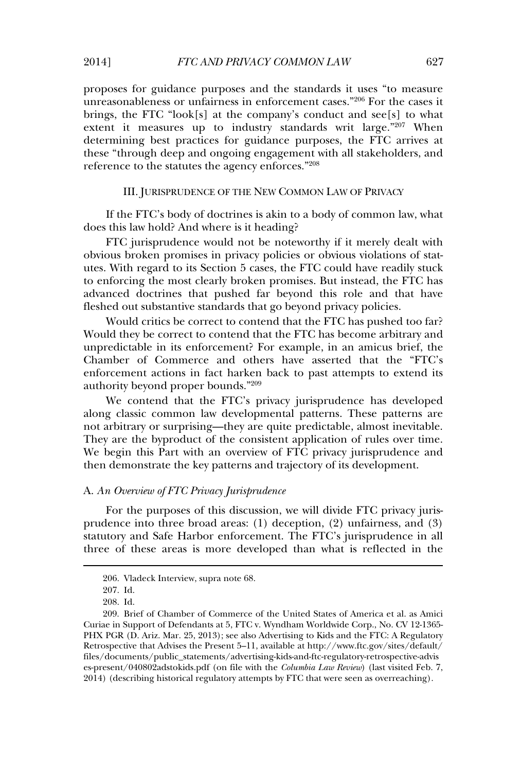proposes for guidance purposes and the standards it uses "to measure unreasonableness or unfairness in enforcement cases."[206] For the cases it brings, the FTC "look[s] at the company's conduct and see[s] to what extent it measures up to industry standards writ large."[207] When determining best practices for guidance purposes, the FTC arrives at these "through deep and ongoing engagement with all stakeholders, and reference to the statutes the agency enforces."[208]

## III. JURISPRUDENCE OF THE NEW COMMON LAW OF PRIVACY

If the FTC's body of doctrines is akin to a body of common law, what does this law hold? And where is it heading?

FTC jurisprudence would not be noteworthy if it merely dealt with obvious broken promises in privacy policies or obvious violations of statutes. With regard to its Section 5 cases, the FTC could have readily stuck to enforcing the most clearly broken promises. But instead, the FTC has advanced doctrines that pushed far beyond this role and that have fleshed out substantive standards that go beyond privacy policies.

Would critics be correct to contend that the FTC has pushed too far? Would they be correct to contend that the FTC has become arbitrary and unpredictable in its enforcement? For example, in an amicus brief, the Chamber of Commerce and others have asserted that the "FTC's enforcement actions in fact harken back to past attempts to extend its authority beyond proper bounds."[209]

We contend that the FTC's privacy jurisprudence has developed along classic common law developmental patterns. These patterns are not arbitrary or surprising—they are quite predictable, almost inevitable. They are the byproduct of the consistent application of rules over time. We begin this Part with an overview of FTC privacy jurisprudence and then demonstrate the key patterns and trajectory of its development.

### A. *An Overview of FTC Privacy Jurisprudence*

For the purposes of this discussion, we will divide FTC privacy jurisprudence into three broad areas: (1) deception, (2) unfairness, and (3) statutory and Safe Harbor enforcement. The FTC's jurisprudence in all three of these areas is more developed than what is reflected in the

---

206. Vladeck Interview, supra note 68.

207. Id.

208. Id.

209. Brief of Chamber of Commerce of the United States of America et al. as Amici Curiae in Support of Defendants at 5, FTC v. Wyndham Worldwide Corp., No. CV 12-1365-PHX PGR (D. Ariz. Mar. 25, 2013); see also Advertising to Kids and the FTC: A Regulatory Retrospective that Advises the Present 5–11, available at http://www.ftc.gov/sites/default/files/documents/public_statements/advertising-kids-and-ftc-regulatory-retrospective-advises-present/040802adstokids.pdf (on file with the *Columbia Law Review*) (last visited Feb. 7, 2014) (describing historical regulatory attempts by FTC that were seen as overreaching).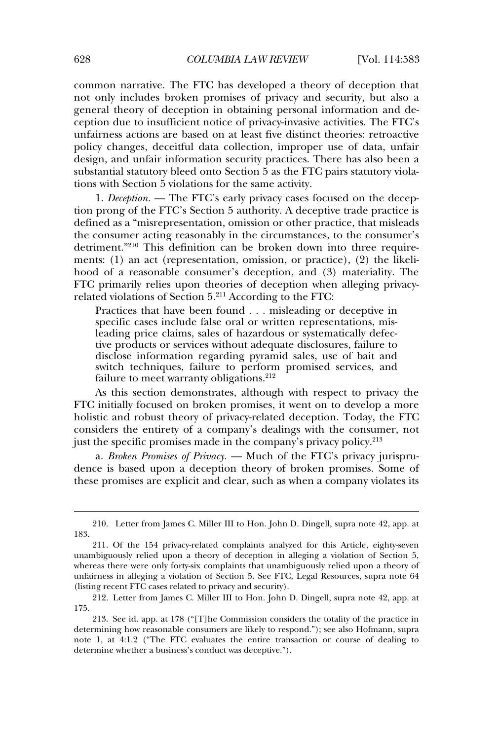common narrative. The FTC has developed a theory of deception that not only includes broken promises of privacy and security, but also a general theory of deception in obtaining personal information and deception due to insufficient notice of privacy-invasive activities. The FTC's unfairness actions are based on at least five distinct theories: retroactive policy changes, deceitful data collection, improper use of data, unfair design, and unfair information security practices. There has also been a substantial statutory bleed onto Section 5 as the FTC pairs statutory violations with Section 5 violations for the same activity.

1. *Deception.* — The FTC's early privacy cases focused on the deception prong of the FTC's Section 5 authority. A deceptive trade practice is defined as a "misrepresentation, omission or other practice, that misleads the consumer acting reasonably in the circumstances, to the consumer's detriment."[210] This definition can be broken down into three requirements: (1) an act (representation, omission, or practice), (2) the likelihood of a reasonable consumer's deception, and (3) materiality. The FTC primarily relies upon theories of deception when alleging privacy-related violations of Section 5.[211] According to the FTC:

> Practices that have been found . . . misleading or deceptive in specific cases include false oral or written representations, misleading price claims, sales of hazardous or systematically defective products or services without adequate disclosures, failure to disclose information regarding pyramid sales, use of bait and switch techniques, failure to perform promised services, and failure to meet warranty obligations.[212]

As this section demonstrates, although with respect to privacy the FTC initially focused on broken promises, it went on to develop a more holistic and robust theory of privacy-related deception. Today, the FTC considers the entirety of a company's dealings with the consumer, not just the specific promises made in the company's privacy policy.[213]

a. *Broken Promises of Privacy.* — Much of the FTC's privacy jurisprudence is based upon a deception theory of broken promises. Some of these promises are explicit and clear, such as when a company violates its

---

210. Letter from James C. Miller III to Hon. John D. Dingell, supra note 42, app. at 183.

211. Of the 154 privacy-related complaints analyzed for this Article, eighty-seven unambiguously relied upon a theory of deception in alleging a violation of Section 5, whereas there were only forty-six complaints that unambiguously relied upon a theory of unfairness in alleging a violation of Section 5. See FTC, Legal Resources, supra note 64 (listing recent FTC cases related to privacy and security).

212. Letter from James C. Miller III to Hon. John D. Dingell, supra note 42, app. at 175.

213. See id. app. at 178 ("[T]he Commission considers the totality of the practice in determining how reasonable consumers are likely to respond."); see also Hofmann, supra note 1, at 4:1.2 ("The FTC evaluates the entire transaction or course of dealing to determine whether a business's conduct was deceptive.").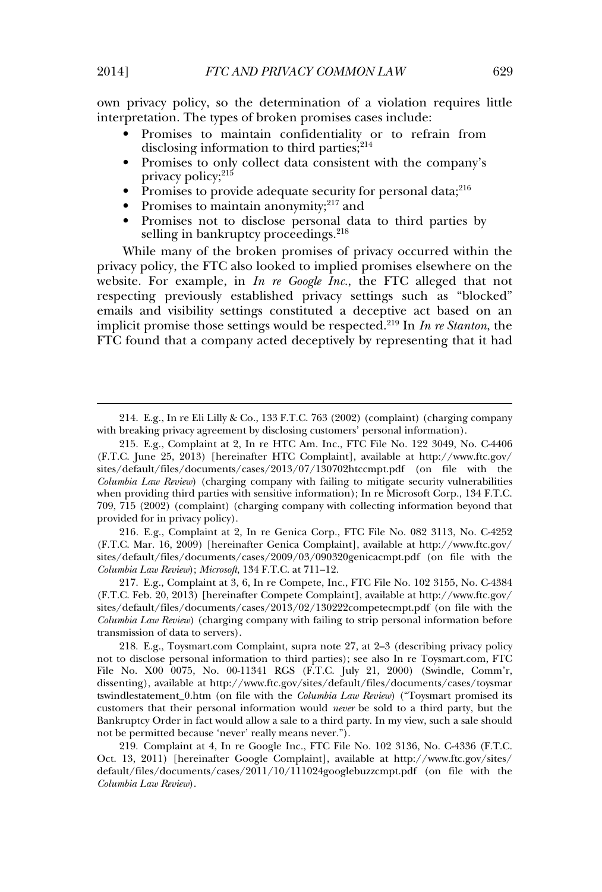own privacy policy, so the determination of a violation requires little interpretation. The types of broken promises cases include:

- Promises to maintain confidentiality or to refrain from disclosing information to third parties;[214]
- Promises to only collect data consistent with the company's privacy policy;[215]
- Promises to provide adequate security for personal data;[216]
- Promises to maintain anonymity;[217] and
- Promises not to disclose personal data to third parties by selling in bankruptcy proceedings.[218]

While many of the broken promises of privacy occurred within the privacy policy, the FTC also looked to implied promises elsewhere on the website. For example, in *In re Google Inc.*, the FTC alleged that not respecting previously established privacy settings such as "blocked" emails and visibility settings constituted a deceptive act based on an implicit promise those settings would be respected.[219] In *In re Stanton*, the FTC found that a company acted deceptively by representing that it had

---

214. E.g., In re Eli Lilly & Co., 133 F.T.C. 763 (2002) (complaint) (charging company with breaking privacy agreement by disclosing customers' personal information).

215. E.g., Complaint at 2, In re HTC Am. Inc., FTC File No. 122 3049, No. C-4406 (F.T.C. June 25, 2013) [hereinafter HTC Complaint], available at http://www.ftc.gov/sites/default/files/documents/cases/2013/07/130702htccmpt.pdf (on file with the *Columbia Law Review*) (charging company with failing to mitigate security vulnerabilities when providing third parties with sensitive information); In re Microsoft Corp., 134 F.T.C. 709, 715 (2002) (complaint) (charging company with collecting information beyond that provided for in privacy policy).

216. E.g., Complaint at 2, In re Genica Corp., FTC File No. 082 3113, No. C-4252 (F.T.C. Mar. 16, 2009) [hereinafter Genica Complaint], available at http://www.ftc.gov/sites/default/files/documents/cases/2009/03/090320genicacmpt.pdf (on file with the *Columbia Law Review*); *Microsoft*, 134 F.T.C. at 711–12.

217. E.g., Complaint at 3, 6, In re Compete, Inc., FTC File No. 102 3155, No. C-4384 (F.T.C. Feb. 20, 2013) [hereinafter Compete Complaint], available at http://www.ftc.gov/sites/default/files/documents/cases/2013/02/130222competecmpt.pdf (on file with the *Columbia Law Review*) (charging company with failing to strip personal information before transmission of data to servers).

218. E.g., Toysmart.com Complaint, supra note 27, at 2–3 (describing privacy policy not to disclose personal information to third parties); see also In re Toysmart.com, FTC File No. X00 0075, No. 00-11341 RGS (F.T.C. July 21, 2000) (Swindle, Comm'r, dissenting), available at http://www.ftc.gov/sites/default/files/documents/cases/toysmartswindlestatement_0.htm (on file with the *Columbia Law Review*) ("Toysmart promised its customers that their personal information would *never* be sold to a third party, but the Bankruptcy Order in fact would allow a sale to a third party. In my view, such a sale should not be permitted because 'never' really means never.").

219. Complaint at 4, In re Google Inc., FTC File No. 102 3136, No. C-4336 (F.T.C. Oct. 13, 2011) [hereinafter Google Complaint], available at http://www.ftc.gov/sites/default/files/documents/cases/2011/10/111024googlebuzzcmpt.pdf (on file with the *Columbia Law Review*).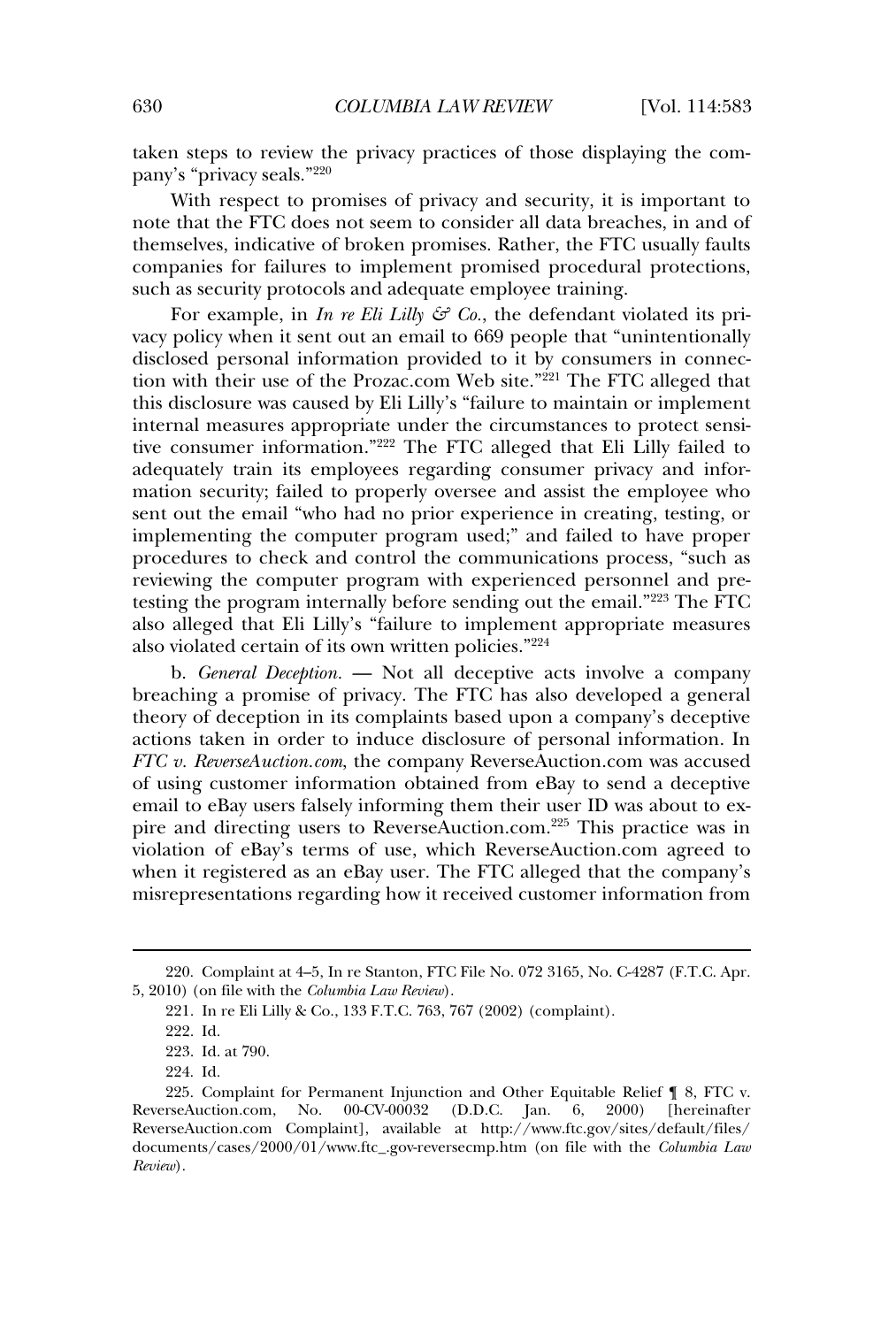taken steps to review the privacy practices of those displaying the company's "privacy seals."[220]

With respect to promises of privacy and security, it is important to note that the FTC does not seem to consider all data breaches, in and of themselves, indicative of broken promises. Rather, the FTC usually faults companies for failures to implement promised procedural protections, such as security protocols and adequate employee training.

For example, in *In re Eli Lilly & Co.*, the defendant violated its privacy policy when it sent out an email to 669 people that "unintentionally disclosed personal information provided to it by consumers in connection with their use of the Prozac.com Web site."[221] The FTC alleged that this disclosure was caused by Eli Lilly's "failure to maintain or implement internal measures appropriate under the circumstances to protect sensitive consumer information."[222] The FTC alleged that Eli Lilly failed to adequately train its employees regarding consumer privacy and information security; failed to properly oversee and assist the employee who sent out the email "who had no prior experience in creating, testing, or implementing the computer program used;" and failed to have proper procedures to check and control the communications process, "such as reviewing the computer program with experienced personnel and pretesting the program internally before sending out the email."[223] The FTC also alleged that Eli Lilly's "failure to implement appropriate measures also violated certain of its own written policies."[224]

b. *General Deception.* — Not all deceptive acts involve a company breaching a promise of privacy. The FTC has also developed a general theory of deception in its complaints based upon a company's deceptive actions taken in order to induce disclosure of personal information. In *FTC v. ReverseAuction.com*, the company ReverseAuction.com was accused of using customer information obtained from eBay to send a deceptive email to eBay users falsely informing them their user ID was about to expire and directing users to ReverseAuction.com.[225] This practice was in violation of eBay's terms of use, which ReverseAuction.com agreed to when it registered as an eBay user. The FTC alleged that the company's misrepresentations regarding how it received customer information from

---

220. Complaint at 4–5, In re Stanton, FTC File No. 072 3165, No. C-4287 (F.T.C. Apr. 5, 2010) (on file with the *Columbia Law Review*).

221. In re Eli Lilly & Co., 133 F.T.C. 763, 767 (2002) (complaint).

222. Id.

223. Id. at 790.

224. Id.

225. Complaint for Permanent Injunction and Other Equitable Relief ¶ 8, FTC v. ReverseAuction.com, No. 00-CV-00032 (D.D.C. Jan. 6, 2000) [hereinafter ReverseAuction.com Complaint], available at http://www.ftc.gov/sites/default/files/documents/cases/2000/01/www.ftc_.gov-reversecmp.htm (on file with the *Columbia Law Review*).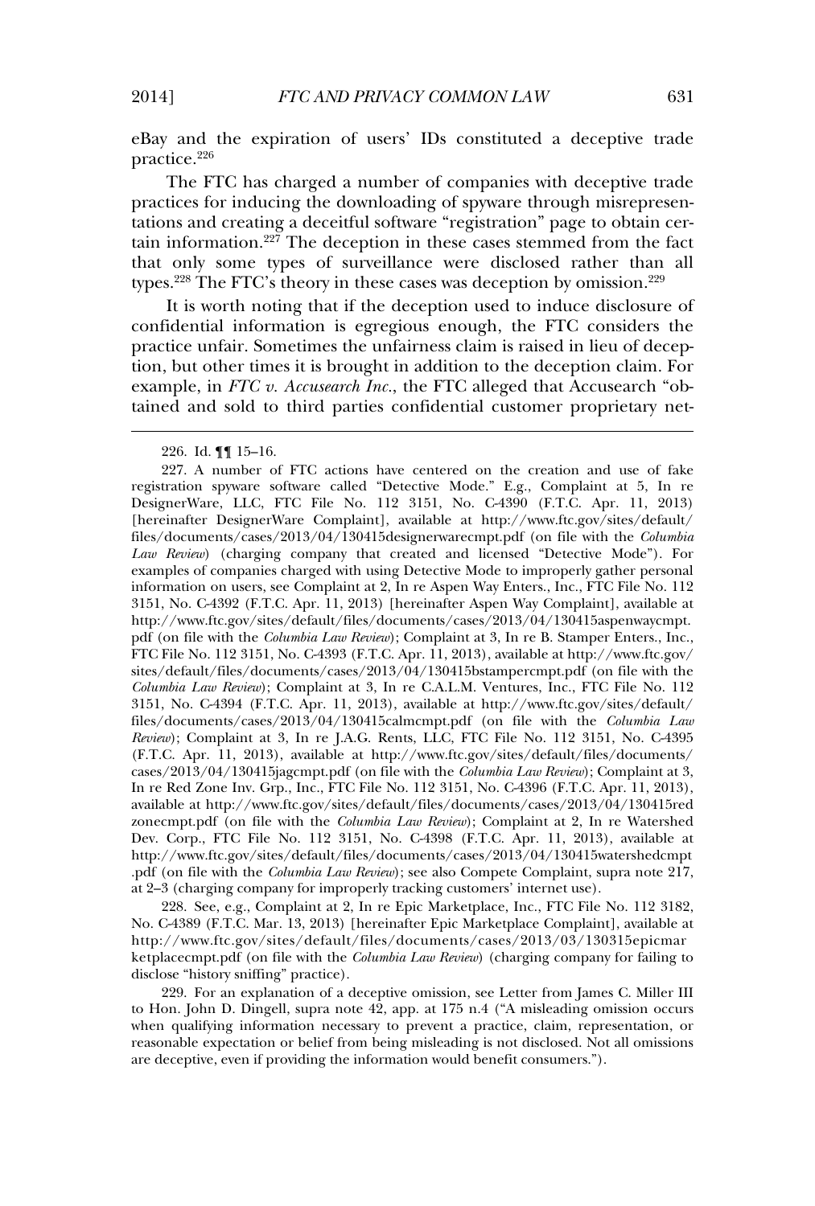eBay and the expiration of users' IDs constituted a deceptive trade practice.[226]

The FTC has charged a number of companies with deceptive trade practices for inducing the downloading of spyware through misrepresentations and creating a deceitful software "registration" page to obtain certain information.[227] The deception in these cases stemmed from the fact that only some types of surveillance were disclosed rather than all types.[228] The FTC's theory in these cases was deception by omission.[229]

It is worth noting that if the deception used to induce disclosure of confidential information is egregious enough, the FTC considers the practice unfair. Sometimes the unfairness claim is raised in lieu of deception, but other times it is brought in addition to the deception claim. For example, in *FTC v. Accusearch Inc.*, the FTC alleged that Accusearch "obtained and sold to third parties confidential customer proprietary net-

---

226. Id. ¶¶ 15–16.

227. A number of FTC actions have centered on the creation and use of fake registration spyware software called "Detective Mode." E.g., Complaint at 5, In re DesignerWare, LLC, FTC File No. 112 3151, No. C-4390 (F.T.C. Apr. 11, 2013) [hereinafter DesignerWare Complaint], available at http://www.ftc.gov/sites/default/files/documents/cases/2013/04/130415designerwarecmpt.pdf (on file with the *Columbia Law Review*) (charging company that created and licensed "Detective Mode"). For examples of companies charged with using Detective Mode to improperly gather personal information on users, see Complaint at 2, In re Aspen Way Enters., Inc., FTC File No. 112 3151, No. C-4392 (F.T.C. Apr. 11, 2013) [hereinafter Aspen Way Complaint], available at http://www.ftc.gov/sites/default/files/documents/cases/2013/04/130415aspenwaycmpt.pdf (on file with the *Columbia Law Review*); Complaint at 3, In re B. Stamper Enters., Inc., FTC File No. 112 3151, No. C-4393 (F.T.C. Apr. 11, 2013), available at http://www.ftc.gov/sites/default/files/documents/cases/2013/04/130415bstampercmpt.pdf (on file with the *Columbia Law Review*); Complaint at 3, In re C.A.L.M. Ventures, Inc., FTC File No. 112 3151, No. C-4394 (F.T.C. Apr. 11, 2013), available at http://www.ftc.gov/sites/default/files/documents/cases/2013/04/130415calmcmpt.pdf (on file with the *Columbia Law Review*); Complaint at 3, In re J.A.G. Rents, LLC, FTC File No. 112 3151, No. C-4395 (F.T.C. Apr. 11, 2013), available at http://www.ftc.gov/sites/default/files/documents/cases/2013/04/130415jagcmpt.pdf (on file with the *Columbia Law Review*); Complaint at 3, In re Red Zone Inv. Grp., Inc., FTC File No. 112 3151, No. C-4396 (F.T.C. Apr. 11, 2013), available at http://www.ftc.gov/sites/default/files/documents/cases/2013/04/130415redzonecmpt.pdf (on file with the *Columbia Law Review*); Complaint at 2, In re Watershed Dev. Corp., FTC File No. 112 3151, No. C-4398 (F.T.C. Apr. 11, 2013), available at http://www.ftc.gov/sites/default/files/documents/cases/2013/04/130415watershedcmpt.pdf (on file with the *Columbia Law Review*); see also Compete Complaint, supra note 217, at 2–3 (charging company for improperly tracking customers' internet use).

228. See, e.g., Complaint at 2, In re Epic Marketplace, Inc., FTC File No. 112 3182, No. C-4389 (F.T.C. Mar. 13, 2013) [hereinafter Epic Marketplace Complaint], available at http://www.ftc.gov/sites/default/files/documents/cases/2013/03/130315epicmarketplacecmpt.pdf (on file with the *Columbia Law Review*) (charging company for failing to disclose "history sniffing" practice).

229. For an explanation of a deceptive omission, see Letter from James C. Miller III to Hon. John D. Dingell, supra note 42, app. at 175 n.4 ("A misleading omission occurs when qualifying information necessary to prevent a practice, claim, representation, or reasonable expectation or belief from being misleading is not disclosed. Not all omissions are deceptive, even if providing the information would benefit consumers.").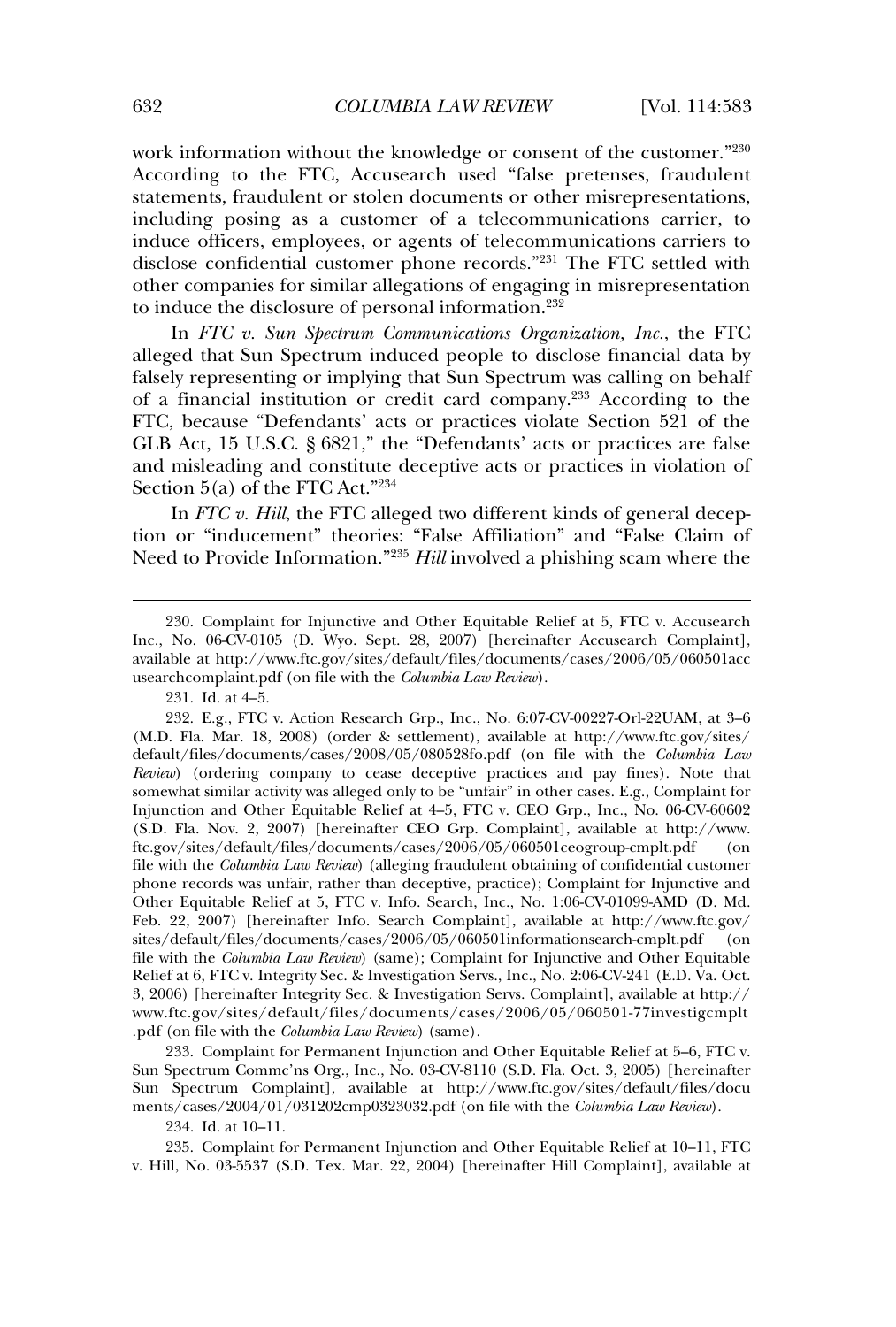work information without the knowledge or consent of the customer."[230] According to the FTC, Accusearch used "false pretenses, fraudulent statements, fraudulent or stolen documents or other misrepresentations, including posing as a customer of a telecommunications carrier, to induce officers, employees, or agents of telecommunications carriers to disclose confidential customer phone records."[231] The FTC settled with other companies for similar allegations of engaging in misrepresentation to induce the disclosure of personal information.[232]

In *FTC v. Sun Spectrum Communications Organization, Inc.*, the FTC alleged that Sun Spectrum induced people to disclose financial data by falsely representing or implying that Sun Spectrum was calling on behalf of a financial institution or credit card company.[233] According to the FTC, because "Defendants' acts or practices violate Section 521 of the GLB Act, 15 U.S.C. § 6821," the "Defendants' acts or practices are false and misleading and constitute deceptive acts or practices in violation of Section 5(a) of the FTC Act."[234]

In *FTC v. Hill*, the FTC alleged two different kinds of general deception or "inducement" theories: "False Affiliation" and "False Claim of Need to Provide Information."[235] *Hill* involved a phishing scam where the

---

230. Complaint for Injunctive and Other Equitable Relief at 5, FTC v. Accusearch Inc., No. 06-CV-0105 (D. Wyo. Sept. 28, 2007) [hereinafter Accusearch Complaint], available at http://www.ftc.gov/sites/default/files/documents/cases/2006/05/060501accusearchcomplaint.pdf (on file with the *Columbia Law Review*).

231. Id. at 4–5.

232. E.g., FTC v. Action Research Grp., Inc., No. 6:07-CV-00227-Orl-22UAM, at 3–6 (M.D. Fla. Mar. 18, 2008) (order & settlement), available at http://www.ftc.gov/sites/default/files/documents/cases/2008/05/080528fo.pdf (on file with the *Columbia Law Review*) (ordering company to cease deceptive practices and pay fines). Note that somewhat similar activity was alleged only to be "unfair" in other cases. E.g., Complaint for Injunction and Other Equitable Relief at 4–5, FTC v. CEO Grp., Inc., No. 06-CV-60602 (S.D. Fla. Nov. 2, 2007) [hereinafter CEO Grp. Complaint], available at http://www.ftc.gov/sites/default/files/documents/cases/2006/05/060501ceogroup-cmplt.pdf (on file with the *Columbia Law Review*) (alleging fraudulent obtaining of confidential customer phone records was unfair, rather than deceptive, practice); Complaint for Injunctive and Other Equitable Relief at 5, FTC v. Info. Search, Inc., No. 1:06-CV-01099-AMD (D. Md. Feb. 22, 2007) [hereinafter Info. Search Complaint], available at http://www.ftc.gov/sites/default/files/documents/cases/2006/05/060501informationsearch-cmplt.pdf (on file with the *Columbia Law Review*) (same); Complaint for Injunctive and Other Equitable Relief at 6, FTC v. Integrity Sec. & Investigation Servs., Inc., No. 2:06-CV-241 (E.D. Va. Oct. 3, 2006) [hereinafter Integrity Sec. & Investigation Servs. Complaint], available at http://www.ftc.gov/sites/default/files/documents/cases/2006/05/060501-77investigcmplt.pdf (on file with the *Columbia Law Review*) (same).

233. Complaint for Permanent Injunction and Other Equitable Relief at 5–6, FTC v. Sun Spectrum Commc'ns Org., Inc., No. 03-CV-8110 (S.D. Fla. Oct. 3, 2005) [hereinafter Sun Spectrum Complaint], available at http://www.ftc.gov/sites/default/files/documents/cases/2004/01/031202cmp0323032.pdf (on file with the *Columbia Law Review*).

234. Id. at 10–11.

235. Complaint for Permanent Injunction and Other Equitable Relief at 10–11, FTC v. Hill, No. 03-5537 (S.D. Tex. Mar. 22, 2004) [hereinafter Hill Complaint], available at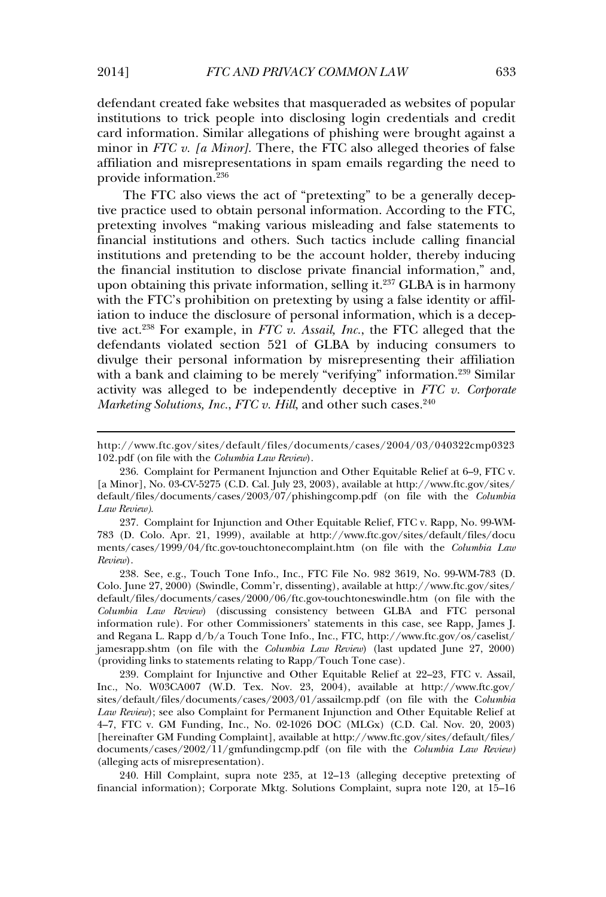defendant created fake websites that masqueraded as websites of popular institutions to trick people into disclosing login credentials and credit card information. Similar allegations of phishing were brought against a minor in *FTC v. [a Minor]*. There, the FTC also alleged theories of false affiliation and misrepresentations in spam emails regarding the need to provide information.[236]

The FTC also views the act of "pretexting" to be a generally deceptive practice used to obtain personal information. According to the FTC, pretexting involves "making various misleading and false statements to financial institutions and others. Such tactics include calling financial institutions and pretending to be the account holder, thereby inducing the financial institution to disclose private financial information," and, upon obtaining this private information, selling it.[237] GLBA is in harmony with the FTC's prohibition on pretexting by using a false identity or affiliation to induce the disclosure of personal information, which is a deceptive act.[238] For example, in *FTC v. Assail, Inc.*, the FTC alleged that the defendants violated section 521 of GLBA by inducing consumers to divulge their personal information by misrepresenting their affiliation with a bank and claiming to be merely "verifying" information.[239] Similar activity was alleged to be independently deceptive in *FTC v. Corporate Marketing Solutions, Inc.*, *FTC v. Hill*, and other such cases.[240]

---

http://www.ftc.gov/sites/default/files/documents/cases/2004/03/040322cmp0323102.pdf (on file with the *Columbia Law Review*).

236. Complaint for Permanent Injunction and Other Equitable Relief at 6–9, FTC v. [a Minor], No. 03-CV-5275 (C.D. Cal. July 23, 2003), available at http://www.ftc.gov/sites/default/files/documents/cases/2003/07/phishingcomp.pdf (on file with the *Columbia Law Review*).

237. Complaint for Injunction and Other Equitable Relief, FTC v. Rapp, No. 99-WM-783 (D. Colo. Apr. 21, 1999), available at http://www.ftc.gov/sites/default/files/documents/cases/1999/04/ftc.gov-touchtonecomplaint.htm (on file with the *Columbia Law Review*).

238. See, e.g., Touch Tone Info., Inc., FTC File No. 982 3619, No. 99-WM-783 (D. Colo. June 27, 2000) (Swindle, Comm'r, dissenting), available at http://www.ftc.gov/sites/default/files/documents/cases/2000/06/ftc.gov-touchtoneswindle.htm (on file with the *Columbia Law Review*) (discussing consistency between GLBA and FTC personal information rule). For other Commissioners' statements in this case, see Rapp, James J. and Regana L. Rapp d/b/a Touch Tone Info., Inc., FTC, http://www.ftc.gov/os/caselist/jamesrapp.shtm (on file with the *Columbia Law Review*) (last updated June 27, 2000) (providing links to statements relating to Rapp/Touch Tone case).

239. Complaint for Injunctive and Other Equitable Relief at 22–23, FTC v. Assail, Inc., No. W03CA007 (W.D. Tex. Nov. 23, 2004), available at http://www.ftc.gov/sites/default/files/documents/cases/2003/01/assailcmp.pdf (on file with the *Columbia Law Review*); see also Complaint for Permanent Injunction and Other Equitable Relief at 4–7, FTC v. GM Funding, Inc., No. 02-1026 DOC (MLGx) (C.D. Cal. Nov. 20, 2003) [hereinafter GM Funding Complaint], available at http://www.ftc.gov/sites/default/files/documents/cases/2002/11/gmfundingcmp.pdf (on file with the *Columbia Law Review*) (alleging acts of misrepresentation).

240. Hill Complaint, supra note 235, at 12–13 (alleging deceptive pretexting of financial information); Corporate Mktg. Solutions Complaint, supra note 120, at 15–16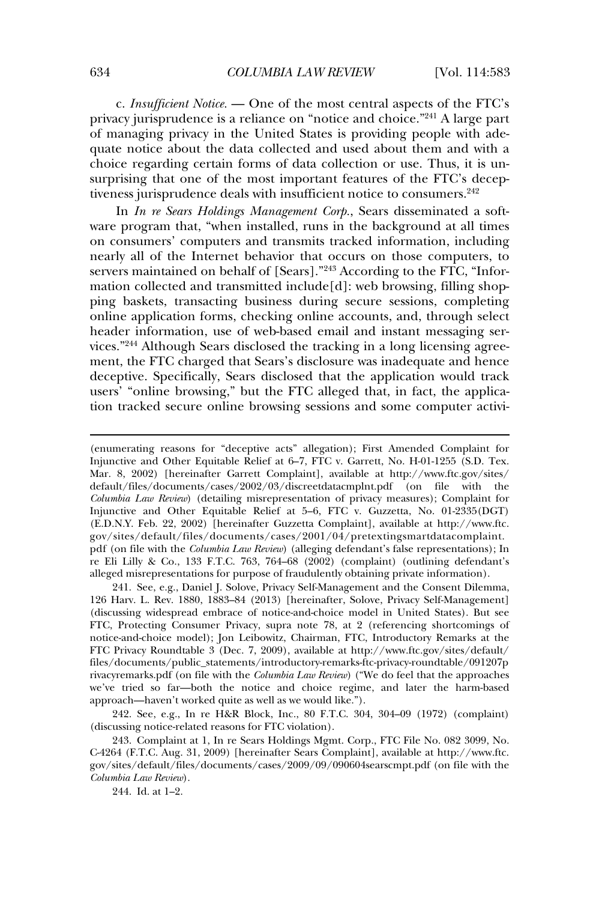c. *Insufficient Notice.* — One of the most central aspects of the FTC's privacy jurisprudence is a reliance on "notice and choice."[241] A large part of managing privacy in the United States is providing people with adequate notice about the data collected and used about them and with a choice regarding certain forms of data collection or use. Thus, it is unsurprising that one of the most important features of the FTC's deceptiveness jurisprudence deals with insufficient notice to consumers.[242]

In *In re Sears Holdings Management Corp.*, Sears disseminated a software program that, "when installed, runs in the background at all times on consumers' computers and transmits tracked information, including nearly all of the Internet behavior that occurs on those computers, to servers maintained on behalf of [Sears]."[243] According to the FTC, "Information collected and transmitted include[d]: web browsing, filling shopping baskets, transacting business during secure sessions, completing online application forms, checking online accounts, and, through select header information, use of web-based email and instant messaging services."[244] Although Sears disclosed the tracking in a long licensing agreement, the FTC charged that Sears's disclosure was inadequate and hence deceptive. Specifically, Sears disclosed that the application would track users' "online browsing," but the FTC alleged that, in fact, the application tracked secure online browsing sessions and some computer activi-

---

(enumerating reasons for "deceptive acts" allegation); First Amended Complaint for Injunctive and Other Equitable Relief at 6–7, FTC v. Garrett, No. H-01-1255 (S.D. Tex. Mar. 8, 2002) [hereinafter Garrett Complaint], available at http://www.ftc.gov/sites/default/files/documents/cases/2002/03/discreetdatacmplnt.pdf (on file with the *Columbia Law Review*) (detailing misrepresentation of privacy measures); Complaint for Injunctive and Other Equitable Relief at 5–6, FTC v. Guzzetta, No. 01-2335(DGT) (E.D.N.Y. Feb. 22, 2002) [hereinafter Guzzetta Complaint], available at http://www.ftc.gov/sites/default/files/documents/cases/2001/04/pretextingsmartdatacomplaint.pdf (on file with the *Columbia Law Review*) (alleging defendant's false representations); In re Eli Lilly & Co., 133 F.T.C. 763, 764–68 (2002) (complaint) (outlining defendant's alleged misrepresentations for purpose of fraudulently obtaining private information).

241. See, e.g., Daniel J. Solove, Privacy Self-Management and the Consent Dilemma, 126 Harv. L. Rev. 1880, 1883–84 (2013) [hereinafter, Solove, Privacy Self-Management] (discussing widespread embrace of notice-and-choice model in United States). But see FTC, Protecting Consumer Privacy, supra note 78, at 2 (referencing shortcomings of notice-and-choice model); Jon Leibowitz, Chairman, FTC, Introductory Remarks at the FTC Privacy Roundtable 3 (Dec. 7, 2009), available at http://www.ftc.gov/sites/default/files/documents/public_statements/introductory-remarks-ftc-privacy-roundtable/091207privacyremarks.pdf (on file with the *Columbia Law Review*) ("We do feel that the approaches we've tried so far—both the notice and choice regime, and later the harm-based approach—haven't worked quite as well as we would like.").

242. See, e.g., In re H&R Block, Inc., 80 F.T.C. 304, 304–09 (1972) (complaint) (discussing notice-related reasons for FTC violation).

243. Complaint at 1, In re Sears Holdings Mgmt. Corp., FTC File No. 082 3099, No. C-4264 (F.T.C. Aug. 31, 2009) [hereinafter Sears Complaint], available at http://www.ftc.gov/sites/default/files/documents/cases/2009/09/090604searscmpt.pdf (on file with the *Columbia Law Review*).

244. Id. at 1–2.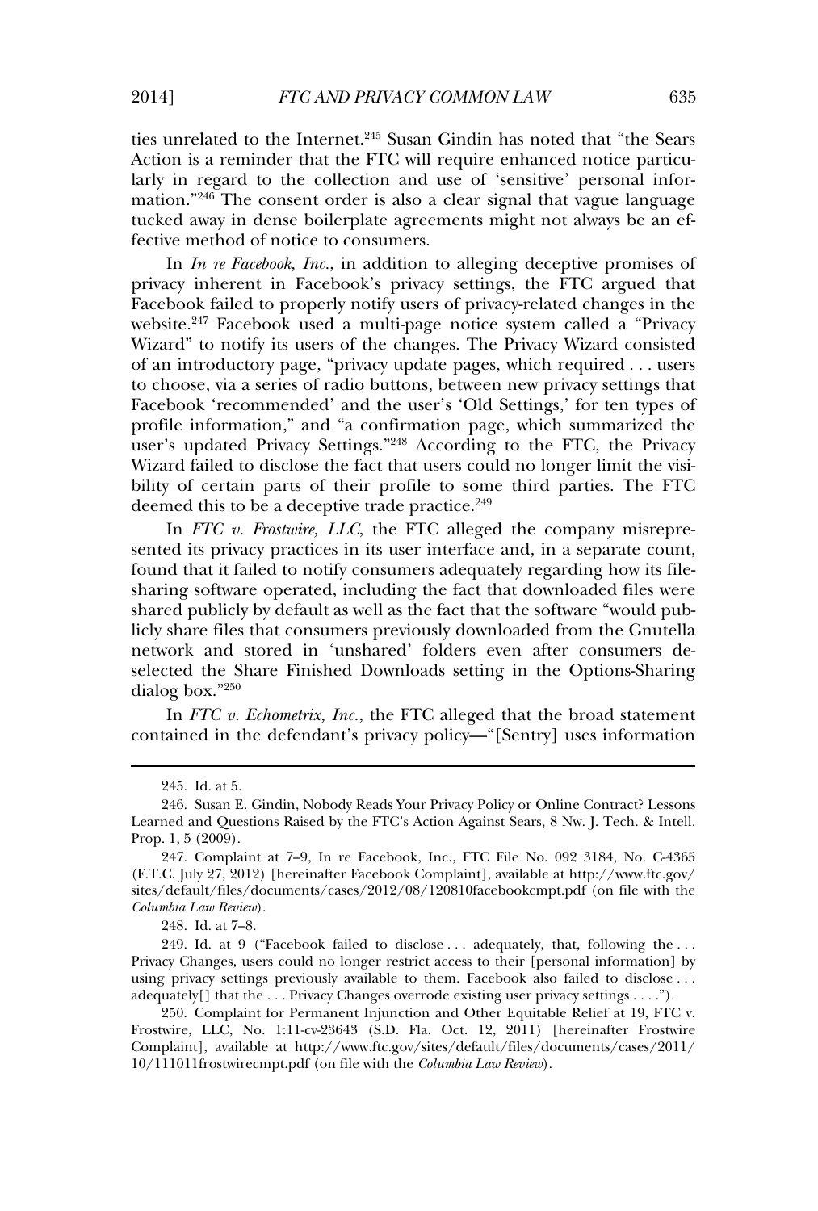ties unrelated to the Internet.[245] Susan Gindin has noted that "the Sears Action is a reminder that the FTC will require enhanced notice particularly in regard to the collection and use of 'sensitive' personal information."[246] The consent order is also a clear signal that vague language tucked away in dense boilerplate agreements might not always be an effective method of notice to consumers.

In *In re Facebook, Inc.*, in addition to alleging deceptive promises of privacy inherent in Facebook's privacy settings, the FTC argued that Facebook failed to properly notify users of privacy-related changes in the website.[247] Facebook used a multi-page notice system called a "Privacy Wizard" to notify its users of the changes. The Privacy Wizard consisted of an introductory page, "privacy update pages, which required . . . users to choose, via a series of radio buttons, between new privacy settings that Facebook 'recommended' and the user's 'Old Settings,' for ten types of profile information," and "a confirmation page, which summarized the user's updated Privacy Settings."[248] According to the FTC, the Privacy Wizard failed to disclose the fact that users could no longer limit the visibility of certain parts of their profile to some third parties. The FTC deemed this to be a deceptive trade practice.[249]

In *FTC v. Frostwire, LLC*, the FTC alleged the company misrepresented its privacy practices in its user interface and, in a separate count, found that it failed to notify consumers adequately regarding how its file-sharing software operated, including the fact that downloaded files were shared publicly by default as well as the fact that the software "would publicly share files that consumers previously downloaded from the Gnutella network and stored in 'unshared' folders even after consumers deselected the Share Finished Downloads setting in the Options-Sharing dialog box."[250]

In *FTC v. Echometrix, Inc.*, the FTC alleged that the broad statement contained in the defendant's privacy policy—"[Sentry] uses information

---

245. Id. at 5.

246. Susan E. Gindin, Nobody Reads Your Privacy Policy or Online Contract? Lessons Learned and Questions Raised by the FTC's Action Against Sears, 8 Nw. J. Tech. & Intell. Prop. 1, 5 (2009).

247. Complaint at 7–9, In re Facebook, Inc., FTC File No. 092 3184, No. C-4365 (F.T.C. July 27, 2012) [hereinafter Facebook Complaint], available at http://www.ftc.gov/sites/default/files/documents/cases/2012/08/120810facebookcmpt.pdf (on file with the *Columbia Law Review*).

248. Id. at 7–8.

249. Id. at 9 ("Facebook failed to disclose . . . adequately, that, following the . . . Privacy Changes, users could no longer restrict access to their [personal information] by using privacy settings previously available to them. Facebook also failed to disclose . . . adequately[] that the . . . Privacy Changes overrode existing user privacy settings . . . .").

250. Complaint for Permanent Injunction and Other Equitable Relief at 19, FTC v. Frostwire, LLC, No. 1:11-cv-23643 (S.D. Fla. Oct. 12, 2011) [hereinafter Frostwire Complaint], available at http://www.ftc.gov/sites/default/files/documents/cases/2011/10/111011frostwirecmpt.pdf (on file with the *Columbia Law Review*).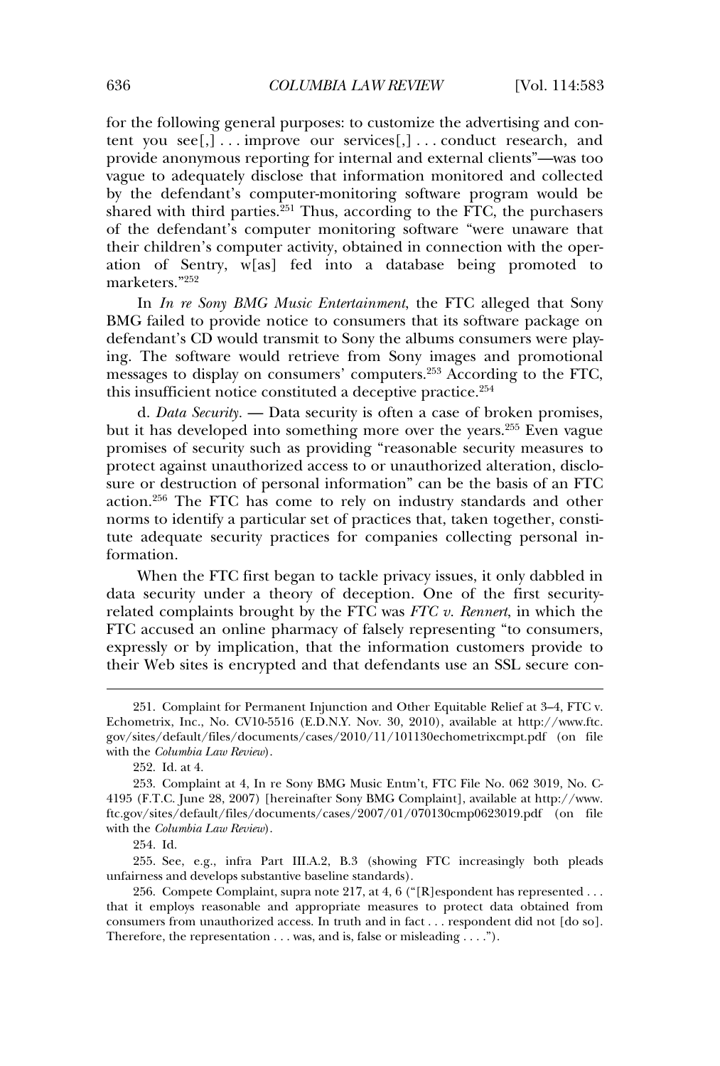for the following general purposes: to customize the advertising and content you see[,] . . . improve our services[,] . . . conduct research, and provide anonymous reporting for internal and external clients"—was too vague to adequately disclose that information monitored and collected by the defendant's computer-monitoring software program would be shared with third parties.[251] Thus, according to the FTC, the purchasers of the defendant's computer monitoring software "were unaware that their children's computer activity, obtained in connection with the operation of Sentry, w[as] fed into a database being promoted to marketers."[252]

In *In re Sony BMG Music Entertainment*, the FTC alleged that Sony BMG failed to provide notice to consumers that its software package on defendant's CD would transmit to Sony the albums consumers were playing. The software would retrieve from Sony images and promotional messages to display on consumers' computers.[253] According to the FTC, this insufficient notice constituted a deceptive practice.[254]

d. *Data Security*. — Data security is often a case of broken promises, but it has developed into something more over the years.[255] Even vague promises of security such as providing "reasonable security measures to protect against unauthorized access to or unauthorized alteration, disclosure or destruction of personal information" can be the basis of an FTC action.[256] The FTC has come to rely on industry standards and other norms to identify a particular set of practices that, taken together, constitute adequate security practices for companies collecting personal information.

When the FTC first began to tackle privacy issues, it only dabbled in data security under a theory of deception. One of the first security-related complaints brought by the FTC was *FTC v. Rennert*, in which the FTC accused an online pharmacy of falsely representing "to consumers, expressly or by implication, that the information customers provide to their Web sites is encrypted and that defendants use an SSL secure con-

---

251. Complaint for Permanent Injunction and Other Equitable Relief at 3–4, FTC v. Echometrix, Inc., No. CV10-5516 (E.D.N.Y. Nov. 30, 2010), available at http://www.ftc.gov/sites/default/files/documents/cases/2010/11/101130echometrixcmpt.pdf (on file with the *Columbia Law Review*).

252. Id. at 4.

253. Complaint at 4, In re Sony BMG Music Entm't, FTC File No. 062 3019, No. C-4195 (F.T.C. June 28, 2007) [hereinafter Sony BMG Complaint], available at http://www.ftc.gov/sites/default/files/documents/cases/2007/01/070130cmp0623019.pdf (on file with the *Columbia Law Review*).

254. Id.

255. See, e.g., infra Part III.A.2, B.3 (showing FTC increasingly both pleads unfairness and develops substantive baseline standards).

256. Compete Complaint, supra note 217, at 4, 6 ("[R]espondent has represented . . . that it employs reasonable and appropriate measures to protect data obtained from consumers from unauthorized access. In truth and in fact . . . respondent did not [do so]. Therefore, the representation . . . was, and is, false or misleading . . . .").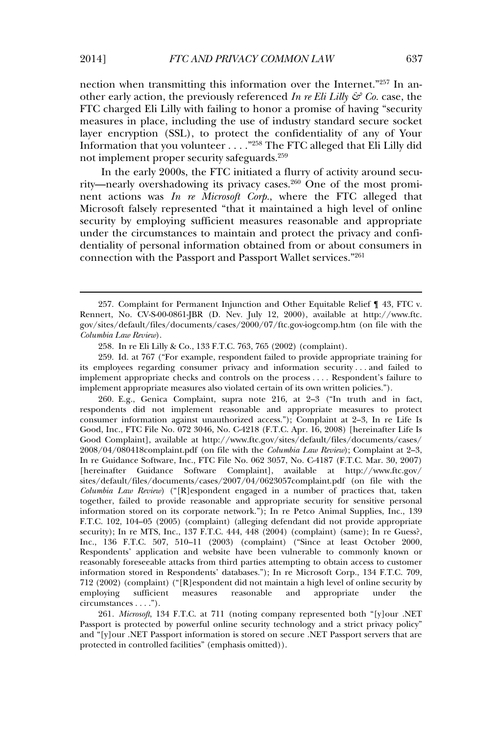nection when transmitting this information over the Internet."[257] In another early action, the previously referenced *In re Eli Lilly & Co.* case, the FTC charged Eli Lilly with failing to honor a promise of having "security measures in place, including the use of industry standard secure socket layer encryption (SSL), to protect the confidentiality of any of Your Information that you volunteer . . . ."[258] The FTC alleged that Eli Lilly did not implement proper security safeguards.[259]

In the early 2000s, the FTC initiated a flurry of activity around security—nearly overshadowing its privacy cases.[260] One of the most prominent actions was *In re Microsoft Corp.*, where the FTC alleged that Microsoft falsely represented "that it maintained a high level of online security by employing sufficient measures reasonable and appropriate under the circumstances to maintain and protect the privacy and confidentiality of personal information obtained from or about consumers in connection with the Passport and Passport Wallet services."[261]

---

257. Complaint for Permanent Injunction and Other Equitable Relief ¶ 43, FTC v. Rennert, No. CV-S-00-0861-JBR (D. Nev. July 12, 2000), available at http://www.ftc.gov/sites/default/files/documents/cases/2000/07/ftc.gov-iogcomp.htm (on file with the *Columbia Law Review*).

258. In re Eli Lilly & Co., 133 F.T.C. 763, 765 (2002) (complaint).

259. Id. at 767 ("For example, respondent failed to provide appropriate training for its employees regarding consumer privacy and information security . . . and failed to implement appropriate checks and controls on the process . . . . Respondent's failure to implement appropriate measures also violated certain of its own written policies.").

260. E.g., Genica Complaint, supra note 216, at 2–3 ("In truth and in fact, respondents did not implement reasonable and appropriate measures to protect consumer information against unauthorized access."); Complaint at 2–3, In re Life Is Good, Inc., FTC File No. 072 3046, No. C-4218 (F.T.C. Apr. 16, 2008) [hereinafter Life Is Good Complaint], available at http://www.ftc.gov/sites/default/files/documents/cases/2008/04/080418complaint.pdf (on file with the *Columbia Law Review*); Complaint at 2–3, In re Guidance Software, Inc., FTC File No. 062 3057, No. C-4187 (F.T.C. Mar. 30, 2007) [hereinafter Guidance Software Complaint], available at http://www.ftc.gov/sites/default/files/documents/cases/2007/04/0623057complaint.pdf (on file with the *Columbia Law Review*) ("[R]espondent engaged in a number of practices that, taken together, failed to provide reasonable and appropriate security for sensitive personal information stored on its corporate network."); In re Petco Animal Supplies, Inc., 139 F.T.C. 102, 104–05 (2005) (complaint) (alleging defendant did not provide appropriate security); In re MTS, Inc., 137 F.T.C. 444, 448 (2004) (complaint) (same); In re Guess?, Inc., 136 F.T.C. 507, 510–11 (2003) (complaint) ("Since at least October 2000, Respondents' application and website have been vulnerable to commonly known or reasonably foreseeable attacks from third parties attempting to obtain access to customer information stored in Respondents' databases."); In re Microsoft Corp., 134 F.T.C. 709, 712 (2002) (complaint) ("[R]espondent did not maintain a high level of online security by employing sufficient measures reasonable and appropriate under the circumstances . . . .").

261. *Microsoft*, 134 F.T.C. at 711 (noting company represented both "[y]our .NET Passport is protected by powerful online security technology and a strict privacy policy" and "[y]our .NET Passport information is stored on secure .NET Passport servers that are protected in controlled facilities" (emphasis omitted)).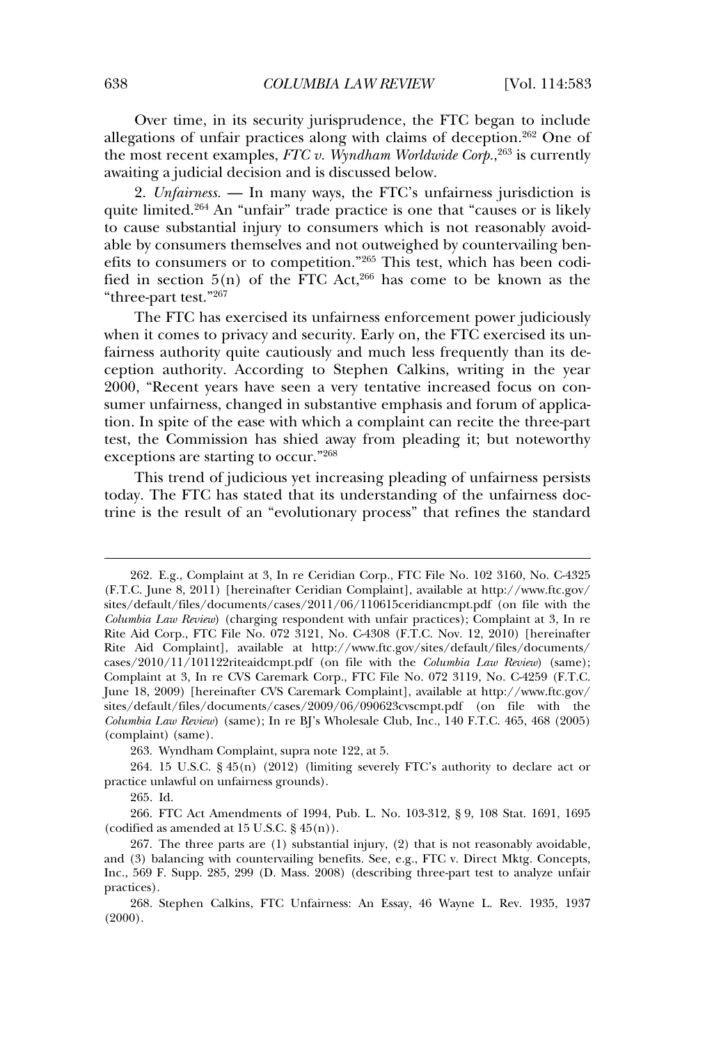Over time, in its security jurisprudence, the FTC began to include allegations of unfair practices along with claims of deception.[262] One of the most recent examples, *FTC v. Wyndham Worldwide Corp.*,[263] is currently awaiting a judicial decision and is discussed below.

2. *Unfairness.* — In many ways, the FTC's unfairness jurisdiction is quite limited.[264] An "unfair" trade practice is one that "causes or is likely to cause substantial injury to consumers which is not reasonably avoidable by consumers themselves and not outweighed by countervailing benefits to consumers or to competition."[265] This test, which has been codified in section 5(n) of the FTC Act,[266] has come to be known as the "three-part test."[267]

The FTC has exercised its unfairness enforcement power judiciously when it comes to privacy and security. Early on, the FTC exercised its unfairness authority quite cautiously and much less frequently than its deception authority. According to Stephen Calkins, writing in the year 2000, "Recent years have seen a very tentative increased focus on consumer unfairness, changed in substantive emphasis and forum of application. In spite of the ease with which a complaint can recite the three-part test, the Commission has shied away from pleading it; but noteworthy exceptions are starting to occur."[268]

This trend of judicious yet increasing pleading of unfairness persists today. The FTC has stated that its understanding of the unfairness doctrine is the result of an "evolutionary process" that refines the standard

---

262. E.g., Complaint at 3, In re Ceridian Corp., FTC File No. 102 3160, No. C-4325 (F.T.C. June 8, 2011) [hereinafter Ceridian Complaint], available at http://www.ftc.gov/sites/default/files/documents/cases/2011/06/110615ceridiancmpt.pdf (on file with the *Columbia Law Review*) (charging respondent with unfair practices); Complaint at 3, In re Rite Aid Corp., FTC File No. 072 3121, No. C-4308 (F.T.C. Nov. 12, 2010) [hereinafter Rite Aid Complaint], available at http://www.ftc.gov/sites/default/files/documents/cases/2010/11/101122riteaidcmpt.pdf (on file with the *Columbia Law Review*) (same); Complaint at 3, In re CVS Caremark Corp., FTC File No. 072 3119, No. C-4259 (F.T.C. June 18, 2009) [hereinafter CVS Caremark Complaint], available at http://www.ftc.gov/sites/default/files/documents/cases/2009/06/090623cvscmpt.pdf (on file with the *Columbia Law Review*) (same); In re BJ's Wholesale Club, Inc., 140 F.T.C. 465, 468 (2005) (complaint) (same).

263. Wyndham Complaint, supra note 122, at 5.

264. 15 U.S.C. § 45(n) (2012) (limiting severely FTC's authority to declare act or practice unlawful on unfairness grounds).

265. Id.

266. FTC Act Amendments of 1994, Pub. L. No. 103-312, § 9, 108 Stat. 1691, 1695 (codified as amended at 15 U.S.C. § 45(n)).

267. The three parts are (1) substantial injury, (2) that is not reasonably avoidable, and (3) balancing with countervailing benefits. See, e.g., FTC v. Direct Mktg. Concepts, Inc., 569 F. Supp. 285, 299 (D. Mass. 2008) (describing three-part test to analyze unfair practices).

268. Stephen Calkins, FTC Unfairness: An Essay, 46 Wayne L. Rev. 1935, 1937 (2000).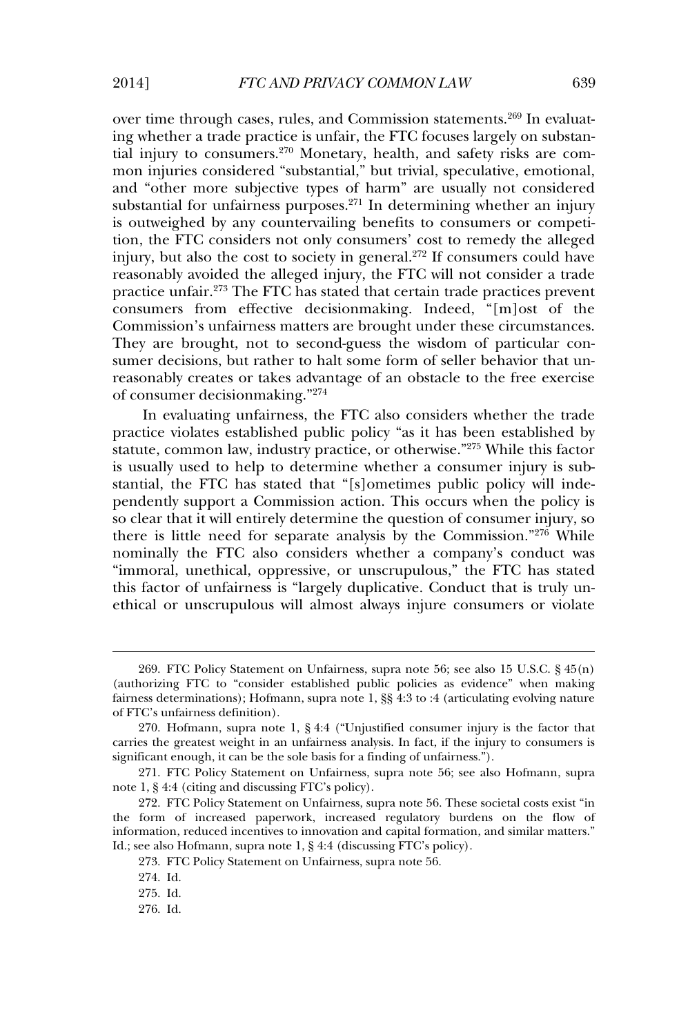over time through cases, rules, and Commission statements.[269] In evaluating whether a trade practice is unfair, the FTC focuses largely on substantial injury to consumers.[270] Monetary, health, and safety risks are common injuries considered "substantial," but trivial, speculative, emotional, and "other more subjective types of harm" are usually not considered substantial for unfairness purposes.[271] In determining whether an injury is outweighed by any countervailing benefits to consumers or competition, the FTC considers not only consumers' cost to remedy the alleged injury, but also the cost to society in general.[272] If consumers could have reasonably avoided the alleged injury, the FTC will not consider a trade practice unfair.[273] The FTC has stated that certain trade practices prevent consumers from effective decisionmaking. Indeed, "[m]ost of the Commission's unfairness matters are brought under these circumstances. They are brought, not to second-guess the wisdom of particular consumer decisions, but rather to halt some form of seller behavior that unreasonably creates or takes advantage of an obstacle to the free exercise of consumer decisionmaking."[274]

In evaluating unfairness, the FTC also considers whether the trade practice violates established public policy "as it has been established by statute, common law, industry practice, or otherwise."[275] While this factor is usually used to help to determine whether a consumer injury is substantial, the FTC has stated that "[s]ometimes public policy will independently support a Commission action. This occurs when the policy is so clear that it will entirely determine the question of consumer injury, so there is little need for separate analysis by the Commission."[276] While nominally the FTC also considers whether a company's conduct was "immoral, unethical, oppressive, or unscrupulous," the FTC has stated this factor of unfairness is "largely duplicative. Conduct that is truly unethical or unscrupulous will almost always injure consumers or violate

---

269. FTC Policy Statement on Unfairness, supra note 56; see also 15 U.S.C. § 45(n) (authorizing FTC to "consider established public policies as evidence" when making fairness determinations); Hofmann, supra note 1, §§ 4:3 to :4 (articulating evolving nature of FTC's unfairness definition).

270. Hofmann, supra note 1, § 4:4 ("Unjustified consumer injury is the factor that carries the greatest weight in an unfairness analysis. In fact, if the injury to consumers is significant enough, it can be the sole basis for a finding of unfairness.").

271. FTC Policy Statement on Unfairness, supra note 56; see also Hofmann, supra note 1, § 4:4 (citing and discussing FTC's policy).

272. FTC Policy Statement on Unfairness, supra note 56. These societal costs exist "in the form of increased paperwork, increased regulatory burdens on the flow of information, reduced incentives to innovation and capital formation, and similar matters." Id.; see also Hofmann, supra note 1, § 4:4 (discussing FTC's policy).

273. FTC Policy Statement on Unfairness, supra note 56.

274. Id.

275. Id.

276. Id.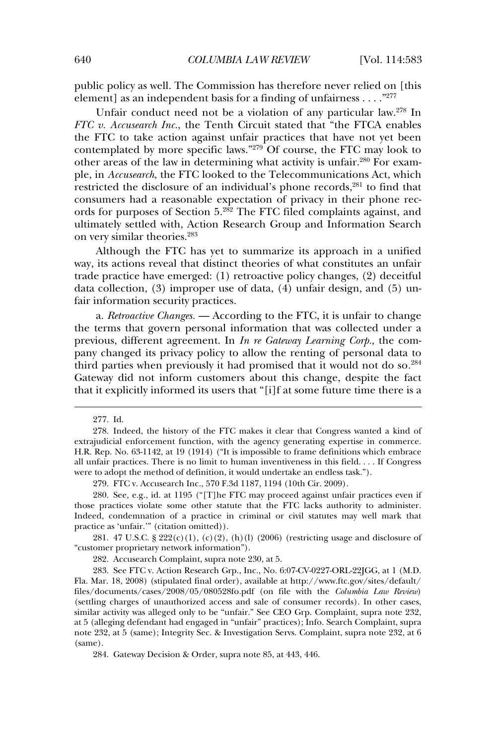public policy as well. The Commission has therefore never relied on [this element] as an independent basis for a finding of unfairness . . . ."[277]

Unfair conduct need not be a violation of any particular law.[278] In *FTC v. Accusearch Inc.*, the Tenth Circuit stated that "the FTCA enables the FTC to take action against unfair practices that have not yet been contemplated by more specific laws."[279] Of course, the FTC may look to other areas of the law in determining what activity is unfair.[280] For example, in *Accusearch*, the FTC looked to the Telecommunications Act, which restricted the disclosure of an individual's phone records,[281] to find that consumers had a reasonable expectation of privacy in their phone records for purposes of Section 5.[282] The FTC filed complaints against, and ultimately settled with, Action Research Group and Information Search on very similar theories.[283]

Although the FTC has yet to summarize its approach in a unified way, its actions reveal that distinct theories of what constitutes an unfair trade practice have emerged: (1) retroactive policy changes, (2) deceitful data collection, (3) improper use of data, (4) unfair design, and (5) unfair information security practices.

a. *Retroactive Changes.* — According to the FTC, it is unfair to change the terms that govern personal information that was collected under a previous, different agreement. In *In re Gateway Learning Corp.*, the company changed its privacy policy to allow the renting of personal data to third parties when previously it had promised that it would not do so.[284] Gateway did not inform customers about this change, despite the fact that it explicitly informed its users that "[i]f at some future time there is a

---

277. Id.

278. Indeed, the history of the FTC makes it clear that Congress wanted a kind of extrajudicial enforcement function, with the agency generating expertise in commerce. H.R. Rep. No. 63-1142, at 19 (1914) ("It is impossible to frame definitions which embrace all unfair practices. There is no limit to human inventiveness in this field. . . . If Congress were to adopt the method of definition, it would undertake an endless task.").

279. FTC v. Accusearch Inc., 570 F.3d 1187, 1194 (10th Cir. 2009).

280. See, e.g., id. at 1195 ("[T]he FTC may proceed against unfair practices even if those practices violate some other statute that the FTC lacks authority to administer. Indeed, condemnation of a practice in criminal or civil statutes may well mark that practice as 'unfair.'" (citation omitted)).

281. 47 U.S.C. § 222(c)(1), (c)(2), (h)(l) (2006) (restricting usage and disclosure of "customer proprietary network information").

282. Accusearch Complaint, supra note 230, at 5.

283. See FTC v. Action Research Grp., Inc., No. 6:07-CV-0227-ORL-22JGG, at 1 (M.D. Fla. Mar. 18, 2008) (stipulated final order), available at http://www.ftc.gov/sites/default/files/documents/cases/2008/05/080528fo.pdf (on file with the *Columbia Law Review*) (settling charges of unauthorized access and sale of consumer records). In other cases, similar activity was alleged only to be "unfair." See CEO Grp. Complaint, supra note 232, at 5 (alleging defendant had engaged in "unfair" practices); Info. Search Complaint, supra note 232, at 5 (same); Integrity Sec. & Investigation Servs. Complaint, supra note 232, at 6 (same).

284. Gateway Decision & Order, supra note 85, at 443, 446.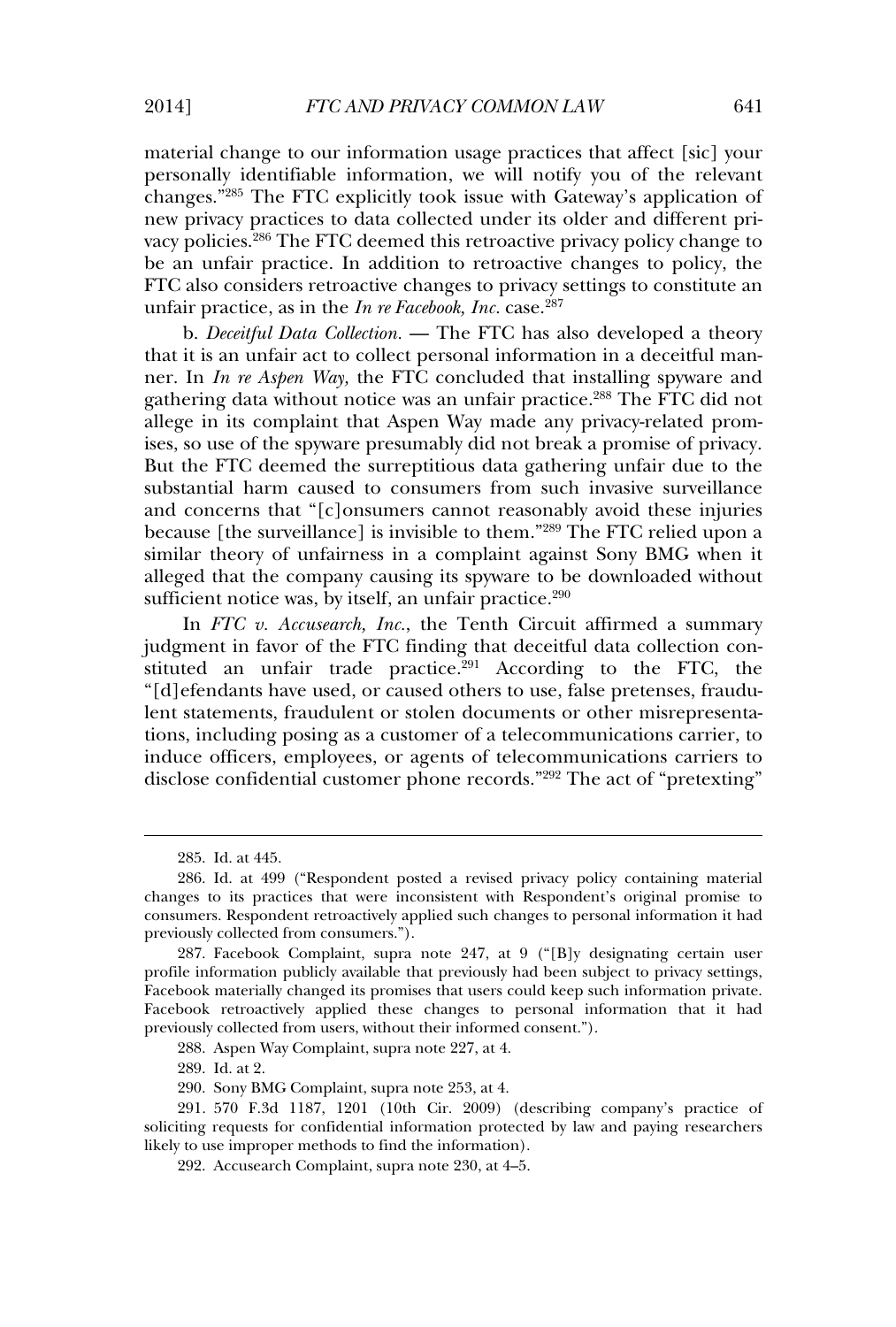material change to our information usage practices that affect [sic] your personally identifiable information, we will notify you of the relevant changes."[285] The FTC explicitly took issue with Gateway's application of new privacy practices to data collected under its older and different privacy policies.[286] The FTC deemed this retroactive privacy policy change to be an unfair practice. In addition to retroactive changes to policy, the FTC also considers retroactive changes to privacy settings to constitute an unfair practice, as in the *In re Facebook, Inc.* case.[287]

b. *Deceitful Data Collection.* — The FTC has also developed a theory that it is an unfair act to collect personal information in a deceitful manner. In *In re Aspen Way,* the FTC concluded that installing spyware and gathering data without notice was an unfair practice.[288] The FTC did not allege in its complaint that Aspen Way made any privacy-related promises, so use of the spyware presumably did not break a promise of privacy. But the FTC deemed the surreptitious data gathering unfair due to the substantial harm caused to consumers from such invasive surveillance and concerns that "[c]onsumers cannot reasonably avoid these injuries because [the surveillance] is invisible to them."[289] The FTC relied upon a similar theory of unfairness in a complaint against Sony BMG when it alleged that the company causing its spyware to be downloaded without sufficient notice was, by itself, an unfair practice.[290]

In *FTC v. Accusearch, Inc.*, the Tenth Circuit affirmed a summary judgment in favor of the FTC finding that deceitful data collection constituted an unfair trade practice.[291] According to the FTC, the "[d]efendants have used, or caused others to use, false pretenses, fraudulent statements, fraudulent or stolen documents or other misrepresentations, including posing as a customer of a telecommunications carrier, to induce officers, employees, or agents of telecommunications carriers to disclose confidential customer phone records."[292] The act of "pretexting"

---

285. Id. at 445.

286. Id. at 499 ("Respondent posted a revised privacy policy containing material changes to its practices that were inconsistent with Respondent's original promise to consumers. Respondent retroactively applied such changes to personal information it had previously collected from consumers.").

287. Facebook Complaint, supra note 247, at 9 ("[B]y designating certain user profile information publicly available that previously had been subject to privacy settings, Facebook materially changed its promises that users could keep such information private. Facebook retroactively applied these changes to personal information that it had previously collected from users, without their informed consent.").

288. Aspen Way Complaint, supra note 227, at 4.

289. Id. at 2.

290. Sony BMG Complaint, supra note 253, at 4.

291. 570 F.3d 1187, 1201 (10th Cir. 2009) (describing company's practice of soliciting requests for confidential information protected by law and paying researchers likely to use improper methods to find the information).

292. Accusearch Complaint, supra note 230, at 4–5.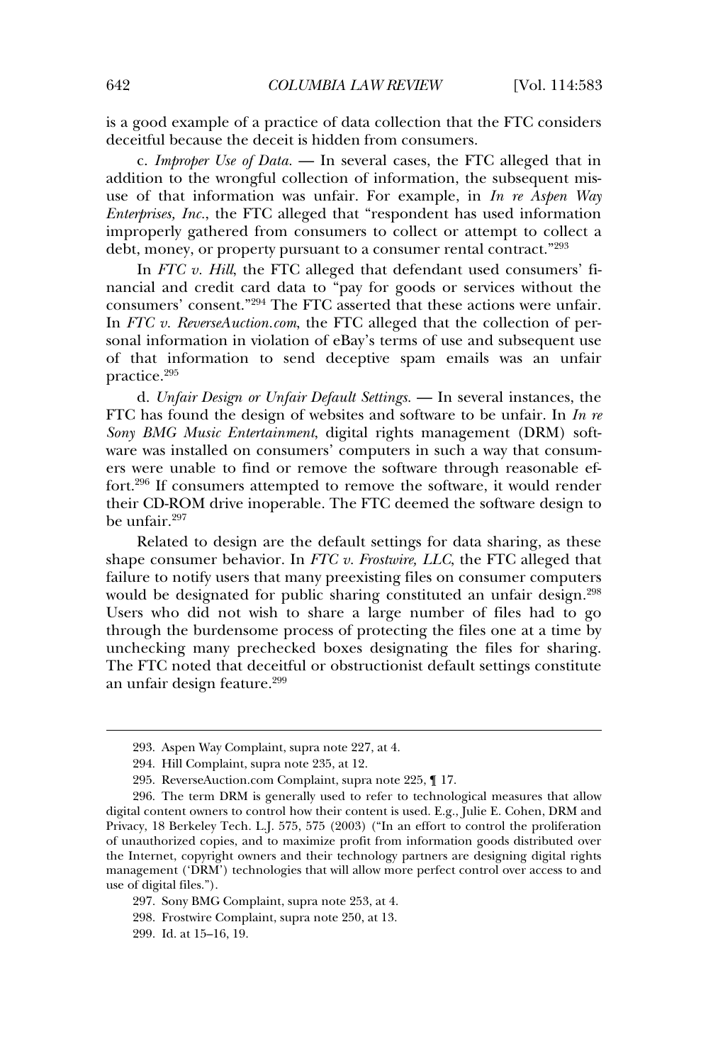is a good example of a practice of data collection that the FTC considers deceitful because the deceit is hidden from consumers.

c. *Improper Use of Data.* — In several cases, the FTC alleged that in addition to the wrongful collection of information, the subsequent misuse of that information was unfair. For example, in *In re Aspen Way Enterprises, Inc.*, the FTC alleged that "respondent has used information improperly gathered from consumers to collect or attempt to collect a debt, money, or property pursuant to a consumer rental contract."[293]

In *FTC v. Hill*, the FTC alleged that defendant used consumers' financial and credit card data to "pay for goods or services without the consumers' consent."[294] The FTC asserted that these actions were unfair. In *FTC v. ReverseAuction.com*, the FTC alleged that the collection of personal information in violation of eBay's terms of use and subsequent use of that information to send deceptive spam emails was an unfair practice.[295]

d. *Unfair Design or Unfair Default Settings.* — In several instances, the FTC has found the design of websites and software to be unfair. In *In re Sony BMG Music Entertainment*, digital rights management (DRM) software was installed on consumers' computers in such a way that consumers were unable to find or remove the software through reasonable effort.[296] If consumers attempted to remove the software, it would render their CD-ROM drive inoperable. The FTC deemed the software design to be unfair.[297]

Related to design are the default settings for data sharing, as these shape consumer behavior. In *FTC v. Frostwire, LLC*, the FTC alleged that failure to notify users that many preexisting files on consumer computers would be designated for public sharing constituted an unfair design.[298] Users who did not wish to share a large number of files had to go through the burdensome process of protecting the files one at a time by unchecking many prechecked boxes designating the files for sharing. The FTC noted that deceitful or obstructionist default settings constitute an unfair design feature.[299]

---

293. Aspen Way Complaint, supra note 227, at 4.

294. Hill Complaint, supra note 235, at 12.

295. ReverseAuction.com Complaint, supra note 225, ¶ 17.

296. The term DRM is generally used to refer to technological measures that allow digital content owners to control how their content is used. E.g., Julie E. Cohen, DRM and Privacy, 18 Berkeley Tech. L.J. 575, 575 (2003) ("In an effort to control the proliferation of unauthorized copies, and to maximize profit from information goods distributed over the Internet, copyright owners and their technology partners are designing digital rights management ('DRM') technologies that will allow more perfect control over access to and use of digital files.").

297. Sony BMG Complaint, supra note 253, at 4.

298. Frostwire Complaint, supra note 250, at 13.

299. Id. at 15–16, 19.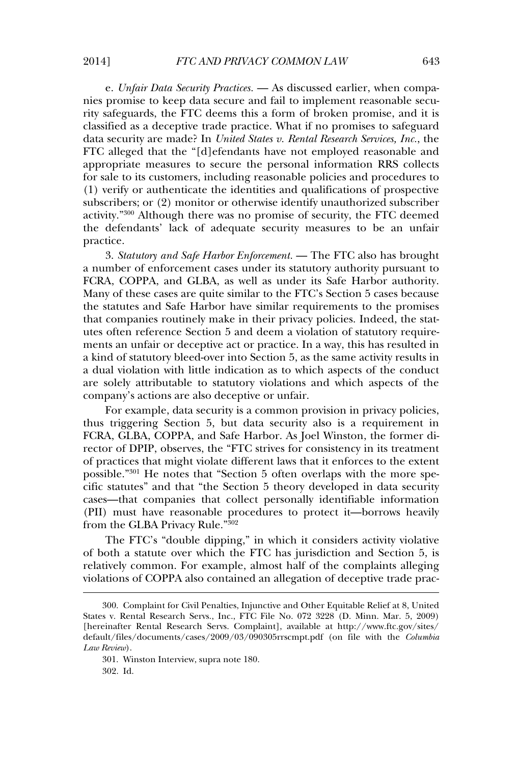e. *Unfair Data Security Practices.* — As discussed earlier, when companies promise to keep data secure and fail to implement reasonable security safeguards, the FTC deems this a form of broken promise, and it is classified as a deceptive trade practice. What if no promises to safeguard data security are made? In *United States v. Rental Research Services, Inc.*, the FTC alleged that the "[d]efendants have not employed reasonable and appropriate measures to secure the personal information RRS collects for sale to its customers, including reasonable policies and procedures to (1) verify or authenticate the identities and qualifications of prospective subscribers; or (2) monitor or otherwise identify unauthorized subscriber activity."[300] Although there was no promise of security, the FTC deemed the defendants' lack of adequate security measures to be an unfair practice.

3. *Statutory and Safe Harbor Enforcement.* — The FTC also has brought a number of enforcement cases under its statutory authority pursuant to FCRA, COPPA, and GLBA, as well as under its Safe Harbor authority. Many of these cases are quite similar to the FTC's Section 5 cases because the statutes and Safe Harbor have similar requirements to the promises that companies routinely make in their privacy policies. Indeed, the statutes often reference Section 5 and deem a violation of statutory requirements an unfair or deceptive act or practice. In a way, this has resulted in a kind of statutory bleed-over into Section 5, as the same activity results in a dual violation with little indication as to which aspects of the conduct are solely attributable to statutory violations and which aspects of the company's actions are also deceptive or unfair.

For example, data security is a common provision in privacy policies, thus triggering Section 5, but data security also is a requirement in FCRA, GLBA, COPPA, and Safe Harbor. As Joel Winston, the former director of DPIP, observes, the "FTC strives for consistency in its treatment of practices that might violate different laws that it enforces to the extent possible."[301] He notes that "Section 5 often overlaps with the more specific statutes" and that "the Section 5 theory developed in data security cases—that companies that collect personally identifiable information (PII) must have reasonable procedures to protect it—borrows heavily from the GLBA Privacy Rule."[302]

The FTC's "double dipping," in which it considers activity violative of both a statute over which the FTC has jurisdiction and Section 5, is relatively common. For example, almost half of the complaints alleging violations of COPPA also contained an allegation of deceptive trade prac-

---

300. Complaint for Civil Penalties, Injunctive and Other Equitable Relief at 8, United States v. Rental Research Servs., Inc., FTC File No. 072 3228 (D. Minn. Mar. 5, 2009) [hereinafter Rental Research Servs. Complaint], available at http://www.ftc.gov/sites/default/files/documents/cases/2009/03/090305rrscmpt.pdf (on file with the *Columbia Law Review*).

301. Winston Interview, supra note 180.

302. Id.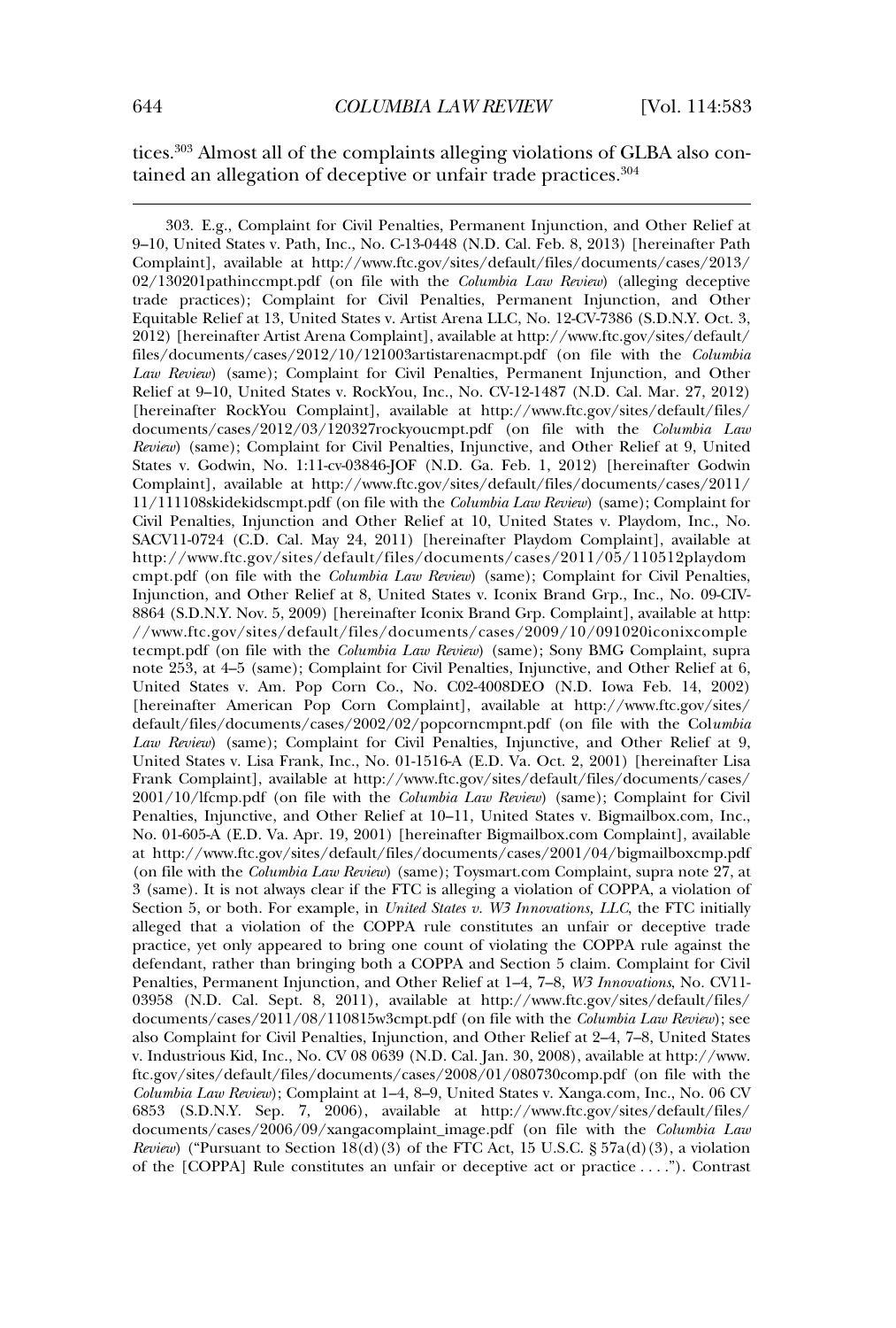tices.[303] Almost all of the complaints alleging violations of GLBA also contained an allegation of deceptive or unfair trade practices.[304]

---

303. E.g., Complaint for Civil Penalties, Permanent Injunction, and Other Relief at 9–10, United States v. Path, Inc., No. C-13-0448 (N.D. Cal. Feb. 8, 2013) [hereinafter Path Complaint], available at http://www.ftc.gov/sites/default/files/documents/cases/2013/02/130201pathinccmpt.pdf (on file with the *Columbia Law Review*) (alleging deceptive trade practices); Complaint for Civil Penalties, Permanent Injunction, and Other Equitable Relief at 13, United States v. Artist Arena LLC, No. 12-CV-7386 (S.D.N.Y. Oct. 3, 2012) [hereinafter Artist Arena Complaint], available at http://www.ftc.gov/sites/default/files/documents/cases/2012/10/121003artistarenacmpt.pdf (on file with the *Columbia Law Review*) (same); Complaint for Civil Penalties, Permanent Injunction, and Other Relief at 9–10, United States v. RockYou, Inc., No. CV-12-1487 (N.D. Cal. Mar. 27, 2012) [hereinafter RockYou Complaint], available at http://www.ftc.gov/sites/default/files/documents/cases/2012/03/120327rockyoucmpt.pdf (on file with the *Columbia Law Review*) (same); Complaint for Civil Penalties, Injunctive, and Other Relief at 9, United States v. Godwin, No. 1:11-cv-03846-JOF (N.D. Ga. Feb. 1, 2012) [hereinafter Godwin Complaint], available at http://www.ftc.gov/sites/default/files/documents/cases/2011/11/111108skidekidscmpt.pdf (on file with the *Columbia Law Review*) (same); Complaint for Civil Penalties, Injunction and Other Relief at 10, United States v. Playdom, Inc., No. SACV11-0724 (C.D. Cal. May 24, 2011) [hereinafter Playdom Complaint], available at http://www.ftc.gov/sites/default/files/documents/cases/2011/05/110512playdomcmpt.pdf (on file with the *Columbia Law Review*) (same); Complaint for Civil Penalties, Injunction, and Other Relief at 8, United States v. Iconix Brand Grp., Inc., No. 09-CIV-8864 (S.D.N.Y. Nov. 5, 2009) [hereinafter Iconix Brand Grp. Complaint], available at http://www.ftc.gov/sites/default/files/documents/cases/2009/10/091020iconixcompletecmpt.pdf (on file with the *Columbia Law Review*) (same); Sony BMG Complaint, supra note 253, at 4–5 (same); Complaint for Civil Penalties, Injunctive, and Other Relief at 6, United States v. Am. Pop Corn Co., No. C02-4008DEO (N.D. Iowa Feb. 14, 2002) [hereinafter American Pop Corn Complaint], available at http://www.ftc.gov/sites/default/files/documents/cases/2002/02/popcorncmpnt.pdf (on file with the *Columbia Law Review*) (same); Complaint for Civil Penalties, Injunctive, and Other Relief at 9, United States v. Lisa Frank, Inc., No. 01-1516-A (E.D. Va. Oct. 2, 2001) [hereinafter Lisa Frank Complaint], available at http://www.ftc.gov/sites/default/files/documents/cases/2001/10/lfcmp.pdf (on file with the *Columbia Law Review*) (same); Complaint for Civil Penalties, Injunctive, and Other Relief at 10–11, United States v. Bigmailbox.com, Inc., No. 01-605-A (E.D. Va. Apr. 19, 2001) [hereinafter Bigmailbox.com Complaint], available at http://www.ftc.gov/sites/default/files/documents/cases/2001/04/bigmailboxcmp.pdf (on file with the *Columbia Law Review*) (same); Toysmart.com Complaint, supra note 27, at 3 (same). It is not always clear if the FTC is alleging a violation of COPPA, a violation of Section 5, or both. For example, in *United States v. W3 Innovations, LLC*, the FTC initially alleged that a violation of the COPPA rule constitutes an unfair or deceptive trade practice, yet only appeared to bring one count of violating the COPPA rule against the defendant, rather than bringing both a COPPA and Section 5 claim. Complaint for Civil Penalties, Permanent Injunction, and Other Relief at 1–4, 7–8, *W3 Innovations*, No. CV11-03958 (N.D. Cal. Sept. 8, 2011), available at http://www.ftc.gov/sites/default/files/documents/cases/2011/08/110815w3cmpt.pdf (on file with the *Columbia Law Review*); see also Complaint for Civil Penalties, Injunction, and Other Relief at 2–4, 7–8, United States v. Industrious Kid, Inc., No. CV 08 0639 (N.D. Cal. Jan. 30, 2008), available at http://www.ftc.gov/sites/default/files/documents/cases/2008/01/080730comp.pdf (on file with the *Columbia Law Review*); Complaint at 1–4, 8–9, United States v. Xanga.com, Inc., No. 06 CV 6853 (S.D.N.Y. Sep. 7, 2006), available at http://www.ftc.gov/sites/default/files/documents/cases/2006/09/xangacomplaint_image.pdf (on file with the *Columbia Law Review*) ("Pursuant to Section 18(d)(3) of the FTC Act, 15 U.S.C. § 57a(d)(3), a violation of the [COPPA] Rule constitutes an unfair or deceptive act or practice . . . ."). Contrast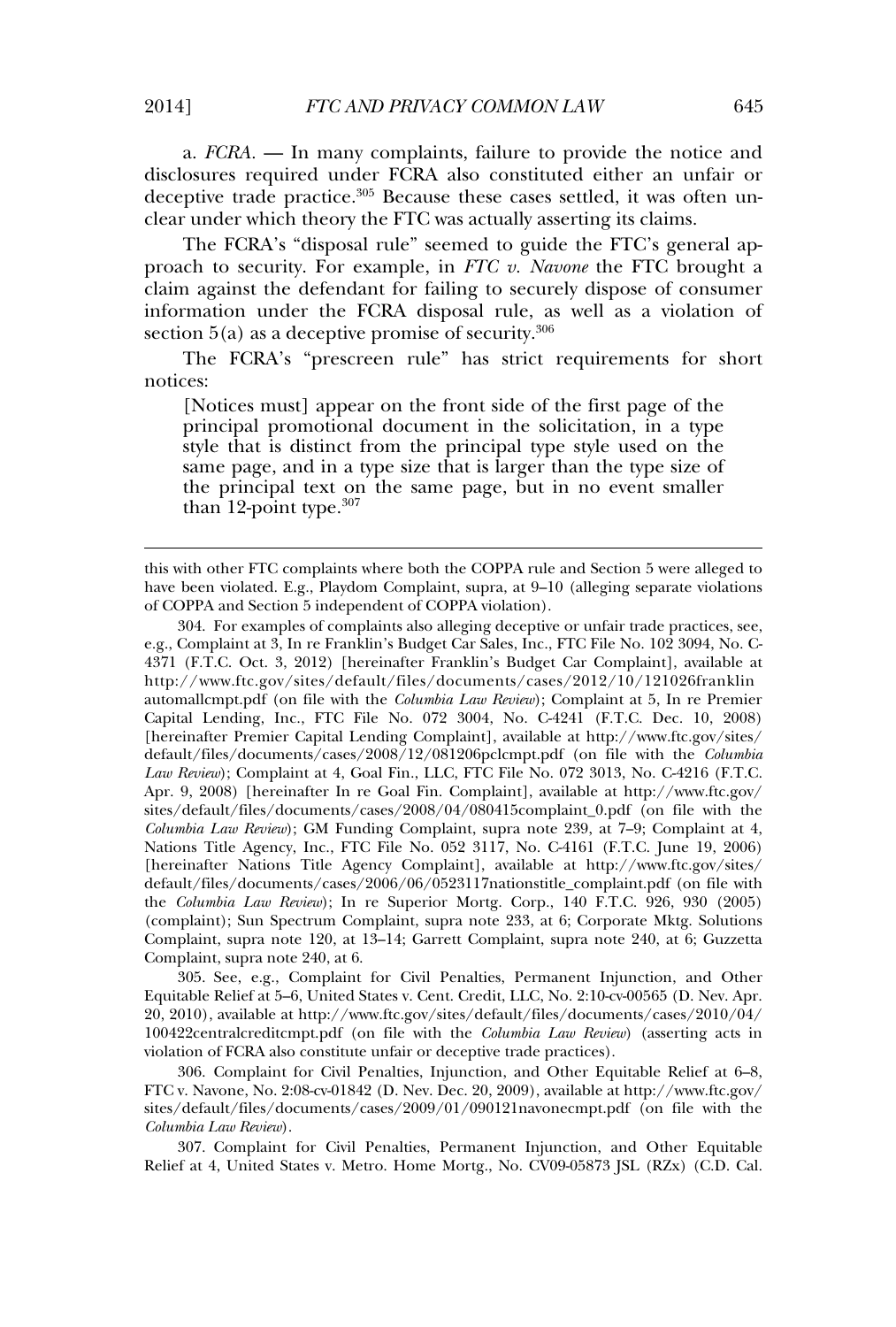a. *FCRA*. — In many complaints, failure to provide the notice and disclosures required under FCRA also constituted either an unfair or deceptive trade practice.[305] Because these cases settled, it was often unclear under which theory the FTC was actually asserting its claims.

The FCRA's "disposal rule" seemed to guide the FTC's general approach to security. For example, in *FTC v. Navone* the FTC brought a claim against the defendant for failing to securely dispose of consumer information under the FCRA disposal rule, as well as a violation of section 5(a) as a deceptive promise of security.[306]

The FCRA's "prescreen rule" has strict requirements for short notices:

> [Notices must] appear on the front side of the first page of the principal promotional document in the solicitation, in a type style that is distinct from the principal type style used on the same page, and in a type size that is larger than the type size of the principal text on the same page, but in no event smaller than 12-point type.[307]

---

this with other FTC complaints where both the COPPA rule and Section 5 were alleged to have been violated. E.g., Playdom Complaint, supra, at 9–10 (alleging separate violations of COPPA and Section 5 independent of COPPA violation).

304. For examples of complaints also alleging deceptive or unfair trade practices, see, e.g., Complaint at 3, In re Franklin's Budget Car Sales, Inc., FTC File No. 102 3094, No. C-4371 (F.T.C. Oct. 3, 2012) [hereinafter Franklin's Budget Car Complaint], available at http://www.ftc.gov/sites/default/files/documents/cases/2012/10/121026franklin automallcmpt.pdf (on file with the *Columbia Law Review*); Complaint at 5, In re Premier Capital Lending, Inc., FTC File No. 072 3004, No. C-4241 (F.T.C. Dec. 10, 2008) [hereinafter Premier Capital Lending Complaint], available at http://www.ftc.gov/sites/default/files/documents/cases/2008/12/081206pclcmpt.pdf (on file with the *Columbia Law Review*); Complaint at 4, Goal Fin., LLC, FTC File No. 072 3013, No. C-4216 (F.T.C. Apr. 9, 2008) [hereinafter In re Goal Fin. Complaint], available at http://www.ftc.gov/sites/default/files/documents/cases/2008/04/080415complaint_0.pdf (on file with the *Columbia Law Review*); GM Funding Complaint, supra note 239, at 7–9; Complaint at 4, Nations Title Agency, Inc., FTC File No. 052 3117, No. C-4161 (F.T.C. June 19, 2006) [hereinafter Nations Title Agency Complaint], available at http://www.ftc.gov/sites/default/files/documents/cases/2006/06/0523117nationstitle_complaint.pdf (on file with the *Columbia Law Review*); In re Superior Mortg. Corp., 140 F.T.C. 926, 930 (2005) (complaint); Sun Spectrum Complaint, supra note 233, at 6; Corporate Mktg. Solutions Complaint, supra note 120, at 13–14; Garrett Complaint, supra note 240, at 6; Guzzetta Complaint, supra note 240, at 6.

305. See, e.g., Complaint for Civil Penalties, Permanent Injunction, and Other Equitable Relief at 5–6, United States v. Cent. Credit, LLC, No. 2:10-cv-00565 (D. Nev. Apr. 20, 2010), available at http://www.ftc.gov/sites/default/files/documents/cases/2010/04/100422centralcreditcmpt.pdf (on file with the *Columbia Law Review*) (asserting acts in violation of FCRA also constitute unfair or deceptive trade practices).

306. Complaint for Civil Penalties, Injunction, and Other Equitable Relief at 6–8, FTC v. Navone, No. 2:08-cv-01842 (D. Nev. Dec. 20, 2009), available at http://www.ftc.gov/sites/default/files/documents/cases/2009/01/090121navonecmpt.pdf (on file with the *Columbia Law Review*).

307. Complaint for Civil Penalties, Permanent Injunction, and Other Equitable Relief at 4, United States v. Metro. Home Mortg., No. CV09-05873 JSL (RZx) (C.D. Cal.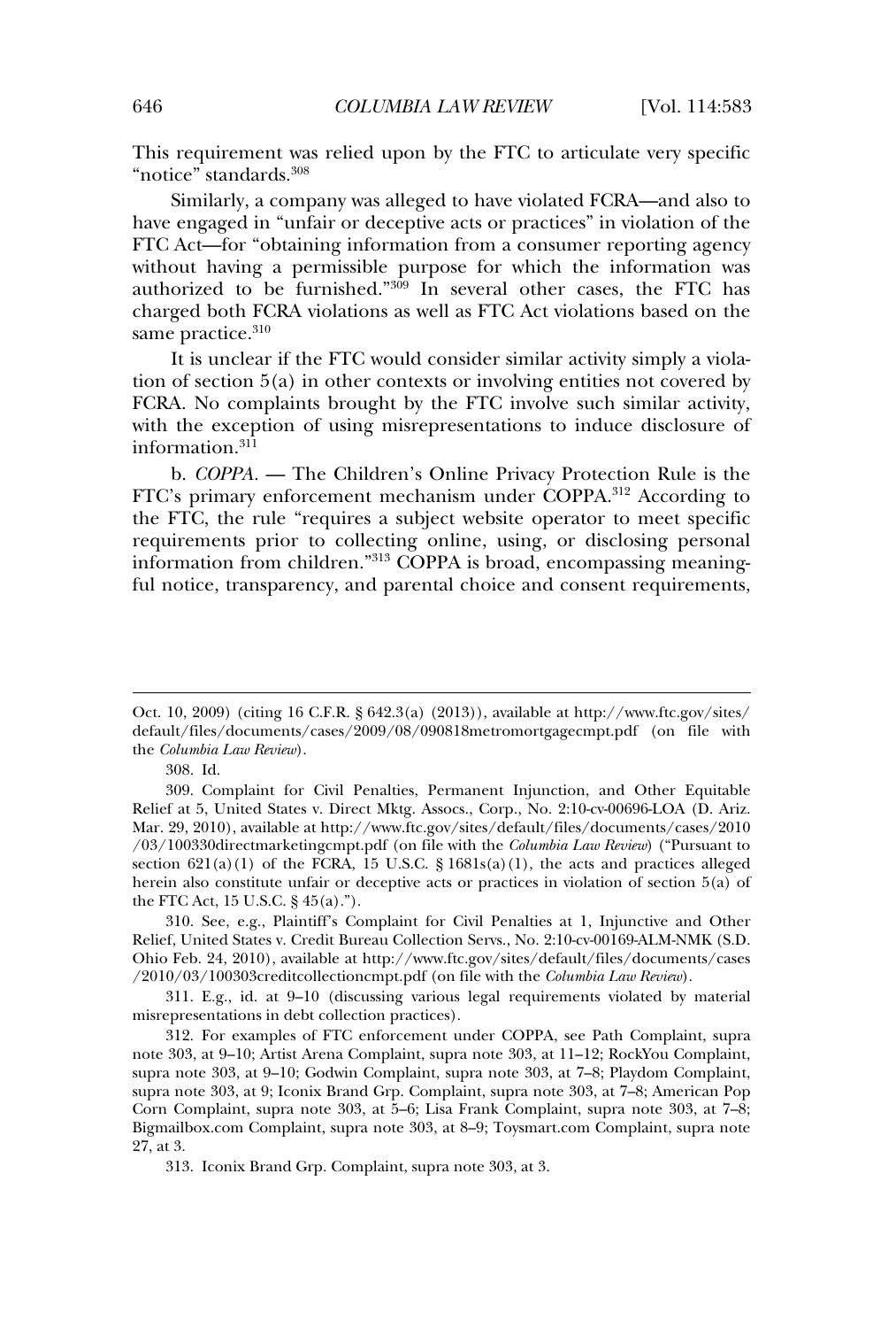This requirement was relied upon by the FTC to articulate very specific "notice" standards.[308]

Similarly, a company was alleged to have violated FCRA—and also to have engaged in "unfair or deceptive acts or practices" in violation of the FTC Act—for "obtaining information from a consumer reporting agency without having a permissible purpose for which the information was authorized to be furnished."[309] In several other cases, the FTC has charged both FCRA violations as well as FTC Act violations based on the same practice.[310]

It is unclear if the FTC would consider similar activity simply a violation of section 5(a) in other contexts or involving entities not covered by FCRA. No complaints brought by the FTC involve such similar activity, with the exception of using misrepresentations to induce disclosure of information.[311]

b. *COPPA*. — The Children's Online Privacy Protection Rule is the FTC's primary enforcement mechanism under COPPA.[312] According to the FTC, the rule "requires a subject website operator to meet specific requirements prior to collecting online, using, or disclosing personal information from children."[313] COPPA is broad, encompassing meaningful notice, transparency, and parental choice and consent requirements,

---

Oct. 10, 2009) (citing 16 C.F.R. § 642.3(a) (2013)), available at http://www.ftc.gov/sites/default/files/documents/cases/2009/08/090818metromortgagecmpt.pdf (on file with the *Columbia Law Review*).

308. Id.

309. Complaint for Civil Penalties, Permanent Injunction, and Other Equitable Relief at 5, United States v. Direct Mktg. Assocs., Corp., No. 2:10-cv-00696-LOA (D. Ariz. Mar. 29, 2010), available at http://www.ftc.gov/sites/default/files/documents/cases/2010/03/100330directmarketingcmpt.pdf (on file with the *Columbia Law Review*) ("Pursuant to section 621(a)(1) of the FCRA, 15 U.S.C. § 1681s(a)(1), the acts and practices alleged herein also constitute unfair or deceptive acts or practices in violation of section 5(a) of the FTC Act, 15 U.S.C. § 45(a).").

310. See, e.g., Plaintiff's Complaint for Civil Penalties at 1, Injunctive and Other Relief, United States v. Credit Bureau Collection Servs., No. 2:10-cv-00169-ALM-NMK (S.D. Ohio Feb. 24, 2010), available at http://www.ftc.gov/sites/default/files/documents/cases/2010/03/100303creditcollectioncmpt.pdf (on file with the *Columbia Law Review*).

311. E.g., id. at 9–10 (discussing various legal requirements violated by material misrepresentations in debt collection practices).

312. For examples of FTC enforcement under COPPA, see Path Complaint, supra note 303, at 9–10; Artist Arena Complaint, supra note 303, at 11–12; RockYou Complaint, supra note 303, at 9–10; Godwin Complaint, supra note 303, at 7–8; Playdom Complaint, supra note 303, at 9; Iconix Brand Grp. Complaint, supra note 303, at 7–8; American Pop Corn Complaint, supra note 303, at 5–6; Lisa Frank Complaint, supra note 303, at 7–8; Bigmailbox.com Complaint, supra note 303, at 8–9; Toysmart.com Complaint, supra note 27, at 3.

313. Iconix Brand Grp. Complaint, supra note 303, at 3.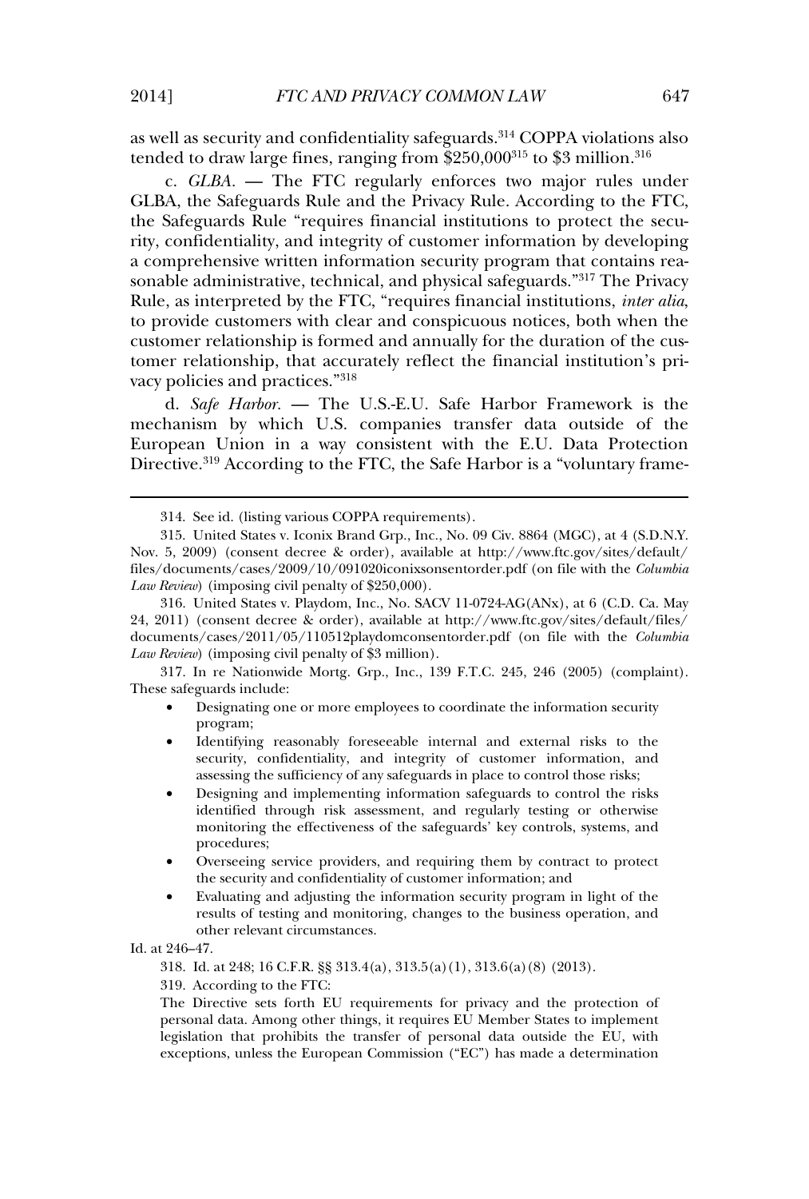as well as security and confidentiality safeguards.[314] COPPA violations also tended to draw large fines, ranging from $250,000[315] to $3 million.[316]

c. *GLBA.* — The FTC regularly enforces two major rules under GLBA, the Safeguards Rule and the Privacy Rule. According to the FTC, the Safeguards Rule "requires financial institutions to protect the security, confidentiality, and integrity of customer information by developing a comprehensive written information security program that contains reasonable administrative, technical, and physical safeguards."[317] The Privacy Rule, as interpreted by the FTC, "requires financial institutions, *inter alia*, to provide customers with clear and conspicuous notices, both when the customer relationship is formed and annually for the duration of the customer relationship, that accurately reflect the financial institution's privacy policies and practices."[318]

d. *Safe Harbor.* — The U.S.-E.U. Safe Harbor Framework is the mechanism by which U.S. companies transfer data outside of the European Union in a way consistent with the E.U. Data Protection Directive.[319] According to the FTC, the Safe Harbor is a "voluntary frame-

---

314. See id. (listing various COPPA requirements).

315. United States v. Iconix Brand Grp., Inc., No. 09 Civ. 8864 (MGC), at 4 (S.D.N.Y. Nov. 5, 2009) (consent decree & order), available at http://www.ftc.gov/sites/default/files/documents/cases/2009/10/091020iconixsonsentorder.pdf (on file with the *Columbia Law Review*) (imposing civil penalty of $250,000).

316. United States v. Playdom, Inc., No. SACV 11-0724-AG(ANx), at 6 (C.D. Ca. May 24, 2011) (consent decree & order), available at http://www.ftc.gov/sites/default/files/documents/cases/2011/05/110512playdomconsentorder.pdf (on file with the *Columbia Law Review*) (imposing civil penalty of $3 million).

317. In re Nationwide Mortg. Grp., Inc., 139 F.T.C. 245, 246 (2005) (complaint). These safeguards include:

- Designating one or more employees to coordinate the information security program;
- Identifying reasonably foreseeable internal and external risks to the security, confidentiality, and integrity of customer information, and assessing the sufficiency of any safeguards in place to control those risks;
- Designing and implementing information safeguards to control the risks identified through risk assessment, and regularly testing or otherwise monitoring the effectiveness of the safeguards' key controls, systems, and procedures;
- Overseeing service providers, and requiring them by contract to protect the security and confidentiality of customer information; and
- Evaluating and adjusting the information security program in light of the results of testing and monitoring, changes to the business operation, and other relevant circumstances.

Id. at 246–47.

318. Id. at 248; 16 C.F.R. §§ 313.4(a), 313.5(a)(1), 313.6(a)(8) (2013).

319. According to the FTC:

The Directive sets forth EU requirements for privacy and the protection of personal data. Among other things, it requires EU Member States to implement legislation that prohibits the transfer of personal data outside the EU, with exceptions, unless the European Commission ("EC") has made a determination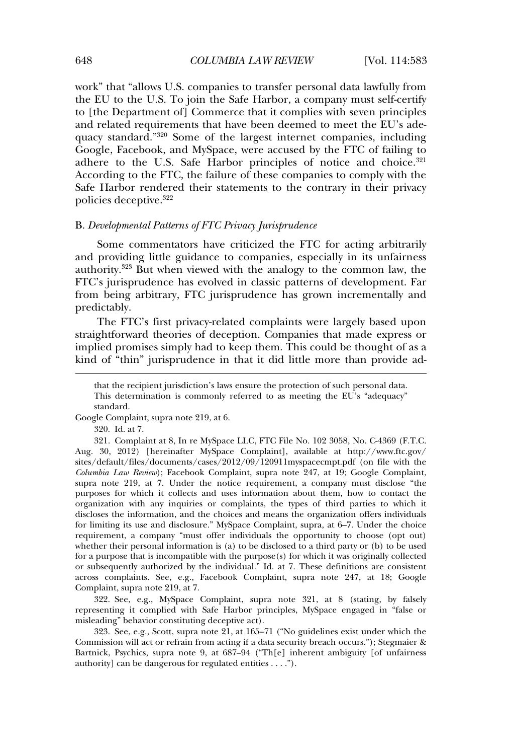work" that "allows U.S. companies to transfer personal data lawfully from the EU to the U.S. To join the Safe Harbor, a company must self-certify to [the Department of] Commerce that it complies with seven principles and related requirements that have been deemed to meet the EU's adequacy standard."[320] Some of the largest internet companies, including Google, Facebook, and MySpace, were accused by the FTC of failing to adhere to the U.S. Safe Harbor principles of notice and choice.[321] According to the FTC, the failure of these companies to comply with the Safe Harbor rendered their statements to the contrary in their privacy policies deceptive.[322]

## B. *Developmental Patterns of FTC Privacy Jurisprudence*

Some commentators have criticized the FTC for acting arbitrarily and providing little guidance to companies, especially in its unfairness authority.[323] But when viewed with the analogy to the common law, the FTC's jurisprudence has evolved in classic patterns of development. Far from being arbitrary, FTC jurisprudence has grown incrementally and predictably.

The FTC's first privacy-related complaints were largely based upon straightforward theories of deception. Companies that made express or implied promises simply had to keep them. This could be thought of as a kind of "thin" jurisprudence in that it did little more than provide ad-

---

> that the recipient jurisdiction's laws ensure the protection of such personal data. This determination is commonly referred to as meeting the EU's "adequacy" standard.

Google Complaint, supra note 219, at 6.

320. Id. at 7.

321. Complaint at 8, In re MySpace LLC, FTC File No. 102 3058, No. C-4369 (F.T.C. Aug. 30, 2012) [hereinafter MySpace Complaint], available at http://www.ftc.gov/sites/default/files/documents/cases/2012/09/120911myspacecmpt.pdf (on file with the *Columbia Law Review*); Facebook Complaint, supra note 247, at 19; Google Complaint, supra note 219, at 7. Under the notice requirement, a company must disclose "the purposes for which it collects and uses information about them, how to contact the organization with any inquiries or complaints, the types of third parties to which it discloses the information, and the choices and means the organization offers individuals for limiting its use and disclosure." MySpace Complaint, supra, at 6–7. Under the choice requirement, a company "must offer individuals the opportunity to choose (opt out) whether their personal information is (a) to be disclosed to a third party or (b) to be used for a purpose that is incompatible with the purpose(s) for which it was originally collected or subsequently authorized by the individual." Id. at 7. These definitions are consistent across complaints. See, e.g., Facebook Complaint, supra note 247, at 18; Google Complaint, supra note 219, at 7.

322. See, e.g., MySpace Complaint, supra note 321, at 8 (stating, by falsely representing it complied with Safe Harbor principles, MySpace engaged in "false or misleading" behavior constituting deceptive act).

323. See, e.g., Scott, supra note 21, at 165–71 ("No guidelines exist under which the Commission will act or refrain from acting if a data security breach occurs."); Stegmaier & Bartnick, Psychics, supra note 9, at 687–94 ("Th[e] inherent ambiguity [of unfairness authority] can be dangerous for regulated entities . . . .").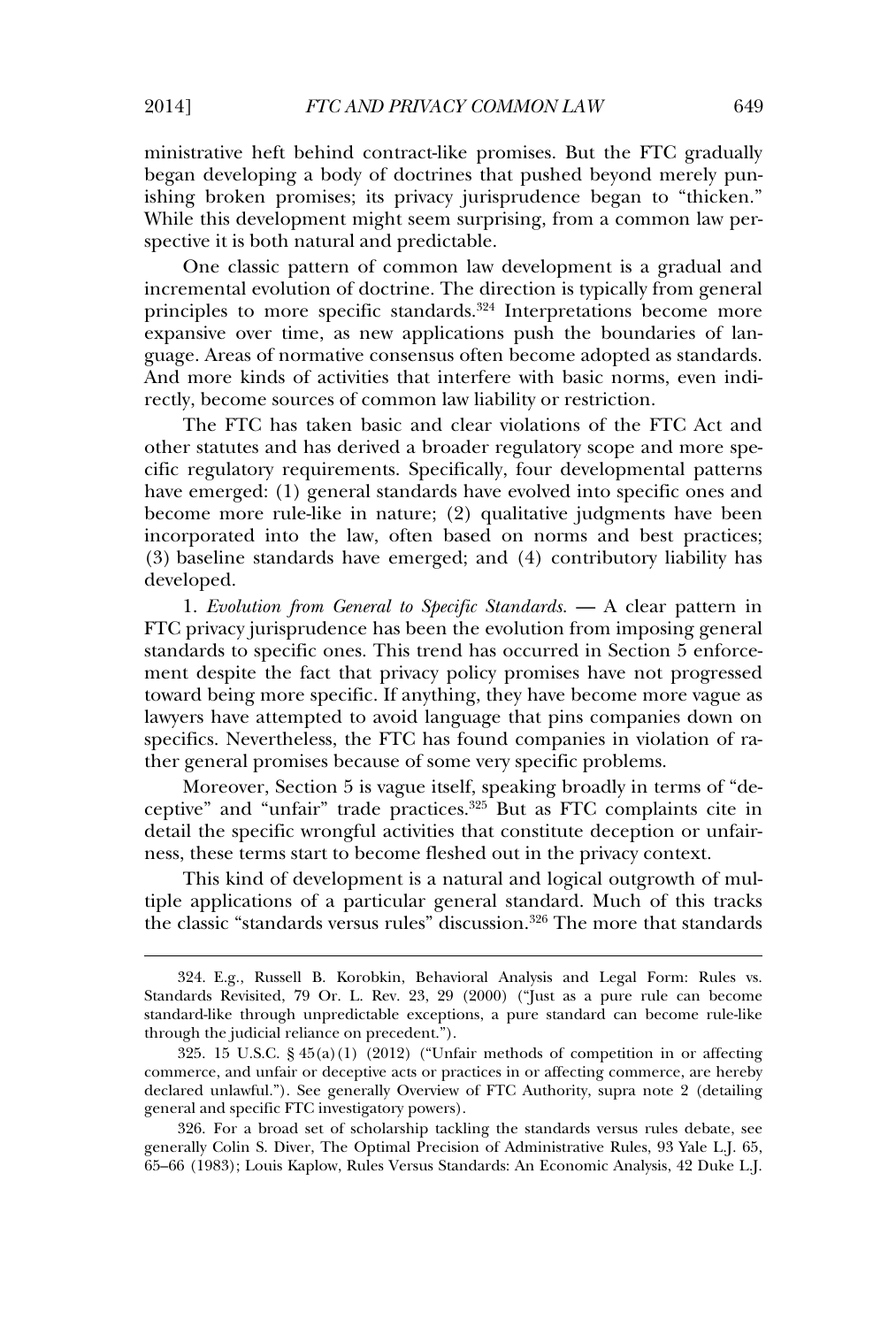ministrative heft behind contract-like promises. But the FTC gradually began developing a body of doctrines that pushed beyond merely punishing broken promises; its privacy jurisprudence began to "thicken." While this development might seem surprising, from a common law perspective it is both natural and predictable.

One classic pattern of common law development is a gradual and incremental evolution of doctrine. The direction is typically from general principles to more specific standards.[324] Interpretations become more expansive over time, as new applications push the boundaries of language. Areas of normative consensus often become adopted as standards. And more kinds of activities that interfere with basic norms, even indirectly, become sources of common law liability or restriction.

The FTC has taken basic and clear violations of the FTC Act and other statutes and has derived a broader regulatory scope and more specific regulatory requirements. Specifically, four developmental patterns have emerged: (1) general standards have evolved into specific ones and become more rule-like in nature; (2) qualitative judgments have been incorporated into the law, often based on norms and best practices; (3) baseline standards have emerged; and (4) contributory liability has developed.

1. *Evolution from General to Specific Standards.* — A clear pattern in FTC privacy jurisprudence has been the evolution from imposing general standards to specific ones. This trend has occurred in Section 5 enforcement despite the fact that privacy policy promises have not progressed toward being more specific. If anything, they have become more vague as lawyers have attempted to avoid language that pins companies down on specifics. Nevertheless, the FTC has found companies in violation of rather general promises because of some very specific problems.

Moreover, Section 5 is vague itself, speaking broadly in terms of "deceptive" and "unfair" trade practices.[325] But as FTC complaints cite in detail the specific wrongful activities that constitute deception or unfairness, these terms start to become fleshed out in the privacy context.

This kind of development is a natural and logical outgrowth of multiple applications of a particular general standard. Much of this tracks the classic "standards versus rules" discussion.[326] The more that standards

---

324. E.g., Russell B. Korobkin, Behavioral Analysis and Legal Form: Rules vs. Standards Revisited, 79 Or. L. Rev. 23, 29 (2000) ("Just as a pure rule can become standard-like through unpredictable exceptions, a pure standard can become rule-like through the judicial reliance on precedent.").

325. 15 U.S.C. § 45(a)(1) (2012) ("Unfair methods of competition in or affecting commerce, and unfair or deceptive acts or practices in or affecting commerce, are hereby declared unlawful."). See generally Overview of FTC Authority, supra note 2 (detailing general and specific FTC investigatory powers).

326. For a broad set of scholarship tackling the standards versus rules debate, see generally Colin S. Diver, The Optimal Precision of Administrative Rules, 93 Yale L.J. 65, 65–66 (1983); Louis Kaplow, Rules Versus Standards: An Economic Analysis, 42 Duke L.J.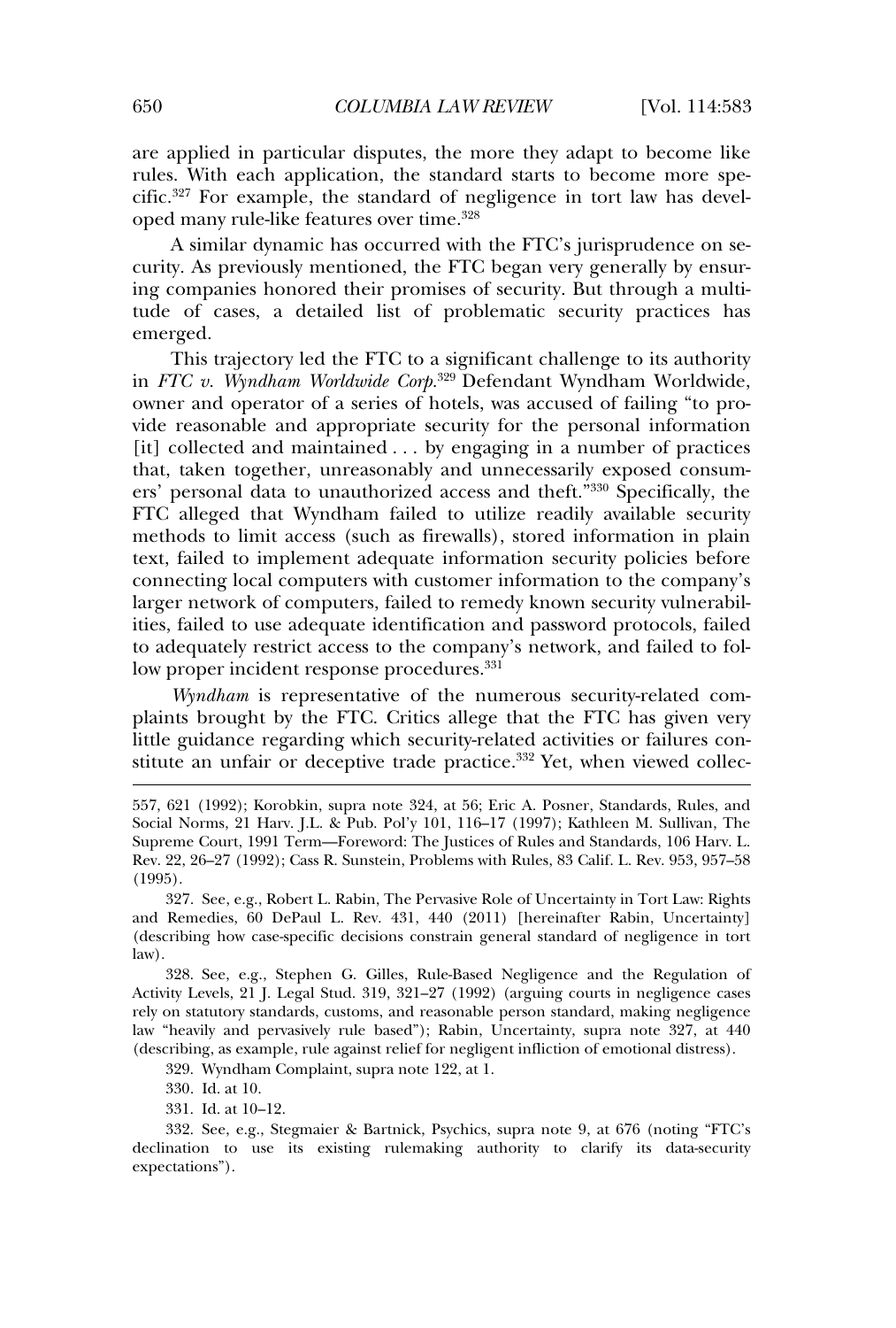are applied in particular disputes, the more they adapt to become like rules. With each application, the standard starts to become more specific.[327] For example, the standard of negligence in tort law has developed many rule-like features over time.[328]

A similar dynamic has occurred with the FTC's jurisprudence on security. As previously mentioned, the FTC began very generally by ensuring companies honored their promises of security. But through a multitude of cases, a detailed list of problematic security practices has emerged.

This trajectory led the FTC to a significant challenge to its authority in *FTC v. Wyndham Worldwide Corp.*[329] Defendant Wyndham Worldwide, owner and operator of a series of hotels, was accused of failing "to provide reasonable and appropriate security for the personal information [it] collected and maintained . . . by engaging in a number of practices that, taken together, unreasonably and unnecessarily exposed consumers' personal data to unauthorized access and theft."[330] Specifically, the FTC alleged that Wyndham failed to utilize readily available security methods to limit access (such as firewalls), stored information in plain text, failed to implement adequate information security policies before connecting local computers with customer information to the company's larger network of computers, failed to remedy known security vulnerabilities, failed to use adequate identification and password protocols, failed to adequately restrict access to the company's network, and failed to follow proper incident response procedures.[331]

*Wyndham* is representative of the numerous security-related complaints brought by the FTC. Critics allege that the FTC has given very little guidance regarding which security-related activities or failures constitute an unfair or deceptive trade practice.[332] Yet, when viewed collec-

---

557, 621 (1992); Korobkin, supra note 324, at 56; Eric A. Posner, Standards, Rules, and Social Norms, 21 Harv. J.L. & Pub. Pol'y 101, 116–17 (1997); Kathleen M. Sullivan, The Supreme Court, 1991 Term—Foreword: The Justices of Rules and Standards, 106 Harv. L. Rev. 22, 26–27 (1992); Cass R. Sunstein, Problems with Rules, 83 Calif. L. Rev. 953, 957–58 (1995).

327. See, e.g., Robert L. Rabin, The Pervasive Role of Uncertainty in Tort Law: Rights and Remedies, 60 DePaul L. Rev. 431, 440 (2011) [hereinafter Rabin, Uncertainty] (describing how case-specific decisions constrain general standard of negligence in tort law).

328. See, e.g., Stephen G. Gilles, Rule-Based Negligence and the Regulation of Activity Levels, 21 J. Legal Stud. 319, 321–27 (1992) (arguing courts in negligence cases rely on statutory standards, customs, and reasonable person standard, making negligence law "heavily and pervasively rule based"); Rabin, Uncertainty, supra note 327, at 440 (describing, as example, rule against relief for negligent infliction of emotional distress).

329. Wyndham Complaint, supra note 122, at 1.

330. Id. at 10.

331. Id. at 10–12.

332. See, e.g., Stegmaier & Bartnick, Psychics, supra note 9, at 676 (noting "FTC's declination to use its existing rulemaking authority to clarify its data-security expectations").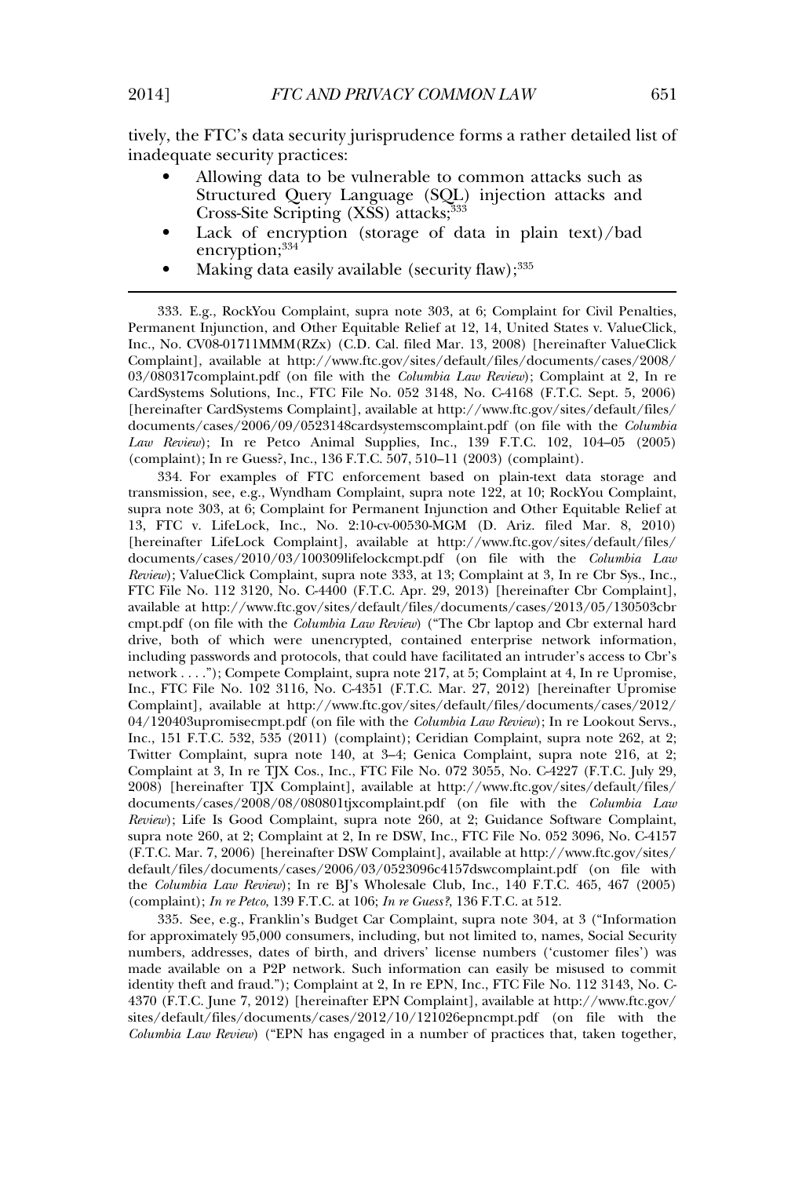tively, the FTC's data security jurisprudence forms a rather detailed list of inadequate security practices:

- Allowing data to be vulnerable to common attacks such as Structured Query Language (SQL) injection attacks and Cross-Site Scripting (XSS) attacks;[333]
- Lack of encryption (storage of data in plain text)/bad encryption;[334]
- Making data easily available (security flaw);[335]

---

333. E.g., RockYou Complaint, supra note 303, at 6; Complaint for Civil Penalties, Permanent Injunction, and Other Equitable Relief at 12, 14, United States v. ValueClick, Inc., No. CV08-01711MMM(RZx) (C.D. Cal. filed Mar. 13, 2008) [hereinafter ValueClick Complaint], available at http://www.ftc.gov/sites/default/files/documents/cases/2008/03/080317complaint.pdf (on file with the *Columbia Law Review*); Complaint at 2, In re CardSystems Solutions, Inc., FTC File No. 052 3148, No. C-4168 (F.T.C. Sept. 5, 2006) [hereinafter CardSystems Complaint], available at http://www.ftc.gov/sites/default/files/documents/cases/2006/09/0523148cardsystemscomplaint.pdf (on file with the *Columbia Law Review*); In re Petco Animal Supplies, Inc., 139 F.T.C. 102, 104–05 (2005) (complaint); In re Guess?, Inc., 136 F.T.C. 507, 510–11 (2003) (complaint).

334. For examples of FTC enforcement based on plain-text data storage and transmission, see, e.g., Wyndham Complaint, supra note 122, at 10; RockYou Complaint, supra note 303, at 6; Complaint for Permanent Injunction and Other Equitable Relief at 13, FTC v. LifeLock, Inc., No. 2:10-cv-00530-MGM (D. Ariz. filed Mar. 8, 2010) [hereinafter LifeLock Complaint], available at http://www.ftc.gov/sites/default/files/documents/cases/2010/03/100309lifelockcmpt.pdf (on file with the *Columbia Law Review*); ValueClick Complaint, supra note 333, at 13; Complaint at 3, In re Cbr Sys., Inc., FTC File No. 112 3120, No. C-4400 (F.T.C. Apr. 29, 2013) [hereinafter Cbr Complaint], available at http://www.ftc.gov/sites/default/files/documents/cases/2013/05/130503cbrcmpt.pdf (on file with the *Columbia Law Review*) ("The Cbr laptop and Cbr external hard drive, both of which were unencrypted, contained enterprise network information, including passwords and protocols, that could have facilitated an intruder's access to Cbr's network . . . ."); Compete Complaint, supra note 217, at 5; Complaint at 4, In re Upromise, Inc., FTC File No. 102 3116, No. C-4351 (F.T.C. Mar. 27, 2012) [hereinafter Upromise Complaint], available at http://www.ftc.gov/sites/default/files/documents/cases/2012/04/120403upromisecmpt.pdf (on file with the *Columbia Law Review*); In re Lookout Servs., Inc., 151 F.T.C. 532, 535 (2011) (complaint); Ceridian Complaint, supra note 262, at 2; Twitter Complaint, supra note 140, at 3–4; Genica Complaint, supra note 216, at 2; Complaint at 3, In re TJX Cos., Inc., FTC File No. 072 3055, No. C-4227 (F.T.C. July 29, 2008) [hereinafter TJX Complaint], available at http://www.ftc.gov/sites/default/files/documents/cases/2008/08/080801tjxcomplaint.pdf (on file with the *Columbia Law Review*); Life Is Good Complaint, supra note 260, at 2; Guidance Software Complaint, supra note 260, at 2; Complaint at 2, In re DSW, Inc., FTC File No. 052 3096, No. C-4157 (F.T.C. Mar. 7, 2006) [hereinafter DSW Complaint], available at http://www.ftc.gov/sites/default/files/documents/cases/2006/03/0523096c4157dswcomplaint.pdf (on file with the *Columbia Law Review*); In re BJ's Wholesale Club, Inc., 140 F.T.C. 465, 467 (2005) (complaint); *In re Petco*, 139 F.T.C. at 106; *In re Guess?*, 136 F.T.C. at 512.

335. See, e.g., Franklin's Budget Car Complaint, supra note 304, at 3 ("Information for approximately 95,000 consumers, including, but not limited to, names, Social Security numbers, addresses, dates of birth, and drivers' license numbers ('customer files') was made available on a P2P network. Such information can easily be misused to commit identity theft and fraud."); Complaint at 2, In re EPN, Inc., FTC File No. 112 3143, No. C-4370 (F.T.C. June 7, 2012) [hereinafter EPN Complaint], available at http://www.ftc.gov/sites/default/files/documents/cases/2012/10/121026epncmpt.pdf (on file with the *Columbia Law Review*) ("EPN has engaged in a number of practices that, taken together,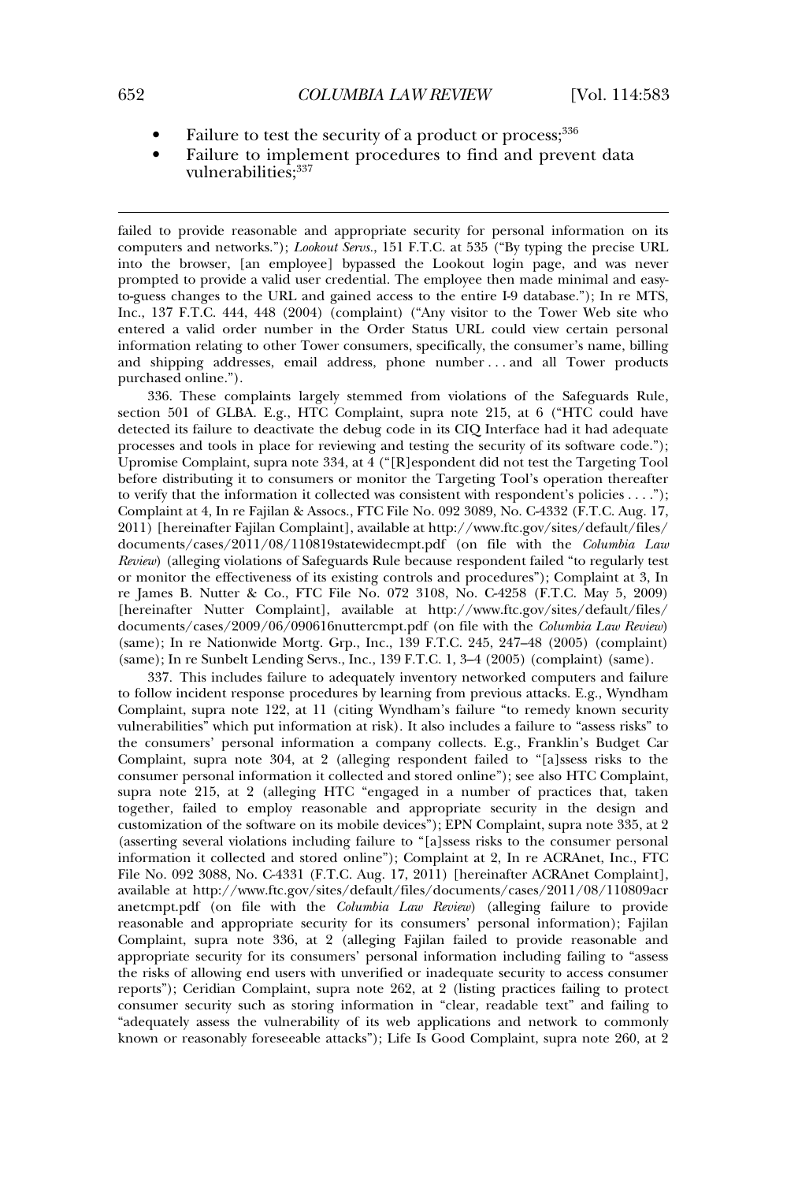- Failure to test the security of a product or process;[336]
- Failure to implement procedures to find and prevent data vulnerabilities;[337]

---

failed to provide reasonable and appropriate security for personal information on its computers and networks."); *Lookout Servs.*, 151 F.T.C. at 535 ("By typing the precise URL into the browser, [an employee] bypassed the Lookout login page, and was never prompted to provide a valid user credential. The employee then made minimal and easy-to-guess changes to the URL and gained access to the entire I-9 database."); In re MTS, Inc., 137 F.T.C. 444, 448 (2004) (complaint) ("Any visitor to the Tower Web site who entered a valid order number in the Order Status URL could view certain personal information relating to other Tower consumers, specifically, the consumer's name, billing and shipping addresses, email address, phone number . . . and all Tower products purchased online.").

336. These complaints largely stemmed from violations of the Safeguards Rule, section 501 of GLBA. E.g., HTC Complaint, supra note 215, at 6 ("HTC could have detected its failure to deactivate the debug code in its CIQ Interface had it had adequate processes and tools in place for reviewing and testing the security of its software code."); Upromise Complaint, supra note 334, at 4 ("[R]espondent did not test the Targeting Tool before distributing it to consumers or monitor the Targeting Tool's operation thereafter to verify that the information it collected was consistent with respondent's policies . . . ."); Complaint at 4, In re Fajilan & Assocs., FTC File No. 092 3089, No. C-4332 (F.T.C. Aug. 17, 2011) [hereinafter Fajilan Complaint], available at http://www.ftc.gov/sites/default/files/documents/cases/2011/08/110819statewidecmpt.pdf (on file with the *Columbia Law Review*) (alleging violations of Safeguards Rule because respondent failed "to regularly test or monitor the effectiveness of its existing controls and procedures"); Complaint at 3, In re James B. Nutter & Co., FTC File No. 072 3108, No. C-4258 (F.T.C. May 5, 2009) [hereinafter Nutter Complaint], available at http://www.ftc.gov/sites/default/files/documents/cases/2009/06/090616nuttercmpt.pdf (on file with the *Columbia Law Review*) (same); In re Nationwide Mortg. Grp., Inc., 139 F.T.C. 245, 247–48 (2005) (complaint) (same); In re Sunbelt Lending Servs., Inc., 139 F.T.C. 1, 3–4 (2005) (complaint) (same).

337. This includes failure to adequately inventory networked computers and failure to follow incident response procedures by learning from previous attacks. E.g., Wyndham Complaint, supra note 122, at 11 (citing Wyndham's failure "to remedy known security vulnerabilities" which put information at risk). It also includes a failure to "assess risks" to the consumers' personal information a company collects. E.g., Franklin's Budget Car Complaint, supra note 304, at 2 (alleging respondent failed to "[a]ssess risks to the consumer personal information it collected and stored online"); see also HTC Complaint, supra note 215, at 2 (alleging HTC "engaged in a number of practices that, taken together, failed to employ reasonable and appropriate security in the design and customization of the software on its mobile devices"); EPN Complaint, supra note 335, at 2 (asserting several violations including failure to "[a]ssess risks to the consumer personal information it collected and stored online"); Complaint at 2, In re ACRAnet, Inc., FTC File No. 092 3088, No. C-4331 (F.T.C. Aug. 17, 2011) [hereinafter ACRAnet Complaint], available at http://www.ftc.gov/sites/default/files/documents/cases/2011/08/110809acranetcmpt.pdf (on file with the *Columbia Law Review*) (alleging failure to provide reasonable and appropriate security for its consumers' personal information); Fajilan Complaint, supra note 336, at 2 (alleging Fajilan failed to provide reasonable and appropriate security for its consumers' personal information including failing to "assess the risks of allowing end users with unverified or inadequate security to access consumer reports"); Ceridian Complaint, supra note 262, at 2 (listing practices failing to protect consumer security such as storing information in "clear, readable text" and failing to "adequately assess the vulnerability of its web applications and network to commonly known or reasonably foreseeable attacks"); Life Is Good Complaint, supra note 260, at 2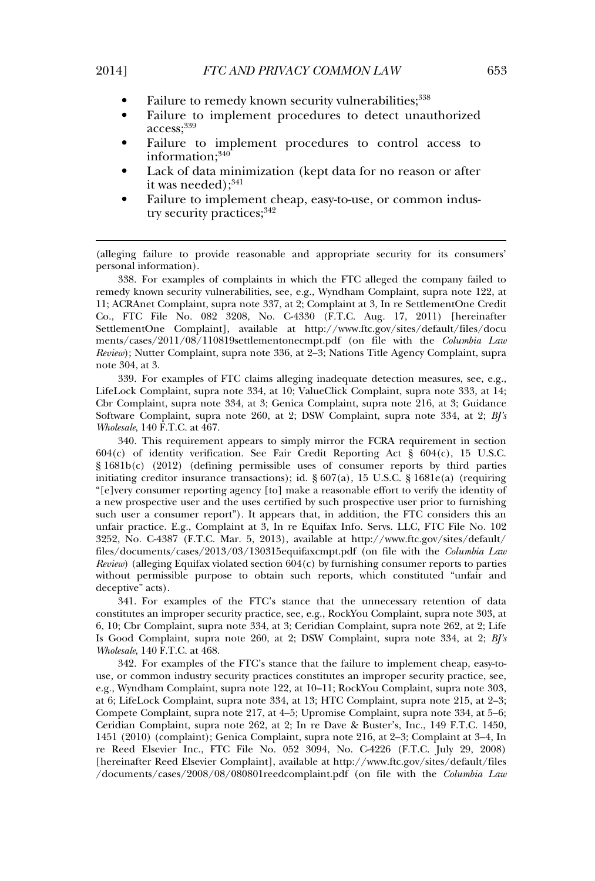- Failure to remedy known security vulnerabilities;[338]
- Failure to implement procedures to detect unauthorized access;[339]
- Failure to implement procedures to control access to information;[340]
- Lack of data minimization (kept data for no reason or after it was needed);[341]
- Failure to implement cheap, easy-to-use, or common industry security practices;[342]

---

(alleging failure to provide reasonable and appropriate security for its consumers' personal information).

338. For examples of complaints in which the FTC alleged the company failed to remedy known security vulnerabilities, see, e.g., Wyndham Complaint, supra note 122, at 11; ACRAnet Complaint, supra note 337, at 2; Complaint at 3, In re SettlementOne Credit Co., FTC File No. 082 3208, No. C-4330 (F.T.C. Aug. 17, 2011) [hereinafter SettlementOne Complaint], available at http://www.ftc.gov/sites/default/files/documents/cases/2011/08/110819settlementonecmpt.pdf (on file with the *Columbia Law Review*); Nutter Complaint, supra note 336, at 2–3; Nations Title Agency Complaint, supra note 304, at 3.

339. For examples of FTC claims alleging inadequate detection measures, see, e.g., LifeLock Complaint, supra note 334, at 10; ValueClick Complaint, supra note 333, at 14; Cbr Complaint, supra note 334, at 3; Genica Complaint, supra note 216, at 3; Guidance Software Complaint, supra note 260, at 2; DSW Complaint, supra note 334, at 2; *BJ's Wholesale*, 140 F.T.C. at 467.

340. This requirement appears to simply mirror the FCRA requirement in section 604(c) of identity verification. See Fair Credit Reporting Act § 604(c), 15 U.S.C. § 1681b(c) (2012) (defining permissible uses of consumer reports by third parties initiating creditor insurance transactions); id. § 607(a), 15 U.S.C. § 1681e(a) (requiring "[e]very consumer reporting agency [to] make a reasonable effort to verify the identity of a new prospective user and the uses certified by such prospective user prior to furnishing such user a consumer report"). It appears that, in addition, the FTC considers this an unfair practice. E.g., Complaint at 3, In re Equifax Info. Servs. LLC, FTC File No. 102 3252, No. C-4387 (F.T.C. Mar. 5, 2013), available at http://www.ftc.gov/sites/default/files/documents/cases/2013/03/130315equifaxcmpt.pdf (on file with the *Columbia Law Review*) (alleging Equifax violated section 604(c) by furnishing consumer reports to parties without permissible purpose to obtain such reports, which constituted "unfair and deceptive" acts).

341. For examples of the FTC's stance that the unnecessary retention of data constitutes an improper security practice, see, e.g., RockYou Complaint, supra note 303, at 6, 10; Cbr Complaint, supra note 334, at 3; Ceridian Complaint, supra note 262, at 2; Life Is Good Complaint, supra note 260, at 2; DSW Complaint, supra note 334, at 2; *BJ's Wholesale*, 140 F.T.C. at 468.

342. For examples of the FTC's stance that the failure to implement cheap, easy-to-use, or common industry security practices constitutes an improper security practice, see, e.g., Wyndham Complaint, supra note 122, at 10–11; RockYou Complaint, supra note 303, at 6; LifeLock Complaint, supra note 334, at 13; HTC Complaint, supra note 215, at 2–3; Compete Complaint, supra note 217, at 4–5; Upromise Complaint, supra note 334, at 5–6; Ceridian Complaint, supra note 262, at 2; In re Dave & Buster's, Inc., 149 F.T.C. 1450, 1451 (2010) (complaint); Genica Complaint, supra note 216, at 2–3; Complaint at 3–4, In re Reed Elsevier Inc., FTC File No. 052 3094, No. C-4226 (F.T.C. July 29, 2008) [hereinafter Reed Elsevier Complaint], available at http://www.ftc.gov/sites/default/files/documents/cases/2008/08/080801reedcomplaint.pdf (on file with the *Columbia Law*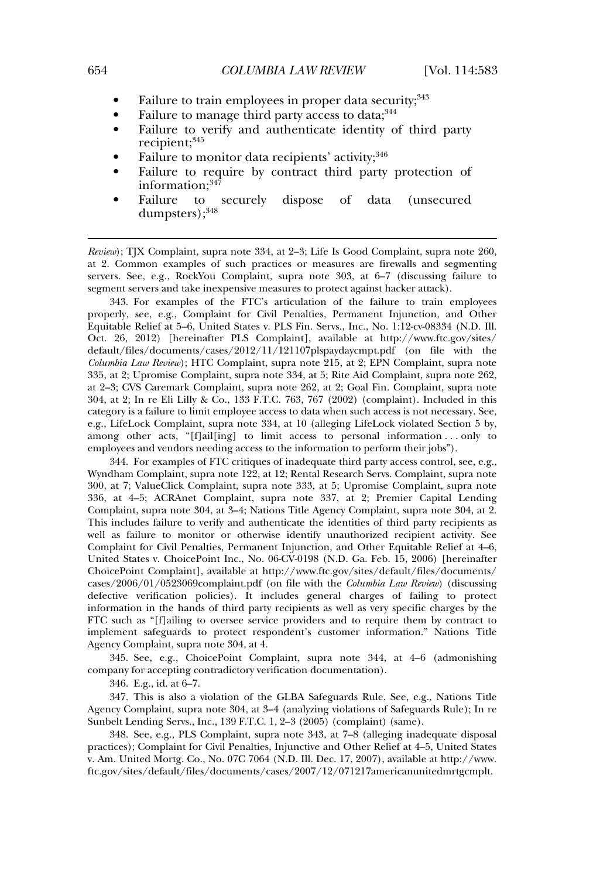- Failure to train employees in proper data security;[343]
- Failure to manage third party access to data;[344]
- Failure to verify and authenticate identity of third party recipient;[345]
- Failure to monitor data recipients' activity;[346]
- Failure to require by contract third party protection of information;[347]
- Failure to securely dispose of data (unsecured dumpsters);[348]

---

*Review*); TJX Complaint, supra note 334, at 2–3; Life Is Good Complaint, supra note 260, at 2. Common examples of such practices or measures are firewalls and segmenting servers. See, e.g., RockYou Complaint, supra note 303, at 6–7 (discussing failure to segment servers and take inexpensive measures to protect against hacker attack).

343. For examples of the FTC's articulation of the failure to train employees properly, see, e.g., Complaint for Civil Penalties, Permanent Injunction, and Other Equitable Relief at 5–6, United States v. PLS Fin. Servs., Inc., No. 1:12-cv-08334 (N.D. Ill. Oct. 26, 2012) [hereinafter PLS Complaint], available at http://www.ftc.gov/sites/default/files/documents/cases/2012/11/121107plspaydaycmpt.pdf (on file with the *Columbia Law Review*); HTC Complaint, supra note 215, at 2; EPN Complaint, supra note 335, at 2; Upromise Complaint, supra note 334, at 5; Rite Aid Complaint, supra note 262, at 2–3; CVS Caremark Complaint, supra note 262, at 2; Goal Fin. Complaint, supra note 304, at 2; In re Eli Lilly & Co., 133 F.T.C. 763, 767 (2002) (complaint). Included in this category is a failure to limit employee access to data when such access is not necessary. See, e.g., LifeLock Complaint, supra note 334, at 10 (alleging LifeLock violated Section 5 by, among other acts, "[f]ail[ing] to limit access to personal information . . . only to employees and vendors needing access to the information to perform their jobs").

344. For examples of FTC critiques of inadequate third party access control, see, e.g., Wyndham Complaint, supra note 122, at 12; Rental Research Servs. Complaint, supra note 300, at 7; ValueClick Complaint, supra note 333, at 5; Upromise Complaint, supra note 336, at 4–5; ACRAnet Complaint, supra note 337, at 2; Premier Capital Lending Complaint, supra note 304, at 3–4; Nations Title Agency Complaint, supra note 304, at 2. This includes failure to verify and authenticate the identities of third party recipients as well as failure to monitor or otherwise identify unauthorized recipient activity. See Complaint for Civil Penalties, Permanent Injunction, and Other Equitable Relief at 4–6, United States v. ChoicePoint Inc., No. 06-CV-0198 (N.D. Ga. Feb. 15, 2006) [hereinafter ChoicePoint Complaint], available at http://www.ftc.gov/sites/default/files/documents/cases/2006/01/0523069complaint.pdf (on file with the *Columbia Law Review*) (discussing defective verification policies). It includes general charges of failing to protect information in the hands of third party recipients as well as very specific charges by the FTC such as "[f]ailing to oversee service providers and to require them by contract to implement safeguards to protect respondent's customer information." Nations Title Agency Complaint, supra note 304, at 4.

345. See, e.g., ChoicePoint Complaint, supra note 344, at 4–6 (admonishing company for accepting contradictory verification documentation).

346. E.g., id. at 6–7.

347. This is also a violation of the GLBA Safeguards Rule. See, e.g., Nations Title Agency Complaint, supra note 304, at 3–4 (analyzing violations of Safeguards Rule); In re Sunbelt Lending Servs., Inc., 139 F.T.C. 1, 2–3 (2005) (complaint) (same).

348. See, e.g., PLS Complaint, supra note 343, at 7–8 (alleging inadequate disposal practices); Complaint for Civil Penalties, Injunctive and Other Relief at 4–5, United States v. Am. United Mortg. Co., No. 07C 7064 (N.D. Ill. Dec. 17, 2007), available at http://www.ftc.gov/sites/default/files/documents/cases/2007/12/071217americanunitedmrtgcmplt.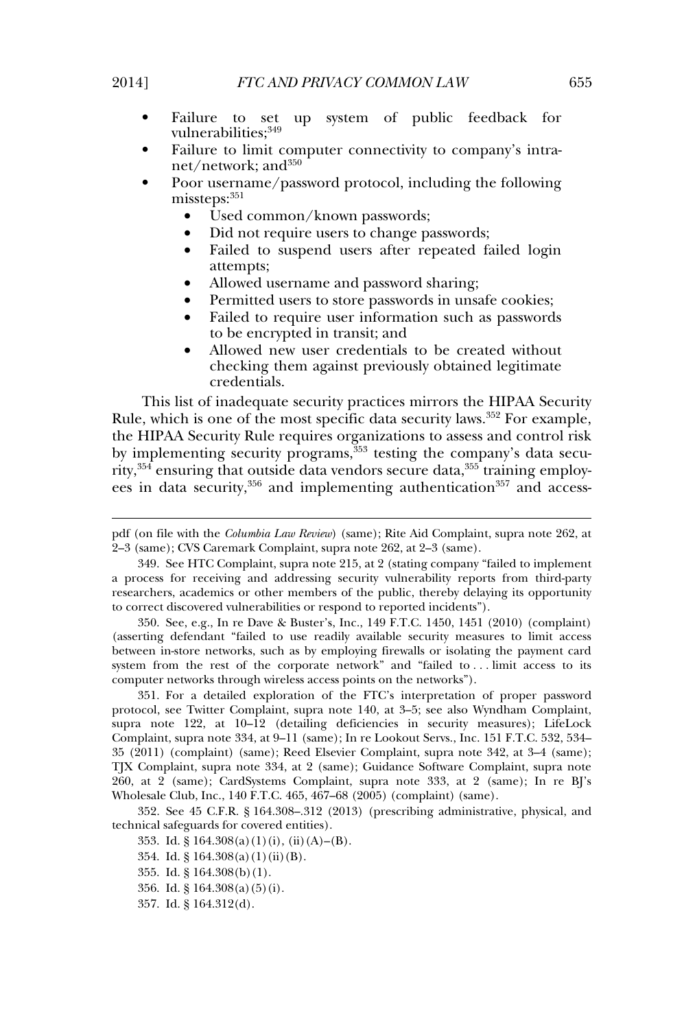- Failure to set up system of public feedback for vulnerabilities;[349]
- Failure to limit computer connectivity to company's intranet/network; and[350]
- Poor username/password protocol, including the following missteps:[351]
    - Used common/known passwords;
    - Did not require users to change passwords;
    - Failed to suspend users after repeated failed login attempts;
    - Allowed username and password sharing;
    - Permitted users to store passwords in unsafe cookies;
    - Failed to require user information such as passwords to be encrypted in transit; and
    - Allowed new user credentials to be created without checking them against previously obtained legitimate credentials.

This list of inadequate security practices mirrors the HIPAA Security Rule, which is one of the most specific data security laws.[352] For example, the HIPAA Security Rule requires organizations to assess and control risk by implementing security programs,[353] testing the company's data security,[354] ensuring that outside data vendors secure data,[355] training employees in data security,[356] and implementing authentication[357] and access-

---

pdf (on file with the *Columbia Law Review*) (same); Rite Aid Complaint, supra note 262, at 2–3 (same); CVS Caremark Complaint, supra note 262, at 2–3 (same).

349. See HTC Complaint, supra note 215, at 2 (stating company "failed to implement a process for receiving and addressing security vulnerability reports from third-party researchers, academics or other members of the public, thereby delaying its opportunity to correct discovered vulnerabilities or respond to reported incidents").

350. See, e.g., In re Dave & Buster's, Inc., 149 F.T.C. 1450, 1451 (2010) (complaint) (asserting defendant "failed to use readily available security measures to limit access between in-store networks, such as by employing firewalls or isolating the payment card system from the rest of the corporate network" and "failed to . . . limit access to its computer networks through wireless access points on the networks").

351. For a detailed exploration of the FTC's interpretation of proper password protocol, see Twitter Complaint, supra note 140, at 3–5; see also Wyndham Complaint, supra note 122, at 10–12 (detailing deficiencies in security measures); LifeLock Complaint, supra note 334, at 9–11 (same); In re Lookout Servs., Inc. 151 F.T.C. 532, 534–35 (2011) (complaint) (same); Reed Elsevier Complaint, supra note 342, at 3–4 (same); TJX Complaint, supra note 334, at 2 (same); Guidance Software Complaint, supra note 260, at 2 (same); CardSystems Complaint, supra note 333, at 2 (same); In re BJ's Wholesale Club, Inc., 140 F.T.C. 465, 467–68 (2005) (complaint) (same).

352. See 45 C.F.R. § 164.308–.312 (2013) (prescribing administrative, physical, and technical safeguards for covered entities).

353. Id. § 164.308(a)(1)(i), (ii)(A)–(B).

354. Id. § 164.308(a)(1)(ii)(B).

355. Id. § 164.308(b)(1).

356. Id. § 164.308(a)(5)(i).

357. Id. § 164.312(d).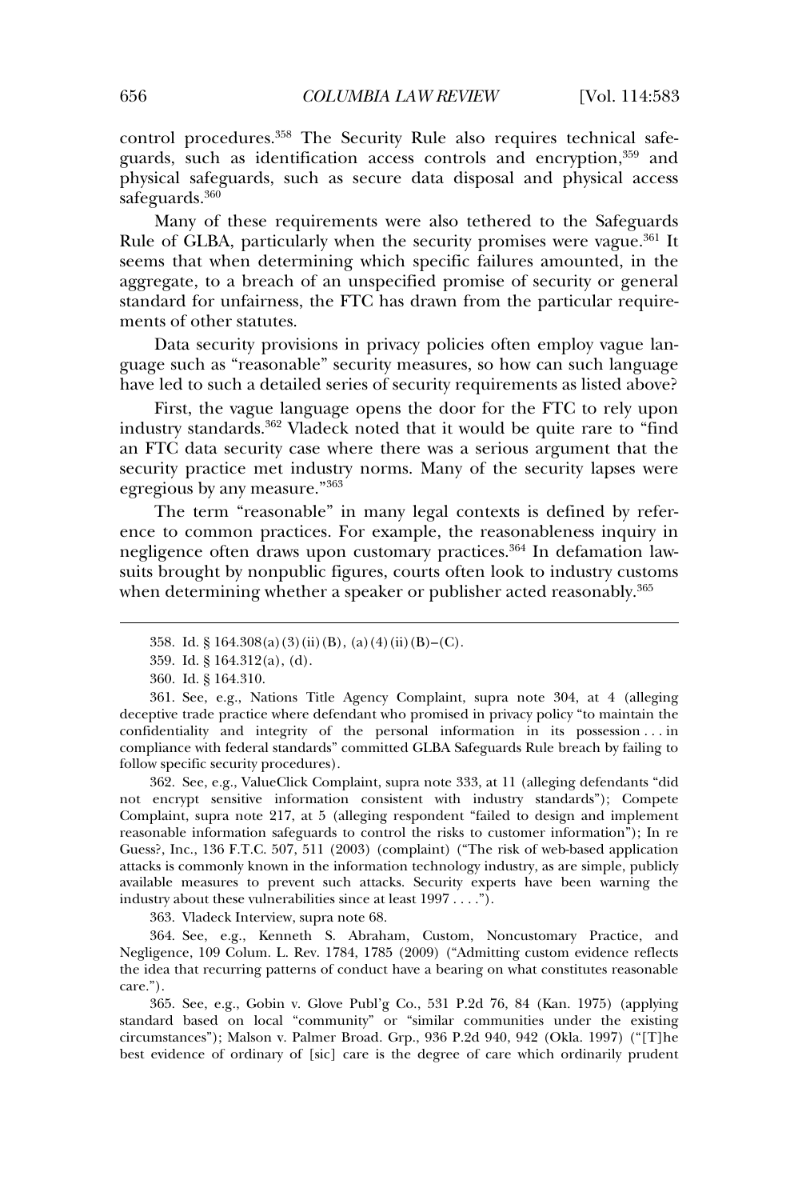control procedures.[358] The Security Rule also requires technical safeguards, such as identification access controls and encryption,[359] and physical safeguards, such as secure data disposal and physical access safeguards.[360]

Many of these requirements were also tethered to the Safeguards Rule of GLBA, particularly when the security promises were vague.[361] It seems that when determining which specific failures amounted, in the aggregate, to a breach of an unspecified promise of security or general standard for unfairness, the FTC has drawn from the particular requirements of other statutes.

Data security provisions in privacy policies often employ vague language such as "reasonable" security measures, so how can such language have led to such a detailed series of security requirements as listed above?

First, the vague language opens the door for the FTC to rely upon industry standards.[362] Vladeck noted that it would be quite rare to "find an FTC data security case where there was a serious argument that the security practice met industry norms. Many of the security lapses were egregious by any measure."[363]

The term "reasonable" in many legal contexts is defined by reference to common practices. For example, the reasonableness inquiry in negligence often draws upon customary practices.[364] In defamation lawsuits brought by nonpublic figures, courts often look to industry customs when determining whether a speaker or publisher acted reasonably.[365]

---

358. Id. § 164.308(a)(3)(ii)(B), (a)(4)(ii)(B)–(C).

359. Id. § 164.312(a), (d).

360. Id. § 164.310.

361. See, e.g., Nations Title Agency Complaint, supra note 304, at 4 (alleging deceptive trade practice where defendant who promised in privacy policy "to maintain the confidentiality and integrity of the personal information in its possession . . . in compliance with federal standards" committed GLBA Safeguards Rule breach by failing to follow specific security procedures).

362. See, e.g., ValueClick Complaint, supra note 333, at 11 (alleging defendants "did not encrypt sensitive information consistent with industry standards"); Compete Complaint, supra note 217, at 5 (alleging respondent "failed to design and implement reasonable information safeguards to control the risks to customer information"); In re Guess?, Inc., 136 F.T.C. 507, 511 (2003) (complaint) ("The risk of web-based application attacks is commonly known in the information technology industry, as are simple, publicly available measures to prevent such attacks. Security experts have been warning the industry about these vulnerabilities since at least 1997 . . . .").

363. Vladeck Interview, supra note 68.

364. See, e.g., Kenneth S. Abraham, Custom, Noncustomary Practice, and Negligence, 109 Colum. L. Rev. 1784, 1785 (2009) ("Admitting custom evidence reflects the idea that recurring patterns of conduct have a bearing on what constitutes reasonable care.").

365. See, e.g., Gobin v. Glove Publ'g Co., 531 P.2d 76, 84 (Kan. 1975) (applying standard based on local "community" or "similar communities under the existing circumstances"); Malson v. Palmer Broad. Grp., 936 P.2d 940, 942 (Okla. 1997) ("[T]he best evidence of ordinary of [sic] care is the degree of care which ordinarily prudent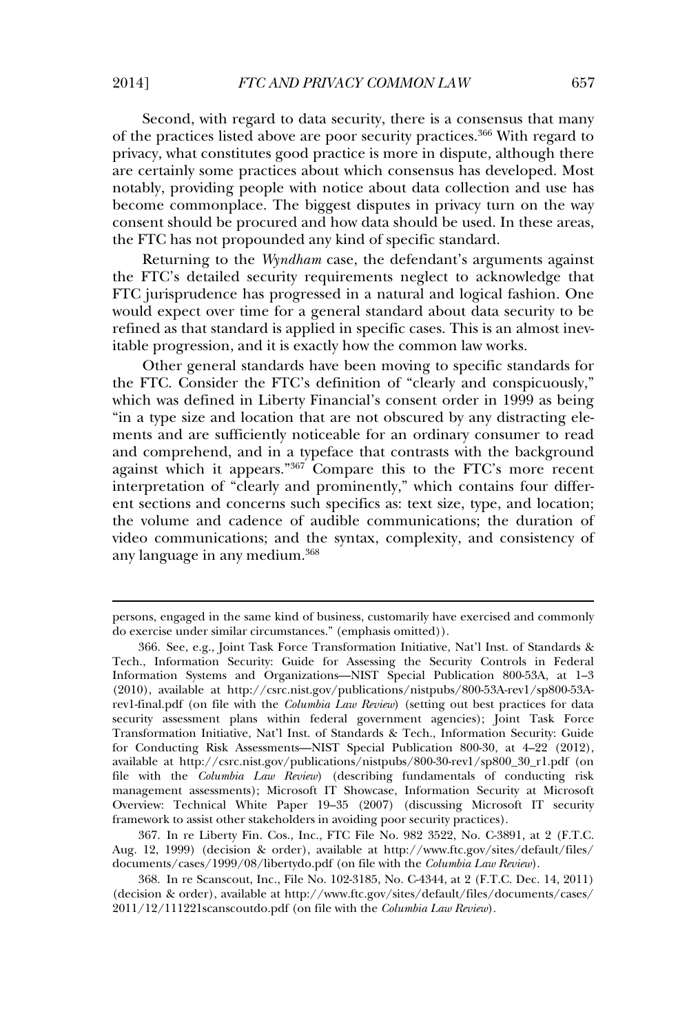Second, with regard to data security, there is a consensus that many of the practices listed above are poor security practices.[366] With regard to privacy, what constitutes good practice is more in dispute, although there are certainly some practices about which consensus has developed. Most notably, providing people with notice about data collection and use has become commonplace. The biggest disputes in privacy turn on the way consent should be procured and how data should be used. In these areas, the FTC has not propounded any kind of specific standard.

Returning to the *Wyndham* case, the defendant's arguments against the FTC's detailed security requirements neglect to acknowledge that FTC jurisprudence has progressed in a natural and logical fashion. One would expect over time for a general standard about data security to be refined as that standard is applied in specific cases. This is an almost inevitable progression, and it is exactly how the common law works.

Other general standards have been moving to specific standards for the FTC. Consider the FTC's definition of "clearly and conspicuously," which was defined in Liberty Financial's consent order in 1999 as being "in a type size and location that are not obscured by any distracting elements and are sufficiently noticeable for an ordinary consumer to read and comprehend, and in a typeface that contrasts with the background against which it appears."[367] Compare this to the FTC's more recent interpretation of "clearly and prominently," which contains four different sections and concerns such specifics as: text size, type, and location; the volume and cadence of audible communications; the duration of video communications; and the syntax, complexity, and consistency of any language in any medium.[368]

---

persons, engaged in the same kind of business, customarily have exercised and commonly do exercise under similar circumstances." (emphasis omitted)).

366. See, e.g., Joint Task Force Transformation Initiative, Nat'l Inst. of Standards & Tech., Information Security: Guide for Assessing the Security Controls in Federal Information Systems and Organizations—NIST Special Publication 800-53A, at 1–3 (2010), available at http://csrc.nist.gov/publications/nistpubs/800-53A-rev1/sp800-53A-rev1-final.pdf (on file with the *Columbia Law Review*) (setting out best practices for data security assessment plans within federal government agencies); Joint Task Force Transformation Initiative, Nat'l Inst. of Standards & Tech., Information Security: Guide for Conducting Risk Assessments—NIST Special Publication 800-30, at 4–22 (2012), available at http://csrc.nist.gov/publications/nistpubs/800-30-rev1/sp800_30_r1.pdf (on file with the *Columbia Law Review*) (describing fundamentals of conducting risk management assessments); Microsoft IT Showcase, Information Security at Microsoft Overview: Technical White Paper 19–35 (2007) (discussing Microsoft IT security framework to assist other stakeholders in avoiding poor security practices).

367. In re Liberty Fin. Cos., Inc., FTC File No. 982 3522, No. C-3891, at 2 (F.T.C. Aug. 12, 1999) (decision & order), available at http://www.ftc.gov/sites/default/files/documents/cases/1999/08/libertydo.pdf (on file with the *Columbia Law Review*).

368. In re Scanscout, Inc., File No. 102-3185, No. C-4344, at 2 (F.T.C. Dec. 14, 2011) (decision & order), available at http://www.ftc.gov/sites/default/files/documents/cases/2011/12/111221scanscoutdo.pdf (on file with the *Columbia Law Review*).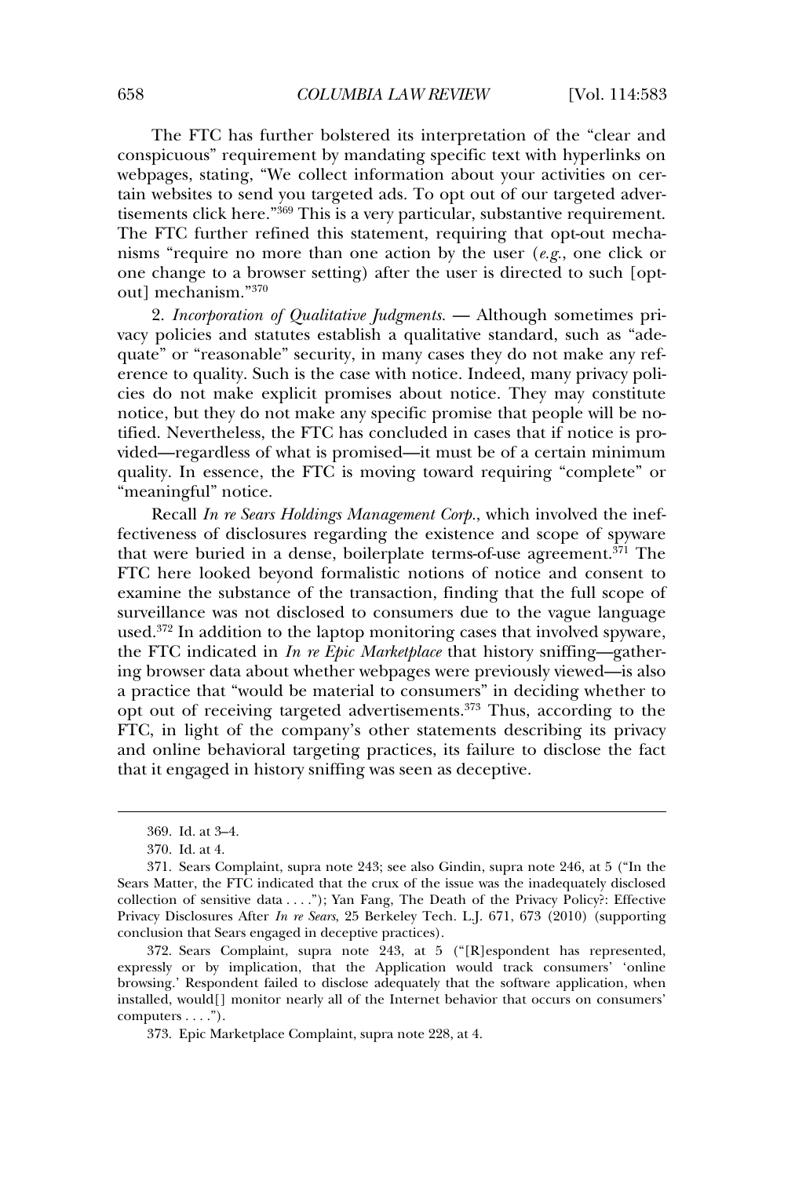The FTC has further bolstered its interpretation of the "clear and conspicuous" requirement by mandating specific text with hyperlinks on webpages, stating, "We collect information about your activities on certain websites to send you targeted ads. To opt out of our targeted advertisements click here."[369] This is a very particular, substantive requirement. The FTC further refined this statement, requiring that opt-out mechanisms "require no more than one action by the user (*e.g.*, one click or one change to a browser setting) after the user is directed to such [opt-out] mechanism."[370]

2. *Incorporation of Qualitative Judgments.* — Although sometimes privacy policies and statutes establish a qualitative standard, such as "adequate" or "reasonable" security, in many cases they do not make any reference to quality. Such is the case with notice. Indeed, many privacy policies do not make explicit promises about notice. They may constitute notice, but they do not make any specific promise that people will be notified. Nevertheless, the FTC has concluded in cases that if notice is provided—regardless of what is promised—it must be of a certain minimum quality. In essence, the FTC is moving toward requiring "complete" or "meaningful" notice.

Recall *In re Sears Holdings Management Corp.*, which involved the ineffectiveness of disclosures regarding the existence and scope of spyware that were buried in a dense, boilerplate terms-of-use agreement.[371] The FTC here looked beyond formalistic notions of notice and consent to examine the substance of the transaction, finding that the full scope of surveillance was not disclosed to consumers due to the vague language used.[372] In addition to the laptop monitoring cases that involved spyware, the FTC indicated in *In re Epic Marketplace* that history sniffing—gathering browser data about whether webpages were previously viewed—is also a practice that "would be material to consumers" in deciding whether to opt out of receiving targeted advertisements.[373] Thus, according to the FTC, in light of the company's other statements describing its privacy and online behavioral targeting practices, its failure to disclose the fact that it engaged in history sniffing was seen as deceptive.

---

369. Id. at 3–4.

370. Id. at 4.

371. Sears Complaint, supra note 243; see also Gindin, supra note 246, at 5 ("In the Sears Matter, the FTC indicated that the crux of the issue was the inadequately disclosed collection of sensitive data . . . ."); Yan Fang, The Death of the Privacy Policy?: Effective Privacy Disclosures After *In re Sears*, 25 Berkeley Tech. L.J. 671, 673 (2010) (supporting conclusion that Sears engaged in deceptive practices).

372. Sears Complaint, supra note 243, at 5 ("[R]espondent has represented, expressly or by implication, that the Application would track consumers' 'online browsing.' Respondent failed to disclose adequately that the software application, when installed, would[] monitor nearly all of the Internet behavior that occurs on consumers' computers . . . .").

373. Epic Marketplace Complaint, supra note 228, at 4.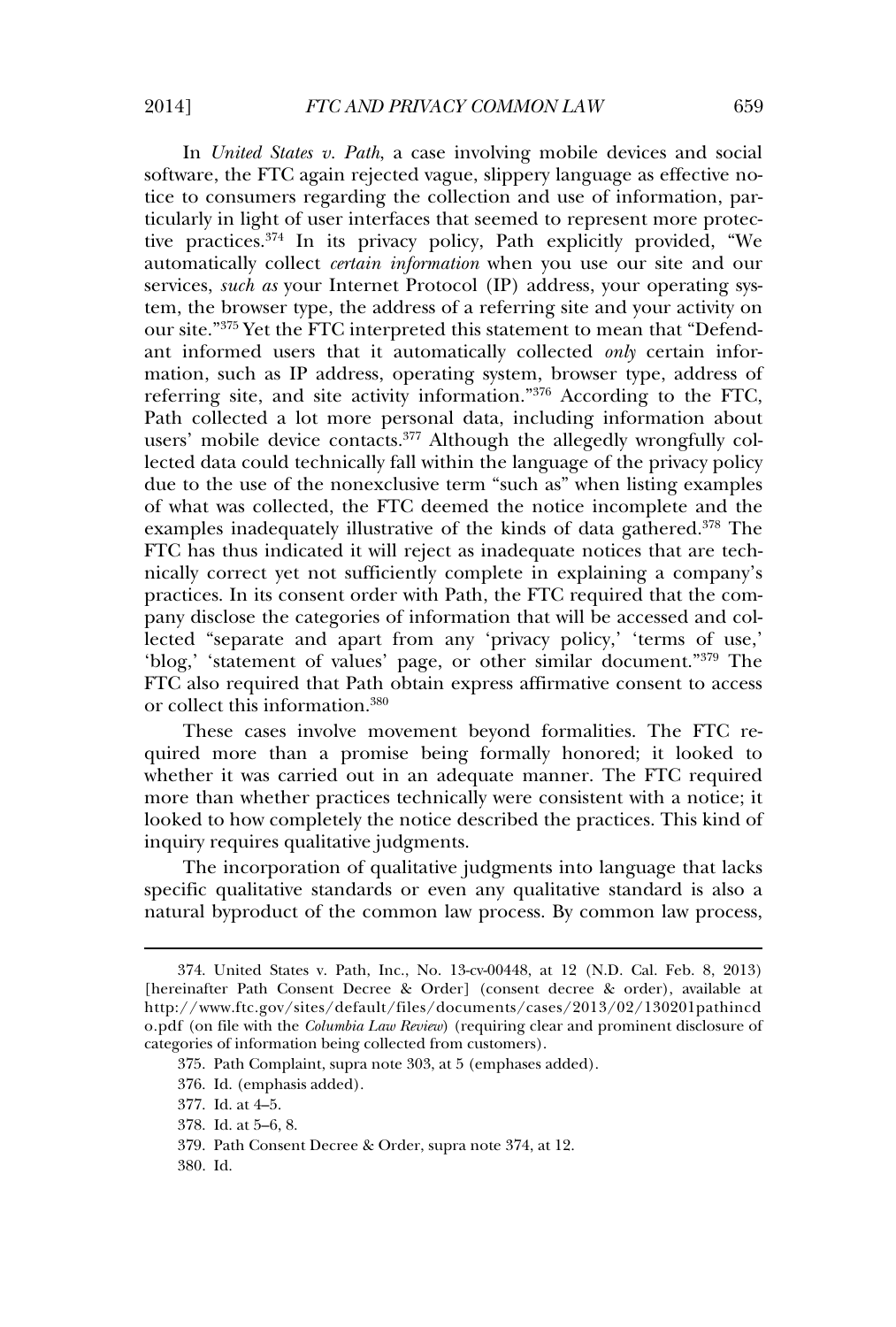In *United States v. Path*, a case involving mobile devices and social software, the FTC again rejected vague, slippery language as effective notice to consumers regarding the collection and use of information, particularly in light of user interfaces that seemed to represent more protective practices.[374] In its privacy policy, Path explicitly provided, "We automatically collect *certain information* when you use our site and our services, *such as* your Internet Protocol (IP) address, your operating system, the browser type, the address of a referring site and your activity on our site."[375] Yet the FTC interpreted this statement to mean that "Defendant informed users that it automatically collected *only* certain information, such as IP address, operating system, browser type, address of referring site, and site activity information."[376] According to the FTC, Path collected a lot more personal data, including information about users' mobile device contacts.[377] Although the allegedly wrongfully collected data could technically fall within the language of the privacy policy due to the use of the nonexclusive term "such as" when listing examples of what was collected, the FTC deemed the notice incomplete and the examples inadequately illustrative of the kinds of data gathered.[378] The FTC has thus indicated it will reject as inadequate notices that are technically correct yet not sufficiently complete in explaining a company's practices. In its consent order with Path, the FTC required that the company disclose the categories of information that will be accessed and collected "separate and apart from any 'privacy policy,' 'terms of use,' 'blog,' 'statement of values' page, or other similar document."[379] The FTC also required that Path obtain express affirmative consent to access or collect this information.[380]

These cases involve movement beyond formalities. The FTC required more than a promise being formally honored; it looked to whether it was carried out in an adequate manner. The FTC required more than whether practices technically were consistent with a notice; it looked to how completely the notice described the practices. This kind of inquiry requires qualitative judgments.

The incorporation of qualitative judgments into language that lacks specific qualitative standards or even any qualitative standard is also a natural byproduct of the common law process. By common law process,

---

374. United States v. Path, Inc., No. 13-cv-00448, at 12 (N.D. Cal. Feb. 8, 2013) [hereinafter Path Consent Decree & Order] (consent decree & order), available at http://www.ftc.gov/sites/default/files/documents/cases/2013/02/130201pathincdo.pdf (on file with the *Columbia Law Review*) (requiring clear and prominent disclosure of categories of information being collected from customers).

375. Path Complaint, supra note 303, at 5 (emphases added).

376. Id. (emphasis added).

377. Id. at 4–5.

378. Id. at 5–6, 8.

379. Path Consent Decree & Order, supra note 374, at 12.

380. Id.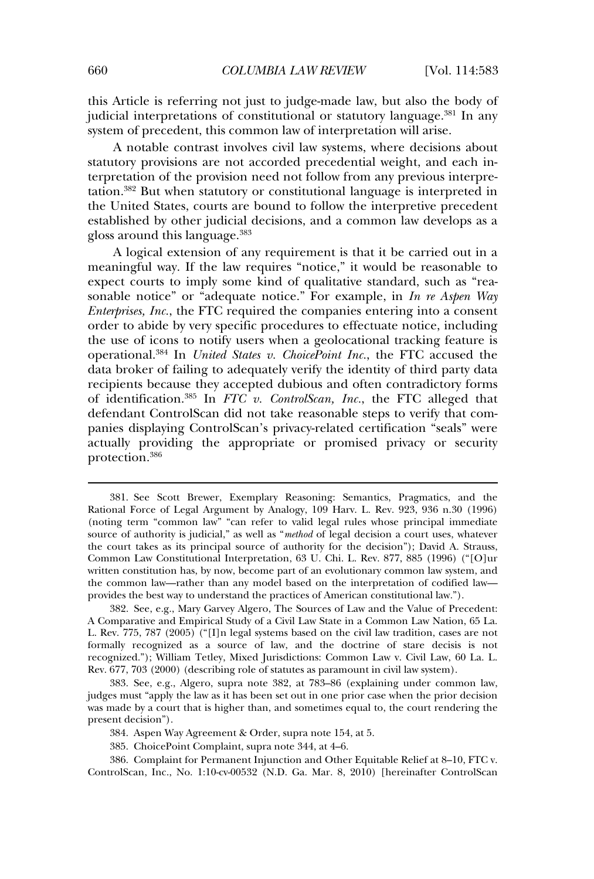this Article is referring not just to judge-made law, but also the body of judicial interpretations of constitutional or statutory language.[381] In any system of precedent, this common law of interpretation will arise.

A notable contrast involves civil law systems, where decisions about statutory provisions are not accorded precedential weight, and each interpretation of the provision need not follow from any previous interpretation.[382] But when statutory or constitutional language is interpreted in the United States, courts are bound to follow the interpretive precedent established by other judicial decisions, and a common law develops as a gloss around this language.[383]

A logical extension of any requirement is that it be carried out in a meaningful way. If the law requires "notice," it would be reasonable to expect courts to imply some kind of qualitative standard, such as "reasonable notice" or "adequate notice." For example, in *In re Aspen Way Enterprises, Inc.*, the FTC required the companies entering into a consent order to abide by very specific procedures to effectuate notice, including the use of icons to notify users when a geolocational tracking feature is operational.[384] In *United States v. ChoicePoint Inc.*, the FTC accused the data broker of failing to adequately verify the identity of third party data recipients because they accepted dubious and often contradictory forms of identification.[385] In *FTC v. ControlScan, Inc.*, the FTC alleged that defendant ControlScan did not take reasonable steps to verify that companies displaying ControlScan's privacy-related certification "seals" were actually providing the appropriate or promised privacy or security protection.[386]

---

381. See Scott Brewer, Exemplary Reasoning: Semantics, Pragmatics, and the Rational Force of Legal Argument by Analogy, 109 Harv. L. Rev. 923, 936 n.30 (1996) (noting term "common law" "can refer to valid legal rules whose principal immediate source of authority is judicial," as well as "*method* of legal decision a court uses, whatever the court takes as its principal source of authority for the decision"); David A. Strauss, Common Law Constitutional Interpretation, 63 U. Chi. L. Rev. 877, 885 (1996) ("[O]ur written constitution has, by now, become part of an evolutionary common law system, and the common law—rather than any model based on the interpretation of codified law—provides the best way to understand the practices of American constitutional law.").

382. See, e.g., Mary Garvey Algero, The Sources of Law and the Value of Precedent: A Comparative and Empirical Study of a Civil Law State in a Common Law Nation, 65 La. L. Rev. 775, 787 (2005) ("[I]n legal systems based on the civil law tradition, cases are not formally recognized as a source of law, and the doctrine of stare decisis is not recognized."); William Tetley, Mixed Jurisdictions: Common Law v. Civil Law, 60 La. L. Rev. 677, 703 (2000) (describing role of statutes as paramount in civil law system).

383. See, e.g., Algero, supra note 382, at 783–86 (explaining under common law, judges must "apply the law as it has been set out in one prior case when the prior decision was made by a court that is higher than, and sometimes equal to, the court rendering the present decision").

384. Aspen Way Agreement & Order, supra note 154, at 5.

385. ChoicePoint Complaint, supra note 344, at 4–6.

386. Complaint for Permanent Injunction and Other Equitable Relief at 8–10, FTC v. ControlScan, Inc., No. 1:10-cv-00532 (N.D. Ga. Mar. 8, 2010) [hereinafter ControlScan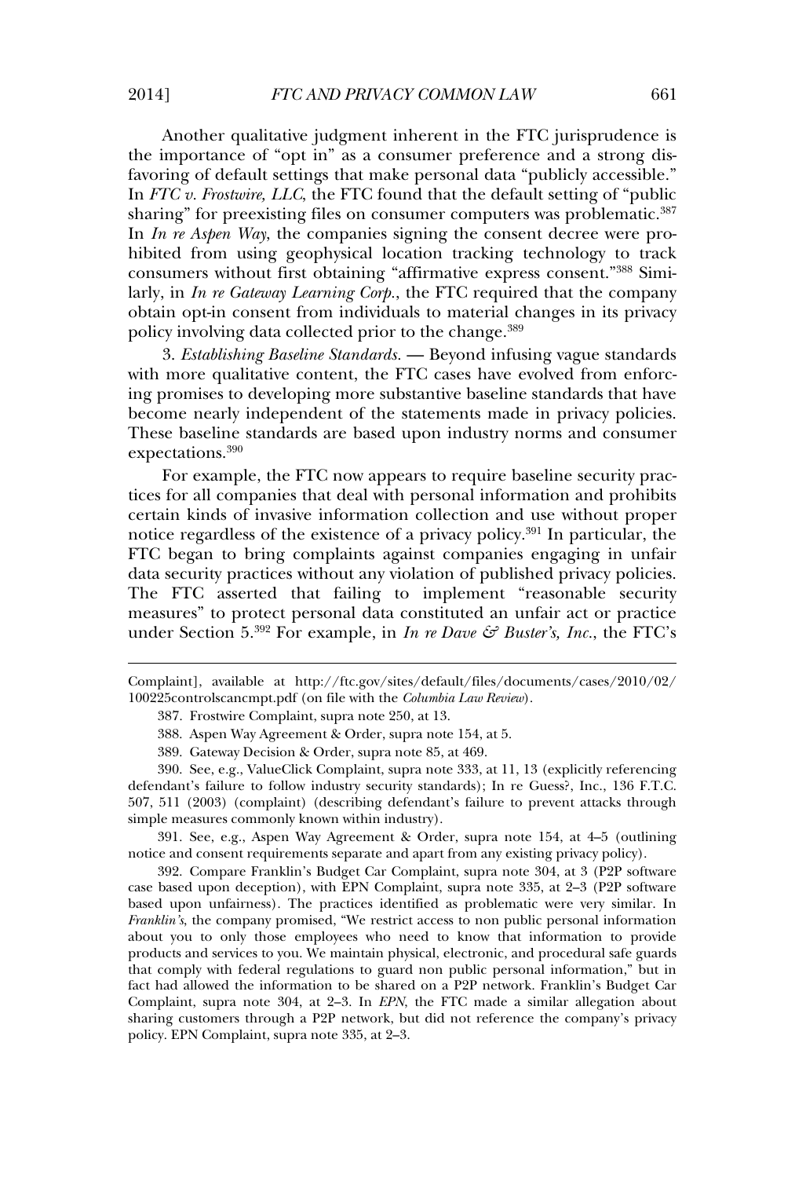Another qualitative judgment inherent in the FTC jurisprudence is the importance of "opt in" as a consumer preference and a strong disfavoring of default settings that make personal data "publicly accessible." In *FTC v. Frostwire, LLC*, the FTC found that the default setting of "public sharing" for preexisting files on consumer computers was problematic.[387] In *In re Aspen Way*, the companies signing the consent decree were prohibited from using geophysical location tracking technology to track consumers without first obtaining "affirmative express consent."[388] Similarly, in *In re Gateway Learning Corp.*, the FTC required that the company obtain opt-in consent from individuals to material changes in its privacy policy involving data collected prior to the change.[389]

3. *Establishing Baseline Standards.* — Beyond infusing vague standards with more qualitative content, the FTC cases have evolved from enforcing promises to developing more substantive baseline standards that have become nearly independent of the statements made in privacy policies. These baseline standards are based upon industry norms and consumer expectations.[390]

For example, the FTC now appears to require baseline security practices for all companies that deal with personal information and prohibits certain kinds of invasive information collection and use without proper notice regardless of the existence of a privacy policy.[391] In particular, the FTC began to bring complaints against companies engaging in unfair data security practices without any violation of published privacy policies. The FTC asserted that failing to implement "reasonable security measures" to protect personal data constituted an unfair act or practice under Section 5.[392] For example, in *In re Dave & Buster's, Inc.*, the FTC's

---

Complaint], available at http://ftc.gov/sites/default/files/documents/cases/2010/02/100225controlscancmpt.pdf (on file with the *Columbia Law Review*).

387. Frostwire Complaint, supra note 250, at 13.

388. Aspen Way Agreement & Order, supra note 154, at 5.

389. Gateway Decision & Order, supra note 85, at 469.

390. See, e.g., ValueClick Complaint, supra note 333, at 11, 13 (explicitly referencing defendant's failure to follow industry security standards); In re Guess?, Inc., 136 F.T.C. 507, 511 (2003) (complaint) (describing defendant's failure to prevent attacks through simple measures commonly known within industry).

391. See, e.g., Aspen Way Agreement & Order, supra note 154, at 4–5 (outlining notice and consent requirements separate and apart from any existing privacy policy).

392. Compare Franklin's Budget Car Complaint, supra note 304, at 3 (P2P software case based upon deception), with EPN Complaint, supra note 335, at 2–3 (P2P software based upon unfairness). The practices identified as problematic were very similar. In *Franklin's*, the company promised, "We restrict access to non public personal information about you to only those employees who need to know that information to provide products and services to you. We maintain physical, electronic, and procedural safe guards that comply with federal regulations to guard non public personal information," but in fact had allowed the information to be shared on a P2P network. Franklin's Budget Car Complaint, supra note 304, at 2–3. In *EPN*, the FTC made a similar allegation about sharing customers through a P2P network, but did not reference the company's privacy policy. EPN Complaint, supra note 335, at 2–3.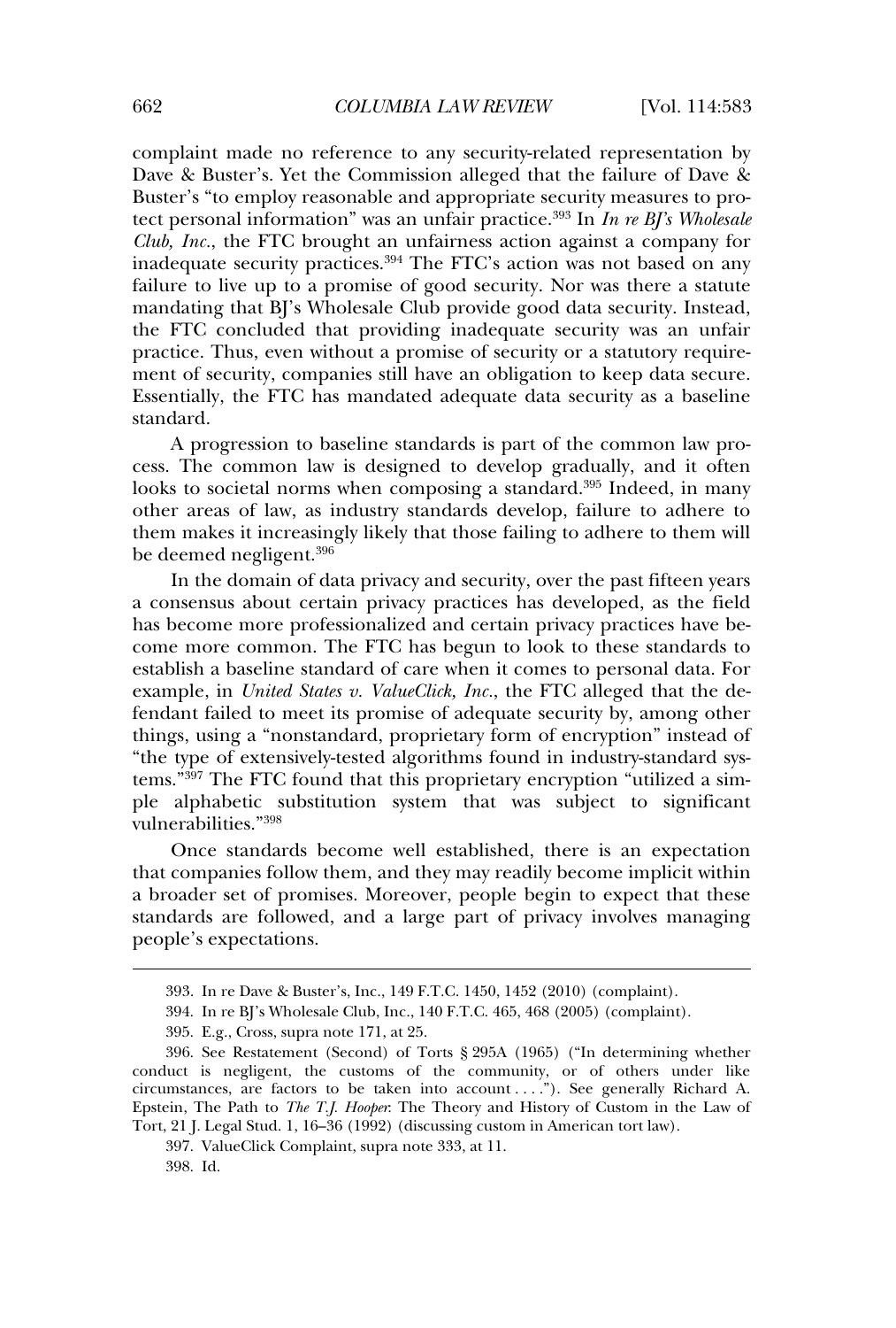complaint made no reference to any security-related representation by Dave & Buster's. Yet the Commission alleged that the failure of Dave & Buster's "to employ reasonable and appropriate security measures to protect personal information" was an unfair practice.[393] In *In re BJ's Wholesale Club, Inc.*, the FTC brought an unfairness action against a company for inadequate security practices.[394] The FTC's action was not based on any failure to live up to a promise of good security. Nor was there a statute mandating that BJ's Wholesale Club provide good data security. Instead, the FTC concluded that providing inadequate security was an unfair practice. Thus, even without a promise of security or a statutory requirement of security, companies still have an obligation to keep data secure. Essentially, the FTC has mandated adequate data security as a baseline standard.

A progression to baseline standards is part of the common law process. The common law is designed to develop gradually, and it often looks to societal norms when composing a standard.[395] Indeed, in many other areas of law, as industry standards develop, failure to adhere to them makes it increasingly likely that those failing to adhere to them will be deemed negligent.[396]

In the domain of data privacy and security, over the past fifteen years a consensus about certain privacy practices has developed, as the field has become more professionalized and certain privacy practices have become more common. The FTC has begun to look to these standards to establish a baseline standard of care when it comes to personal data. For example, in *United States v. ValueClick, Inc.*, the FTC alleged that the defendant failed to meet its promise of adequate security by, among other things, using a "nonstandard, proprietary form of encryption" instead of "the type of extensively-tested algorithms found in industry-standard systems."[397] The FTC found that this proprietary encryption "utilized a simple alphabetic substitution system that was subject to significant vulnerabilities."[398]

Once standards become well established, there is an expectation that companies follow them, and they may readily become implicit within a broader set of promises. Moreover, people begin to expect that these standards are followed, and a large part of privacy involves managing people's expectations.

---

393. In re Dave & Buster's, Inc., 149 F.T.C. 1450, 1452 (2010) (complaint).

394. In re BJ's Wholesale Club, Inc., 140 F.T.C. 465, 468 (2005) (complaint).

395. E.g., Cross, supra note 171, at 25.

396. See Restatement (Second) of Torts § 295A (1965) ("In determining whether conduct is negligent, the customs of the community, or of others under like circumstances, are factors to be taken into account . . . ."). See generally Richard A. Epstein, The Path to *The T.J. Hooper*: The Theory and History of Custom in the Law of Tort, 21 J. Legal Stud. 1, 16–36 (1992) (discussing custom in American tort law).

397. ValueClick Complaint, supra note 333, at 11.

398. Id.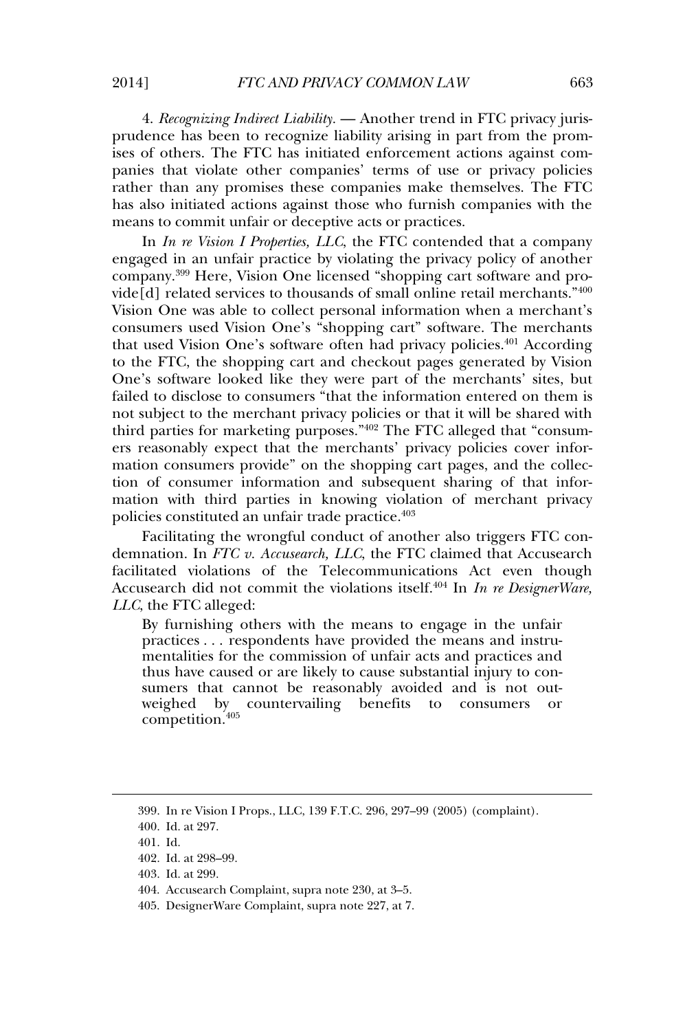4. *Recognizing Indirect Liability.* — Another trend in FTC privacy jurisprudence has been to recognize liability arising in part from the promises of others. The FTC has initiated enforcement actions against companies that violate other companies' terms of use or privacy policies rather than any promises these companies make themselves. The FTC has also initiated actions against those who furnish companies with the means to commit unfair or deceptive acts or practices.

In *In re Vision I Properties, LLC*, the FTC contended that a company engaged in an unfair practice by violating the privacy policy of another company.[399] Here, Vision One licensed "shopping cart software and provide[d] related services to thousands of small online retail merchants."[400] Vision One was able to collect personal information when a merchant's consumers used Vision One's "shopping cart" software. The merchants that used Vision One's software often had privacy policies.[401] According to the FTC, the shopping cart and checkout pages generated by Vision One's software looked like they were part of the merchants' sites, but failed to disclose to consumers "that the information entered on them is not subject to the merchant privacy policies or that it will be shared with third parties for marketing purposes."[402] The FTC alleged that "consumers reasonably expect that the merchants' privacy policies cover information consumers provide" on the shopping cart pages, and the collection of consumer information and subsequent sharing of that information with third parties in knowing violation of merchant privacy policies constituted an unfair trade practice.[403]

Facilitating the wrongful conduct of another also triggers FTC condemnation. In *FTC v. Accusearch, LLC*, the FTC claimed that Accusearch facilitated violations of the Telecommunications Act even though Accusearch did not commit the violations itself.[404] In *In re DesignerWare, LLC*, the FTC alleged:

> By furnishing others with the means to engage in the unfair practices . . . respondents have provided the means and instrumentalities for the commission of unfair acts and practices and thus have caused or are likely to cause substantial injury to consumers that cannot be reasonably avoided and is not outweighed by countervailing benefits to consumers or competition.[405]

---

399. In re Vision I Props., LLC, 139 F.T.C. 296, 297–99 (2005) (complaint).

400. Id. at 297.

401. Id.

402. Id. at 298–99.

403. Id. at 299.

404. Accusearch Complaint, supra note 230, at 3–5.

405. DesignerWare Complaint, supra note 227, at 7.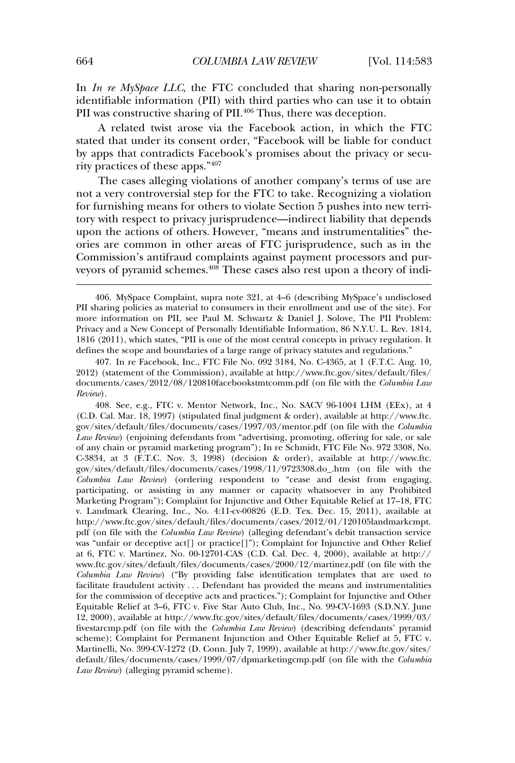In *In re MySpace LLC*, the FTC concluded that sharing non-personally identifiable information (PII) with third parties who can use it to obtain PII was constructive sharing of PII.[406] Thus, there was deception.

A related twist arose via the Facebook action, in which the FTC stated that under its consent order, "Facebook will be liable for conduct by apps that contradicts Facebook's promises about the privacy or security practices of these apps."[407]

The cases alleging violations of another company's terms of use are not a very controversial step for the FTC to take. Recognizing a violation for furnishing means for others to violate Section 5 pushes into new territory with respect to privacy jurisprudence—indirect liability that depends upon the actions of others. However, "means and instrumentalities" theories are common in other areas of FTC jurisprudence, such as in the Commission's antifraud complaints against payment processors and purveyors of pyramid schemes.[408] These cases also rest upon a theory of indi-

---

406. MySpace Complaint, supra note 321, at 4–6 (describing MySpace's undisclosed PII sharing policies as material to consumers in their enrollment and use of the site). For more information on PII, see Paul M. Schwartz & Daniel J. Solove, The PII Problem: Privacy and a New Concept of Personally Identifiable Information, 86 N.Y.U. L. Rev. 1814, 1816 (2011), which states, "PII is one of the most central concepts in privacy regulation. It defines the scope and boundaries of a large range of privacy statutes and regulations."

407. In re Facebook, Inc., FTC File No. 092 3184, No. C-4365, at 1 (F.T.C. Aug. 10, 2012) (statement of the Commission), available at http://www.ftc.gov/sites/default/files/documents/cases/2012/08/120810facebookstmtcomm.pdf (on file with the *Columbia Law Review*).

408. See, e.g., FTC v. Mentor Network, Inc., No. SACV 96-1004 LHM (EEx), at 4 (C.D. Cal. Mar. 18, 1997) (stipulated final judgment & order), available at http://www.ftc.gov/sites/default/files/documents/cases/1997/03/mentor.pdf (on file with the *Columbia Law Review*) (enjoining defendants from "advertising, promoting, offering for sale, or sale of any chain or pyramid marketing program"); In re Schmidt, FTC File No. 972 3308, No. C-3834, at 3 (F.T.C. Nov. 3, 1998) (decision & order), available at http://www.ftc.gov/sites/default/files/documents/cases/1998/11/9723308.do_.htm (on file with the *Columbia Law Review*) (ordering respondent to "cease and desist from engaging, participating, or assisting in any manner or capacity whatsoever in any Prohibited Marketing Program"); Complaint for Injunctive and Other Equitable Relief at 17–18, FTC v. Landmark Clearing, Inc., No. 4:11-cv-00826 (E.D. Tex. Dec. 15, 2011), available at http://www.ftc.gov/sites/default/files/documents/cases/2012/01/120105landmarkcmpt.pdf (on file with the *Columbia Law Review*) (alleging defendant's debit transaction service was "unfair or deceptive act[] or practice[]"); Complaint for Injunctive and Other Relief at 6, FTC v. Martinez, No. 00-12701-CAS (C.D. Cal. Dec. 4, 2000), available at http://www.ftc.gov/sites/default/files/documents/cases/2000/12/martinez.pdf (on file with the *Columbia Law Review*) ("By providing false identification templates that are used to facilitate fraudulent activity . . . Defendant has provided the means and instrumentalities for the commission of deceptive acts and practices."); Complaint for Injunctive and Other Equitable Relief at 3–6, FTC v. Five Star Auto Club, Inc., No. 99-CV-1693 (S.D.N.Y. June 12, 2000), available at http://www.ftc.gov/sites/default/files/documents/cases/1999/03/fivestarcmp.pdf (on file with the *Columbia Law Review*) (describing defendants' pyramid scheme); Complaint for Permanent Injunction and Other Equitable Relief at 5, FTC v. Martinelli, No. 399-CV-1272 (D. Conn. July 7, 1999), available at http://www.ftc.gov/sites/default/files/documents/cases/1999/07/dpmarketingcmp.pdf (on file with the *Columbia Law Review*) (alleging pyramid scheme).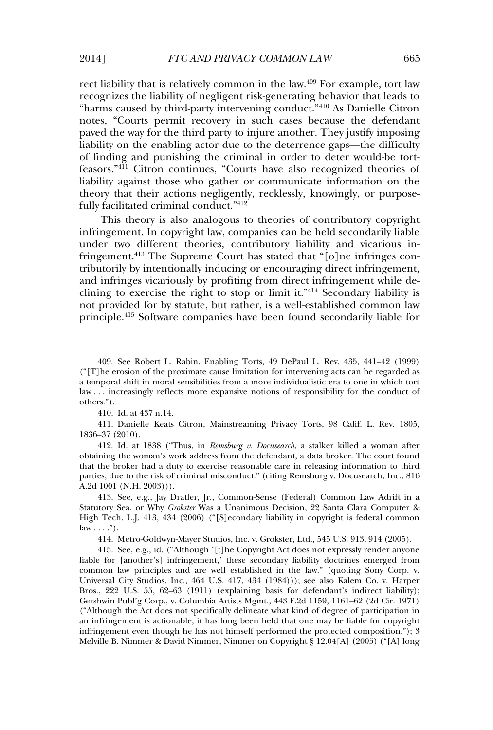rect liability that is relatively common in the law.[409] For example, tort law recognizes the liability of negligent risk-generating behavior that leads to "harms caused by third-party intervening conduct."[410] As Danielle Citron notes, "Courts permit recovery in such cases because the defendant paved the way for the third party to injure another. They justify imposing liability on the enabling actor due to the deterrence gaps—the difficulty of finding and punishing the criminal in order to deter would-be tortfeasors."[411] Citron continues, "Courts have also recognized theories of liability against those who gather or communicate information on the theory that their actions negligently, recklessly, knowingly, or purposefully facilitated criminal conduct."[412]

This theory is also analogous to theories of contributory copyright infringement. In copyright law, companies can be held secondarily liable under two different theories, contributory liability and vicarious infringement.[413] The Supreme Court has stated that "[o]ne infringes contributorily by intentionally inducing or encouraging direct infringement, and infringes vicariously by profiting from direct infringement while declining to exercise the right to stop or limit it."[414] Secondary liability is not provided for by statute, but rather, is a well-established common law principle.[415] Software companies have been found secondarily liable for

---

409. See Robert L. Rabin, Enabling Torts, 49 DePaul L. Rev. 435, 441–42 (1999) ("[T]he erosion of the proximate cause limitation for intervening acts can be regarded as a temporal shift in moral sensibilities from a more individualistic era to one in which tort law . . . increasingly reflects more expansive notions of responsibility for the conduct of others.").

410. Id. at 437 n.14.

411. Danielle Keats Citron, Mainstreaming Privacy Torts, 98 Calif. L. Rev. 1805, 1836–37 (2010).

412. Id. at 1838 ("Thus, in *Remsburg v. Docusearch*, a stalker killed a woman after obtaining the woman's work address from the defendant, a data broker. The court found that the broker had a duty to exercise reasonable care in releasing information to third parties, due to the risk of criminal misconduct." (citing Remsburg v. Docusearch, Inc., 816 A.2d 1001 (N.H. 2003))).

413. See, e.g., Jay Dratler, Jr., Common-Sense (Federal) Common Law Adrift in a Statutory Sea, or Why *Grokster* Was a Unanimous Decision, 22 Santa Clara Computer & High Tech. L.J. 413, 434 (2006) ("[S]econdary liability in copyright is federal common law . . . .").

414. Metro-Goldwyn-Mayer Studios, Inc. v. Grokster, Ltd., 545 U.S. 913, 914 (2005).

415. See, e.g., id. ("Although '[t]he Copyright Act does not expressly render anyone liable for [another's] infringement,' these secondary liability doctrines emerged from common law principles and are well established in the law." (quoting Sony Corp. v. Universal City Studios, Inc., 464 U.S. 417, 434 (1984))); see also Kalem Co. v. Harper Bros., 222 U.S. 55, 62–63 (1911) (explaining basis for defendant's indirect liability); Gershwin Publ'g Corp., v. Columbia Artists Mgmt., 443 F.2d 1159, 1161–62 (2d Cir. 1971) ("Although the Act does not specifically delineate what kind of degree of participation in an infringement is actionable, it has long been held that one may be liable for copyright infringement even though he has not himself performed the protected composition."); 3 Melville B. Nimmer & David Nimmer, Nimmer on Copyright § 12.04[A] (2005) ("[A] long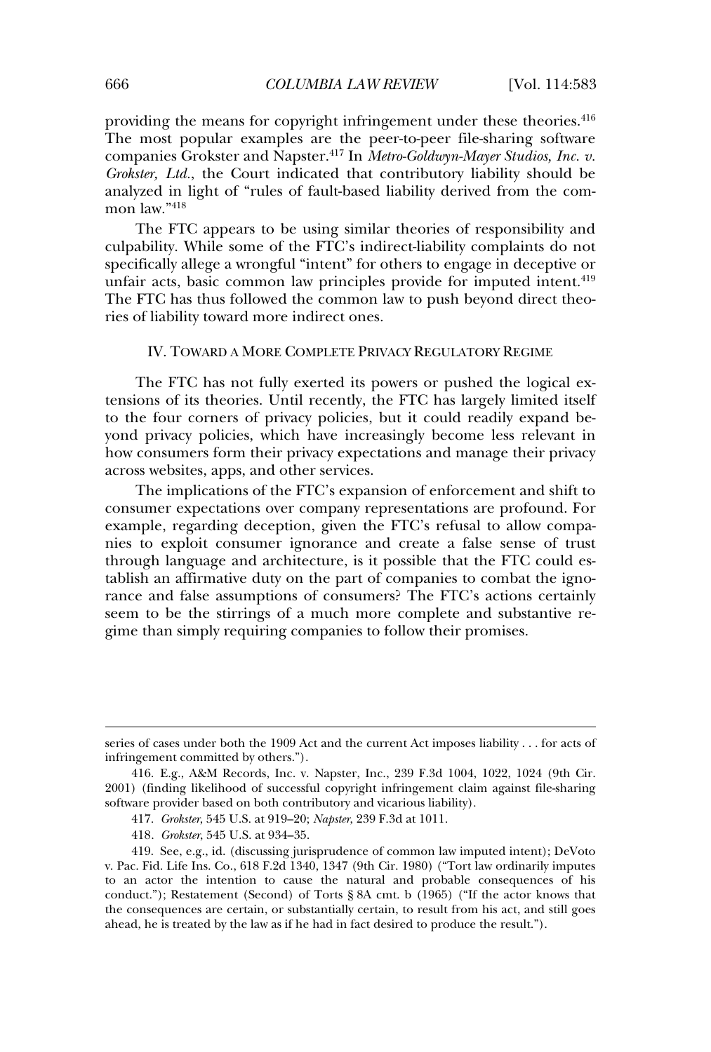providing the means for copyright infringement under these theories.[416] The most popular examples are the peer-to-peer file-sharing software companies Grokster and Napster.[417] In *Metro-Goldwyn-Mayer Studios, Inc. v. Grokster, Ltd.*, the Court indicated that contributory liability should be analyzed in light of "rules of fault-based liability derived from the common law."[418]

The FTC appears to be using similar theories of responsibility and culpability. While some of the FTC's indirect-liability complaints do not specifically allege a wrongful "intent" for others to engage in deceptive or unfair acts, basic common law principles provide for imputed intent.[419] The FTC has thus followed the common law to push beyond direct theories of liability toward more indirect ones.

## IV. Toward a More Complete Privacy Regulatory Regime

The FTC has not fully exerted its powers or pushed the logical extensions of its theories. Until recently, the FTC has largely limited itself to the four corners of privacy policies, but it could readily expand beyond privacy policies, which have increasingly become less relevant in how consumers form their privacy expectations and manage their privacy across websites, apps, and other services.

The implications of the FTC's expansion of enforcement and shift to consumer expectations over company representations are profound. For example, regarding deception, given the FTC's refusal to allow companies to exploit consumer ignorance and create a false sense of trust through language and architecture, is it possible that the FTC could establish an affirmative duty on the part of companies to combat the ignorance and false assumptions of consumers? The FTC's actions certainly seem to be the stirrings of a much more complete and substantive regime than simply requiring companies to follow their promises.

---

series of cases under both the 1909 Act and the current Act imposes liability . . . for acts of infringement committed by others.").

416. E.g., A&M Records, Inc. v. Napster, Inc., 239 F.3d 1004, 1022, 1024 (9th Cir. 2001) (finding likelihood of successful copyright infringement claim against file-sharing software provider based on both contributory and vicarious liability).

417. *Grokster*, 545 U.S. at 919–20; *Napster*, 239 F.3d at 1011.

418. *Grokster*, 545 U.S. at 934–35.

419. See, e.g., id. (discussing jurisprudence of common law imputed intent); DeVoto v. Pac. Fid. Life Ins. Co., 618 F.2d 1340, 1347 (9th Cir. 1980) ("Tort law ordinarily imputes to an actor the intention to cause the natural and probable consequences of his conduct."); Restatement (Second) of Torts § 8A cmt. b (1965) ("If the actor knows that the consequences are certain, or substantially certain, to result from his act, and still goes ahead, he is treated by the law as if he had in fact desired to produce the result.").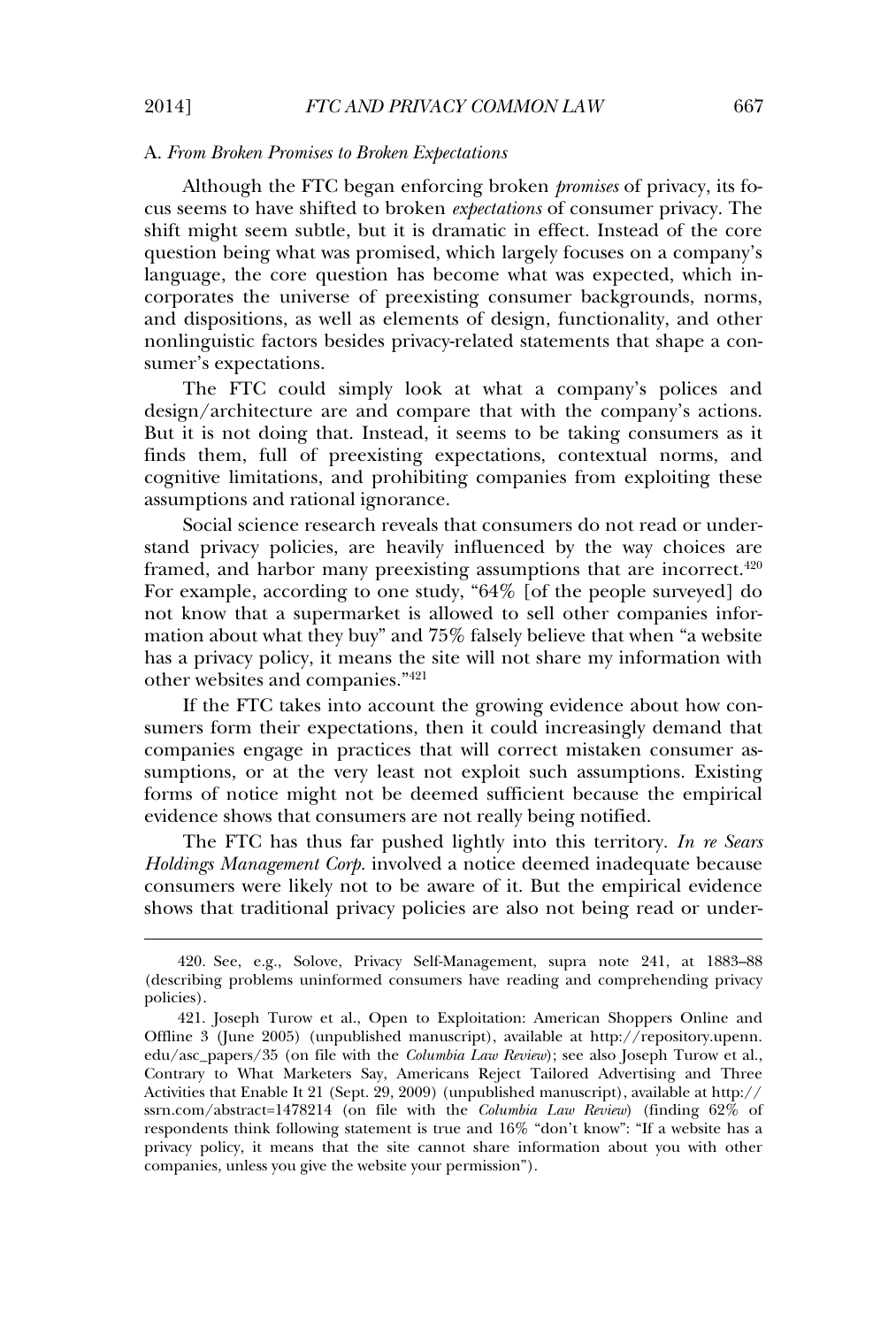### A. *From Broken Promises to Broken Expectations*

Although the FTC began enforcing broken *promises* of privacy, its focus seems to have shifted to broken *expectations* of consumer privacy. The shift might seem subtle, but it is dramatic in effect. Instead of the core question being what was promised, which largely focuses on a company's language, the core question has become what was expected, which incorporates the universe of preexisting consumer backgrounds, norms, and dispositions, as well as elements of design, functionality, and other nonlinguistic factors besides privacy-related statements that shape a consumer's expectations.

The FTC could simply look at what a company's polices and design/architecture are and compare that with the company's actions. But it is not doing that. Instead, it seems to be taking consumers as it finds them, full of preexisting expectations, contextual norms, and cognitive limitations, and prohibiting companies from exploiting these assumptions and rational ignorance.

Social science research reveals that consumers do not read or understand privacy policies, are heavily influenced by the way choices are framed, and harbor many preexisting assumptions that are incorrect.[420] For example, according to one study, "64% [of the people surveyed] do not know that a supermarket is allowed to sell other companies information about what they buy" and 75% falsely believe that when "a website has a privacy policy, it means the site will not share my information with other websites and companies."[421]

If the FTC takes into account the growing evidence about how consumers form their expectations, then it could increasingly demand that companies engage in practices that will correct mistaken consumer assumptions, or at the very least not exploit such assumptions. Existing forms of notice might not be deemed sufficient because the empirical evidence shows that consumers are not really being notified.

The FTC has thus far pushed lightly into this territory. *In re Sears Holdings Management Corp.* involved a notice deemed inadequate because consumers were likely not to be aware of it. But the empirical evidence shows that traditional privacy policies are also not being read or under-

---

420. See, e.g., Solove, Privacy Self-Management, supra note 241, at 1883–88 (describing problems uninformed consumers have reading and comprehending privacy policies).

421. Joseph Turow et al., Open to Exploitation: American Shoppers Online and Offline 3 (June 2005) (unpublished manuscript), available at http://repository.upenn.edu/asc_papers/35 (on file with the *Columbia Law Review*); see also Joseph Turow et al., Contrary to What Marketers Say, Americans Reject Tailored Advertising and Three Activities that Enable It 21 (Sept. 29, 2009) (unpublished manuscript), available at http://ssrn.com/abstract=1478214 (on file with the *Columbia Law Review*) (finding 62% of respondents think following statement is true and 16% "don't know": "If a website has a privacy policy, it means that the site cannot share information about you with other companies, unless you give the website your permission").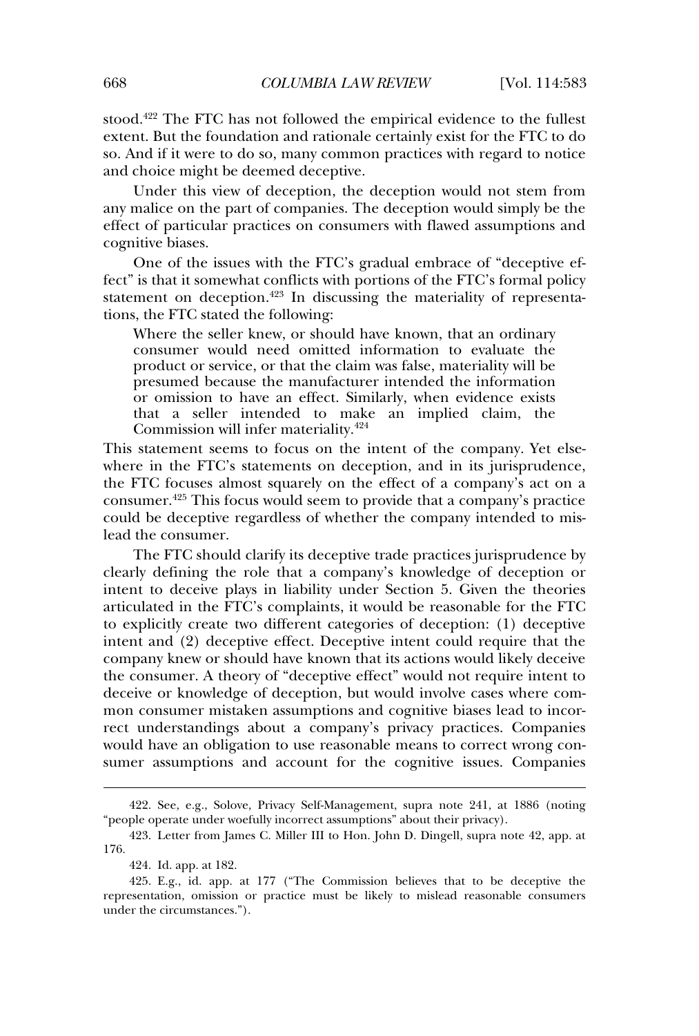stood.[422] The FTC has not followed the empirical evidence to the fullest extent. But the foundation and rationale certainly exist for the FTC to do so. And if it were to do so, many common practices with regard to notice and choice might be deemed deceptive.

Under this view of deception, the deception would not stem from any malice on the part of companies. The deception would simply be the effect of particular practices on consumers with flawed assumptions and cognitive biases.

One of the issues with the FTC's gradual embrace of "deceptive effect" is that it somewhat conflicts with portions of the FTC's formal policy statement on deception.[423] In discussing the materiality of representations, the FTC stated the following:

> Where the seller knew, or should have known, that an ordinary consumer would need omitted information to evaluate the product or service, or that the claim was false, materiality will be presumed because the manufacturer intended the information or omission to have an effect. Similarly, when evidence exists that a seller intended to make an implied claim, the Commission will infer materiality.[424]

This statement seems to focus on the intent of the company. Yet elsewhere in the FTC's statements on deception, and in its jurisprudence, the FTC focuses almost squarely on the effect of a company's act on a consumer.[425] This focus would seem to provide that a company's practice could be deceptive regardless of whether the company intended to mislead the consumer.

The FTC should clarify its deceptive trade practices jurisprudence by clearly defining the role that a company's knowledge of deception or intent to deceive plays in liability under Section 5. Given the theories articulated in the FTC's complaints, it would be reasonable for the FTC to explicitly create two different categories of deception: (1) deceptive intent and (2) deceptive effect. Deceptive intent could require that the company knew or should have known that its actions would likely deceive the consumer. A theory of "deceptive effect" would not require intent to deceive or knowledge of deception, but would involve cases where common consumer mistaken assumptions and cognitive biases lead to incorrect understandings about a company's privacy practices. Companies would have an obligation to use reasonable means to correct wrong consumer assumptions and account for the cognitive issues. Companies

---

422. See, e.g., Solove, Privacy Self-Management, supra note 241, at 1886 (noting "people operate under woefully incorrect assumptions" about their privacy).

423. Letter from James C. Miller III to Hon. John D. Dingell, supra note 42, app. at 176.

424. Id. app. at 182.

425. E.g., id. app. at 177 ("The Commission believes that to be deceptive the representation, omission or practice must be likely to mislead reasonable consumers under the circumstances.").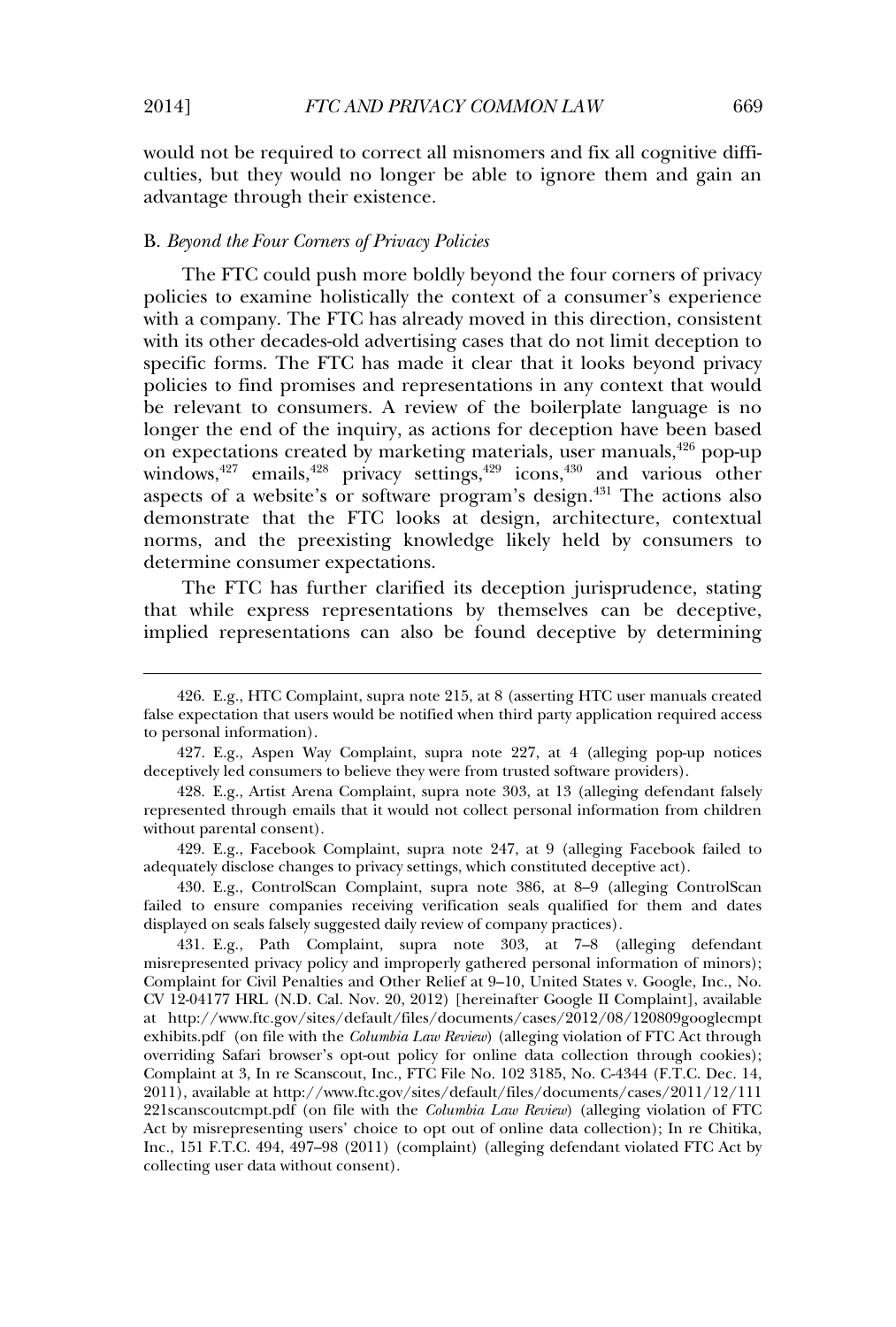would not be required to correct all misnomers and fix all cognitive difficulties, but they would no longer be able to ignore them and gain an advantage through their existence.

## B. *Beyond the Four Corners of Privacy Policies*

The FTC could push more boldly beyond the four corners of privacy policies to examine holistically the context of a consumer's experience with a company. The FTC has already moved in this direction, consistent with its other decades-old advertising cases that do not limit deception to specific forms. The FTC has made it clear that it looks beyond privacy policies to find promises and representations in any context that would be relevant to consumers. A review of the boilerplate language is no longer the end of the inquiry, as actions for deception have been based on expectations created by marketing materials, user manuals,[426] pop-up windows,[427] emails,[428] privacy settings,[429] icons,[430] and various other aspects of a website's or software program's design.[431] The actions also demonstrate that the FTC looks at design, architecture, contextual norms, and the preexisting knowledge likely held by consumers to determine consumer expectations.

The FTC has further clarified its deception jurisprudence, stating that while express representations by themselves can be deceptive, implied representations can also be found deceptive by determining

---

426. E.g., HTC Complaint, supra note 215, at 8 (asserting HTC user manuals created false expectation that users would be notified when third party application required access to personal information).

427. E.g., Aspen Way Complaint, supra note 227, at 4 (alleging pop-up notices deceptively led consumers to believe they were from trusted software providers).

428. E.g., Artist Arena Complaint, supra note 303, at 13 (alleging defendant falsely represented through emails that it would not collect personal information from children without parental consent).

429. E.g., Facebook Complaint, supra note 247, at 9 (alleging Facebook failed to adequately disclose changes to privacy settings, which constituted deceptive act).

430. E.g., ControlScan Complaint, supra note 386, at 8–9 (alleging ControlScan failed to ensure companies receiving verification seals qualified for them and dates displayed on seals falsely suggested daily review of company practices).

431. E.g., Path Complaint, supra note 303, at 7–8 (alleging defendant misrepresented privacy policy and improperly gathered personal information of minors); Complaint for Civil Penalties and Other Relief at 9–10, United States v. Google, Inc., No. CV 12-04177 HRL (N.D. Cal. Nov. 20, 2012) [hereinafter Google II Complaint], available at http://www.ftc.gov/sites/default/files/documents/cases/2012/08/120809googlecmpt exhibits.pdf (on file with the *Columbia Law Review*) (alleging violation of FTC Act through overriding Safari browser's opt-out policy for online data collection through cookies); Complaint at 3, In re Scanscout, Inc., FTC File No. 102 3185, No. C-4344 (F.T.C. Dec. 14, 2011), available at http://www.ftc.gov/sites/default/files/documents/cases/2011/12/111 221scanscoutcmpt.pdf (on file with the *Columbia Law Review*) (alleging violation of FTC Act by misrepresenting users' choice to opt out of online data collection); In re Chitika, Inc., 151 F.T.C. 494, 497–98 (2011) (complaint) (alleging defendant violated FTC Act by collecting user data without consent).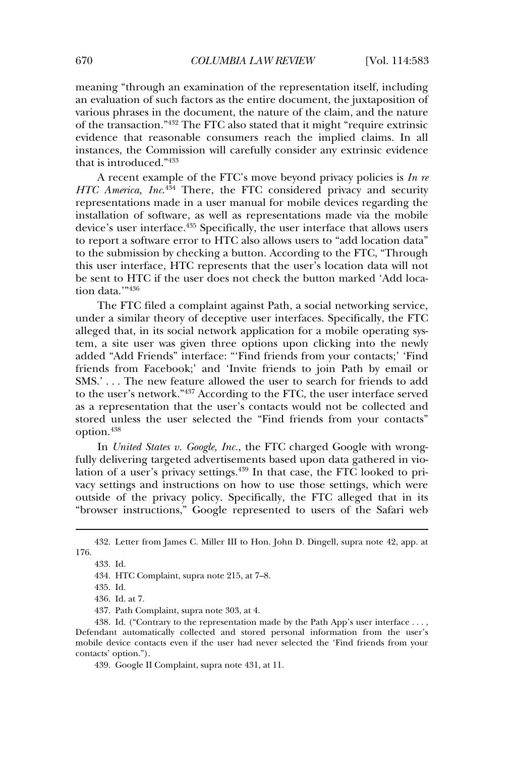meaning "through an examination of the representation itself, including an evaluation of such factors as the entire document, the juxtaposition of various phrases in the document, the nature of the claim, and the nature of the transaction."[432] The FTC also stated that it might "require extrinsic evidence that reasonable consumers reach the implied claims. In all instances, the Commission will carefully consider any extrinsic evidence that is introduced."[433]

A recent example of the FTC's move beyond privacy policies is *In re HTC America, Inc.*[434] There, the FTC considered privacy and security representations made in a user manual for mobile devices regarding the installation of software, as well as representations made via the mobile device's user interface.[435] Specifically, the user interface that allows users to report a software error to HTC also allows users to "add location data" to the submission by checking a button. According to the FTC, "Through this user interface, HTC represents that the user's location data will not be sent to HTC if the user does not check the button marked 'Add location data.'"[436]

The FTC filed a complaint against Path, a social networking service, under a similar theory of deceptive user interfaces. Specifically, the FTC alleged that, in its social network application for a mobile operating system, a site user was given three options upon clicking into the newly added "Add Friends" interface: "'Find friends from your contacts;' 'Find friends from Facebook;' and 'Invite friends to join Path by email or SMS.' . . . The new feature allowed the user to search for friends to add to the user's network."[437] According to the FTC, the user interface served as a representation that the user's contacts would not be collected and stored unless the user selected the "Find friends from your contacts" option.[438]

In *United States v. Google, Inc.*, the FTC charged Google with wrongfully delivering targeted advertisements based upon data gathered in violation of a user's privacy settings.[439] In that case, the FTC looked to privacy settings and instructions on how to use those settings, which were outside of the privacy policy. Specifically, the FTC alleged that in its "browser instructions," Google represented to users of the Safari web

---

432. Letter from James C. Miller III to Hon. John D. Dingell, supra note 42, app. at 176.

433. Id.

434. HTC Complaint, supra note 215, at 7–8.

435. Id.

436. Id. at 7.

437. Path Complaint, supra note 303, at 4.

438. Id. ("Contrary to the representation made by the Path App's user interface . . . , Defendant automatically collected and stored personal information from the user's mobile device contacts even if the user had never selected the 'Find friends from your contacts' option.").

439. Google II Complaint, supra note 431, at 11.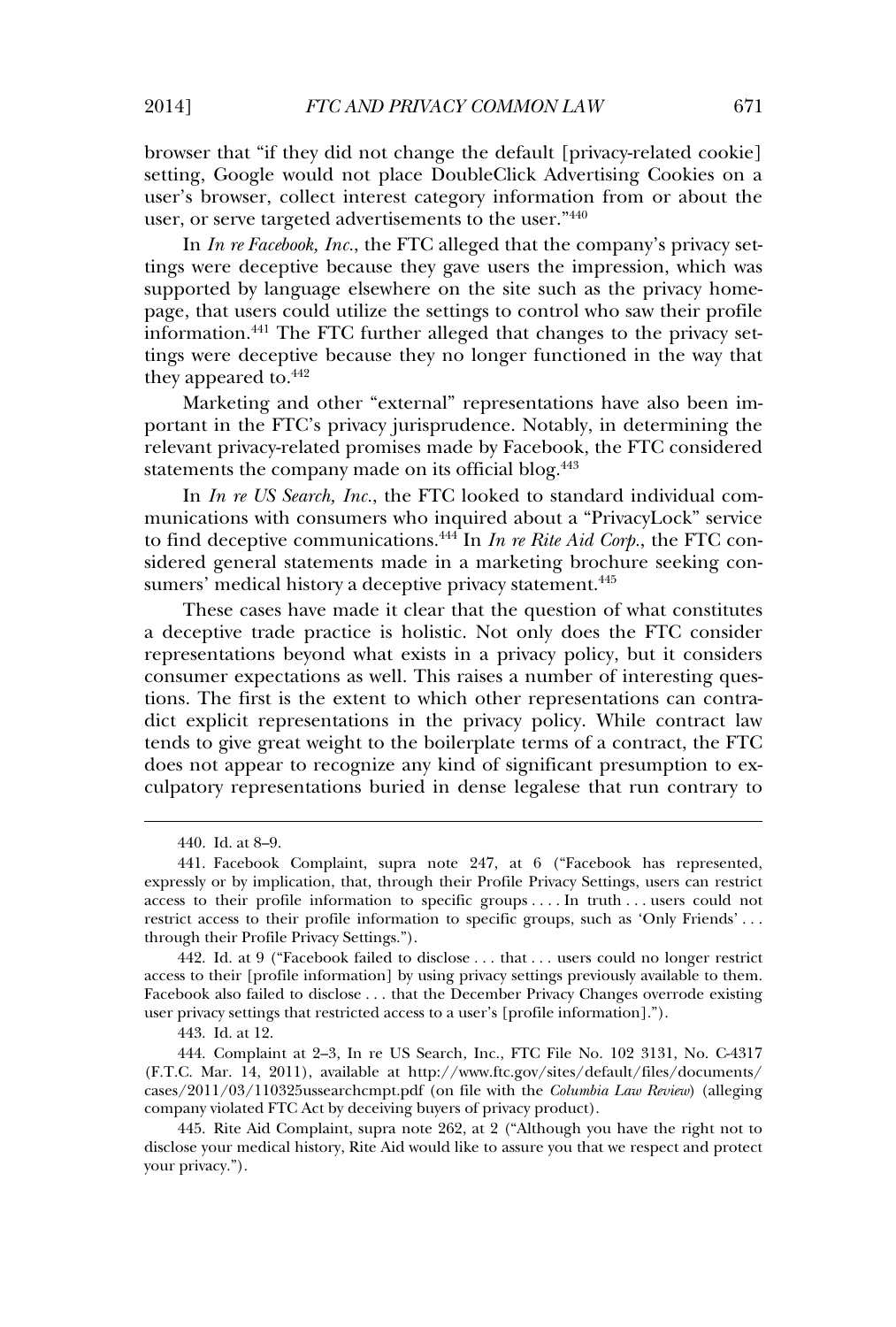browser that "if they did not change the default [privacy-related cookie] setting, Google would not place DoubleClick Advertising Cookies on a user's browser, collect interest category information from or about the user, or serve targeted advertisements to the user."[440]

In *In re Facebook, Inc.*, the FTC alleged that the company's privacy settings were deceptive because they gave users the impression, which was supported by language elsewhere on the site such as the privacy homepage, that users could utilize the settings to control who saw their profile information.[441] The FTC further alleged that changes to the privacy settings were deceptive because they no longer functioned in the way that they appeared to.[442]

Marketing and other "external" representations have also been important in the FTC's privacy jurisprudence. Notably, in determining the relevant privacy-related promises made by Facebook, the FTC considered statements the company made on its official blog.[443]

In *In re US Search, Inc.*, the FTC looked to standard individual communications with consumers who inquired about a "PrivacyLock" service to find deceptive communications.[444] In *In re Rite Aid Corp.*, the FTC considered general statements made in a marketing brochure seeking consumers' medical history a deceptive privacy statement.[445]

These cases have made it clear that the question of what constitutes a deceptive trade practice is holistic. Not only does the FTC consider representations beyond what exists in a privacy policy, but it considers consumer expectations as well. This raises a number of interesting questions. The first is the extent to which other representations can contradict explicit representations in the privacy policy. While contract law tends to give great weight to the boilerplate terms of a contract, the FTC does not appear to recognize any kind of significant presumption to exculpatory representations buried in dense legalese that run contrary to

---

440. Id. at 8–9.

441. Facebook Complaint, supra note 247, at 6 ("Facebook has represented, expressly or by implication, that, through their Profile Privacy Settings, users can restrict access to their profile information to specific groups . . . . In truth . . . users could not restrict access to their profile information to specific groups, such as 'Only Friends' . . . through their Profile Privacy Settings.").

442. Id. at 9 ("Facebook failed to disclose . . . that . . . users could no longer restrict access to their [profile information] by using privacy settings previously available to them. Facebook also failed to disclose . . . that the December Privacy Changes overrode existing user privacy settings that restricted access to a user's [profile information].").

443. Id. at 12.

444. Complaint at 2–3, In re US Search, Inc., FTC File No. 102 3131, No. C-4317 (F.T.C. Mar. 14, 2011), available at http://www.ftc.gov/sites/default/files/documents/cases/2011/03/110325ussearchcmpt.pdf (on file with the *Columbia Law Review*) (alleging company violated FTC Act by deceiving buyers of privacy product).

445. Rite Aid Complaint, supra note 262, at 2 ("Although you have the right not to disclose your medical history, Rite Aid would like to assure you that we respect and protect your privacy.").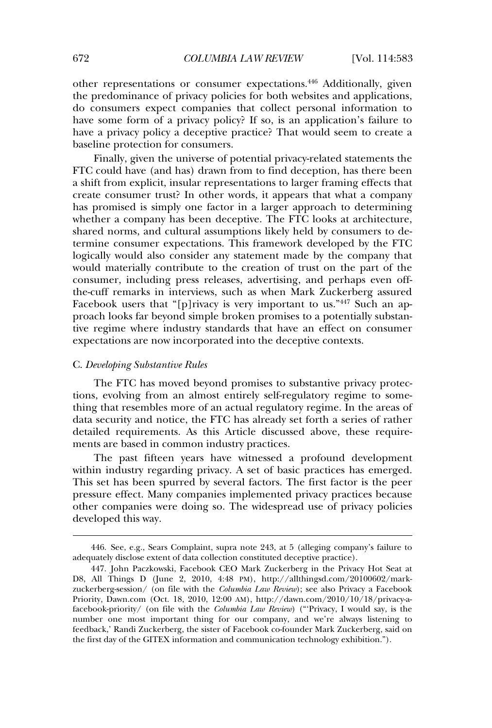other representations or consumer expectations.[446] Additionally, given the predominance of privacy policies for both websites and applications, do consumers expect companies that collect personal information to have some form of a privacy policy? If so, is an application's failure to have a privacy policy a deceptive practice? That would seem to create a baseline protection for consumers.

Finally, given the universe of potential privacy-related statements the FTC could have (and has) drawn from to find deception, has there been a shift from explicit, insular representations to larger framing effects that create consumer trust? In other words, it appears that what a company has promised is simply one factor in a larger approach to determining whether a company has been deceptive. The FTC looks at architecture, shared norms, and cultural assumptions likely held by consumers to determine consumer expectations. This framework developed by the FTC logically would also consider any statement made by the company that would materially contribute to the creation of trust on the part of the consumer, including press releases, advertising, and perhaps even off-the-cuff remarks in interviews, such as when Mark Zuckerberg assured Facebook users that "[p]rivacy is very important to us."[447] Such an approach looks far beyond simple broken promises to a potentially substantive regime where industry standards that have an effect on consumer expectations are now incorporated into the deceptive contexts.

### C. *Developing Substantive Rules*

The FTC has moved beyond promises to substantive privacy protections, evolving from an almost entirely self-regulatory regime to something that resembles more of an actual regulatory regime. In the areas of data security and notice, the FTC has already set forth a series of rather detailed requirements. As this Article discussed above, these requirements are based in common industry practices.

The past fifteen years have witnessed a profound development within industry regarding privacy. A set of basic practices has emerged. This set has been spurred by several factors. The first factor is the peer pressure effect. Many companies implemented privacy practices because other companies were doing so. The widespread use of privacy policies developed this way.

---

446. See, e.g., Sears Complaint, supra note 243, at 5 (alleging company's failure to adequately disclose extent of data collection constituted deceptive practice).

447. John Paczkowski, Facebook CEO Mark Zuckerberg in the Privacy Hot Seat at D8, All Things D (June 2, 2010, 4:48 PM), http://allthingsd.com/20100602/mark-zuckerberg-session/ (on file with the *Columbia Law Review*); see also Privacy a Facebook Priority, Dawn.com (Oct. 18, 2010, 12:00 AM), http://dawn.com/2010/10/18/privacy-a-facebook-priority/ (on file with the *Columbia Law Review*) ("'Privacy, I would say, is the number one most important thing for our company, and we're always listening to feedback,' Randi Zuckerberg, the sister of Facebook co-founder Mark Zuckerberg, said on the first day of the GITEX information and communication technology exhibition.").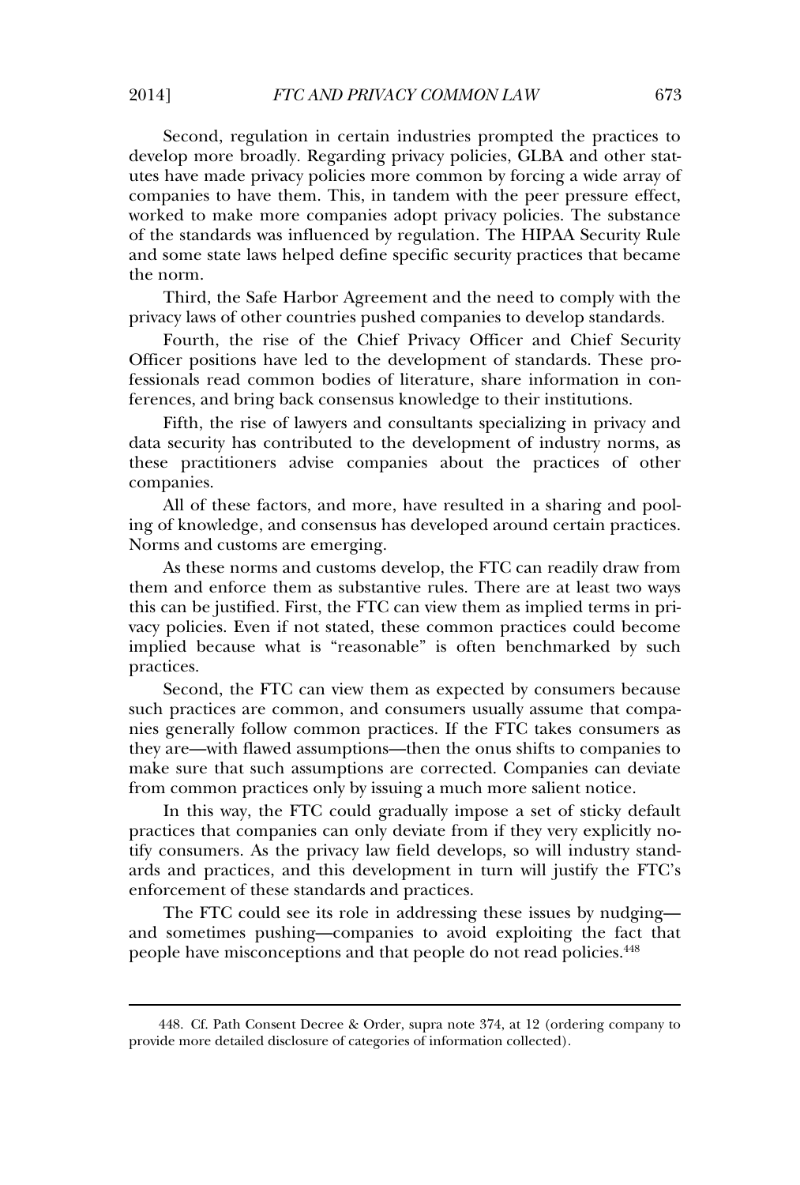Second, regulation in certain industries prompted the practices to develop more broadly. Regarding privacy policies, GLBA and other statutes have made privacy policies more common by forcing a wide array of companies to have them. This, in tandem with the peer pressure effect, worked to make more companies adopt privacy policies. The substance of the standards was influenced by regulation. The HIPAA Security Rule and some state laws helped define specific security practices that became the norm.

Third, the Safe Harbor Agreement and the need to comply with the privacy laws of other countries pushed companies to develop standards.

Fourth, the rise of the Chief Privacy Officer and Chief Security Officer positions have led to the development of standards. These professionals read common bodies of literature, share information in conferences, and bring back consensus knowledge to their institutions.

Fifth, the rise of lawyers and consultants specializing in privacy and data security has contributed to the development of industry norms, as these practitioners advise companies about the practices of other companies.

All of these factors, and more, have resulted in a sharing and pooling of knowledge, and consensus has developed around certain practices. Norms and customs are emerging.

As these norms and customs develop, the FTC can readily draw from them and enforce them as substantive rules. There are at least two ways this can be justified. First, the FTC can view them as implied terms in privacy policies. Even if not stated, these common practices could become implied because what is "reasonable" is often benchmarked by such practices.

Second, the FTC can view them as expected by consumers because such practices are common, and consumers usually assume that companies generally follow common practices. If the FTC takes consumers as they are—with flawed assumptions—then the onus shifts to companies to make sure that such assumptions are corrected. Companies can deviate from common practices only by issuing a much more salient notice.

In this way, the FTC could gradually impose a set of sticky default practices that companies can only deviate from if they very explicitly notify consumers. As the privacy law field develops, so will industry standards and practices, and this development in turn will justify the FTC's enforcement of these standards and practices.

The FTC could see its role in addressing these issues by nudging—and sometimes pushing—companies to avoid exploiting the fact that people have misconceptions and that people do not read policies.[448]

---

448. Cf. Path Consent Decree & Order, supra note 374, at 12 (ordering company to provide more detailed disclosure of categories of information collected).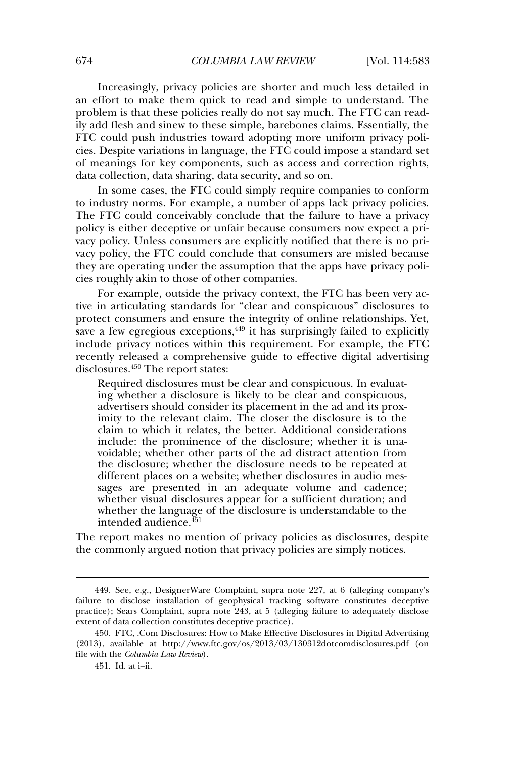Increasingly, privacy policies are shorter and much less detailed in an effort to make them quick to read and simple to understand. The problem is that these policies really do not say much. The FTC can readily add flesh and sinew to these simple, barebones claims. Essentially, the FTC could push industries toward adopting more uniform privacy policies. Despite variations in language, the FTC could impose a standard set of meanings for key components, such as access and correction rights, data collection, data sharing, data security, and so on.

In some cases, the FTC could simply require companies to conform to industry norms. For example, a number of apps lack privacy policies. The FTC could conceivably conclude that the failure to have a privacy policy is either deceptive or unfair because consumers now expect a privacy policy. Unless consumers are explicitly notified that there is no privacy policy, the FTC could conclude that consumers are misled because they are operating under the assumption that the apps have privacy policies roughly akin to those of other companies.

For example, outside the privacy context, the FTC has been very active in articulating standards for "clear and conspicuous" disclosures to protect consumers and ensure the integrity of online relationships. Yet, save a few egregious exceptions,[449] it has surprisingly failed to explicitly include privacy notices within this requirement. For example, the FTC recently released a comprehensive guide to effective digital advertising disclosures.[450] The report states:

> Required disclosures must be clear and conspicuous. In evaluating whether a disclosure is likely to be clear and conspicuous, advertisers should consider its placement in the ad and its proximity to the relevant claim. The closer the disclosure is to the claim to which it relates, the better. Additional considerations include: the prominence of the disclosure; whether it is unavoidable; whether other parts of the ad distract attention from the disclosure; whether the disclosure needs to be repeated at different places on a website; whether disclosures in audio messages are presented in an adequate volume and cadence; whether visual disclosures appear for a sufficient duration; and whether the language of the disclosure is understandable to the intended audience.[451]

The report makes no mention of privacy policies as disclosures, despite the commonly argued notion that privacy policies are simply notices.

---

449. See, e.g., DesignerWare Complaint, supra note 227, at 6 (alleging company's failure to disclose installation of geophysical tracking software constitutes deceptive practice); Sears Complaint, supra note 243, at 5 (alleging failure to adequately disclose extent of data collection constitutes deceptive practice).

450. FTC, .Com Disclosures: How to Make Effective Disclosures in Digital Advertising (2013), available at http://www.ftc.gov/os/2013/03/130312dotcomdisclosures.pdf (on file with the *Columbia Law Review*).

451. Id. at i–ii.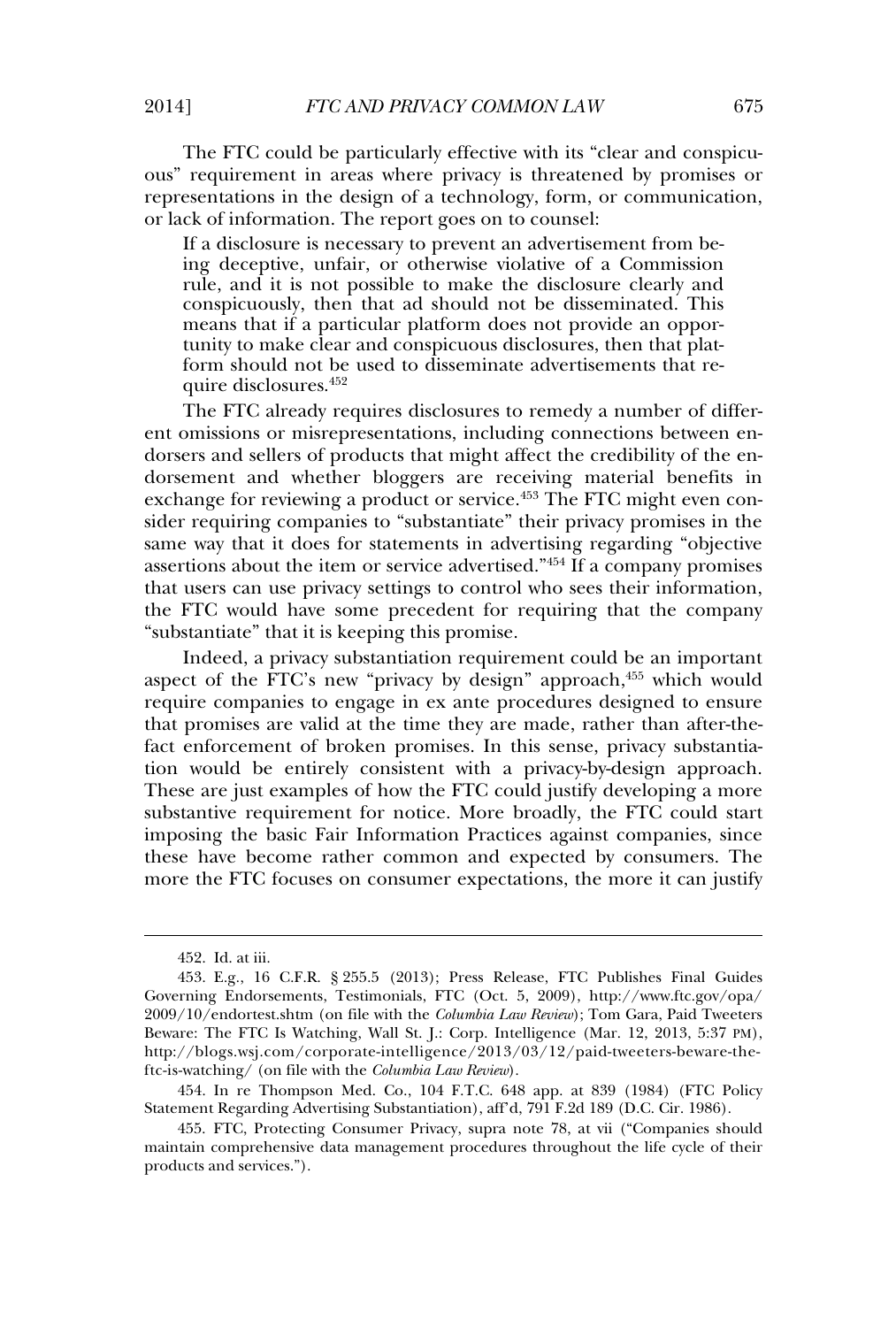The FTC could be particularly effective with its "clear and conspicuous" requirement in areas where privacy is threatened by promises or representations in the design of a technology, form, or communication, or lack of information. The report goes on to counsel:

> If a disclosure is necessary to prevent an advertisement from being deceptive, unfair, or otherwise violative of a Commission rule, and it is not possible to make the disclosure clearly and conspicuously, then that ad should not be disseminated. This means that if a particular platform does not provide an opportunity to make clear and conspicuous disclosures, then that platform should not be used to disseminate advertisements that require disclosures.[452]

The FTC already requires disclosures to remedy a number of different omissions or misrepresentations, including connections between endorsers and sellers of products that might affect the credibility of the endorsement and whether bloggers are receiving material benefits in exchange for reviewing a product or service.[453] The FTC might even consider requiring companies to "substantiate" their privacy promises in the same way that it does for statements in advertising regarding "objective assertions about the item or service advertised."[454] If a company promises that users can use privacy settings to control who sees their information, the FTC would have some precedent for requiring that the company "substantiate" that it is keeping this promise.

Indeed, a privacy substantiation requirement could be an important aspect of the FTC's new "privacy by design" approach,[455] which would require companies to engage in ex ante procedures designed to ensure that promises are valid at the time they are made, rather than after-the-fact enforcement of broken promises. In this sense, privacy substantiation would be entirely consistent with a privacy-by-design approach. These are just examples of how the FTC could justify developing a more substantive requirement for notice. More broadly, the FTC could start imposing the basic Fair Information Practices against companies, since these have become rather common and expected by consumers. The more the FTC focuses on consumer expectations, the more it can justify

---

452. Id. at iii.

453. E.g., 16 C.F.R. § 255.5 (2013); Press Release, FTC Publishes Final Guides Governing Endorsements, Testimonials, FTC (Oct. 5, 2009), http://www.ftc.gov/opa/2009/10/endortest.shtm (on file with the *Columbia Law Review*); Tom Gara, Paid Tweeters Beware: The FTC Is Watching, Wall St. J.: Corp. Intelligence (Mar. 12, 2013, 5:37 PM), http://blogs.wsj.com/corporate-intelligence/2013/03/12/paid-tweeters-beware-the-ftc-is-watching/ (on file with the *Columbia Law Review*).

454. In re Thompson Med. Co., 104 F.T.C. 648 app. at 839 (1984) (FTC Policy Statement Regarding Advertising Substantiation), aff'd, 791 F.2d 189 (D.C. Cir. 1986).

455. FTC, Protecting Consumer Privacy, supra note 78, at vii ("Companies should maintain comprehensive data management procedures throughout the life cycle of their products and services.").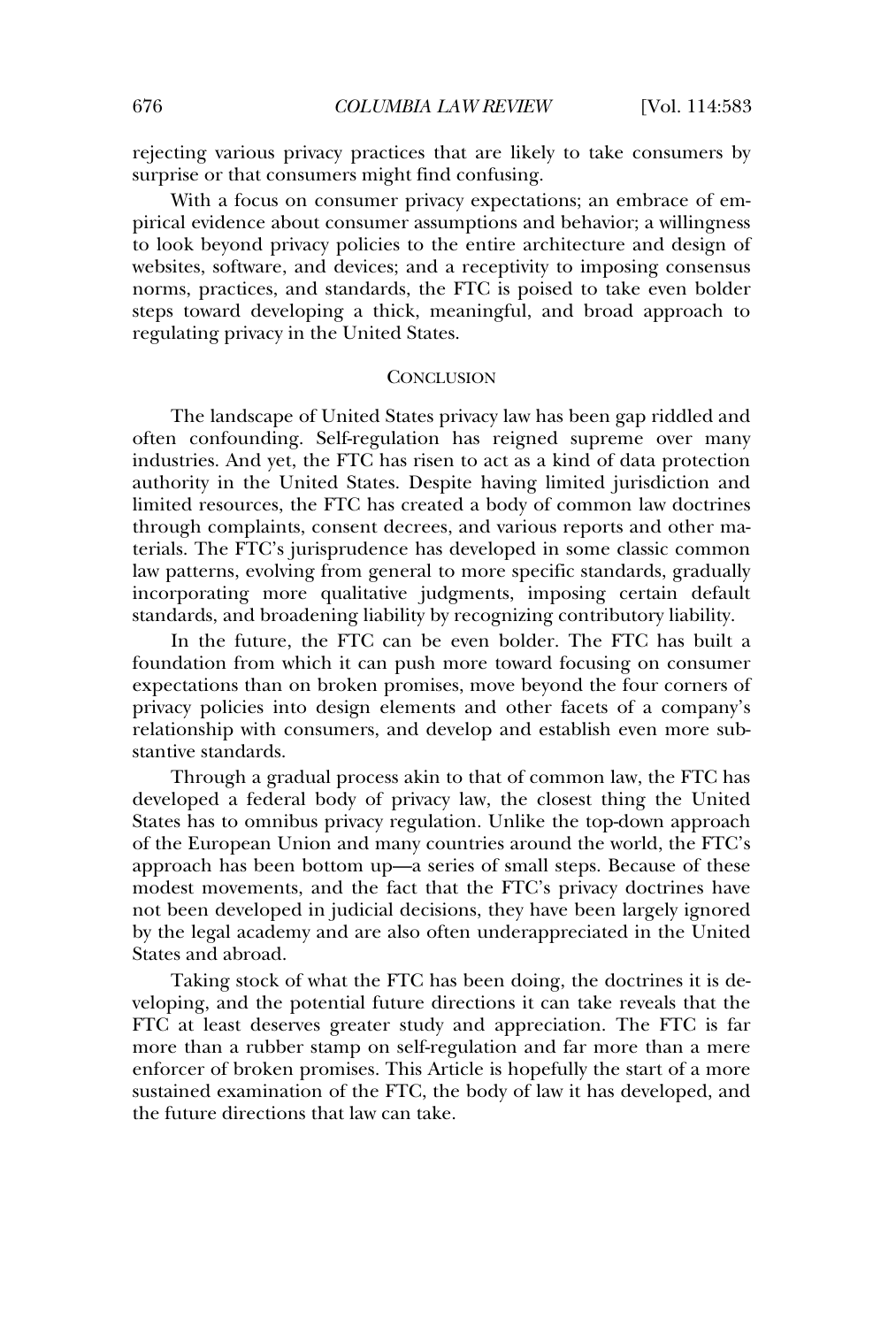rejecting various privacy practices that are likely to take consumers by surprise or that consumers might find confusing.

With a focus on consumer privacy expectations; an embrace of empirical evidence about consumer assumptions and behavior; a willingness to look beyond privacy policies to the entire architecture and design of websites, software, and devices; and a receptivity to imposing consensus norms, practices, and standards, the FTC is poised to take even bolder steps toward developing a thick, meaningful, and broad approach to regulating privacy in the United States.

## CONCLUSION

The landscape of United States privacy law has been gap riddled and often confounding. Self-regulation has reigned supreme over many industries. And yet, the FTC has risen to act as a kind of data protection authority in the United States. Despite having limited jurisdiction and limited resources, the FTC has created a body of common law doctrines through complaints, consent decrees, and various reports and other materials. The FTC's jurisprudence has developed in some classic common law patterns, evolving from general to more specific standards, gradually incorporating more qualitative judgments, imposing certain default standards, and broadening liability by recognizing contributory liability.

In the future, the FTC can be even bolder. The FTC has built a foundation from which it can push more toward focusing on consumer expectations than on broken promises, move beyond the four corners of privacy policies into design elements and other facets of a company's relationship with consumers, and develop and establish even more substantive standards.

Through a gradual process akin to that of common law, the FTC has developed a federal body of privacy law, the closest thing the United States has to omnibus privacy regulation. Unlike the top-down approach of the European Union and many countries around the world, the FTC's approach has been bottom up—a series of small steps. Because of these modest movements, and the fact that the FTC's privacy doctrines have not been developed in judicial decisions, they have been largely ignored by the legal academy and are also often underappreciated in the United States and abroad.

Taking stock of what the FTC has been doing, the doctrines it is developing, and the potential future directions it can take reveals that the FTC at least deserves greater study and appreciation. The FTC is far more than a rubber stamp on self-regulation and far more than a mere enforcer of broken promises. This Article is hopefully the start of a more sustained examination of the FTC, the body of law it has developed, and the future directions that law can take.